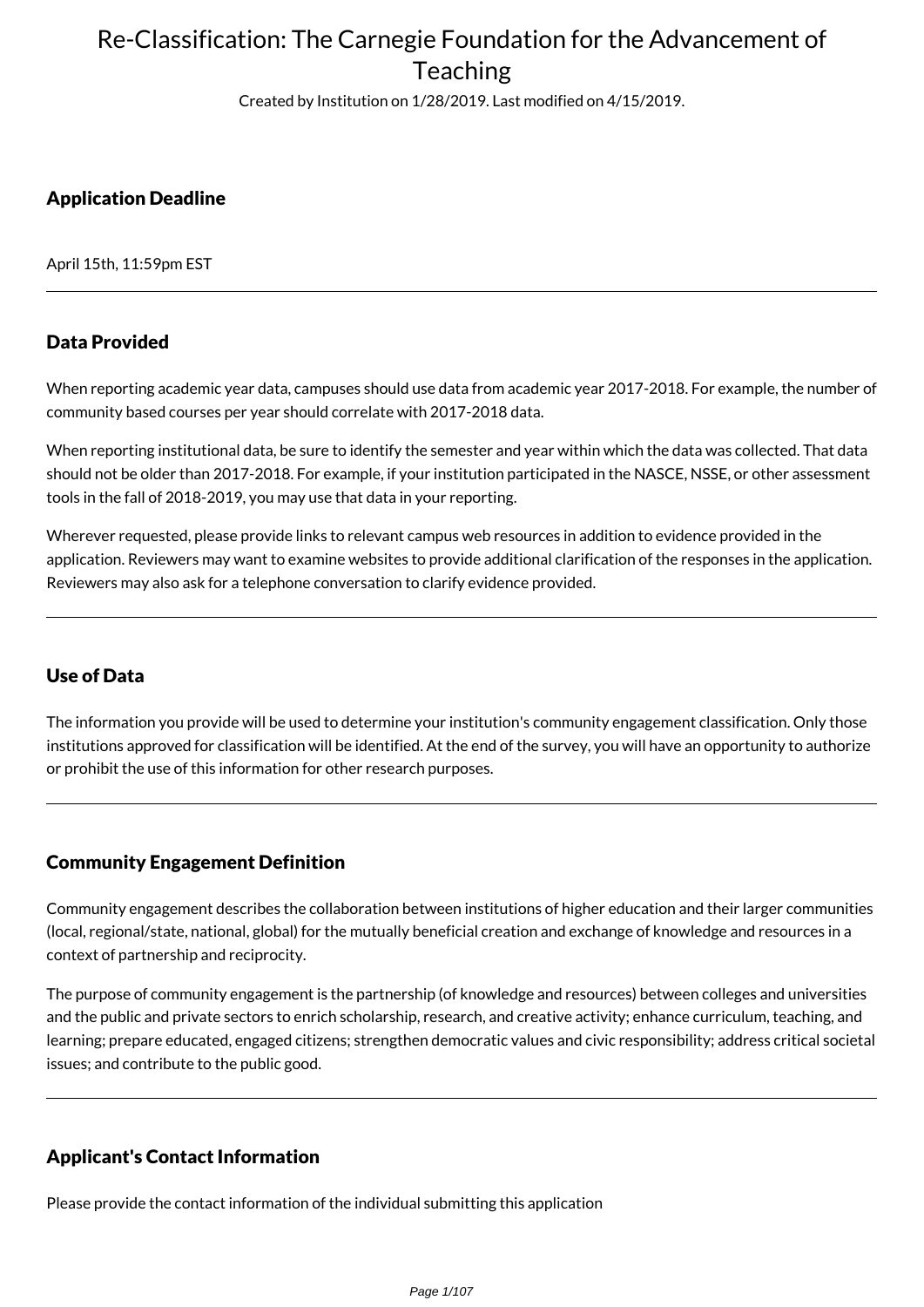# Re-Classification: The Carnegie Foundation for the Advancement of Teaching

Created by Institution on 1/28/2019. Last modified on 4/15/2019.

## Application Deadline

April 15th, 11:59pm EST

---

## Data Provided

When reporting academic year data, campuses should use data from academic year 2017-2018. For example, the number of community based courses per year should correlate with 2017-2018 data.

When reporting institutional data, be sure to identify the semester and year within which the data was collected. That data should not be older than 2017-2018. For example, if your institution participated in the NASCE, NSSE, or other assessment tools in the fall of 2018-2019, you may use that data in your reporting.

Wherever requested, please provide links to relevant campus web resources in addition to evidence provided in the application. Reviewers may want to examine websites to provide additional clarification of the responses in the application. Reviewers may also ask for a telephone conversation to clarify evidence provided.

---

## Use of Data

The information you provide will be used to determine your institution's community engagement classification. Only those institutions approved for classification will be identified. At the end of the survey, you will have an opportunity to authorize or prohibit the use of this information for other research purposes.

---

## Community Engagement Definition

Community engagement describes the collaboration between institutions of higher education and their larger communities (local, regional/state, national, global) for the mutually beneficial creation and exchange of knowledge and resources in a context of partnership and reciprocity.

The purpose of community engagement is the partnership (of knowledge and resources) between colleges and universities and the public and private sectors to enrich scholarship, research, and creative activity; enhance curriculum, teaching, and learning; prepare educated, engaged citizens; strengthen democratic values and civic responsibility; address critical societal issues; and contribute to the public good.

---

## Applicant's Contact Information

Please provide the contact information of the individual submitting this application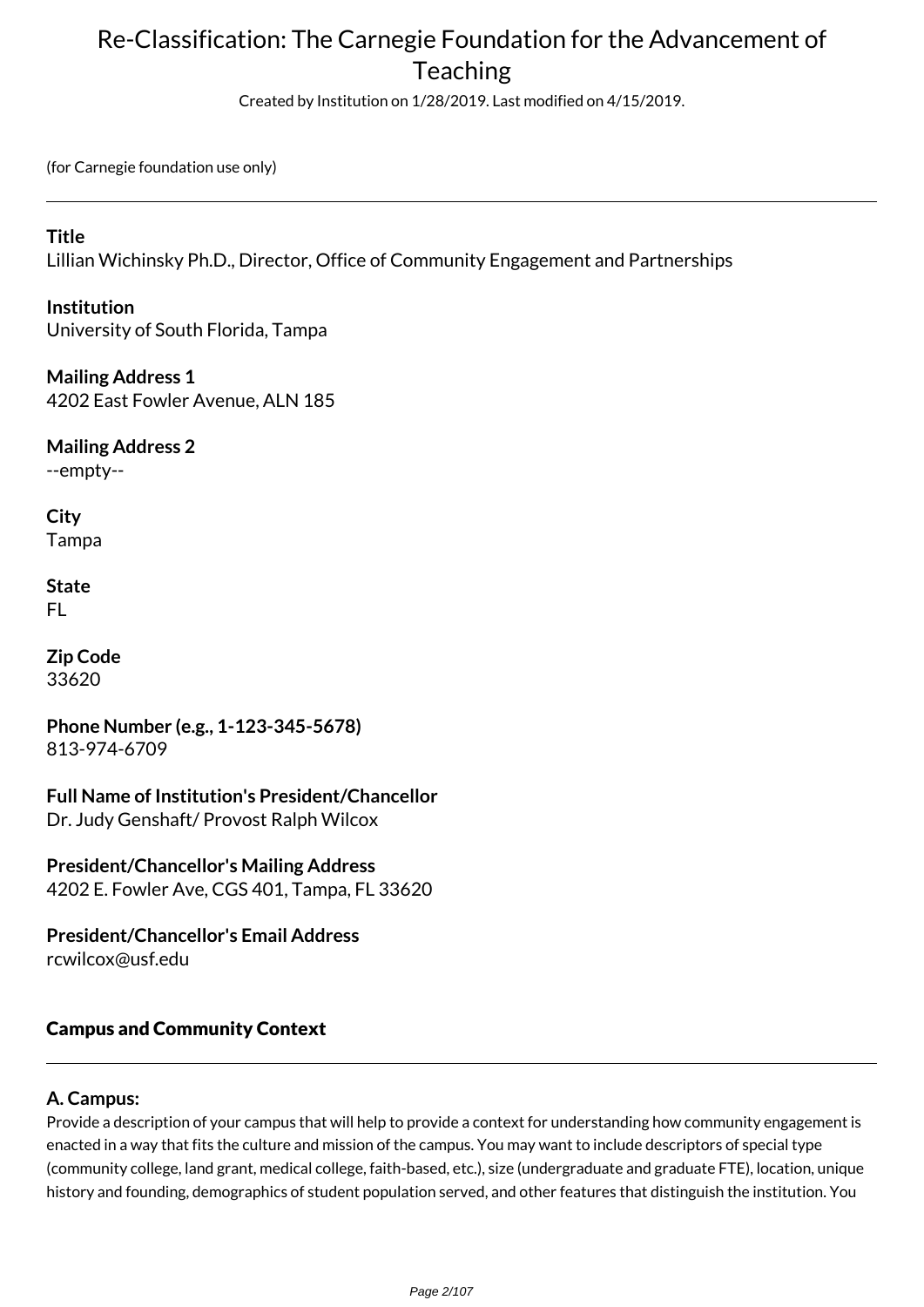# Re-Classification: The Carnegie Foundation for the Advancement of Teaching

Created by Institution on 1/28/2019. Last modified on 4/15/2019.

(for Carnegie foundation use only)

---

**Title**
Lillian Wichinsky Ph.D., Director, Office of Community Engagement and Partnerships

**Institution**
University of South Florida, Tampa

**Mailing Address 1**
4202 East Fowler Avenue, ALN 185

**Mailing Address 2**
--empty--

**City**
Tampa

**State**
FL

**Zip Code**
33620

**Phone Number (e.g., 1-123-345-5678)**
813-974-6709

**Full Name of Institution's President/Chancellor**
Dr. Judy Genshaft/ Provost Ralph Wilcox

**President/Chancellor's Mailing Address**
4202 E. Fowler Ave, CGS 401, Tampa, FL 33620

**President/Chancellor's Email Address**
rcwilcox@usf.edu

## Campus and Community Context

---

### A. Campus:

Provide a description of your campus that will help to provide a context for understanding how community engagement is enacted in a way that fits the culture and mission of the campus. You may want to include descriptors of special type (community college, land grant, medical college, faith-based, etc.), size (undergraduate and graduate FTE), location, unique history and founding, demographics of student population served, and other features that distinguish the institution. You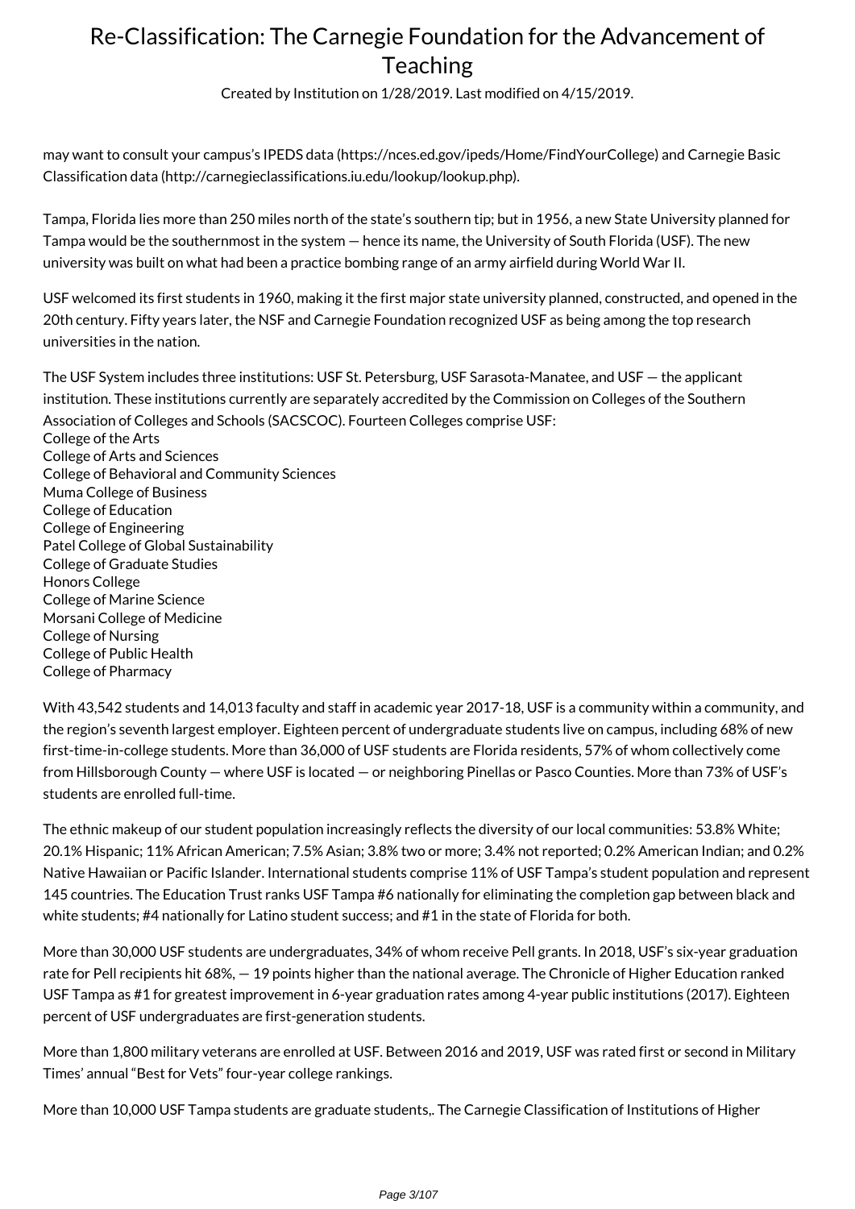may want to consult your campus's IPEDS data (https://nces.ed.gov/ipeds/Home/FindYourCollege) and Carnegie Basic Classification data (http://carnegieclassifications.iu.edu/lookup/lookup.php).

Tampa, Florida lies more than 250 miles north of the state's southern tip; but in 1956, a new State University planned for Tampa would be the southernmost in the system — hence its name, the University of South Florida (USF). The new university was built on what had been a practice bombing range of an army airfield during World War II.

USF welcomed its first students in 1960, making it the first major state university planned, constructed, and opened in the 20th century. Fifty years later, the NSF and Carnegie Foundation recognized USF as being among the top research universities in the nation.

The USF System includes three institutions: USF St. Petersburg, USF Sarasota-Manatee, and USF — the applicant institution. These institutions currently are separately accredited by the Commission on Colleges of the Southern Association of Colleges and Schools (SACSCOC). Fourteen Colleges comprise USF:
College of the Arts
College of Arts and Sciences
College of Behavioral and Community Sciences
Muma College of Business
College of Education
College of Engineering
Patel College of Global Sustainability
College of Graduate Studies
Honors College
College of Marine Science
Morsani College of Medicine
College of Nursing
College of Public Health
College of Pharmacy

With 43,542 students and 14,013 faculty and staff in academic year 2017-18, USF is a community within a community, and the region's seventh largest employer. Eighteen percent of undergraduate students live on campus, including 68% of new first-time-in-college students. More than 36,000 of USF students are Florida residents, 57% of whom collectively come from Hillsborough County — where USF is located — or neighboring Pinellas or Pasco Counties. More than 73% of USF's students are enrolled full-time.

The ethnic makeup of our student population increasingly reflects the diversity of our local communities: 53.8% White; 20.1% Hispanic; 11% African American; 7.5% Asian; 3.8% two or more; 3.4% not reported; 0.2% American Indian; and 0.2% Native Hawaiian or Pacific Islander. International students comprise 11% of USF Tampa's student population and represent 145 countries. The Education Trust ranks USF Tampa #6 nationally for eliminating the completion gap between black and white students; #4 nationally for Latino student success; and #1 in the state of Florida for both.

More than 30,000 USF students are undergraduates, 34% of whom receive Pell grants. In 2018, USF's six-year graduation rate for Pell recipients hit 68%, — 19 points higher than the national average. The Chronicle of Higher Education ranked USF Tampa as #1 for greatest improvement in 6-year graduation rates among 4-year public institutions (2017). Eighteen percent of USF undergraduates are first-generation students.

More than 1,800 military veterans are enrolled at USF. Between 2016 and 2019, USF was rated first or second in Military Times' annual "Best for Vets" four-year college rankings.

More than 10,000 USF Tampa students are graduate students,. The Carnegie Classification of Institutions of Higher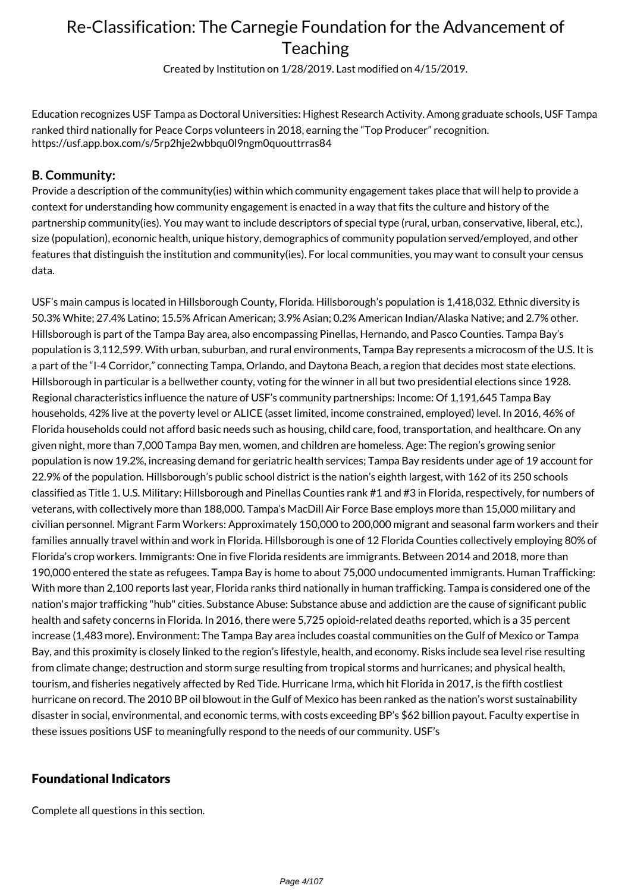Education recognizes USF Tampa as Doctoral Universities: Highest Research Activity. Among graduate schools, USF Tampa ranked third nationally for Peace Corps volunteers in 2018, earning the "Top Producer" recognition. https://usf.app.box.com/s/5rp2hje2wbbqu0l9ngm0quouttrras84

### B. Community:

Provide a description of the community(ies) within which community engagement takes place that will help to provide a context for understanding how community engagement is enacted in a way that fits the culture and history of the partnership community(ies). You may want to include descriptors of special type (rural, urban, conservative, liberal, etc.), size (population), economic health, unique history, demographics of community population served/employed, and other features that distinguish the institution and community(ies). For local communities, you may want to consult your census data.

USF's main campus is located in Hillsborough County, Florida. Hillsborough's population is 1,418,032. Ethnic diversity is 50.3% White; 27.4% Latino; 15.5% African American; 3.9% Asian; 0.2% American Indian/Alaska Native; and 2.7% other. Hillsborough is part of the Tampa Bay area, also encompassing Pinellas, Hernando, and Pasco Counties. Tampa Bay's population is 3,112,599. With urban, suburban, and rural environments, Tampa Bay represents a microcosm of the U.S. It is a part of the "I-4 Corridor," connecting Tampa, Orlando, and Daytona Beach, a region that decides most state elections. Hillsborough in particular is a bellwether county, voting for the winner in all but two presidential elections since 1928. Regional characteristics influence the nature of USF's community partnerships: Income: Of 1,191,645 Tampa Bay households, 42% live at the poverty level or ALICE (asset limited, income constrained, employed) level. In 2016, 46% of Florida households could not afford basic needs such as housing, child care, food, transportation, and healthcare. On any given night, more than 7,000 Tampa Bay men, women, and children are homeless. Age: The region's growing senior population is now 19.2%, increasing demand for geriatric health services; Tampa Bay residents under age of 19 account for 22.9% of the population. Hillsborough's public school district is the nation's eighth largest, with 162 of its 250 schools classified as Title 1. U.S. Military: Hillsborough and Pinellas Counties rank #1 and #3 in Florida, respectively, for numbers of veterans, with collectively more than 188,000. Tampa's MacDill Air Force Base employs more than 15,000 military and civilian personnel. Migrant Farm Workers: Approximately 150,000 to 200,000 migrant and seasonal farm workers and their families annually travel within and work in Florida. Hillsborough is one of 12 Florida Counties collectively employing 80% of Florida's crop workers. Immigrants: One in five Florida residents are immigrants. Between 2014 and 2018, more than 190,000 entered the state as refugees. Tampa Bay is home to about 75,000 undocumented immigrants. Human Trafficking: With more than 2,100 reports last year, Florida ranks third nationally in human trafficking. Tampa is considered one of the nation's major trafficking "hub" cities. Substance Abuse: Substance abuse and addiction are the cause of significant public health and safety concerns in Florida. In 2016, there were 5,725 opioid-related deaths reported, which is a 35 percent increase (1,483 more). Environment: The Tampa Bay area includes coastal communities on the Gulf of Mexico or Tampa Bay, and this proximity is closely linked to the region's lifestyle, health, and economy. Risks include sea level rise resulting from climate change; destruction and storm surge resulting from tropical storms and hurricanes; and physical health, tourism, and fisheries negatively affected by Red Tide. Hurricane Irma, which hit Florida in 2017, is the fifth costliest hurricane on record. The 2010 BP oil blowout in the Gulf of Mexico has been ranked as the nation's worst sustainability disaster in social, environmental, and economic terms, with costs exceeding BP's $62 billion payout. Faculty expertise in these issues positions USF to meaningfully respond to the needs of our community. USF's

## Foundational Indicators

Complete all questions in this section.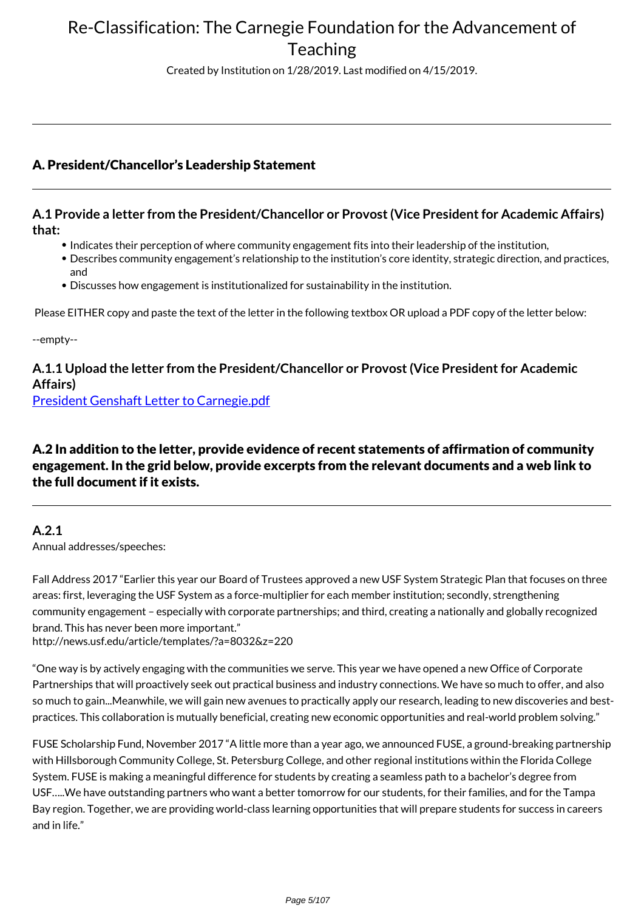# Re-Classification: The Carnegie Foundation for the Advancement of Teaching

Created by Institution on 1/28/2019. Last modified on 4/15/2019.

---

## A. President/Chancellor's Leadership Statement

---

### A.1 Provide a letter from the President/Chancellor or Provost (Vice President for Academic Affairs) that:

- Indicates their perception of where community engagement fits into their leadership of the institution,
- Describes community engagement's relationship to the institution's core identity, strategic direction, and practices, and
- Discusses how engagement is institutionalized for sustainability in the institution.

Please EITHER copy and paste the text of the letter in the following textbox OR upload a PDF copy of the letter below:

--empty--

### A.1.1 Upload the letter from the President/Chancellor or Provost (Vice President for Academic Affairs)

President Genshaft Letter to Carnegie.pdf

## A.2 In addition to the letter, provide evidence of recent statements of affirmation of community engagement. In the grid below, provide excerpts from the relevant documents and a web link to the full document if it exists.

---

### A.2.1

Annual addresses/speeches:

Fall Address 2017 "Earlier this year our Board of Trustees approved a new USF System Strategic Plan that focuses on three areas: first, leveraging the USF System as a force-multiplier for each member institution; secondly, strengthening community engagement – especially with corporate partnerships; and third, creating a nationally and globally recognized brand. This has never been more important."
http://news.usf.edu/article/templates/?a=8032&z=220

"One way is by actively engaging with the communities we serve. This year we have opened a new Office of Corporate Partnerships that will proactively seek out practical business and industry connections. We have so much to offer, and also so much to gain...Meanwhile, we will gain new avenues to practically apply our research, leading to new discoveries and best-practices. This collaboration is mutually beneficial, creating new economic opportunities and real-world problem solving."

FUSE Scholarship Fund, November 2017 "A little more than a year ago, we announced FUSE, a ground-breaking partnership with Hillsborough Community College, St. Petersburg College, and other regional institutions within the Florida College System. FUSE is making a meaningful difference for students by creating a seamless path to a bachelor's degree from USF…..We have outstanding partners who want a better tomorrow for our students, for their families, and for the Tampa Bay region. Together, we are providing world-class learning opportunities that will prepare students for success in careers and in life."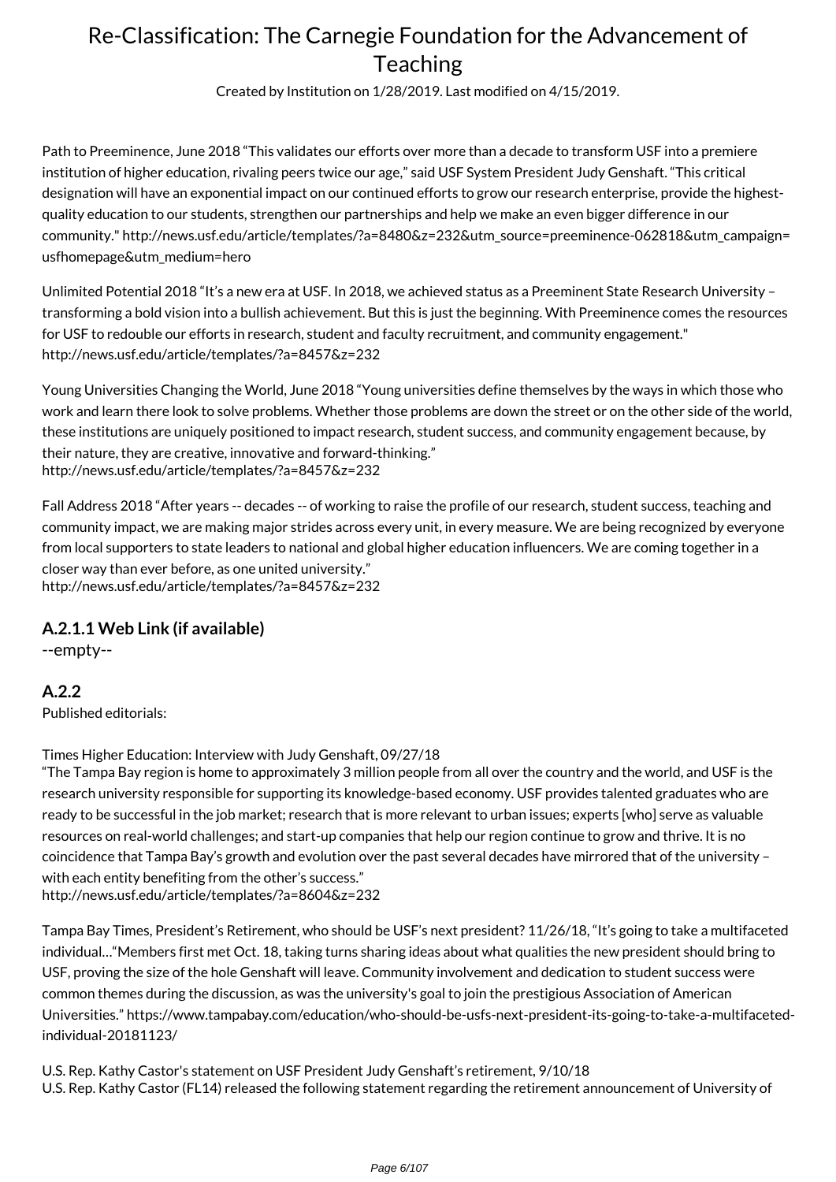Path to Preeminence, June 2018 “This validates our efforts over more than a decade to transform USF into a premiere institution of higher education, rivaling peers twice our age,” said USF System President Judy Genshaft. “This critical designation will have an exponential impact on our continued efforts to grow our research enterprise, provide the highest-quality education to our students, strengthen our partnerships and help we make an even bigger difference in our community." http://news.usf.edu/article/templates/?a=8480&z=232&utm_source=preeminence-062818&utm_campaign=usfhomepage&utm_medium=hero

Unlimited Potential 2018 “It's a new era at USF. In 2018, we achieved status as a Preeminent State Research University – transforming a bold vision into a bullish achievement. But this is just the beginning. With Preeminence comes the resources for USF to redouble our efforts in research, student and faculty recruitment, and community engagement." http://news.usf.edu/article/templates/?a=8457&z=232

Young Universities Changing the World, June 2018 “Young universities define themselves by the ways in which those who work and learn there look to solve problems. Whether those problems are down the street or on the other side of the world, these institutions are uniquely positioned to impact research, student success, and community engagement because, by their nature, they are creative, innovative and forward-thinking.”
http://news.usf.edu/article/templates/?a=8457&z=232

Fall Address 2018 “After years -- decades -- of working to raise the profile of our research, student success, teaching and community impact, we are making major strides across every unit, in every measure. We are being recognized by everyone from local supporters to state leaders to national and global higher education influencers. We are coming together in a closer way than ever before, as one united university.”
http://news.usf.edu/article/templates/?a=8457&z=232

### A.2.1.1 Web Link (if available)

--empty--

### A.2.2

Published editorials:

Times Higher Education: Interview with Judy Genshaft, 09/27/18
“The Tampa Bay region is home to approximately 3 million people from all over the country and the world, and USF is the research university responsible for supporting its knowledge-based economy. USF provides talented graduates who are ready to be successful in the job market; research that is more relevant to urban issues; experts [who] serve as valuable resources on real-world challenges; and start-up companies that help our region continue to grow and thrive. It is no coincidence that Tampa Bay's growth and evolution over the past several decades have mirrored that of the university – with each entity benefiting from the other's success.”
http://news.usf.edu/article/templates/?a=8604&z=232

Tampa Bay Times, President's Retirement, who should be USF's next president? 11/26/18, “It's going to take a multifaceted individual...“Members first met Oct. 18, taking turns sharing ideas about what qualities the new president should bring to USF, proving the size of the hole Genshaft will leave. Community involvement and dedication to student success were common themes during the discussion, as was the university's goal to join the prestigious Association of American Universities.” https://www.tampabay.com/education/who-should-be-usfs-next-president-its-going-to-take-a-multifaceted-individual-20181123/

U.S. Rep. Kathy Castor's statement on USF President Judy Genshaft's retirement, 9/10/18
U.S. Rep. Kathy Castor (FL14) released the following statement regarding the retirement announcement of University of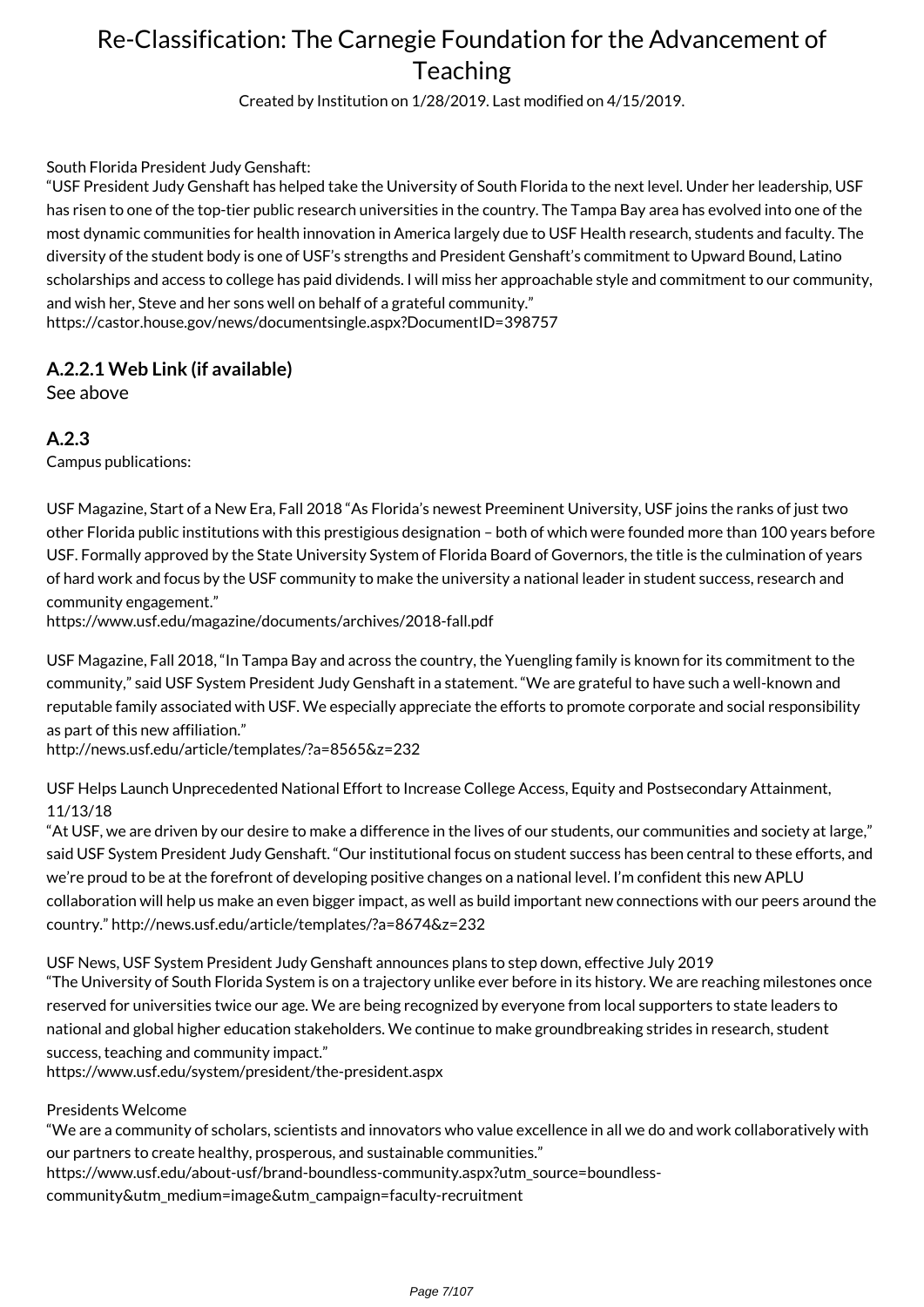South Florida President Judy Genshaft:
"USF President Judy Genshaft has helped take the University of South Florida to the next level. Under her leadership, USF has risen to one of the top-tier public research universities in the country. The Tampa Bay area has evolved into one of the most dynamic communities for health innovation in America largely due to USF Health research, students and faculty. The diversity of the student body is one of USF's strengths and President Genshaft's commitment to Upward Bound, Latino scholarships and access to college has paid dividends. I will miss her approachable style and commitment to our community, and wish her, Steve and her sons well on behalf of a grateful community."
https://castor.house.gov/news/documentsingle.aspx?DocumentID=398757

### A.2.2.1 Web Link (if available)

See above

### A.2.3

Campus publications:

USF Magazine, Start of a New Era, Fall 2018 "As Florida's newest Preeminent University, USF joins the ranks of just two other Florida public institutions with this prestigious designation – both of which were founded more than 100 years before USF. Formally approved by the State University System of Florida Board of Governors, the title is the culmination of years of hard work and focus by the USF community to make the university a national leader in student success, research and community engagement."
https://www.usf.edu/magazine/documents/archives/2018-fall.pdf

USF Magazine, Fall 2018, "In Tampa Bay and across the country, the Yuengling family is known for its commitment to the community," said USF System President Judy Genshaft in a statement. "We are grateful to have such a well-known and reputable family associated with USF. We especially appreciate the efforts to promote corporate and social responsibility as part of this new affiliation."
http://news.usf.edu/article/templates/?a=8565&z=232

USF Helps Launch Unprecedented National Effort to Increase College Access, Equity and Postsecondary Attainment, 11/13/18
"At USF, we are driven by our desire to make a difference in the lives of our students, our communities and society at large," said USF System President Judy Genshaft. "Our institutional focus on student success has been central to these efforts, and we're proud to be at the forefront of developing positive changes on a national level. I'm confident this new APLU collaboration will help us make an even bigger impact, as well as build important new connections with our peers around the country." http://news.usf.edu/article/templates/?a=8674&z=232

USF News, USF System President Judy Genshaft announces plans to step down, effective July 2019
"The University of South Florida System is on a trajectory unlike ever before in its history. We are reaching milestones once reserved for universities twice our age. We are being recognized by everyone from local supporters to state leaders to national and global higher education stakeholders. We continue to make groundbreaking strides in research, student success, teaching and community impact."
https://www.usf.edu/system/president/the-president.aspx

Presidents Welcome
"We are a community of scholars, scientists and innovators who value excellence in all we do and work collaboratively with our partners to create healthy, prosperous, and sustainable communities."
https://www.usf.edu/about-usf/brand-boundless-community.aspx?utm_source=boundless-community&utm_medium=image&utm_campaign=faculty-recruitment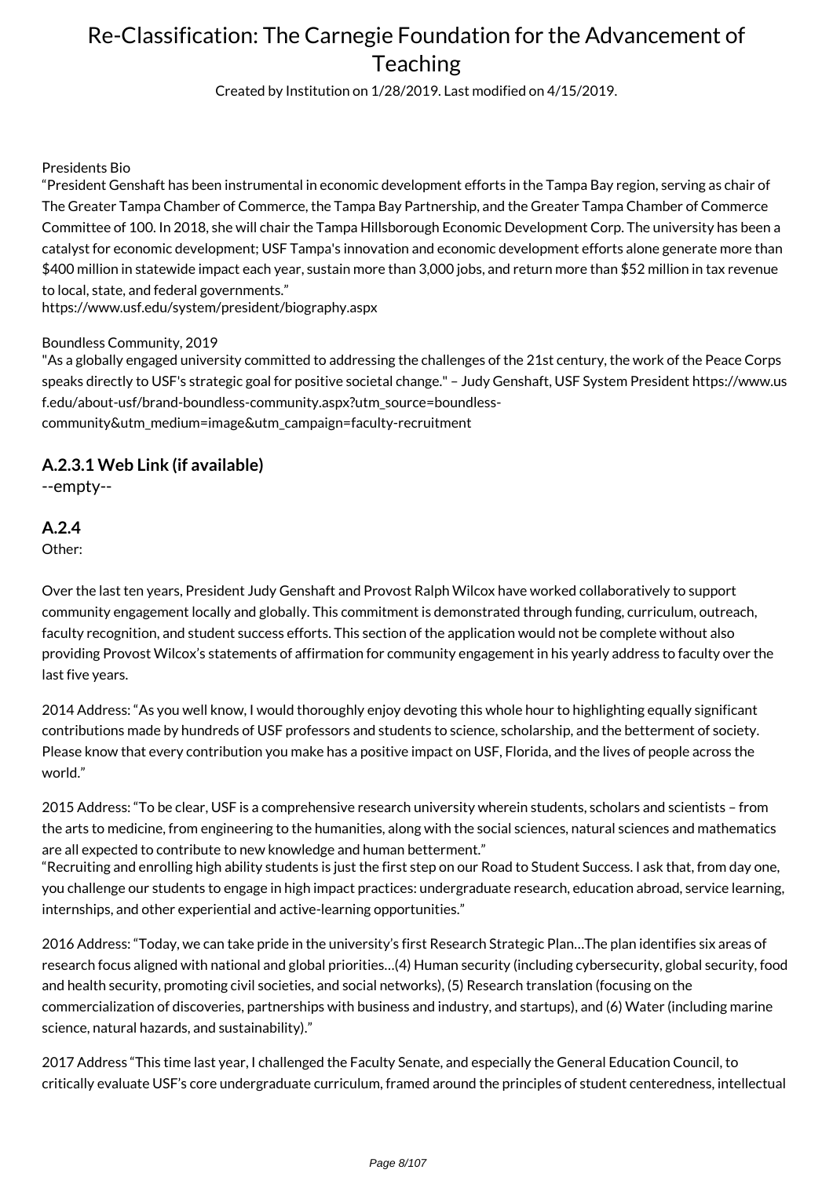Presidents Bio

"President Genshaft has been instrumental in economic development efforts in the Tampa Bay region, serving as chair of The Greater Tampa Chamber of Commerce, the Tampa Bay Partnership, and the Greater Tampa Chamber of Commerce Committee of 100. In 2018, she will chair the Tampa Hillsborough Economic Development Corp. The university has been a catalyst for economic development; USF Tampa's innovation and economic development efforts alone generate more than $400 million in statewide impact each year, sustain more than 3,000 jobs, and return more than $52 million in tax revenue to local, state, and federal governments."
https://www.usf.edu/system/president/biography.aspx

Boundless Community, 2019

"As a globally engaged university committed to addressing the challenges of the 21st century, the work of the Peace Corps speaks directly to USF's strategic goal for positive societal change." – Judy Genshaft, USF System President https://www.usf.edu/about-usf/brand-boundless-community.aspx?utm_source=boundless-community&utm_medium=image&utm_campaign=faculty-recruitment

### A.2.3.1 Web Link (if available)

--empty--

### A.2.4

Other:

Over the last ten years, President Judy Genshaft and Provost Ralph Wilcox have worked collaboratively to support community engagement locally and globally. This commitment is demonstrated through funding, curriculum, outreach, faculty recognition, and student success efforts. This section of the application would not be complete without also providing Provost Wilcox's statements of affirmation for community engagement in his yearly address to faculty over the last five years.

2014 Address: "As you well know, I would thoroughly enjoy devoting this whole hour to highlighting equally significant contributions made by hundreds of USF professors and students to science, scholarship, and the betterment of society. Please know that every contribution you make has a positive impact on USF, Florida, and the lives of people across the world."

2015 Address: "To be clear, USF is a comprehensive research university wherein students, scholars and scientists – from the arts to medicine, from engineering to the humanities, along with the social sciences, natural sciences and mathematics are all expected to contribute to new knowledge and human betterment."
"Recruiting and enrolling high ability students is just the first step on our Road to Student Success. I ask that, from day one, you challenge our students to engage in high impact practices: undergraduate research, education abroad, service learning, internships, and other experiential and active-learning opportunities."

2016 Address: "Today, we can take pride in the university's first Research Strategic Plan…The plan identifies six areas of research focus aligned with national and global priorities…(4) Human security (including cybersecurity, global security, food and health security, promoting civil societies, and social networks), (5) Research translation (focusing on the commercialization of discoveries, partnerships with business and industry, and startups), and (6) Water (including marine science, natural hazards, and sustainability)."

2017 Address "This time last year, I challenged the Faculty Senate, and especially the General Education Council, to critically evaluate USF's core undergraduate curriculum, framed around the principles of student centeredness, intellectual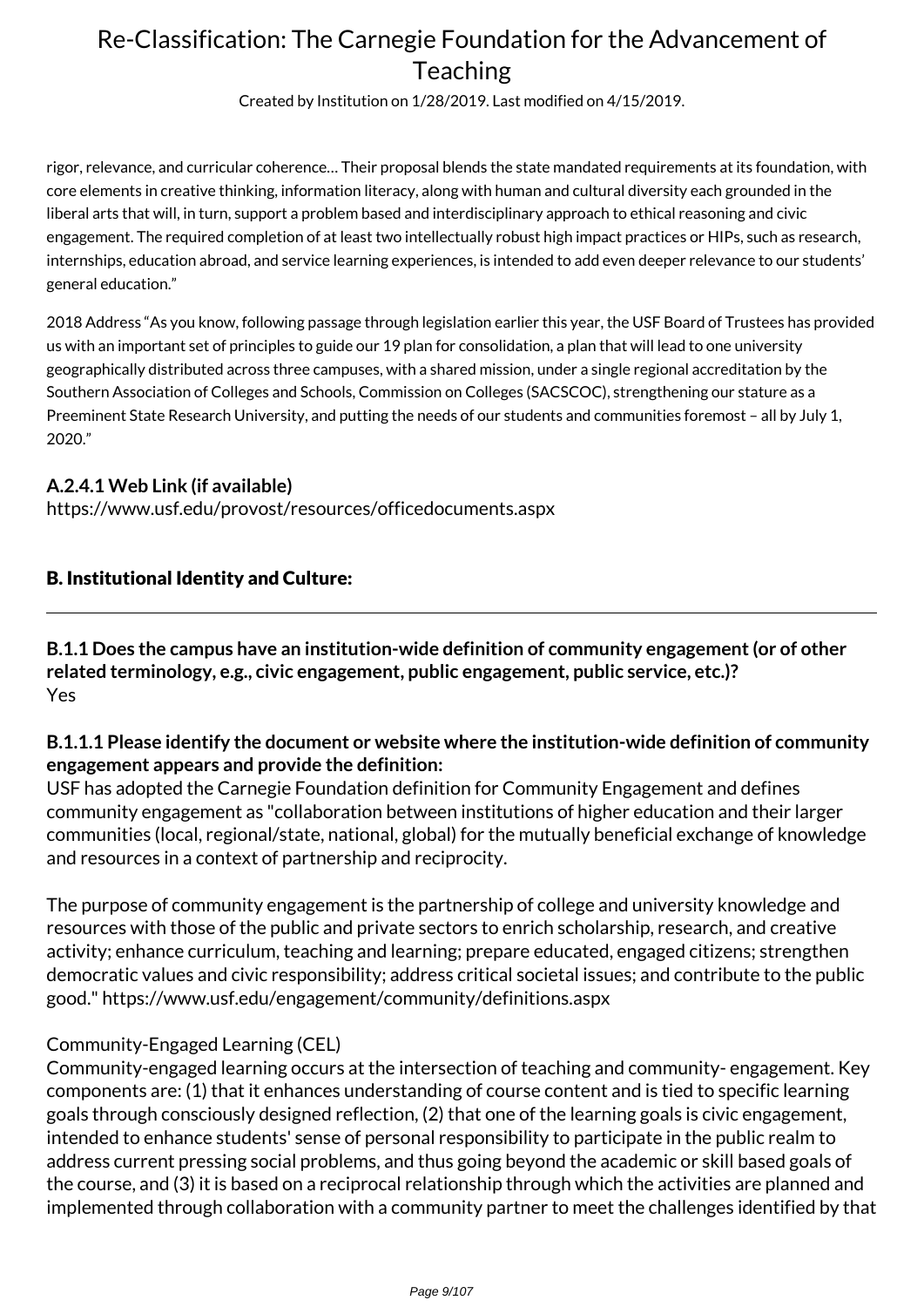rigor, relevance, and curricular coherence… Their proposal blends the state mandated requirements at its foundation, with core elements in creative thinking, information literacy, along with human and cultural diversity each grounded in the liberal arts that will, in turn, support a problem based and interdisciplinary approach to ethical reasoning and civic engagement. The required completion of at least two intellectually robust high impact practices or HIPs, such as research, internships, education abroad, and service learning experiences, is intended to add even deeper relevance to our students' general education."

2018 Address "As you know, following passage through legislation earlier this year, the USF Board of Trustees has provided us with an important set of principles to guide our 19 plan for consolidation, a plan that will lead to one university geographically distributed across three campuses, with a shared mission, under a single regional accreditation by the Southern Association of Colleges and Schools, Commission on Colleges (SACSCOC), strengthening our stature as a Preeminent State Research University, and putting the needs of our students and communities foremost – all by July 1, 2020."

**A.2.4.1 Web Link (if available)**
https://www.usf.edu/provost/resources/officedocuments.aspx

## B. Institutional Identity and Culture:

---

**B.1.1 Does the campus have an institution-wide definition of community engagement (or of other related terminology, e.g., civic engagement, public engagement, public service, etc.)?**
Yes

**B.1.1.1 Please identify the document or website where the institution-wide definition of community engagement appears and provide the definition:**
USF has adopted the Carnegie Foundation definition for Community Engagement and defines community engagement as "collaboration between institutions of higher education and their larger communities (local, regional/state, national, global) for the mutually beneficial exchange of knowledge and resources in a context of partnership and reciprocity.

The purpose of community engagement is the partnership of college and university knowledge and resources with those of the public and private sectors to enrich scholarship, research, and creative activity; enhance curriculum, teaching and learning; prepare educated, engaged citizens; strengthen democratic values and civic responsibility; address critical societal issues; and contribute to the public good." https://www.usf.edu/engagement/community/definitions.aspx

Community-Engaged Learning (CEL)
Community-engaged learning occurs at the intersection of teaching and community- engagement. Key components are: (1) that it enhances understanding of course content and is tied to specific learning goals through consciously designed reflection, (2) that one of the learning goals is civic engagement, intended to enhance students' sense of personal responsibility to participate in the public realm to address current pressing social problems, and thus going beyond the academic or skill based goals of the course, and (3) it is based on a reciprocal relationship through which the activities are planned and implemented through collaboration with a community partner to meet the challenges identified by that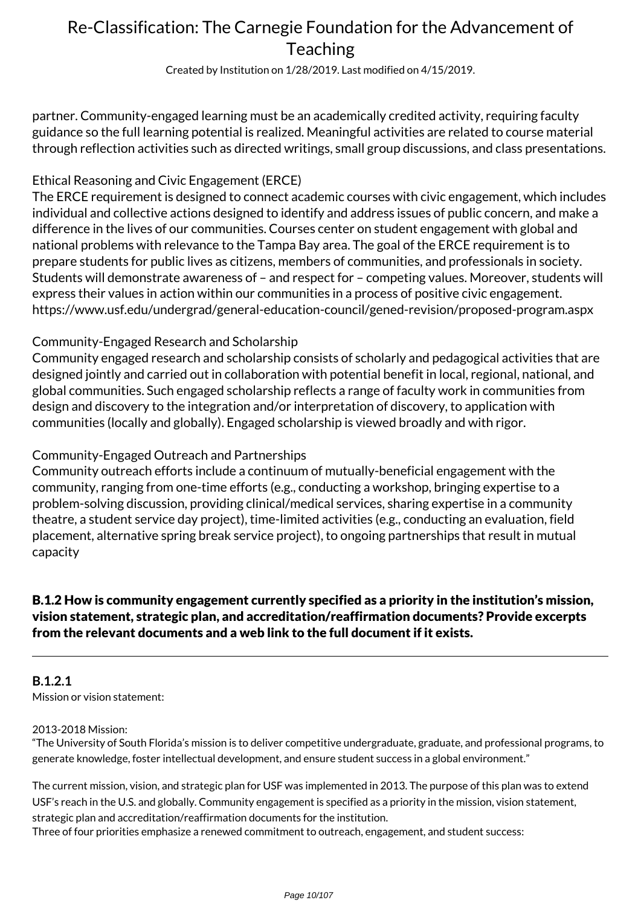partner. Community-engaged learning must be an academically credited activity, requiring faculty guidance so the full learning potential is realized. Meaningful activities are related to course material through reflection activities such as directed writings, small group discussions, and class presentations.

Ethical Reasoning and Civic Engagement (ERCE)
The ERCE requirement is designed to connect academic courses with civic engagement, which includes individual and collective actions designed to identify and address issues of public concern, and make a difference in the lives of our communities. Courses center on student engagement with global and national problems with relevance to the Tampa Bay area. The goal of the ERCE requirement is to prepare students for public lives as citizens, members of communities, and professionals in society. Students will demonstrate awareness of – and respect for – competing values. Moreover, students will express their values in action within our communities in a process of positive civic engagement.
https://www.usf.edu/undergrad/general-education-council/gened-revision/proposed-program.aspx

Community-Engaged Research and Scholarship
Community engaged research and scholarship consists of scholarly and pedagogical activities that are designed jointly and carried out in collaboration with potential benefit in local, regional, national, and global communities. Such engaged scholarship reflects a range of faculty work in communities from design and discovery to the integration and/or interpretation of discovery, to application with communities (locally and globally). Engaged scholarship is viewed broadly and with rigor.

Community-Engaged Outreach and Partnerships
Community outreach efforts include a continuum of mutually-beneficial engagement with the community, ranging from one-time efforts (e.g., conducting a workshop, bringing expertise to a problem-solving discussion, providing clinical/medical services, sharing expertise in a community theatre, a student service day project), time-limited activities (e.g., conducting an evaluation, field placement, alternative spring break service project), to ongoing partnerships that result in mutual capacity

## B.1.2 How is community engagement currently specified as a priority in the institution's mission, vision statement, strategic plan, and accreditation/reaffirmation documents? Provide excerpts from the relevant documents and a web link to the full document if it exists.

---

**B.1.2.1**
Mission or vision statement:

2013-2018 Mission:
"The University of South Florida's mission is to deliver competitive undergraduate, graduate, and professional programs, to generate knowledge, foster intellectual development, and ensure student success in a global environment."

The current mission, vision, and strategic plan for USF was implemented in 2013. The purpose of this plan was to extend USF's reach in the U.S. and globally. Community engagement is specified as a priority in the mission, vision statement, strategic plan and accreditation/reaffirmation documents for the institution.
Three of four priorities emphasize a renewed commitment to outreach, engagement, and student success: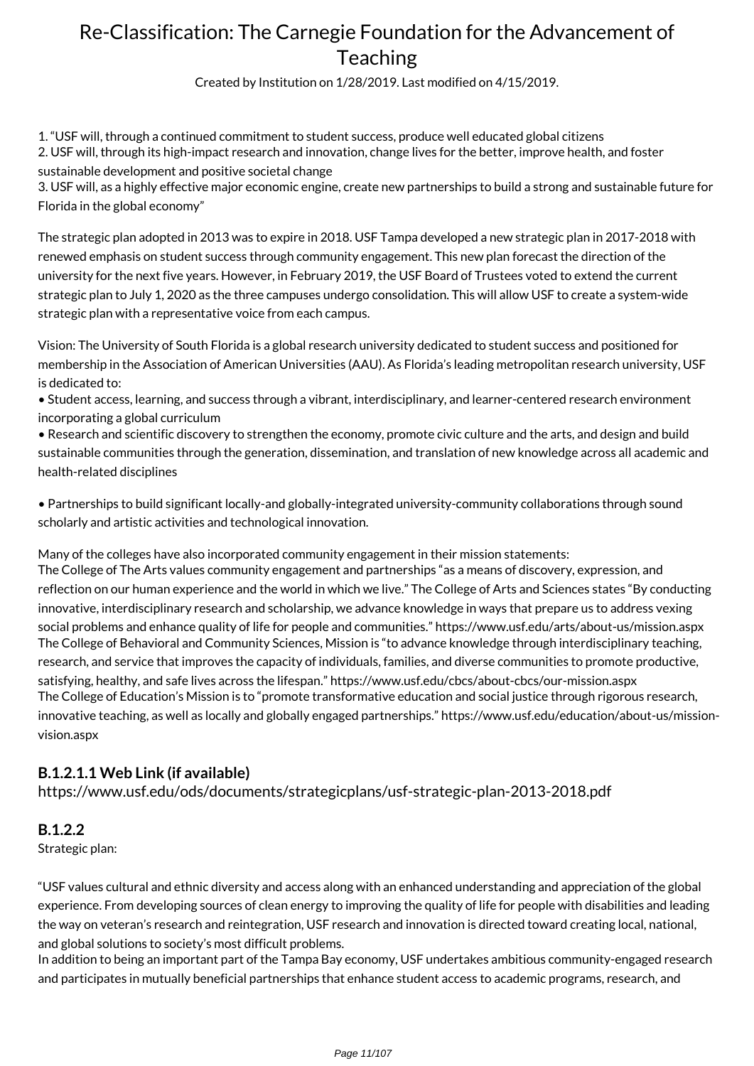1. "USF will, through a continued commitment to student success, produce well educated global citizens
2. USF will, through its high-impact research and innovation, change lives for the better, improve health, and foster sustainable development and positive societal change
3. USF will, as a highly effective major economic engine, create new partnerships to build a strong and sustainable future for Florida in the global economy"

The strategic plan adopted in 2013 was to expire in 2018. USF Tampa developed a new strategic plan in 2017-2018 with renewed emphasis on student success through community engagement. This new plan forecast the direction of the university for the next five years. However, in February 2019, the USF Board of Trustees voted to extend the current strategic plan to July 1, 2020 as the three campuses undergo consolidation. This will allow USF to create a system-wide strategic plan with a representative voice from each campus.

Vision: The University of South Florida is a global research university dedicated to student success and positioned for membership in the Association of American Universities (AAU). As Florida's leading metropolitan research university, USF is dedicated to:

• Student access, learning, and success through a vibrant, interdisciplinary, and learner-centered research environment incorporating a global curriculum

• Research and scientific discovery to strengthen the economy, promote civic culture and the arts, and design and build sustainable communities through the generation, dissemination, and translation of new knowledge across all academic and health-related disciplines

• Partnerships to build significant locally-and globally-integrated university-community collaborations through sound scholarly and artistic activities and technological innovation.

Many of the colleges have also incorporated community engagement in their mission statements:
The College of The Arts values community engagement and partnerships "as a means of discovery, expression, and reflection on our human experience and the world in which we live." The College of Arts and Sciences states "By conducting innovative, interdisciplinary research and scholarship, we advance knowledge in ways that prepare us to address vexing social problems and enhance quality of life for people and communities." https://www.usf.edu/arts/about-us/mission.aspx
The College of Behavioral and Community Sciences, Mission is "to advance knowledge through interdisciplinary teaching, research, and service that improves the capacity of individuals, families, and diverse communities to promote productive, satisfying, healthy, and safe lives across the lifespan." https://www.usf.edu/cbcs/about-cbcs/our-mission.aspx
The College of Education's Mission is to "promote transformative education and social justice through rigorous research, innovative teaching, as well as locally and globally engaged partnerships." https://www.usf.edu/education/about-us/mission-vision.aspx

### B.1.2.1.1 Web Link (if available)

https://www.usf.edu/ods/documents/strategicplans/usf-strategic-plan-2013-2018.pdf

### B.1.2.2

Strategic plan:

"USF values cultural and ethnic diversity and access along with an enhanced understanding and appreciation of the global experience. From developing sources of clean energy to improving the quality of life for people with disabilities and leading the way on veteran's research and reintegration, USF research and innovation is directed toward creating local, national, and global solutions to society's most difficult problems.
In addition to being an important part of the Tampa Bay economy, USF undertakes ambitious community-engaged research and participates in mutually beneficial partnerships that enhance student access to academic programs, research, and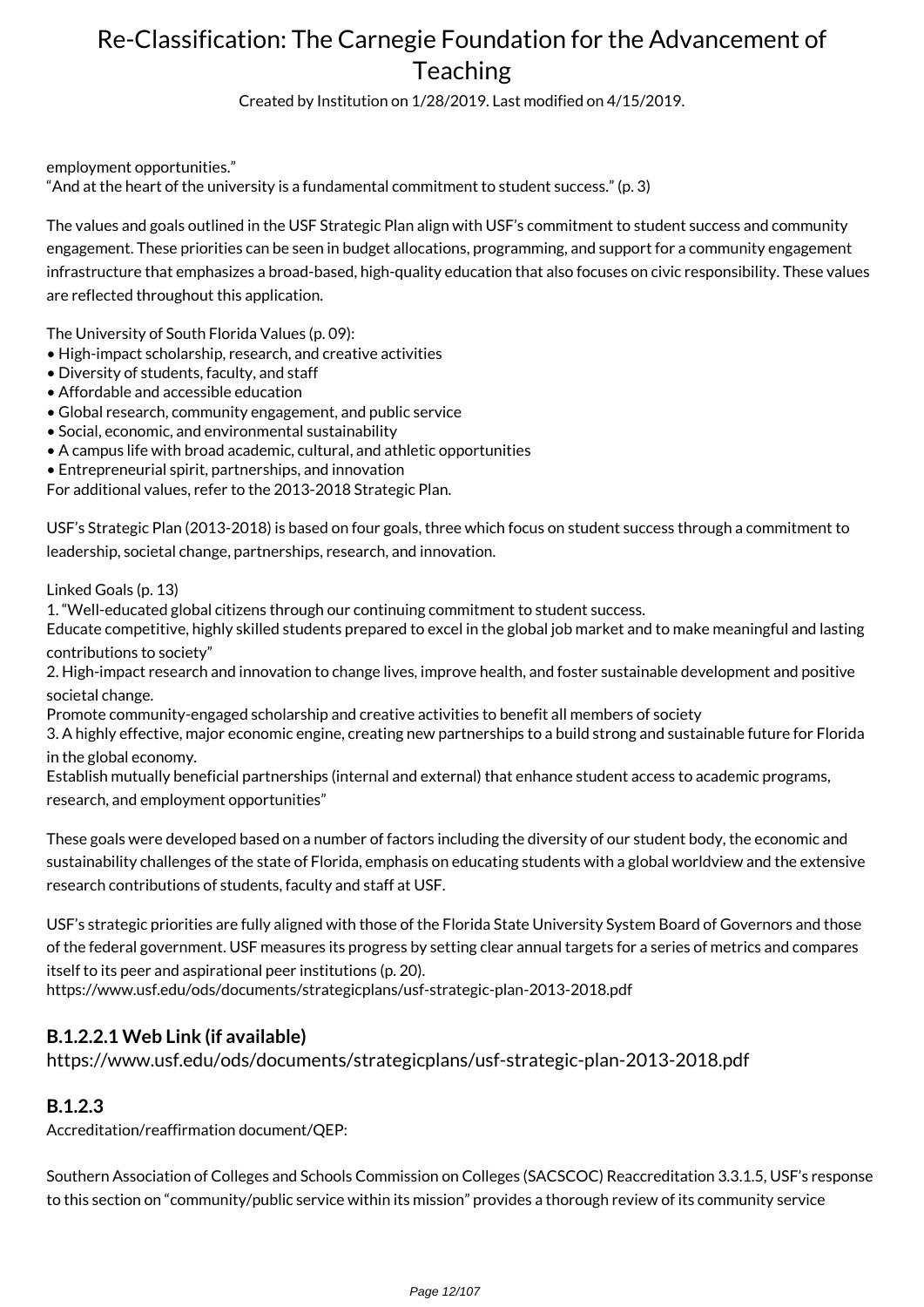employment opportunities."
"And at the heart of the university is a fundamental commitment to student success." (p. 3)

The values and goals outlined in the USF Strategic Plan align with USF's commitment to student success and community engagement. These priorities can be seen in budget allocations, programming, and support for a community engagement infrastructure that emphasizes a broad-based, high-quality education that also focuses on civic responsibility. These values are reflected throughout this application.

The University of South Florida Values (p. 09):
• High-impact scholarship, research, and creative activities
• Diversity of students, faculty, and staff
• Affordable and accessible education
• Global research, community engagement, and public service
• Social, economic, and environmental sustainability
• A campus life with broad academic, cultural, and athletic opportunities
• Entrepreneurial spirit, partnerships, and innovation
For additional values, refer to the 2013-2018 Strategic Plan.

USF's Strategic Plan (2013-2018) is based on four goals, three which focus on student success through a commitment to leadership, societal change, partnerships, research, and innovation.

Linked Goals (p. 13)
1. "Well-educated global citizens through our continuing commitment to student success.
Educate competitive, highly skilled students prepared to excel in the global job market and to make meaningful and lasting contributions to society"
2. High-impact research and innovation to change lives, improve health, and foster sustainable development and positive societal change.
Promote community-engaged scholarship and creative activities to benefit all members of society
3. A highly effective, major economic engine, creating new partnerships to a build strong and sustainable future for Florida in the global economy.
Establish mutually beneficial partnerships (internal and external) that enhance student access to academic programs, research, and employment opportunities"

These goals were developed based on a number of factors including the diversity of our student body, the economic and sustainability challenges of the state of Florida, emphasis on educating students with a global worldview and the extensive research contributions of students, faculty and staff at USF.

USF's strategic priorities are fully aligned with those of the Florida State University System Board of Governors and those of the federal government. USF measures its progress by setting clear annual targets for a series of metrics and compares itself to its peer and aspirational peer institutions (p. 20).
https://www.usf.edu/ods/documents/strategicplans/usf-strategic-plan-2013-2018.pdf

### B.1.2.2.1 Web Link (if available)

https://www.usf.edu/ods/documents/strategicplans/usf-strategic-plan-2013-2018.pdf

### B.1.2.3

Accreditation/reaffirmation document/QEP:

Southern Association of Colleges and Schools Commission on Colleges (SACSCOC) Reaccreditation 3.3.1.5, USF's response to this section on "community/public service within its mission" provides a thorough review of its community service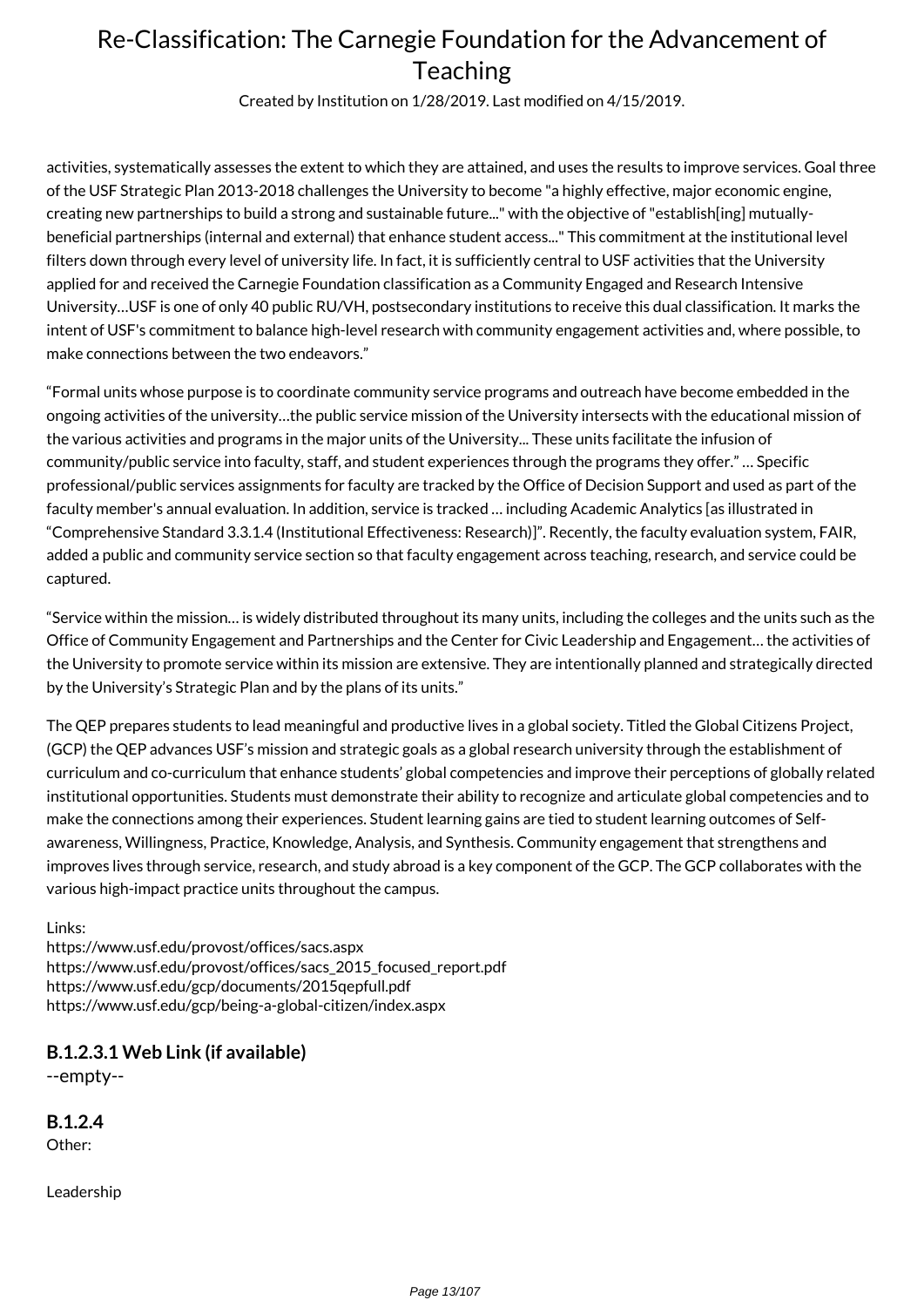activities, systematically assesses the extent to which they are attained, and uses the results to improve services. Goal three of the USF Strategic Plan 2013-2018 challenges the University to become "a highly effective, major economic engine, creating new partnerships to build a strong and sustainable future..." with the objective of "establish[ing] mutually-beneficial partnerships (internal and external) that enhance student access..." This commitment at the institutional level filters down through every level of university life. In fact, it is sufficiently central to USF activities that the University applied for and received the Carnegie Foundation classification as a Community Engaged and Research Intensive University…USF is one of only 40 public RU/VH, postsecondary institutions to receive this dual classification. It marks the intent of USF's commitment to balance high-level research with community engagement activities and, where possible, to make connections between the two endeavors."

"Formal units whose purpose is to coordinate community service programs and outreach have become embedded in the ongoing activities of the university…the public service mission of the University intersects with the educational mission of the various activities and programs in the major units of the University... These units facilitate the infusion of community/public service into faculty, staff, and student experiences through the programs they offer." … Specific professional/public services assignments for faculty are tracked by the Office of Decision Support and used as part of the faculty member's annual evaluation. In addition, service is tracked … including Academic Analytics [as illustrated in "Comprehensive Standard 3.3.1.4 (Institutional Effectiveness: Research)]". Recently, the faculty evaluation system, FAIR, added a public and community service section so that faculty engagement across teaching, research, and service could be captured.

"Service within the mission… is widely distributed throughout its many units, including the colleges and the units such as the Office of Community Engagement and Partnerships and the Center for Civic Leadership and Engagement… the activities of the University to promote service within its mission are extensive. They are intentionally planned and strategically directed by the University's Strategic Plan and by the plans of its units."

The QEP prepares students to lead meaningful and productive lives in a global society. Titled the Global Citizens Project, (GCP) the QEP advances USF's mission and strategic goals as a global research university through the establishment of curriculum and co-curriculum that enhance students' global competencies and improve their perceptions of globally related institutional opportunities. Students must demonstrate their ability to recognize and articulate global competencies and to make the connections among their experiences. Student learning gains are tied to student learning outcomes of Self-awareness, Willingness, Practice, Knowledge, Analysis, and Synthesis. Community engagement that strengthens and improves lives through service, research, and study abroad is a key component of the GCP. The GCP collaborates with the various high-impact practice units throughout the campus.

Links:
https://www.usf.edu/provost/offices/sacs.aspx
https://www.usf.edu/provost/offices/sacs_2015_focused_report.pdf
https://www.usf.edu/gcp/documents/2015qepfull.pdf
https://www.usf.edu/gcp/being-a-global-citizen/index.aspx

### B.1.2.3.1 Web Link (if available)

--empty--

### B.1.2.4

Other:

Leadership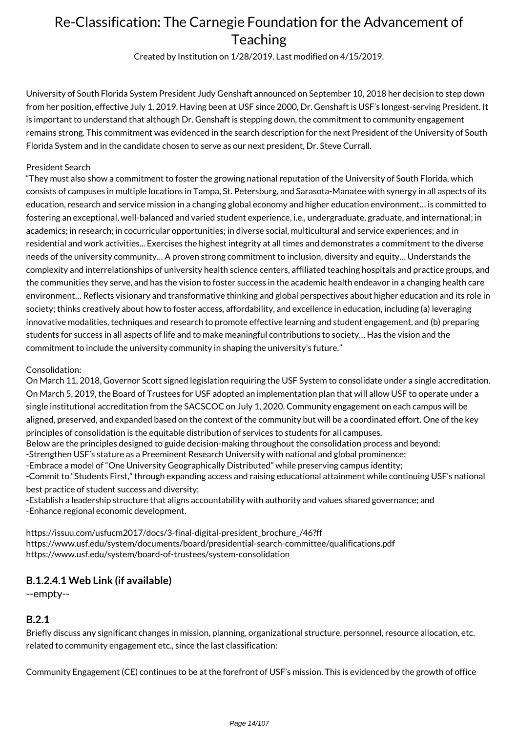# Re-Classification: The Carnegie Foundation for the Advancement of Teaching

Created by Institution on 1/28/2019. Last modified on 4/15/2019.

University of South Florida System President Judy Genshaft announced on September 10, 2018 her decision to step down from her position, effective July 1, 2019. Having been at USF since 2000, Dr. Genshaft is USF's longest-serving President. It is important to understand that although Dr. Genshaft is stepping down, the commitment to community engagement remains strong. This commitment was evidenced in the search description for the next President of the University of South Florida System and in the candidate chosen to serve as our next president, Dr. Steve Currall.

President Search
"They must also show a commitment to foster the growing national reputation of the University of South Florida, which consists of campuses in multiple locations in Tampa, St. Petersburg, and Sarasota-Manatee with synergy in all aspects of its education, research and service mission in a changing global economy and higher education environment… is committed to fostering an exceptional, well-balanced and varied student experience, i.e., undergraduate, graduate, and international; in academics; in research; in cocurricular opportunities; in diverse social, multicultural and service experiences; and in residential and work activities... Exercises the highest integrity at all times and demonstrates a commitment to the diverse needs of the university community… A proven strong commitment to inclusion, diversity and equity… Understands the complexity and interrelationships of university health science centers, affiliated teaching hospitals and practice groups, and the communities they serve, and has the vision to foster success in the academic health endeavor in a changing health care environment… Reflects visionary and transformative thinking and global perspectives about higher education and its role in society; thinks creatively about how to foster access, affordability, and excellence in education, including (a) leveraging innovative modalities, techniques and research to promote effective learning and student engagement, and (b) preparing students for success in all aspects of life and to make meaningful contributions to society… Has the vision and the commitment to include the university community in shaping the university's future."

Consolidation:
On March 11, 2018, Governor Scott signed legislation requiring the USF System to consolidate under a single accreditation. On March 5, 2019, the Board of Trustees for USF adopted an implementation plan that will allow USF to operate under a single institutional accreditation from the SACSCOC on July 1, 2020. Community engagement on each campus will be aligned, preserved, and expanded based on the context of the community but will be a coordinated effort. One of the key principles of consolidation is the equitable distribution of services to students for all campuses.
Below are the principles designed to guide decision-making throughout the consolidation process and beyond:
-Strengthen USF's stature as a Preeminent Research University with national and global prominence;
-Embrace a model of "One University Geographically Distributed" while preserving campus identity;
-Commit to "Students First," through expanding access and raising educational attainment while continuing USF's national best practice of student success and diversity;
-Establish a leadership structure that aligns accountability with authority and values shared governance; and
-Enhance regional economic development.

https://issuu.com/usfucm2017/docs/3-final-digital-president_brochure_/46?ff
https://www.usf.edu/system/documents/board/presidential-search-committee/qualifications.pdf
https://www.usf.edu/system/board-of-trustees/system-consolidation

### B.1.2.4.1 Web Link (if available)

--empty--

### B.2.1

Briefly discuss any significant changes in mission, planning, organizational structure, personnel, resource allocation, etc. related to community engagement etc., since the last classification:

Community Engagement (CE) continues to be at the forefront of USF's mission. This is evidenced by the growth of office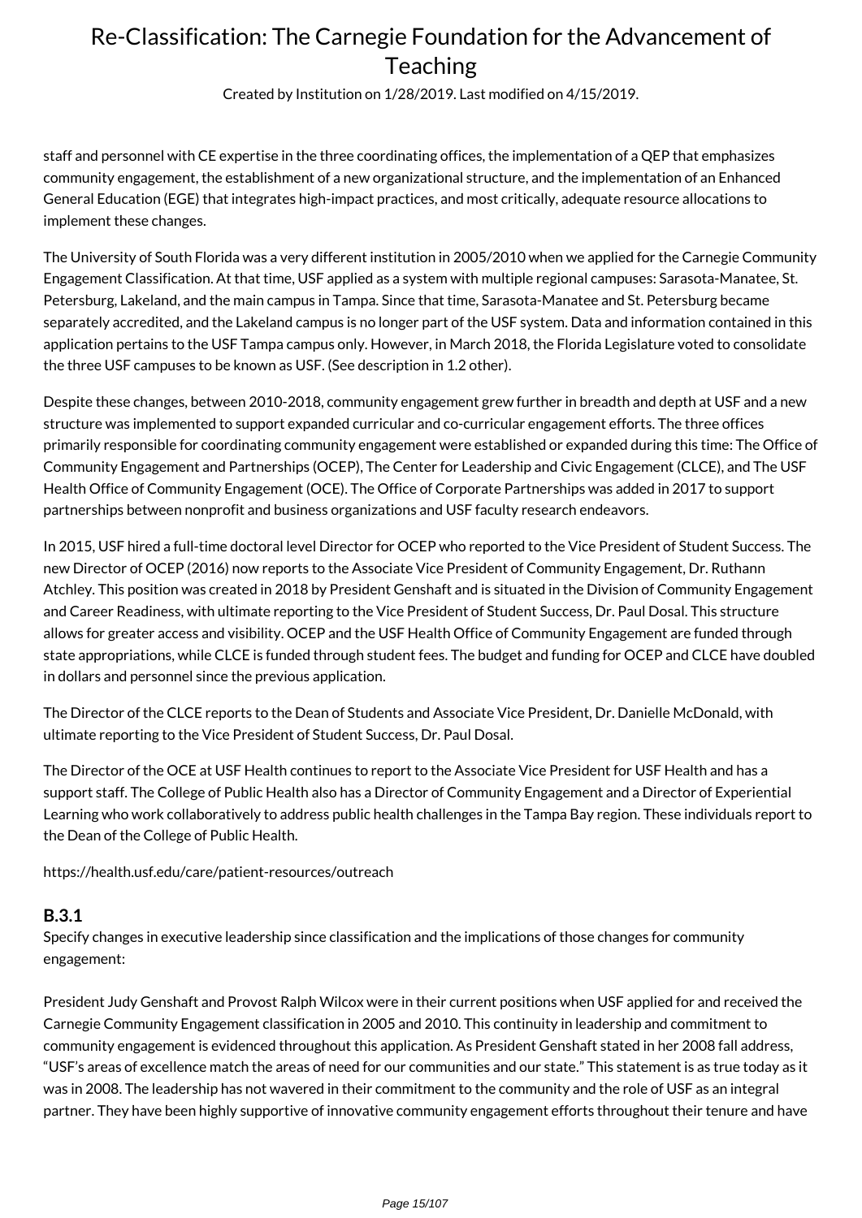staff and personnel with CE expertise in the three coordinating offices, the implementation of a QEP that emphasizes community engagement, the establishment of a new organizational structure, and the implementation of an Enhanced General Education (EGE) that integrates high-impact practices, and most critically, adequate resource allocations to implement these changes.

The University of South Florida was a very different institution in 2005/2010 when we applied for the Carnegie Community Engagement Classification. At that time, USF applied as a system with multiple regional campuses: Sarasota-Manatee, St. Petersburg, Lakeland, and the main campus in Tampa. Since that time, Sarasota-Manatee and St. Petersburg became separately accredited, and the Lakeland campus is no longer part of the USF system. Data and information contained in this application pertains to the USF Tampa campus only. However, in March 2018, the Florida Legislature voted to consolidate the three USF campuses to be known as USF. (See description in 1.2 other).

Despite these changes, between 2010-2018, community engagement grew further in breadth and depth at USF and a new structure was implemented to support expanded curricular and co-curricular engagement efforts. The three offices primarily responsible for coordinating community engagement were established or expanded during this time: The Office of Community Engagement and Partnerships (OCEP), The Center for Leadership and Civic Engagement (CLCE), and The USF Health Office of Community Engagement (OCE). The Office of Corporate Partnerships was added in 2017 to support partnerships between nonprofit and business organizations and USF faculty research endeavors.

In 2015, USF hired a full-time doctoral level Director for OCEP who reported to the Vice President of Student Success. The new Director of OCEP (2016) now reports to the Associate Vice President of Community Engagement, Dr. Ruthann Atchley. This position was created in 2018 by President Genshaft and is situated in the Division of Community Engagement and Career Readiness, with ultimate reporting to the Vice President of Student Success, Dr. Paul Dosal. This structure allows for greater access and visibility. OCEP and the USF Health Office of Community Engagement are funded through state appropriations, while CLCE is funded through student fees. The budget and funding for OCEP and CLCE have doubled in dollars and personnel since the previous application.

The Director of the CLCE reports to the Dean of Students and Associate Vice President, Dr. Danielle McDonald, with ultimate reporting to the Vice President of Student Success, Dr. Paul Dosal.

The Director of the OCE at USF Health continues to report to the Associate Vice President for USF Health and has a support staff. The College of Public Health also has a Director of Community Engagement and a Director of Experiential Learning who work collaboratively to address public health challenges in the Tampa Bay region. These individuals report to the Dean of the College of Public Health.

https://health.usf.edu/care/patient-resources/outreach

### B.3.1

Specify changes in executive leadership since classification and the implications of those changes for community engagement:

President Judy Genshaft and Provost Ralph Wilcox were in their current positions when USF applied for and received the Carnegie Community Engagement classification in 2005 and 2010. This continuity in leadership and commitment to community engagement is evidenced throughout this application. As President Genshaft stated in her 2008 fall address, "USF's areas of excellence match the areas of need for our communities and our state." This statement is as true today as it was in 2008. The leadership has not wavered in their commitment to the community and the role of USF as an integral partner. They have been highly supportive of innovative community engagement efforts throughout their tenure and have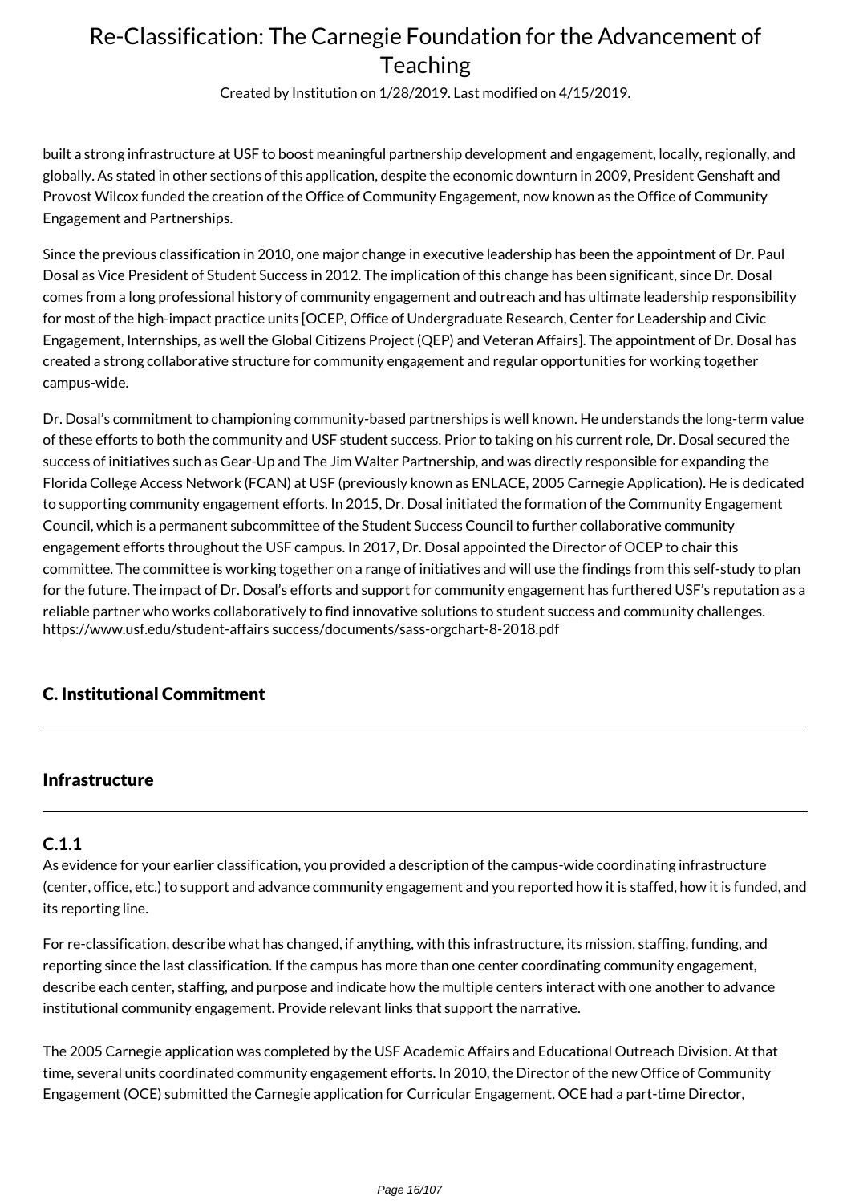built a strong infrastructure at USF to boost meaningful partnership development and engagement, locally, regionally, and globally. As stated in other sections of this application, despite the economic downturn in 2009, President Genshaft and Provost Wilcox funded the creation of the Office of Community Engagement, now known as the Office of Community Engagement and Partnerships.

Since the previous classification in 2010, one major change in executive leadership has been the appointment of Dr. Paul Dosal as Vice President of Student Success in 2012. The implication of this change has been significant, since Dr. Dosal comes from a long professional history of community engagement and outreach and has ultimate leadership responsibility for most of the high-impact practice units [OCEP, Office of Undergraduate Research, Center for Leadership and Civic Engagement, Internships, as well the Global Citizens Project (QEP) and Veteran Affairs]. The appointment of Dr. Dosal has created a strong collaborative structure for community engagement and regular opportunities for working together campus-wide.

Dr. Dosal's commitment to championing community-based partnerships is well known. He understands the long-term value of these efforts to both the community and USF student success. Prior to taking on his current role, Dr. Dosal secured the success of initiatives such as Gear-Up and The Jim Walter Partnership, and was directly responsible for expanding the Florida College Access Network (FCAN) at USF (previously known as ENLACE, 2005 Carnegie Application). He is dedicated to supporting community engagement efforts. In 2015, Dr. Dosal initiated the formation of the Community Engagement Council, which is a permanent subcommittee of the Student Success Council to further collaborative community engagement efforts throughout the USF campus. In 2017, Dr. Dosal appointed the Director of OCEP to chair this committee. The committee is working together on a range of initiatives and will use the findings from this self-study to plan for the future. The impact of Dr. Dosal's efforts and support for community engagement has furthered USF's reputation as a reliable partner who works collaboratively to find innovative solutions to student success and community challenges. https://www.usf.edu/student-affairs success/documents/sass-orgchart-8-2018.pdf

## C. Institutional Commitment

### Infrastructure

#### C.1.1

As evidence for your earlier classification, you provided a description of the campus-wide coordinating infrastructure (center, office, etc.) to support and advance community engagement and you reported how it is staffed, how it is funded, and its reporting line.

For re-classification, describe what has changed, if anything, with this infrastructure, its mission, staffing, funding, and reporting since the last classification. If the campus has more than one center coordinating community engagement, describe each center, staffing, and purpose and indicate how the multiple centers interact with one another to advance institutional community engagement. Provide relevant links that support the narrative.

The 2005 Carnegie application was completed by the USF Academic Affairs and Educational Outreach Division. At that time, several units coordinated community engagement efforts. In 2010, the Director of the new Office of Community Engagement (OCE) submitted the Carnegie application for Curricular Engagement. OCE had a part-time Director,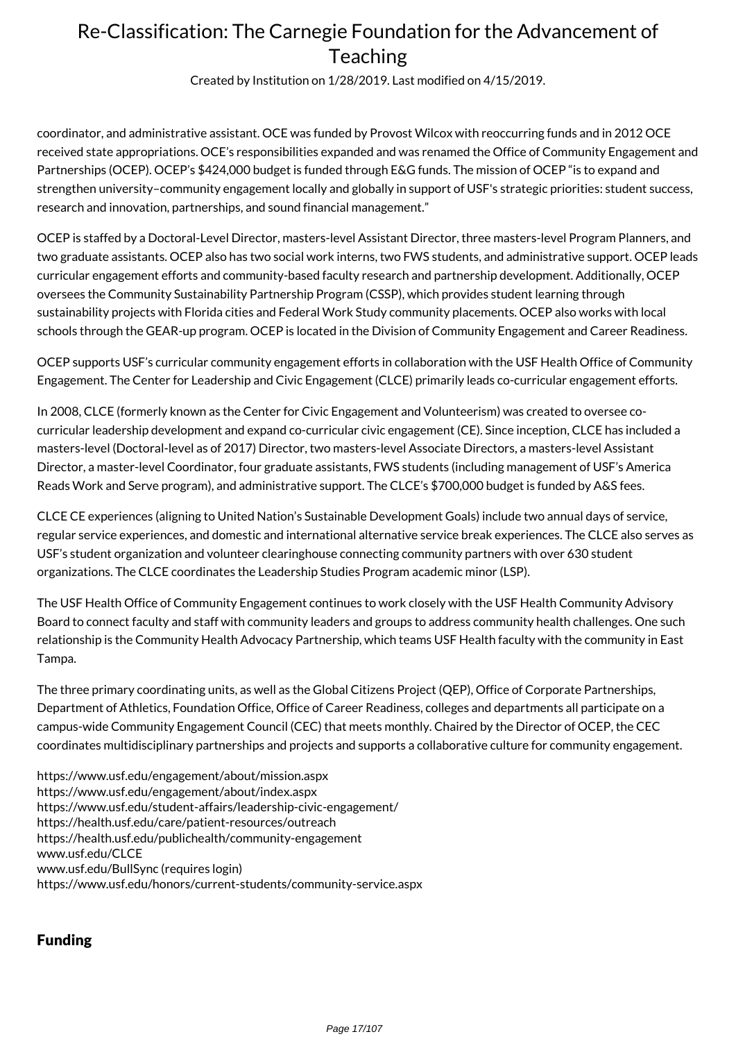coordinator, and administrative assistant. OCE was funded by Provost Wilcox with reoccurring funds and in 2012 OCE received state appropriations. OCE's responsibilities expanded and was renamed the Office of Community Engagement and Partnerships (OCEP). OCEP's $424,000 budget is funded through E&G funds. The mission of OCEP "is to expand and strengthen university–community engagement locally and globally in support of USF's strategic priorities: student success, research and innovation, partnerships, and sound financial management."

OCEP is staffed by a Doctoral-Level Director, masters-level Assistant Director, three masters-level Program Planners, and two graduate assistants. OCEP also has two social work interns, two FWS students, and administrative support. OCEP leads curricular engagement efforts and community-based faculty research and partnership development. Additionally, OCEP oversees the Community Sustainability Partnership Program (CSSP), which provides student learning through sustainability projects with Florida cities and Federal Work Study community placements. OCEP also works with local schools through the GEAR-up program. OCEP is located in the Division of Community Engagement and Career Readiness.

OCEP supports USF's curricular community engagement efforts in collaboration with the USF Health Office of Community Engagement. The Center for Leadership and Civic Engagement (CLCE) primarily leads co-curricular engagement efforts.

In 2008, CLCE (formerly known as the Center for Civic Engagement and Volunteerism) was created to oversee co-curricular leadership development and expand co-curricular civic engagement (CE). Since inception, CLCE has included a masters-level (Doctoral-level as of 2017) Director, two masters-level Associate Directors, a masters-level Assistant Director, a master-level Coordinator, four graduate assistants, FWS students (including management of USF's America Reads Work and Serve program), and administrative support. The CLCE's $700,000 budget is funded by A&S fees.

CLCE CE experiences (aligning to United Nation's Sustainable Development Goals) include two annual days of service, regular service experiences, and domestic and international alternative service break experiences. The CLCE also serves as USF's student organization and volunteer clearinghouse connecting community partners with over 630 student organizations. The CLCE coordinates the Leadership Studies Program academic minor (LSP).

The USF Health Office of Community Engagement continues to work closely with the USF Health Community Advisory Board to connect faculty and staff with community leaders and groups to address community health challenges. One such relationship is the Community Health Advocacy Partnership, which teams USF Health faculty with the community in East Tampa.

The three primary coordinating units, as well as the Global Citizens Project (QEP), Office of Corporate Partnerships, Department of Athletics, Foundation Office, Office of Career Readiness, colleges and departments all participate on a campus-wide Community Engagement Council (CEC) that meets monthly. Chaired by the Director of OCEP, the CEC coordinates multidisciplinary partnerships and projects and supports a collaborative culture for community engagement.

https://www.usf.edu/engagement/about/mission.aspx
https://www.usf.edu/engagement/about/index.aspx
https://www.usf.edu/student-affairs/leadership-civic-engagement/
https://health.usf.edu/care/patient-resources/outreach
https://health.usf.edu/publichealth/community-engagement
www.usf.edu/CLCE
www.usf.edu/BullSync (requires login)
https://www.usf.edu/honors/current-students/community-service.aspx

## Funding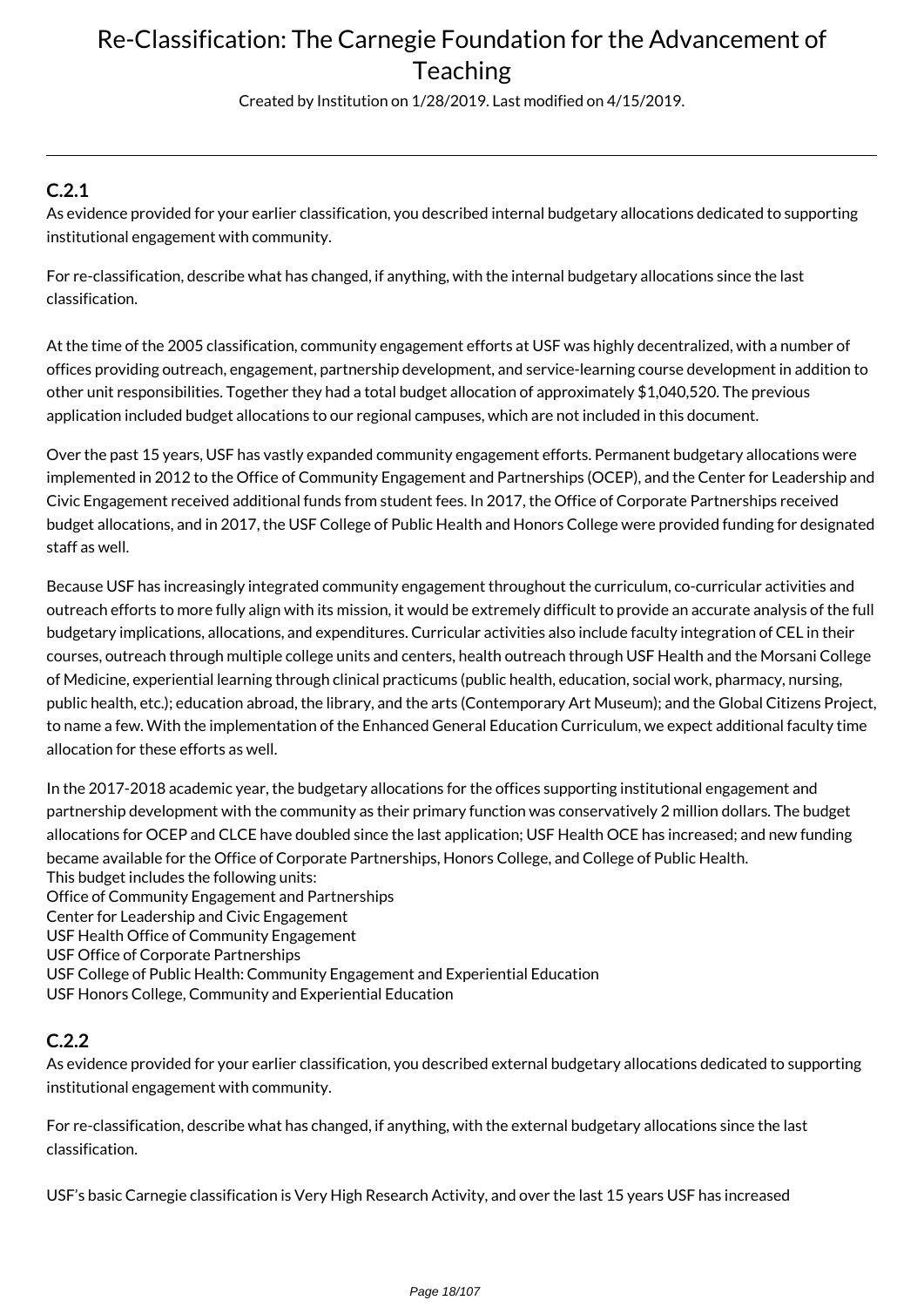# Re-Classification: The Carnegie Foundation for the Advancement of Teaching

Created by Institution on 1/28/2019. Last modified on 4/15/2019.

---

### C.2.1

As evidence provided for your earlier classification, you described internal budgetary allocations dedicated to supporting institutional engagement with community.

For re-classification, describe what has changed, if anything, with the internal budgetary allocations since the last classification.

At the time of the 2005 classification, community engagement efforts at USF was highly decentralized, with a number of offices providing outreach, engagement, partnership development, and service-learning course development in addition to other unit responsibilities. Together they had a total budget allocation of approximately $1,040,520. The previous application included budget allocations to our regional campuses, which are not included in this document.

Over the past 15 years, USF has vastly expanded community engagement efforts. Permanent budgetary allocations were implemented in 2012 to the Office of Community Engagement and Partnerships (OCEP), and the Center for Leadership and Civic Engagement received additional funds from student fees. In 2017, the Office of Corporate Partnerships received budget allocations, and in 2017, the USF College of Public Health and Honors College were provided funding for designated staff as well.

Because USF has increasingly integrated community engagement throughout the curriculum, co-curricular activities and outreach efforts to more fully align with its mission, it would be extremely difficult to provide an accurate analysis of the full budgetary implications, allocations, and expenditures. Curricular activities also include faculty integration of CEL in their courses, outreach through multiple college units and centers, health outreach through USF Health and the Morsani College of Medicine, experiential learning through clinical practicums (public health, education, social work, pharmacy, nursing, public health, etc.); education abroad, the library, and the arts (Contemporary Art Museum); and the Global Citizens Project, to name a few. With the implementation of the Enhanced General Education Curriculum, we expect additional faculty time allocation for these efforts as well.

In the 2017-2018 academic year, the budgetary allocations for the offices supporting institutional engagement and partnership development with the community as their primary function was conservatively 2 million dollars. The budget allocations for OCEP and CLCE have doubled since the last application; USF Health OCE has increased; and new funding became available for the Office of Corporate Partnerships, Honors College, and College of Public Health.
This budget includes the following units:
Office of Community Engagement and Partnerships
Center for Leadership and Civic Engagement
USF Health Office of Community Engagement
USF Office of Corporate Partnerships
USF College of Public Health: Community Engagement and Experiential Education
USF Honors College, Community and Experiential Education

### C.2.2

As evidence provided for your earlier classification, you described external budgetary allocations dedicated to supporting institutional engagement with community.

For re-classification, describe what has changed, if anything, with the external budgetary allocations since the last classification.

USF's basic Carnegie classification is Very High Research Activity, and over the last 15 years USF has increased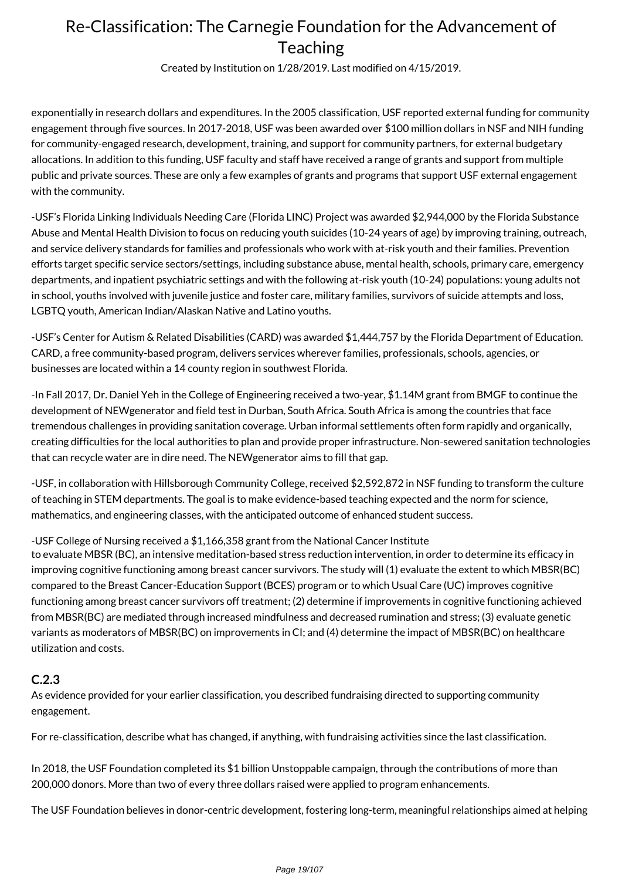exponentially in research dollars and expenditures. In the 2005 classification, USF reported external funding for community engagement through five sources. In 2017-2018, USF was been awarded over $100 million dollars in NSF and NIH funding for community-engaged research, development, training, and support for community partners, for external budgetary allocations. In addition to this funding, USF faculty and staff have received a range of grants and support from multiple public and private sources. These are only a few examples of grants and programs that support USF external engagement with the community.

-USF's Florida Linking Individuals Needing Care (Florida LINC) Project was awarded $2,944,000 by the Florida Substance Abuse and Mental Health Division to focus on reducing youth suicides (10-24 years of age) by improving training, outreach, and service delivery standards for families and professionals who work with at-risk youth and their families. Prevention efforts target specific service sectors/settings, including substance abuse, mental health, schools, primary care, emergency departments, and inpatient psychiatric settings and with the following at-risk youth (10-24) populations: young adults not in school, youths involved with juvenile justice and foster care, military families, survivors of suicide attempts and loss, LGBTQ youth, American Indian/Alaskan Native and Latino youths.

-USF's Center for Autism & Related Disabilities (CARD) was awarded $1,444,757 by the Florida Department of Education. CARD, a free community-based program, delivers services wherever families, professionals, schools, agencies, or businesses are located within a 14 county region in southwest Florida.

-In Fall 2017, Dr. Daniel Yeh in the College of Engineering received a two-year, $1.14M grant from BMGF to continue the development of NEWgenerator and field test in Durban, South Africa. South Africa is among the countries that face tremendous challenges in providing sanitation coverage. Urban informal settlements often form rapidly and organically, creating difficulties for the local authorities to plan and provide proper infrastructure. Non-sewered sanitation technologies that can recycle water are in dire need. The NEWgenerator aims to fill that gap.

-USF, in collaboration with Hillsborough Community College, received $2,592,872 in NSF funding to transform the culture of teaching in STEM departments. The goal is to make evidence-based teaching expected and the norm for science, mathematics, and engineering classes, with the anticipated outcome of enhanced student success.

-USF College of Nursing received a $1,166,358 grant from the National Cancer Institute to evaluate MBSR (BC), an intensive meditation-based stress reduction intervention, in order to determine its efficacy in improving cognitive functioning among breast cancer survivors. The study will (1) evaluate the extent to which MBSR(BC) compared to the Breast Cancer-Education Support (BCES) program or to which Usual Care (UC) improves cognitive functioning among breast cancer survivors off treatment; (2) determine if improvements in cognitive functioning achieved from MBSR(BC) are mediated through increased mindfulness and decreased rumination and stress; (3) evaluate genetic variants as moderators of MBSR(BC) on improvements in CI; and (4) determine the impact of MBSR(BC) on healthcare utilization and costs.

### C.2.3

As evidence provided for your earlier classification, you described fundraising directed to supporting community engagement.

For re-classification, describe what has changed, if anything, with fundraising activities since the last classification.

In 2018, the USF Foundation completed its $1 billion Unstoppable campaign, through the contributions of more than 200,000 donors. More than two of every three dollars raised were applied to program enhancements.

The USF Foundation believes in donor-centric development, fostering long-term, meaningful relationships aimed at helping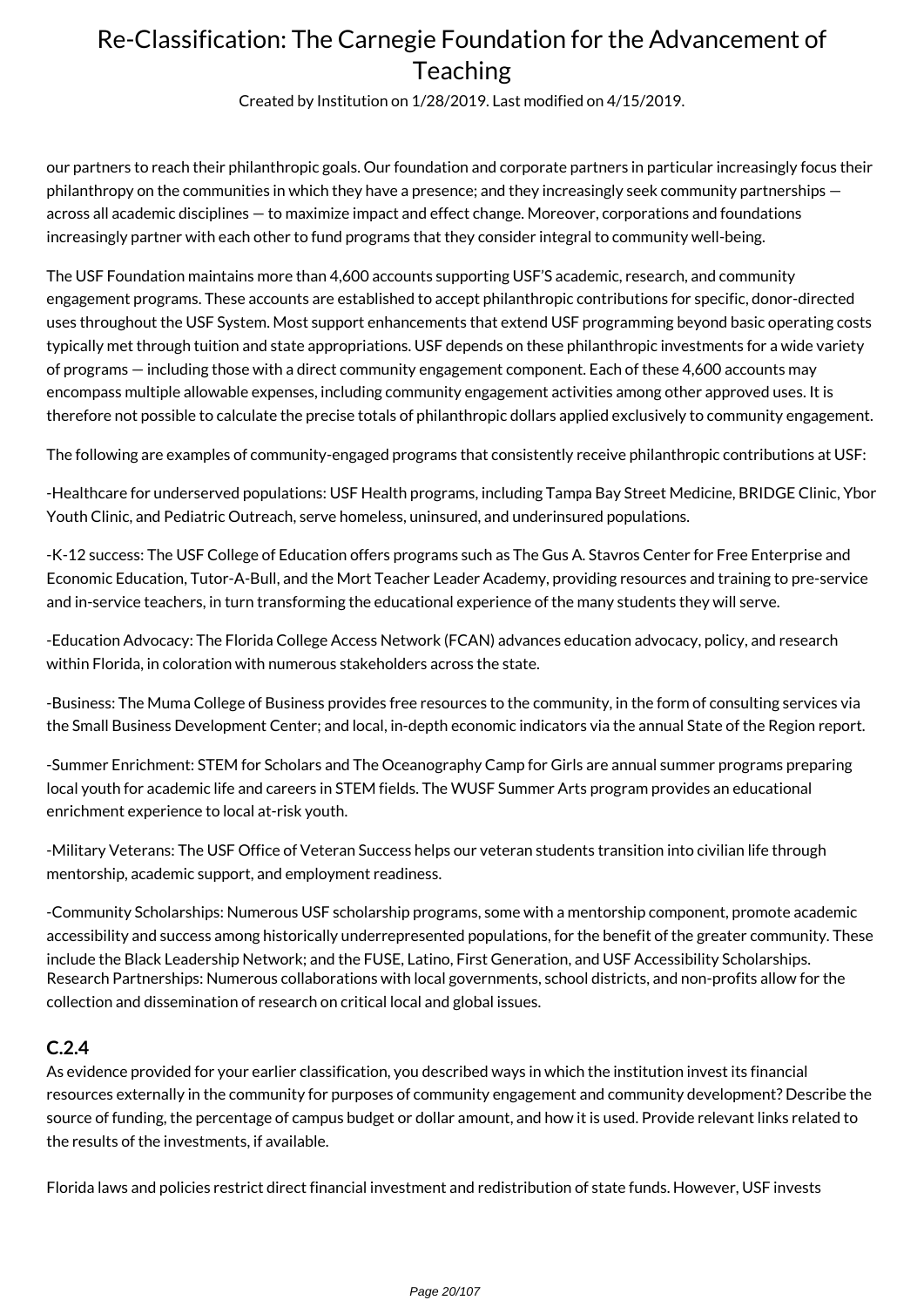our partners to reach their philanthropic goals. Our foundation and corporate partners in particular increasingly focus their philanthropy on the communities in which they have a presence; and they increasingly seek community partnerships — across all academic disciplines — to maximize impact and effect change. Moreover, corporations and foundations increasingly partner with each other to fund programs that they consider integral to community well-being.

The USF Foundation maintains more than 4,600 accounts supporting USF'S academic, research, and community engagement programs. These accounts are established to accept philanthropic contributions for specific, donor-directed uses throughout the USF System. Most support enhancements that extend USF programming beyond basic operating costs typically met through tuition and state appropriations. USF depends on these philanthropic investments for a wide variety of programs — including those with a direct community engagement component. Each of these 4,600 accounts may encompass multiple allowable expenses, including community engagement activities among other approved uses. It is therefore not possible to calculate the precise totals of philanthropic dollars applied exclusively to community engagement.

The following are examples of community-engaged programs that consistently receive philanthropic contributions at USF:

-Healthcare for underserved populations: USF Health programs, including Tampa Bay Street Medicine, BRIDGE Clinic, Ybor Youth Clinic, and Pediatric Outreach, serve homeless, uninsured, and underinsured populations.

-K-12 success: The USF College of Education offers programs such as The Gus A. Stavros Center for Free Enterprise and Economic Education, Tutor-A-Bull, and the Mort Teacher Leader Academy, providing resources and training to pre-service and in-service teachers, in turn transforming the educational experience of the many students they will serve.

-Education Advocacy: The Florida College Access Network (FCAN) advances education advocacy, policy, and research within Florida, in coloration with numerous stakeholders across the state.

-Business: The Muma College of Business provides free resources to the community, in the form of consulting services via the Small Business Development Center; and local, in-depth economic indicators via the annual State of the Region report.

-Summer Enrichment: STEM for Scholars and The Oceanography Camp for Girls are annual summer programs preparing local youth for academic life and careers in STEM fields. The WUSF Summer Arts program provides an educational enrichment experience to local at-risk youth.

-Military Veterans: The USF Office of Veteran Success helps our veteran students transition into civilian life through mentorship, academic support, and employment readiness.

-Community Scholarships: Numerous USF scholarship programs, some with a mentorship component, promote academic accessibility and success among historically underrepresented populations, for the benefit of the greater community. These include the Black Leadership Network; and the FUSE, Latino, First Generation, and USF Accessibility Scholarships.
Research Partnerships: Numerous collaborations with local governments, school districts, and non-profits allow for the collection and dissemination of research on critical local and global issues.

### C.2.4

As evidence provided for your earlier classification, you described ways in which the institution invest its financial resources externally in the community for purposes of community engagement and community development? Describe the source of funding, the percentage of campus budget or dollar amount, and how it is used. Provide relevant links related to the results of the investments, if available.

Florida laws and policies restrict direct financial investment and redistribution of state funds. However, USF invests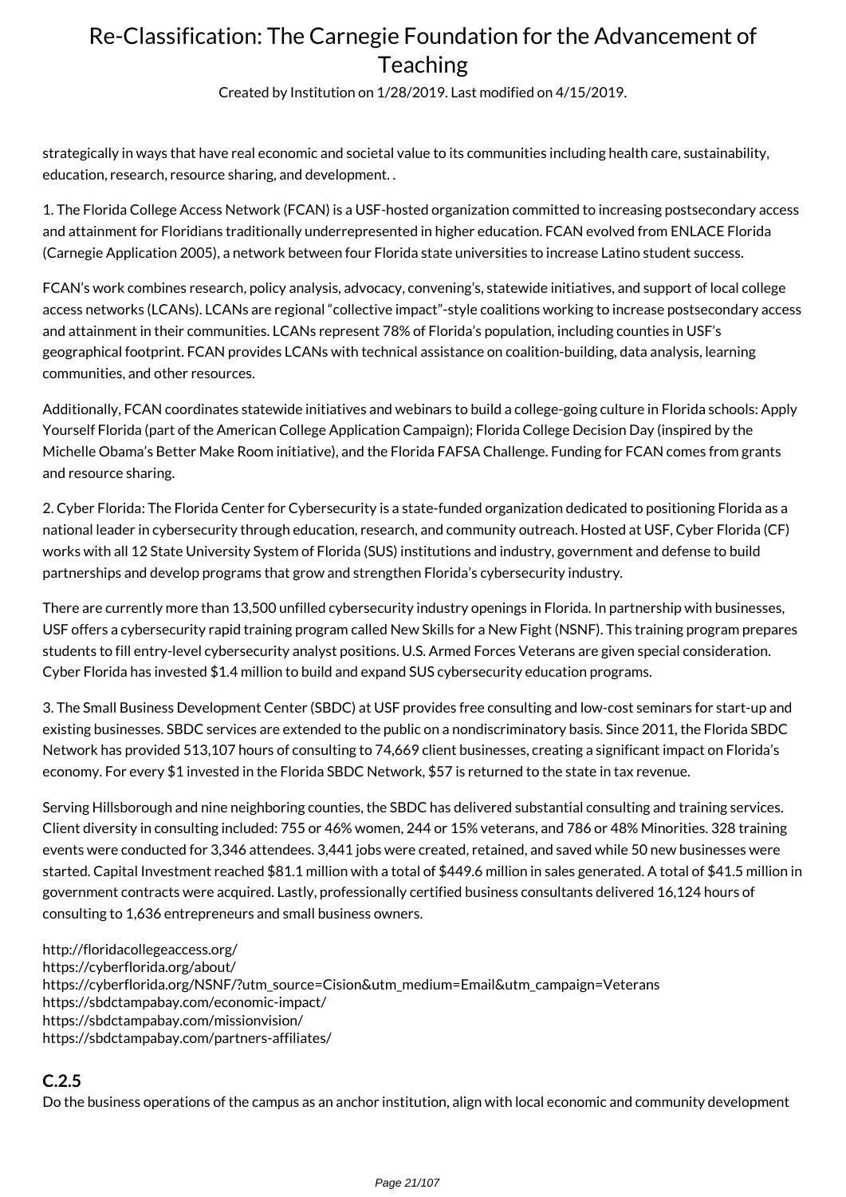strategically in ways that have real economic and societal value to its communities including health care, sustainability, education, research, resource sharing, and development. .

1. The Florida College Access Network (FCAN) is a USF-hosted organization committed to increasing postsecondary access and attainment for Floridians traditionally underrepresented in higher education. FCAN evolved from ENLACE Florida (Carnegie Application 2005), a network between four Florida state universities to increase Latino student success.

FCAN's work combines research, policy analysis, advocacy, convening's, statewide initiatives, and support of local college access networks (LCANs). LCANs are regional "collective impact"-style coalitions working to increase postsecondary access and attainment in their communities. LCANs represent 78% of Florida's population, including counties in USF's geographical footprint. FCAN provides LCANs with technical assistance on coalition-building, data analysis, learning communities, and other resources.

Additionally, FCAN coordinates statewide initiatives and webinars to build a college-going culture in Florida schools: Apply Yourself Florida (part of the American College Application Campaign); Florida College Decision Day (inspired by the Michelle Obama's Better Make Room initiative), and the Florida FAFSA Challenge. Funding for FCAN comes from grants and resource sharing.

2. Cyber Florida: The Florida Center for Cybersecurity is a state-funded organization dedicated to positioning Florida as a national leader in cybersecurity through education, research, and community outreach. Hosted at USF, Cyber Florida (CF) works with all 12 State University System of Florida (SUS) institutions and industry, government and defense to build partnerships and develop programs that grow and strengthen Florida's cybersecurity industry.

There are currently more than 13,500 unfilled cybersecurity industry openings in Florida. In partnership with businesses, USF offers a cybersecurity rapid training program called New Skills for a New Fight (NSNF). This training program prepares students to fill entry-level cybersecurity analyst positions. U.S. Armed Forces Veterans are given special consideration. Cyber Florida has invested $1.4 million to build and expand SUS cybersecurity education programs.

3. The Small Business Development Center (SBDC) at USF provides free consulting and low-cost seminars for start-up and existing businesses. SBDC services are extended to the public on a nondiscriminatory basis. Since 2011, the Florida SBDC Network has provided 513,107 hours of consulting to 74,669 client businesses, creating a significant impact on Florida's economy. For every $1 invested in the Florida SBDC Network, $57 is returned to the state in tax revenue.

Serving Hillsborough and nine neighboring counties, the SBDC has delivered substantial consulting and training services. Client diversity in consulting included: 755 or 46% women, 244 or 15% veterans, and 786 or 48% Minorities. 328 training events were conducted for 3,346 attendees. 3,441 jobs were created, retained, and saved while 50 new businesses were started. Capital Investment reached $81.1 million with a total of $449.6 million in sales generated. A total of $41.5 million in government contracts were acquired. Lastly, professionally certified business consultants delivered 16,124 hours of consulting to 1,636 entrepreneurs and small business owners.

http://floridacollegeaccess.org/
https://cyberflorida.org/about/
https://cyberflorida.org/NSNF/?utm_source=Cision&utm_medium=Email&utm_campaign=Veterans
https://sbdctampabay.com/economic-impact/
https://sbdctampabay.com/missionvision/
https://sbdctampabay.com/partners-affiliates/

## C.2.5

Do the business operations of the campus as an anchor institution, align with local economic and community development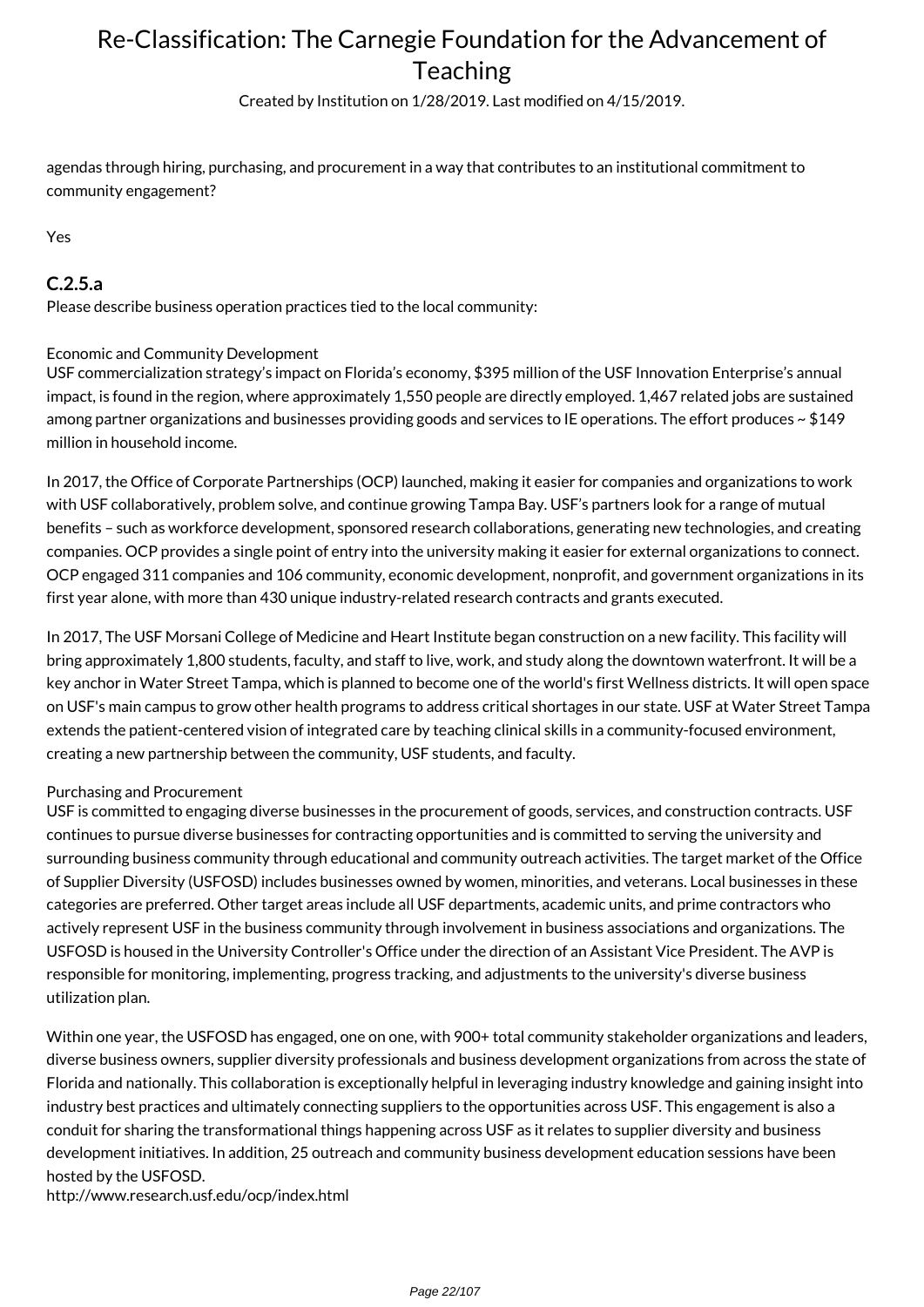agendas through hiring, purchasing, and procurement in a way that contributes to an institutional commitment to community engagement?

Yes

### C.2.5.a

Please describe business operation practices tied to the local community:

Economic and Community Development

USF commercialization strategy's impact on Florida's economy, $395 million of the USF Innovation Enterprise's annual impact, is found in the region, where approximately 1,550 people are directly employed. 1,467 related jobs are sustained among partner organizations and businesses providing goods and services to IE operations. The effort produces ~ $149 million in household income.

In 2017, the Office of Corporate Partnerships (OCP) launched, making it easier for companies and organizations to work with USF collaboratively, problem solve, and continue growing Tampa Bay. USF's partners look for a range of mutual benefits – such as workforce development, sponsored research collaborations, generating new technologies, and creating companies. OCP provides a single point of entry into the university making it easier for external organizations to connect. OCP engaged 311 companies and 106 community, economic development, nonprofit, and government organizations in its first year alone, with more than 430 unique industry-related research contracts and grants executed.

In 2017, The USF Morsani College of Medicine and Heart Institute began construction on a new facility. This facility will bring approximately 1,800 students, faculty, and staff to live, work, and study along the downtown waterfront. It will be a key anchor in Water Street Tampa, which is planned to become one of the world's first Wellness districts. It will open space on USF's main campus to grow other health programs to address critical shortages in our state. USF at Water Street Tampa extends the patient-centered vision of integrated care by teaching clinical skills in a community-focused environment, creating a new partnership between the community, USF students, and faculty.

Purchasing and Procurement

USF is committed to engaging diverse businesses in the procurement of goods, services, and construction contracts. USF continues to pursue diverse businesses for contracting opportunities and is committed to serving the university and surrounding business community through educational and community outreach activities. The target market of the Office of Supplier Diversity (USFOSD) includes businesses owned by women, minorities, and veterans. Local businesses in these categories are preferred. Other target areas include all USF departments, academic units, and prime contractors who actively represent USF in the business community through involvement in business associations and organizations. The USFOSD is housed in the University Controller's Office under the direction of an Assistant Vice President. The AVP is responsible for monitoring, implementing, progress tracking, and adjustments to the university's diverse business utilization plan.

Within one year, the USFOSD has engaged, one on one, with 900+ total community stakeholder organizations and leaders, diverse business owners, supplier diversity professionals and business development organizations from across the state of Florida and nationally. This collaboration is exceptionally helpful in leveraging industry knowledge and gaining insight into industry best practices and ultimately connecting suppliers to the opportunities across USF. This engagement is also a conduit for sharing the transformational things happening across USF as it relates to supplier diversity and business development initiatives. In addition, 25 outreach and community business development education sessions have been hosted by the USFOSD.

http://www.research.usf.edu/ocp/index.html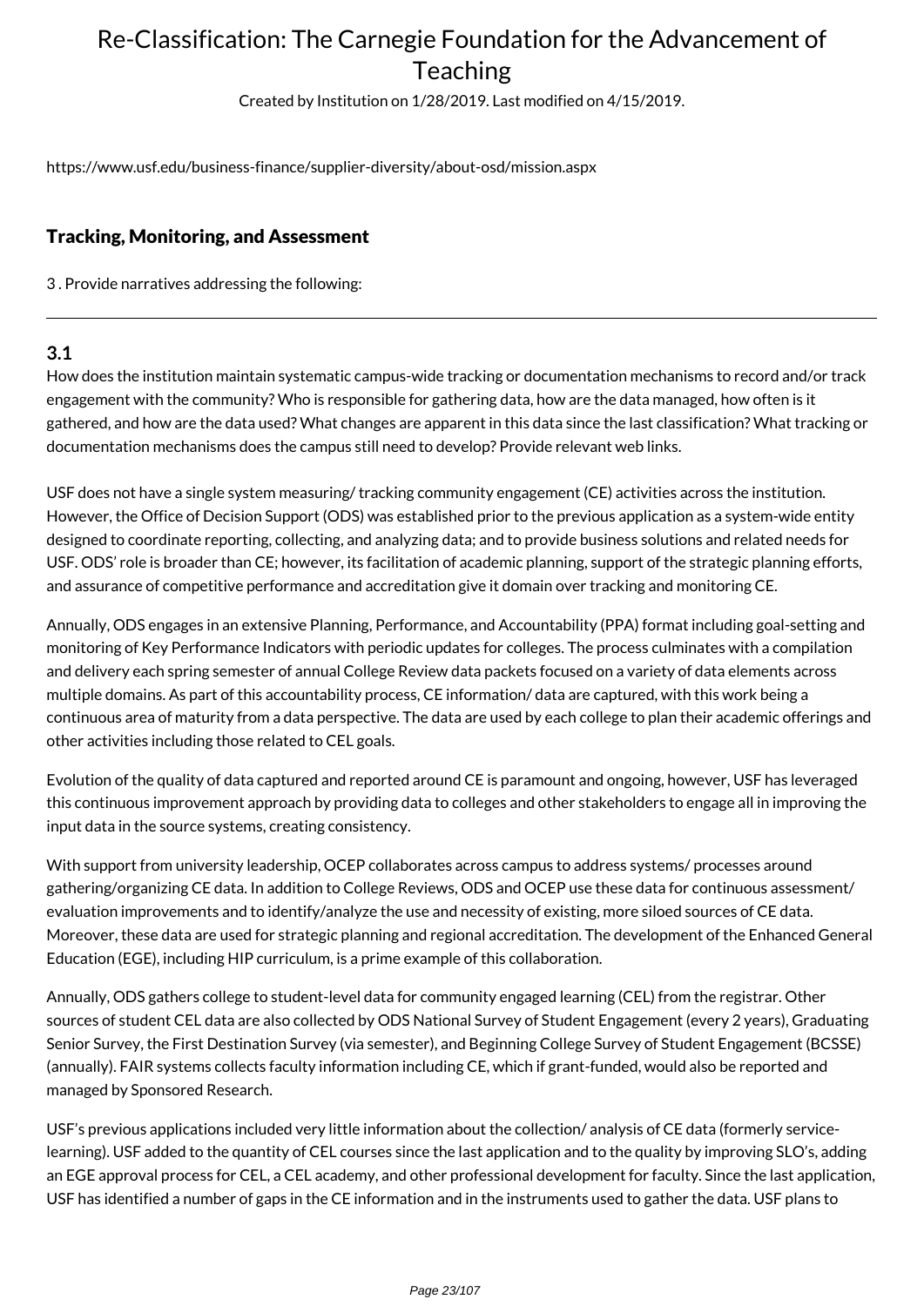https://www.usf.edu/business-finance/supplier-diversity/about-osd/mission.aspx

## Tracking, Monitoring, and Assessment

3 . Provide narratives addressing the following:

---

### 3.1

How does the institution maintain systematic campus-wide tracking or documentation mechanisms to record and/or track engagement with the community? Who is responsible for gathering data, how are the data managed, how often is it gathered, and how are the data used? What changes are apparent in this data since the last classification? What tracking or documentation mechanisms does the campus still need to develop? Provide relevant web links.

USF does not have a single system measuring/ tracking community engagement (CE) activities across the institution. However, the Office of Decision Support (ODS) was established prior to the previous application as a system-wide entity designed to coordinate reporting, collecting, and analyzing data; and to provide business solutions and related needs for USF. ODS' role is broader than CE; however, its facilitation of academic planning, support of the strategic planning efforts, and assurance of competitive performance and accreditation give it domain over tracking and monitoring CE.

Annually, ODS engages in an extensive Planning, Performance, and Accountability (PPA) format including goal-setting and monitoring of Key Performance Indicators with periodic updates for colleges. The process culminates with a compilation and delivery each spring semester of annual College Review data packets focused on a variety of data elements across multiple domains. As part of this accountability process, CE information/ data are captured, with this work being a continuous area of maturity from a data perspective. The data are used by each college to plan their academic offerings and other activities including those related to CEL goals.

Evolution of the quality of data captured and reported around CE is paramount and ongoing, however, USF has leveraged this continuous improvement approach by providing data to colleges and other stakeholders to engage all in improving the input data in the source systems, creating consistency.

With support from university leadership, OCEP collaborates across campus to address systems/ processes around gathering/organizing CE data. In addition to College Reviews, ODS and OCEP use these data for continuous assessment/ evaluation improvements and to identify/analyze the use and necessity of existing, more siloed sources of CE data. Moreover, these data are used for strategic planning and regional accreditation. The development of the Enhanced General Education (EGE), including HIP curriculum, is a prime example of this collaboration.

Annually, ODS gathers college to student-level data for community engaged learning (CEL) from the registrar. Other sources of student CEL data are also collected by ODS National Survey of Student Engagement (every 2 years), Graduating Senior Survey, the First Destination Survey (via semester), and Beginning College Survey of Student Engagement (BCSSE) (annually). FAIR systems collects faculty information including CE, which if grant-funded, would also be reported and managed by Sponsored Research.

USF's previous applications included very little information about the collection/ analysis of CE data (formerly service-learning). USF added to the quantity of CEL courses since the last application and to the quality by improving SLO's, adding an EGE approval process for CEL, a CEL academy, and other professional development for faculty. Since the last application, USF has identified a number of gaps in the CE information and in the instruments used to gather the data. USF plans to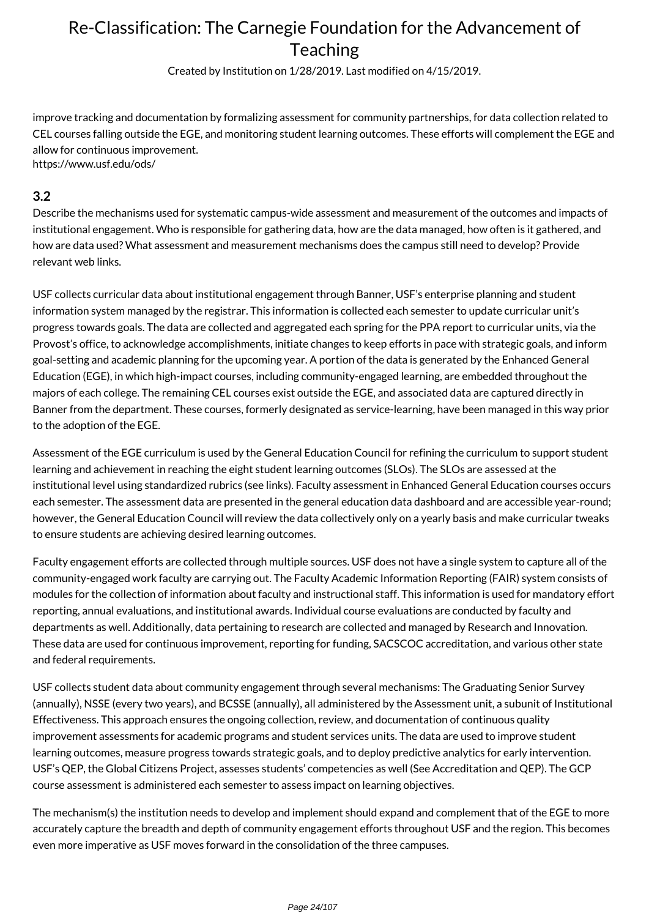improve tracking and documentation by formalizing assessment for community partnerships, for data collection related to CEL courses falling outside the EGE, and monitoring student learning outcomes. These efforts will complement the EGE and allow for continuous improvement.
https://www.usf.edu/ods/

### 3.2

Describe the mechanisms used for systematic campus-wide assessment and measurement of the outcomes and impacts of institutional engagement. Who is responsible for gathering data, how are the data managed, how often is it gathered, and how are data used? What assessment and measurement mechanisms does the campus still need to develop? Provide relevant web links.

USF collects curricular data about institutional engagement through Banner, USF's enterprise planning and student information system managed by the registrar. This information is collected each semester to update curricular unit's progress towards goals. The data are collected and aggregated each spring for the PPA report to curricular units, via the Provost's office, to acknowledge accomplishments, initiate changes to keep efforts in pace with strategic goals, and inform goal-setting and academic planning for the upcoming year. A portion of the data is generated by the Enhanced General Education (EGE), in which high-impact courses, including community-engaged learning, are embedded throughout the majors of each college. The remaining CEL courses exist outside the EGE, and associated data are captured directly in Banner from the department. These courses, formerly designated as service-learning, have been managed in this way prior to the adoption of the EGE.

Assessment of the EGE curriculum is used by the General Education Council for refining the curriculum to support student learning and achievement in reaching the eight student learning outcomes (SLOs). The SLOs are assessed at the institutional level using standardized rubrics (see links). Faculty assessment in Enhanced General Education courses occurs each semester. The assessment data are presented in the general education data dashboard and are accessible year-round; however, the General Education Council will review the data collectively only on a yearly basis and make curricular tweaks to ensure students are achieving desired learning outcomes.

Faculty engagement efforts are collected through multiple sources. USF does not have a single system to capture all of the community-engaged work faculty are carrying out. The Faculty Academic Information Reporting (FAIR) system consists of modules for the collection of information about faculty and instructional staff. This information is used for mandatory effort reporting, annual evaluations, and institutional awards. Individual course evaluations are conducted by faculty and departments as well. Additionally, data pertaining to research are collected and managed by Research and Innovation. These data are used for continuous improvement, reporting for funding, SACSCOC accreditation, and various other state and federal requirements.

USF collects student data about community engagement through several mechanisms: The Graduating Senior Survey (annually), NSSE (every two years), and BCSSE (annually), all administered by the Assessment unit, a subunit of Institutional Effectiveness. This approach ensures the ongoing collection, review, and documentation of continuous quality improvement assessments for academic programs and student services units. The data are used to improve student learning outcomes, measure progress towards strategic goals, and to deploy predictive analytics for early intervention. USF's QEP, the Global Citizens Project, assesses students' competencies as well (See Accreditation and QEP). The GCP course assessment is administered each semester to assess impact on learning objectives.

The mechanism(s) the institution needs to develop and implement should expand and complement that of the EGE to more accurately capture the breadth and depth of community engagement efforts throughout USF and the region. This becomes even more imperative as USF moves forward in the consolidation of the three campuses.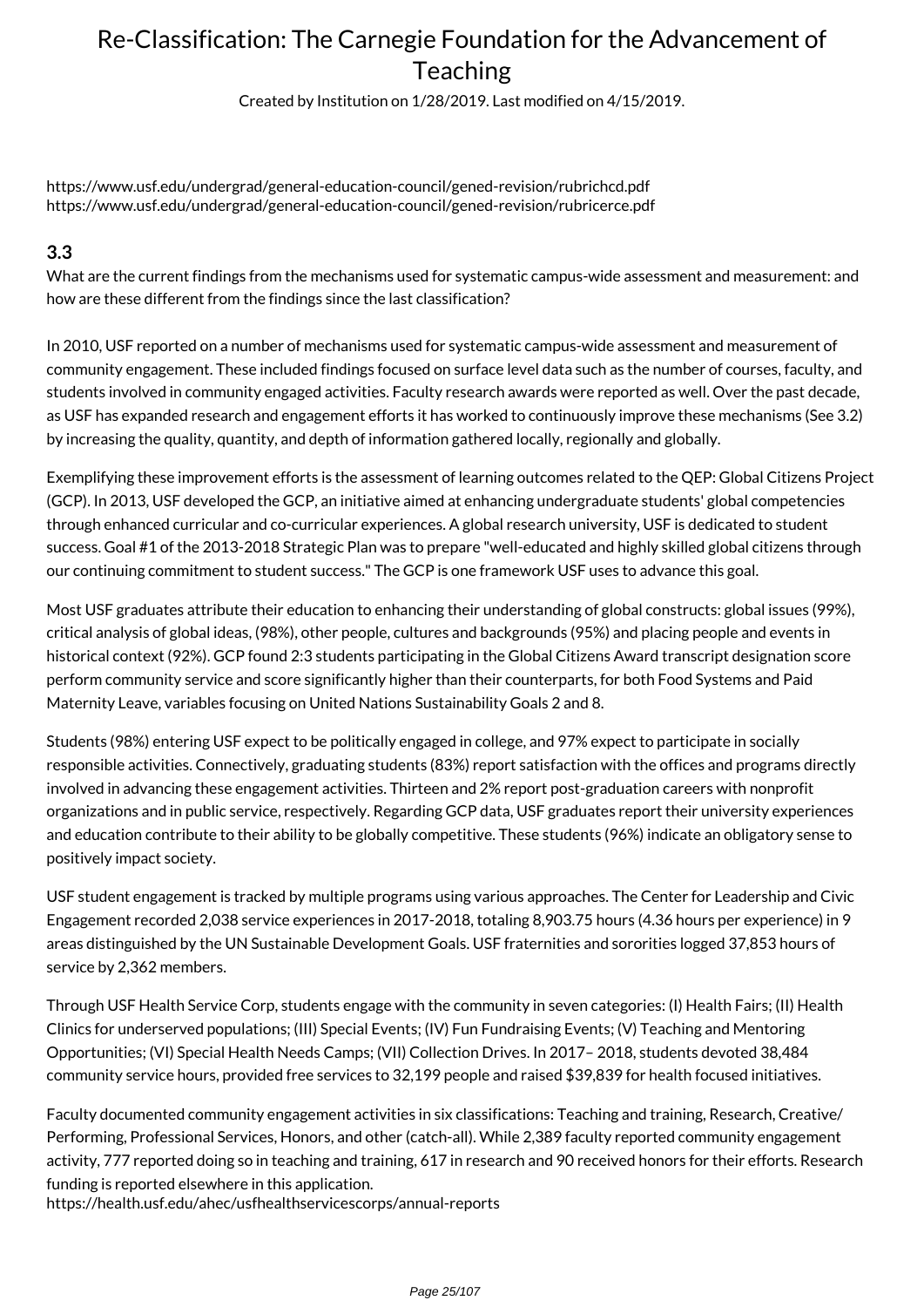https://www.usf.edu/undergrad/general-education-council/gened-revision/rubrichcd.pdf
https://www.usf.edu/undergrad/general-education-council/gened-revision/rubricerce.pdf

### 3.3

What are the current findings from the mechanisms used for systematic campus-wide assessment and measurement: and how are these different from the findings since the last classification?

In 2010, USF reported on a number of mechanisms used for systematic campus-wide assessment and measurement of community engagement. These included findings focused on surface level data such as the number of courses, faculty, and students involved in community engaged activities. Faculty research awards were reported as well. Over the past decade, as USF has expanded research and engagement efforts it has worked to continuously improve these mechanisms (See 3.2) by increasing the quality, quantity, and depth of information gathered locally, regionally and globally.

Exemplifying these improvement efforts is the assessment of learning outcomes related to the QEP: Global Citizens Project (GCP). In 2013, USF developed the GCP, an initiative aimed at enhancing undergraduate students' global competencies through enhanced curricular and co-curricular experiences. A global research university, USF is dedicated to student success. Goal #1 of the 2013-2018 Strategic Plan was to prepare "well-educated and highly skilled global citizens through our continuing commitment to student success." The GCP is one framework USF uses to advance this goal.

Most USF graduates attribute their education to enhancing their understanding of global constructs: global issues (99%), critical analysis of global ideas, (98%), other people, cultures and backgrounds (95%) and placing people and events in historical context (92%). GCP found 2:3 students participating in the Global Citizens Award transcript designation score perform community service and score significantly higher than their counterparts, for both Food Systems and Paid Maternity Leave, variables focusing on United Nations Sustainability Goals 2 and 8.

Students (98%) entering USF expect to be politically engaged in college, and 97% expect to participate in socially responsible activities. Connectively, graduating students (83%) report satisfaction with the offices and programs directly involved in advancing these engagement activities. Thirteen and 2% report post-graduation careers with nonprofit organizations and in public service, respectively. Regarding GCP data, USF graduates report their university experiences and education contribute to their ability to be globally competitive. These students (96%) indicate an obligatory sense to positively impact society.

USF student engagement is tracked by multiple programs using various approaches. The Center for Leadership and Civic Engagement recorded 2,038 service experiences in 2017-2018, totaling 8,903.75 hours (4.36 hours per experience) in 9 areas distinguished by the UN Sustainable Development Goals. USF fraternities and sororities logged 37,853 hours of service by 2,362 members.

Through USF Health Service Corp, students engage with the community in seven categories: (I) Health Fairs; (II) Health Clinics for underserved populations; (III) Special Events; (IV) Fun Fundraising Events; (V) Teaching and Mentoring Opportunities; (VI) Special Health Needs Camps; (VII) Collection Drives. In 2017– 2018, students devoted 38,484 community service hours, provided free services to 32,199 people and raised $39,839 for health focused initiatives.

Faculty documented community engagement activities in six classifications: Teaching and training, Research, Creative/ Performing, Professional Services, Honors, and other (catch-all). While 2,389 faculty reported community engagement activity, 777 reported doing so in teaching and training, 617 in research and 90 received honors for their efforts. Research funding is reported elsewhere in this application.
https://health.usf.edu/ahec/usfhealthservicescorps/annual-reports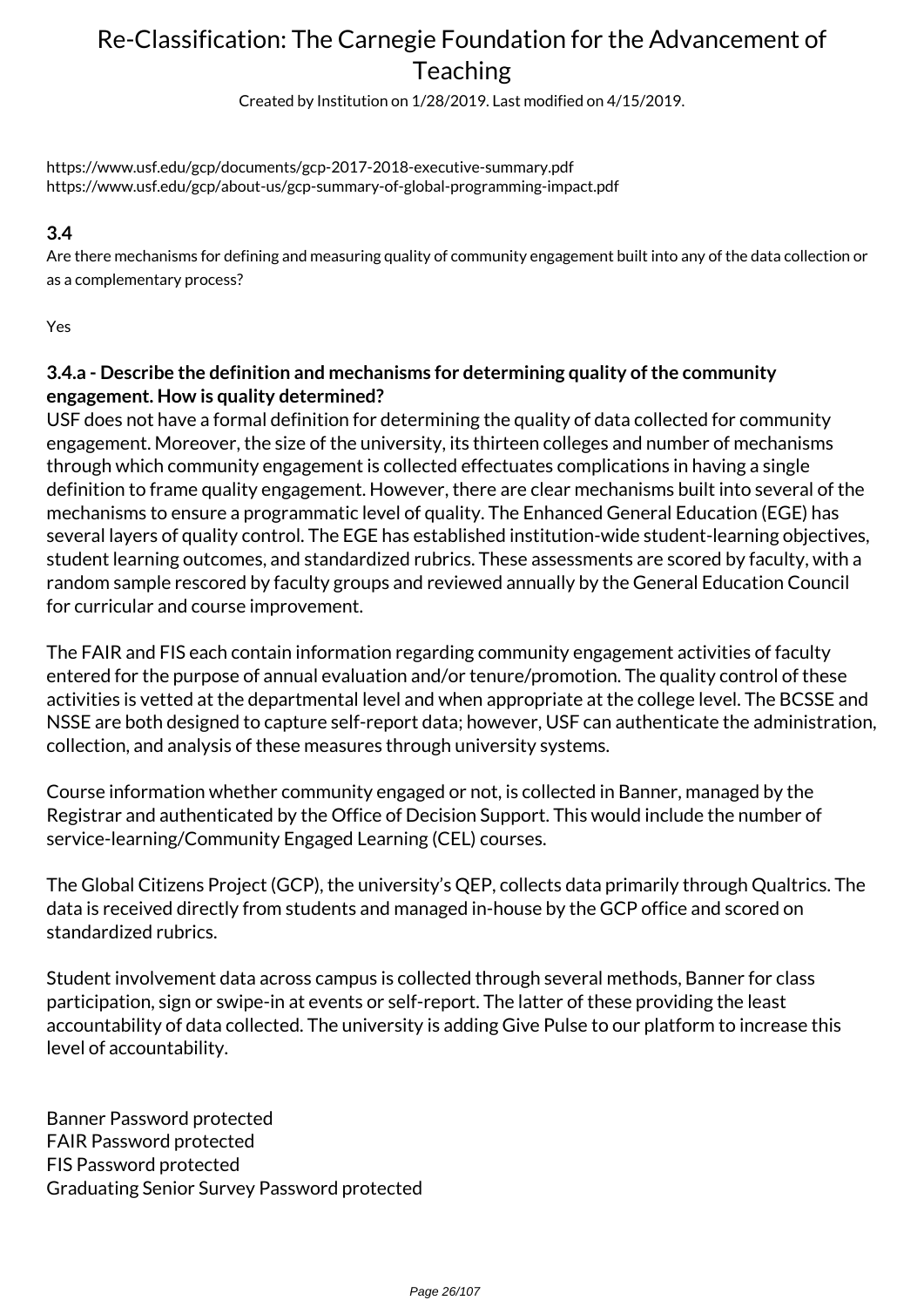https://www.usf.edu/gcp/documents/gcp-2017-2018-executive-summary.pdf
https://www.usf.edu/gcp/about-us/gcp-summary-of-global-programming-impact.pdf

### 3.4

Are there mechanisms for defining and measuring quality of community engagement built into any of the data collection or as a complementary process?

Yes

### 3.4.a - Describe the definition and mechanisms for determining quality of the community engagement. How is quality determined?

USF does not have a formal definition for determining the quality of data collected for community engagement. Moreover, the size of the university, its thirteen colleges and number of mechanisms through which community engagement is collected effectuates complications in having a single definition to frame quality engagement. However, there are clear mechanisms built into several of the mechanisms to ensure a programmatic level of quality. The Enhanced General Education (EGE) has several layers of quality control. The EGE has established institution-wide student-learning objectives, student learning outcomes, and standardized rubrics. These assessments are scored by faculty, with a random sample rescored by faculty groups and reviewed annually by the General Education Council for curricular and course improvement.

The FAIR and FIS each contain information regarding community engagement activities of faculty entered for the purpose of annual evaluation and/or tenure/promotion. The quality control of these activities is vetted at the departmental level and when appropriate at the college level. The BCSSE and NSSE are both designed to capture self-report data; however, USF can authenticate the administration, collection, and analysis of these measures through university systems.

Course information whether community engaged or not, is collected in Banner, managed by the Registrar and authenticated by the Office of Decision Support. This would include the number of service-learning/Community Engaged Learning (CEL) courses.

The Global Citizens Project (GCP), the university's QEP, collects data primarily through Qualtrics. The data is received directly from students and managed in-house by the GCP office and scored on standardized rubrics.

Student involvement data across campus is collected through several methods, Banner for class participation, sign or swipe-in at events or self-report. The latter of these providing the least accountability of data collected. The university is adding Give Pulse to our platform to increase this level of accountability.

Banner Password protected
FAIR Password protected
FIS Password protected
Graduating Senior Survey Password protected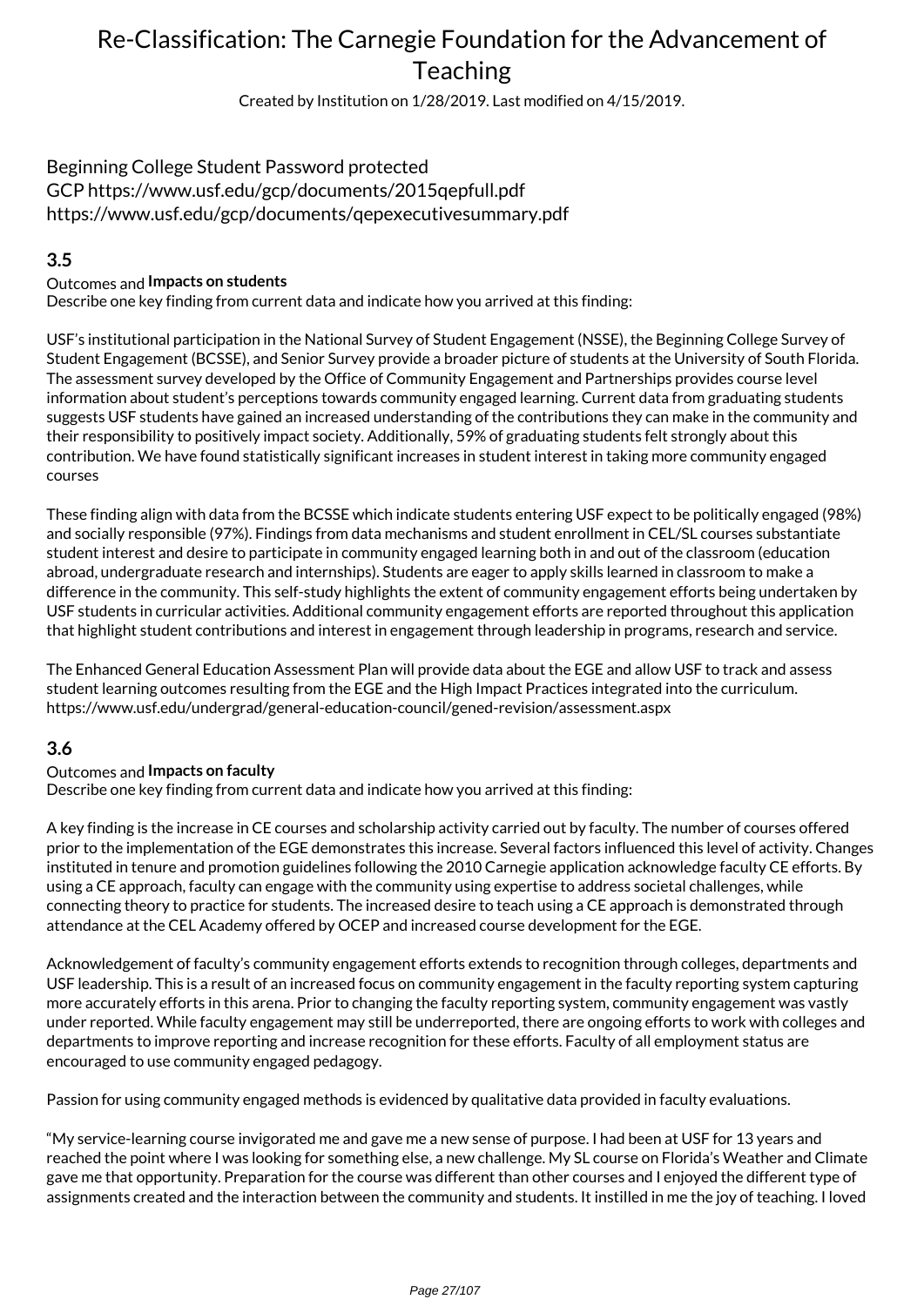Beginning College Student Password protected
GCP https://www.usf.edu/gcp/documents/2015qepfull.pdf
https://www.usf.edu/gcp/documents/qepexecutivesummary.pdf

## 3.5

Outcomes and **Impacts on students**
Describe one key finding from current data and indicate how you arrived at this finding:

USF's institutional participation in the National Survey of Student Engagement (NSSE), the Beginning College Survey of Student Engagement (BCSSE), and Senior Survey provide a broader picture of students at the University of South Florida. The assessment survey developed by the Office of Community Engagement and Partnerships provides course level information about student's perceptions towards community engaged learning. Current data from graduating students suggests USF students have gained an increased understanding of the contributions they can make in the community and their responsibility to positively impact society. Additionally, 59% of graduating students felt strongly about this contribution. We have found statistically significant increases in student interest in taking more community engaged courses

These finding align with data from the BCSSE which indicate students entering USF expect to be politically engaged (98%) and socially responsible (97%). Findings from data mechanisms and student enrollment in CEL/SL courses substantiate student interest and desire to participate in community engaged learning both in and out of the classroom (education abroad, undergraduate research and internships). Students are eager to apply skills learned in classroom to make a difference in the community. This self-study highlights the extent of community engagement efforts being undertaken by USF students in curricular activities. Additional community engagement efforts are reported throughout this application that highlight student contributions and interest in engagement through leadership in programs, research and service.

The Enhanced General Education Assessment Plan will provide data about the EGE and allow USF to track and assess student learning outcomes resulting from the EGE and the High Impact Practices integrated into the curriculum. https://www.usf.edu/undergrad/general-education-council/gened-revision/assessment.aspx

## 3.6

Outcomes and **Impacts on faculty**
Describe one key finding from current data and indicate how you arrived at this finding:

A key finding is the increase in CE courses and scholarship activity carried out by faculty. The number of courses offered prior to the implementation of the EGE demonstrates this increase. Several factors influenced this level of activity. Changes instituted in tenure and promotion guidelines following the 2010 Carnegie application acknowledge faculty CE efforts. By using a CE approach, faculty can engage with the community using expertise to address societal challenges, while connecting theory to practice for students. The increased desire to teach using a CE approach is demonstrated through attendance at the CEL Academy offered by OCEP and increased course development for the EGE.

Acknowledgement of faculty's community engagement efforts extends to recognition through colleges, departments and USF leadership. This is a result of an increased focus on community engagement in the faculty reporting system capturing more accurately efforts in this arena. Prior to changing the faculty reporting system, community engagement was vastly under reported. While faculty engagement may still be underreported, there are ongoing efforts to work with colleges and departments to improve reporting and increase recognition for these efforts. Faculty of all employment status are encouraged to use community engaged pedagogy.

Passion for using community engaged methods is evidenced by qualitative data provided in faculty evaluations.

"My service-learning course invigorated me and gave me a new sense of purpose. I had been at USF for 13 years and reached the point where I was looking for something else, a new challenge. My SL course on Florida's Weather and Climate gave me that opportunity. Preparation for the course was different than other courses and I enjoyed the different type of assignments created and the interaction between the community and students. It instilled in me the joy of teaching. I loved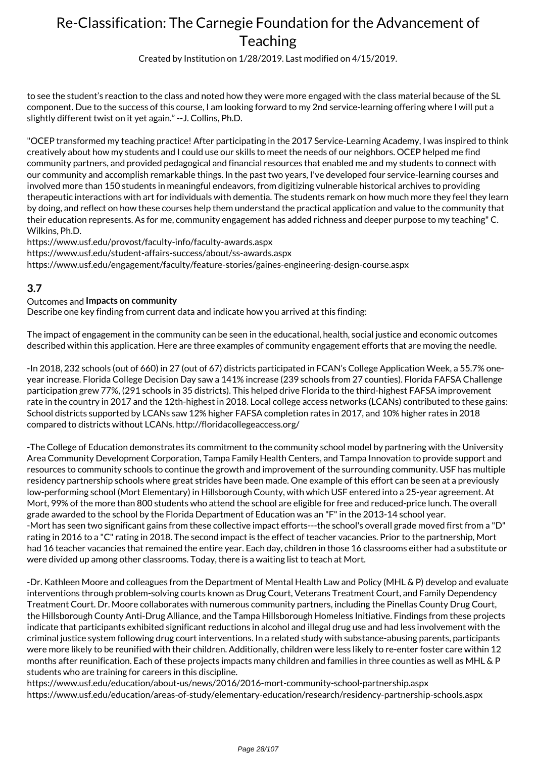to see the student's reaction to the class and noted how they were more engaged with the class material because of the SL component. Due to the success of this course, I am looking forward to my 2nd service-learning offering where I will put a slightly different twist on it yet again." --J. Collins, Ph.D.

"OCEP transformed my teaching practice! After participating in the 2017 Service-Learning Academy, I was inspired to think creatively about how my students and I could use our skills to meet the needs of our neighbors. OCEP helped me find community partners, and provided pedagogical and financial resources that enabled me and my students to connect with our community and accomplish remarkable things. In the past two years, I've developed four service-learning courses and involved more than 150 students in meaningful endeavors, from digitizing vulnerable historical archives to providing therapeutic interactions with art for individuals with dementia. The students remark on how much more they feel they learn by doing, and reflect on how these courses help them understand the practical application and value to the community that their education represents. As for me, community engagement has added richness and deeper purpose to my teaching" C. Wilkins, Ph.D.
https://www.usf.edu/provost/faculty-info/faculty-awards.aspx
https://www.usf.edu/student-affairs-success/about/ss-awards.aspx
https://www.usf.edu/engagement/faculty/feature-stories/gaines-engineering-design-course.aspx

### 3.7

Outcomes and **Impacts on community**
Describe one key finding from current data and indicate how you arrived at this finding:

The impact of engagement in the community can be seen in the educational, health, social justice and economic outcomes described within this application. Here are three examples of community engagement efforts that are moving the needle.

-In 2018, 232 schools (out of 660) in 27 (out of 67) districts participated in FCAN's College Application Week, a 55.7% one-year increase. Florida College Decision Day saw a 141% increase (239 schools from 27 counties). Florida FAFSA Challenge participation grew 77%, (291 schools in 35 districts). This helped drive Florida to the third-highest FAFSA improvement rate in the country in 2017 and the 12th-highest in 2018. Local college access networks (LCANs) contributed to these gains: School districts supported by LCANs saw 12% higher FAFSA completion rates in 2017, and 10% higher rates in 2018 compared to districts without LCANs. http://floridacollegeaccess.org/

-The College of Education demonstrates its commitment to the community school model by partnering with the University Area Community Development Corporation, Tampa Family Health Centers, and Tampa Innovation to provide support and resources to community schools to continue the growth and improvement of the surrounding community. USF has multiple residency partnership schools where great strides have been made. One example of this effort can be seen at a previously low-performing school (Mort Elementary) in Hillsborough County, with which USF entered into a 25-year agreement. At Mort, 99% of the more than 800 students who attend the school are eligible for free and reduced-price lunch. The overall grade awarded to the school by the Florida Department of Education was an "F" in the 2013-14 school year.
-Mort has seen two significant gains from these collective impact efforts---the school's overall grade moved first from a "D" rating in 2016 to a "C" rating in 2018. The second impact is the effect of teacher vacancies. Prior to the partnership, Mort had 16 teacher vacancies that remained the entire year. Each day, children in those 16 classrooms either had a substitute or were divided up among other classrooms. Today, there is a waiting list to teach at Mort.

-Dr. Kathleen Moore and colleagues from the Department of Mental Health Law and Policy (MHL & P) develop and evaluate interventions through problem-solving courts known as Drug Court, Veterans Treatment Court, and Family Dependency Treatment Court. Dr. Moore collaborates with numerous community partners, including the Pinellas County Drug Court, the Hillsborough County Anti-Drug Alliance, and the Tampa Hillsborough Homeless Initiative. Findings from these projects indicate that participants exhibited significant reductions in alcohol and illegal drug use and had less involvement with the criminal justice system following drug court interventions. In a related study with substance-abusing parents, participants were more likely to be reunified with their children. Additionally, children were less likely to re-enter foster care within 12 months after reunification. Each of these projects impacts many children and families in three counties as well as MHL & P students who are training for careers in this discipline.
https://www.usf.edu/education/about-us/news/2016/2016-mort-community-school-partnership.aspx
https://www.usf.edu/education/areas-of-study/elementary-education/research/residency-partnership-schools.aspx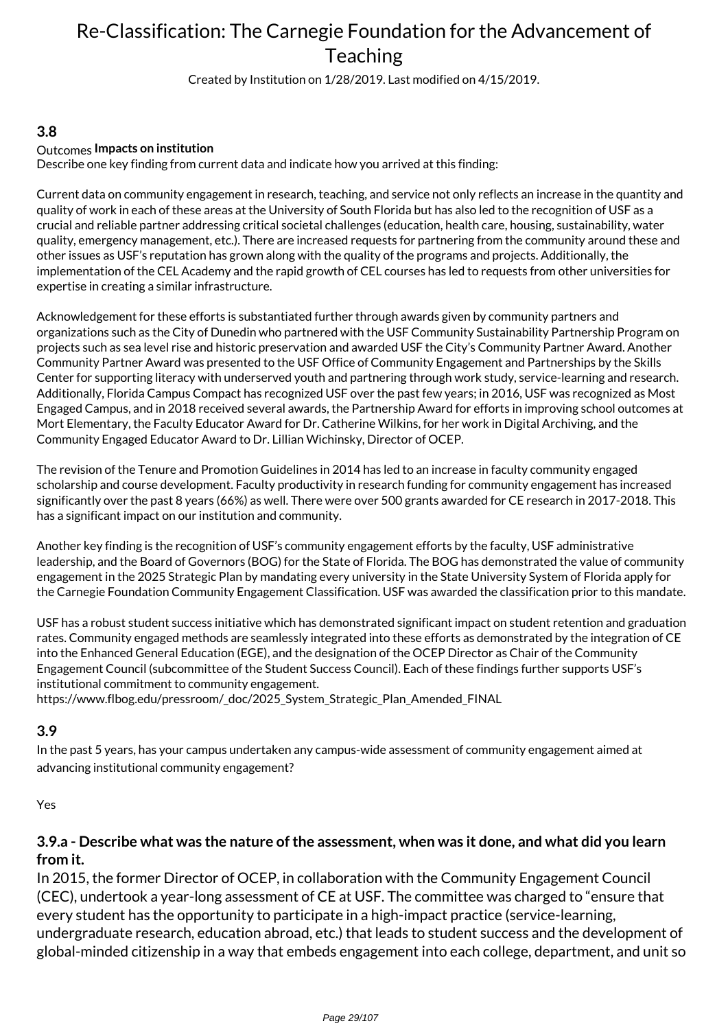# Re-Classification: The Carnegie Foundation for the Advancement of Teaching

Created by Institution on 1/28/2019. Last modified on 4/15/2019.

### 3.8

Outcomes **Impacts on institution**

Describe one key finding from current data and indicate how you arrived at this finding:

Current data on community engagement in research, teaching, and service not only reflects an increase in the quantity and quality of work in each of these areas at the University of South Florida but has also led to the recognition of USF as a crucial and reliable partner addressing critical societal challenges (education, health care, housing, sustainability, water quality, emergency management, etc.). There are increased requests for partnering from the community around these and other issues as USF's reputation has grown along with the quality of the programs and projects. Additionally, the implementation of the CEL Academy and the rapid growth of CEL courses has led to requests from other universities for expertise in creating a similar infrastructure.

Acknowledgement for these efforts is substantiated further through awards given by community partners and organizations such as the City of Dunedin who partnered with the USF Community Sustainability Partnership Program on projects such as sea level rise and historic preservation and awarded USF the City's Community Partner Award. Another Community Partner Award was presented to the USF Office of Community Engagement and Partnerships by the Skills Center for supporting literacy with underserved youth and partnering through work study, service-learning and research. Additionally, Florida Campus Compact has recognized USF over the past few years; in 2016, USF was recognized as Most Engaged Campus, and in 2018 received several awards, the Partnership Award for efforts in improving school outcomes at Mort Elementary, the Faculty Educator Award for Dr. Catherine Wilkins, for her work in Digital Archiving, and the Community Engaged Educator Award to Dr. Lillian Wichinsky, Director of OCEP.

The revision of the Tenure and Promotion Guidelines in 2014 has led to an increase in faculty community engaged scholarship and course development. Faculty productivity in research funding for community engagement has increased significantly over the past 8 years (66%) as well. There were over 500 grants awarded for CE research in 2017-2018. This has a significant impact on our institution and community.

Another key finding is the recognition of USF's community engagement efforts by the faculty, USF administrative leadership, and the Board of Governors (BOG) for the State of Florida. The BOG has demonstrated the value of community engagement in the 2025 Strategic Plan by mandating every university in the State University System of Florida apply for the Carnegie Foundation Community Engagement Classification. USF was awarded the classification prior to this mandate.

USF has a robust student success initiative which has demonstrated significant impact on student retention and graduation rates. Community engaged methods are seamlessly integrated into these efforts as demonstrated by the integration of CE into the Enhanced General Education (EGE), and the designation of the OCEP Director as Chair of the Community Engagement Council (subcommittee of the Student Success Council). Each of these findings further supports USF's institutional commitment to community engagement.
https://www.flbog.edu/pressroom/_doc/2025_System_Strategic_Plan_Amended_FINAL

### 3.9

In the past 5 years, has your campus undertaken any campus-wide assessment of community engagement aimed at advancing institutional community engagement?

Yes

### 3.9.a - Describe what was the nature of the assessment, when was it done, and what did you learn from it.

In 2015, the former Director of OCEP, in collaboration with the Community Engagement Council (CEC), undertook a year-long assessment of CE at USF. The committee was charged to "ensure that every student has the opportunity to participate in a high-impact practice (service-learning, undergraduate research, education abroad, etc.) that leads to student success and the development of global-minded citizenship in a way that embeds engagement into each college, department, and unit so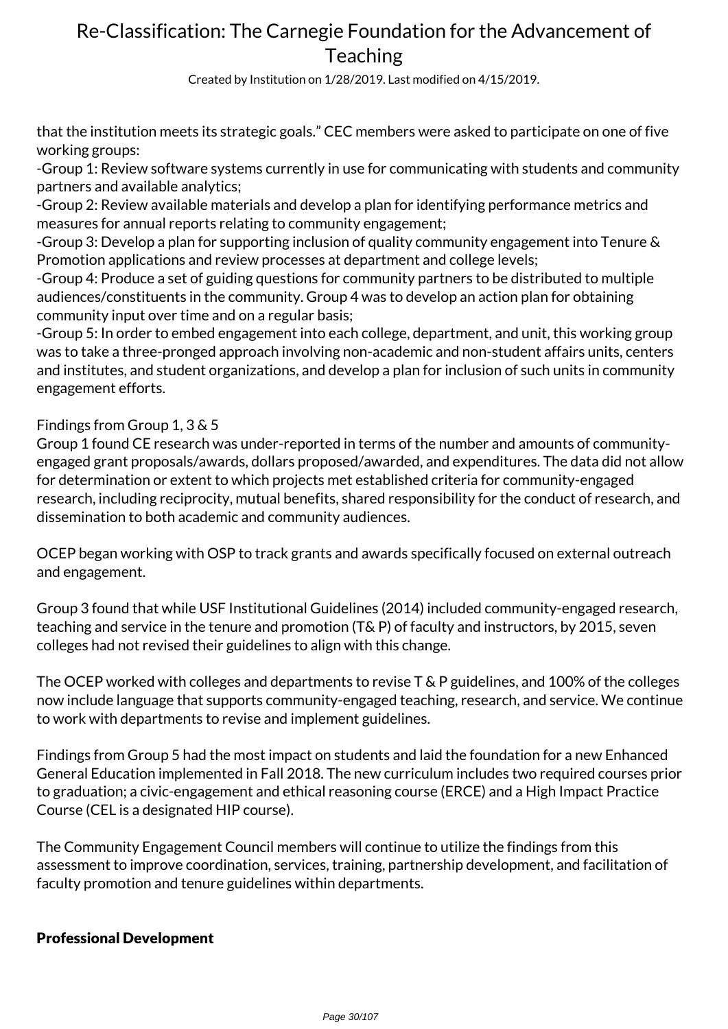that the institution meets its strategic goals." CEC members were asked to participate on one of five working groups:

-Group 1: Review software systems currently in use for communicating with students and community partners and available analytics;

-Group 2: Review available materials and develop a plan for identifying performance metrics and measures for annual reports relating to community engagement;

-Group 3: Develop a plan for supporting inclusion of quality community engagement into Tenure & Promotion applications and review processes at department and college levels;

-Group 4: Produce a set of guiding questions for community partners to be distributed to multiple audiences/constituents in the community. Group 4 was to develop an action plan for obtaining community input over time and on a regular basis;

-Group 5: In order to embed engagement into each college, department, and unit, this working group was to take a three-pronged approach involving non-academic and non-student affairs units, centers and institutes, and student organizations, and develop a plan for inclusion of such units in community engagement efforts.

Findings from Group 1, 3 & 5

Group 1 found CE research was under-reported in terms of the number and amounts of community-engaged grant proposals/awards, dollars proposed/awarded, and expenditures. The data did not allow for determination or extent to which projects met established criteria for community-engaged research, including reciprocity, mutual benefits, shared responsibility for the conduct of research, and dissemination to both academic and community audiences.

OCEP began working with OSP to track grants and awards specifically focused on external outreach and engagement.

Group 3 found that while USF Institutional Guidelines (2014) included community-engaged research, teaching and service in the tenure and promotion (T& P) of faculty and instructors, by 2015, seven colleges had not revised their guidelines to align with this change.

The OCEP worked with colleges and departments to revise T & P guidelines, and 100% of the colleges now include language that supports community-engaged teaching, research, and service. We continue to work with departments to revise and implement guidelines.

Findings from Group 5 had the most impact on students and laid the foundation for a new Enhanced General Education implemented in Fall 2018. The new curriculum includes two required courses prior to graduation; a civic-engagement and ethical reasoning course (ERCE) and a High Impact Practice Course (CEL is a designated HIP course).

The Community Engagement Council members will continue to utilize the findings from this assessment to improve coordination, services, training, partnership development, and facilitation of faculty promotion and tenure guidelines within departments.

**Professional Development**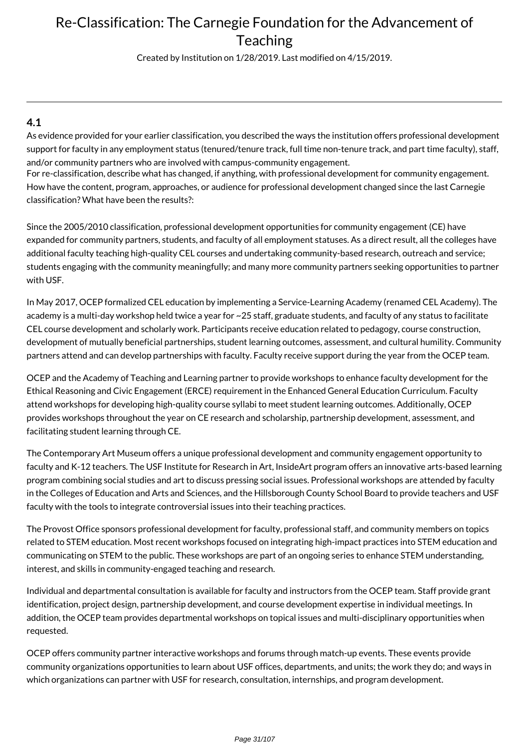# Re-Classification: The Carnegie Foundation for the Advancement of Teaching

Created by Institution on 1/28/2019. Last modified on 4/15/2019.

---

### 4.1

As evidence provided for your earlier classification, you described the ways the institution offers professional development support for faculty in any employment status (tenured/tenure track, full time non-tenure track, and part time faculty), staff, and/or community partners who are involved with campus-community engagement.
For re-classification, describe what has changed, if anything, with professional development for community engagement. How have the content, program, approaches, or audience for professional development changed since the last Carnegie classification? What have been the results?:

Since the 2005/2010 classification, professional development opportunities for community engagement (CE) have expanded for community partners, students, and faculty of all employment statuses. As a direct result, all the colleges have additional faculty teaching high-quality CEL courses and undertaking community-based research, outreach and service; students engaging with the community meaningfully; and many more community partners seeking opportunities to partner with USF.

In May 2017, OCEP formalized CEL education by implementing a Service-Learning Academy (renamed CEL Academy). The academy is a multi-day workshop held twice a year for ~25 staff, graduate students, and faculty of any status to facilitate CEL course development and scholarly work. Participants receive education related to pedagogy, course construction, development of mutually beneficial partnerships, student learning outcomes, assessment, and cultural humility. Community partners attend and can develop partnerships with faculty. Faculty receive support during the year from the OCEP team.

OCEP and the Academy of Teaching and Learning partner to provide workshops to enhance faculty development for the Ethical Reasoning and Civic Engagement (ERCE) requirement in the Enhanced General Education Curriculum. Faculty attend workshops for developing high-quality course syllabi to meet student learning outcomes. Additionally, OCEP provides workshops throughout the year on CE research and scholarship, partnership development, assessment, and facilitating student learning through CE.

The Contemporary Art Museum offers a unique professional development and community engagement opportunity to faculty and K-12 teachers. The USF Institute for Research in Art, InsideArt program offers an innovative arts-based learning program combining social studies and art to discuss pressing social issues. Professional workshops are attended by faculty in the Colleges of Education and Arts and Sciences, and the Hillsborough County School Board to provide teachers and USF faculty with the tools to integrate controversial issues into their teaching practices.

The Provost Office sponsors professional development for faculty, professional staff, and community members on topics related to STEM education. Most recent workshops focused on integrating high-impact practices into STEM education and communicating on STEM to the public. These workshops are part of an ongoing series to enhance STEM understanding, interest, and skills in community-engaged teaching and research.

Individual and departmental consultation is available for faculty and instructors from the OCEP team. Staff provide grant identification, project design, partnership development, and course development expertise in individual meetings. In addition, the OCEP team provides departmental workshops on topical issues and multi-disciplinary opportunities when requested.

OCEP offers community partner interactive workshops and forums through match-up events. These events provide community organizations opportunities to learn about USF offices, departments, and units; the work they do; and ways in which organizations can partner with USF for research, consultation, internships, and program development.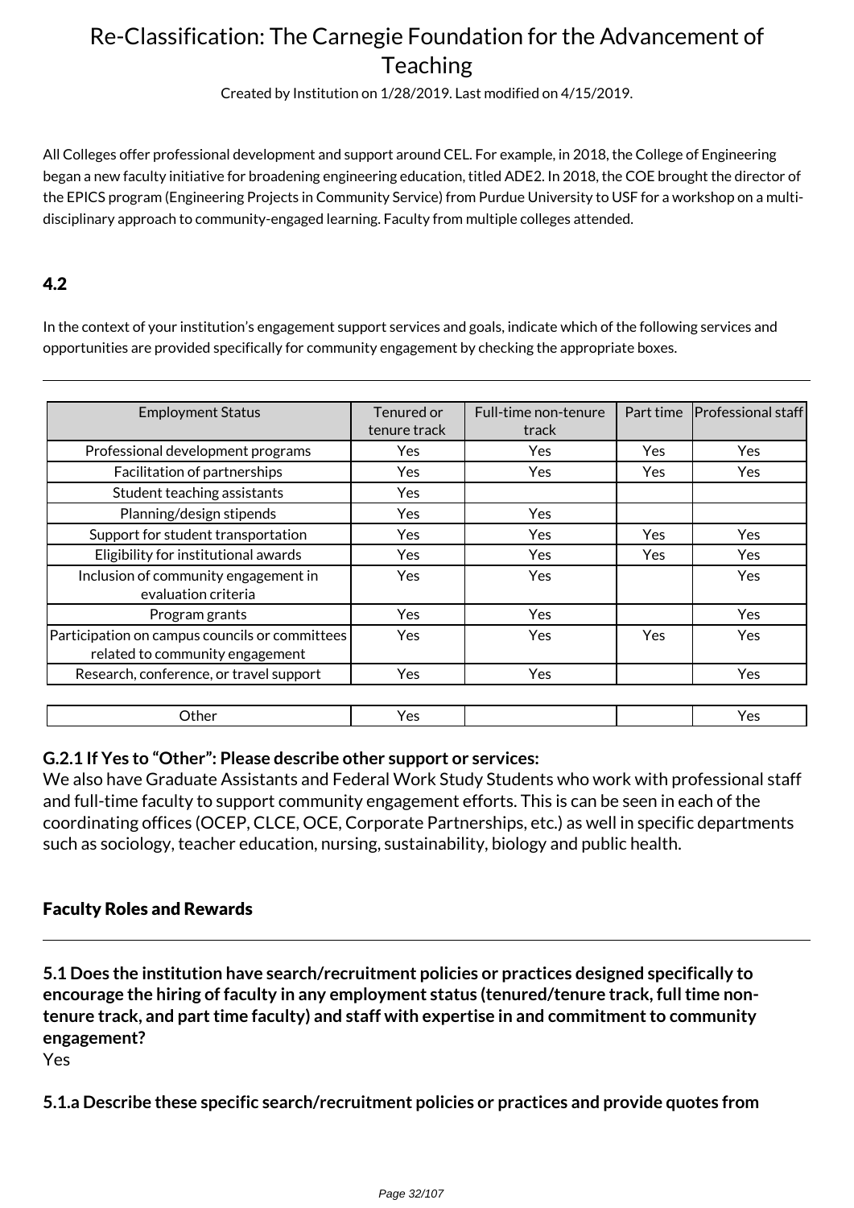All Colleges offer professional development and support around CEL. For example, in 2018, the College of Engineering began a new faculty initiative for broadening engineering education, titled ADE2. In 2018, the COE brought the director of the EPICS program (Engineering Projects in Community Service) from Purdue University to USF for a workshop on a multi-disciplinary approach to community-engaged learning. Faculty from multiple colleges attended.

### 4.2

In the context of your institution's engagement support services and goals, indicate which of the following services and opportunities are provided specifically for community engagement by checking the appropriate boxes.

| Employment Status | Tenured or tenure track | Full-time non-tenure track | Part time | Professional staff |
|---|---|---|---|---|
| Professional development programs | Yes | Yes | Yes | Yes |
| Facilitation of partnerships | Yes | Yes | Yes | Yes |
| Student teaching assistants | Yes | | | |
| Planning/design stipends | Yes | Yes | | |
| Support for student transportation | Yes | Yes | Yes | Yes |
| Eligibility for institutional awards | Yes | Yes | Yes | Yes |
| Inclusion of community engagement in evaluation criteria | Yes | Yes | | Yes |
| Program grants | Yes | Yes | | Yes |
| Participation on campus councils or committees related to community engagement | Yes | Yes | Yes | Yes |
| Research, conference, or travel support | Yes | Yes | | Yes |
| Other | Yes | | | Yes |

**G.2.1 If Yes to "Other": Please describe other support or services:**

We also have Graduate Assistants and Federal Work Study Students who work with professional staff and full-time faculty to support community engagement efforts. This is can be seen in each of the coordinating offices (OCEP, CLCE, OCE, Corporate Partnerships, etc.) as well in specific departments such as sociology, teacher education, nursing, sustainability, biology and public health.

### Faculty Roles and Rewards

**5.1 Does the institution have search/recruitment policies or practices designed specifically to encourage the hiring of faculty in any employment status (tenured/tenure track, full time non-tenure track, and part time faculty) and staff with expertise in and commitment to community engagement?**

Yes

**5.1.a Describe these specific search/recruitment policies or practices and provide quotes from**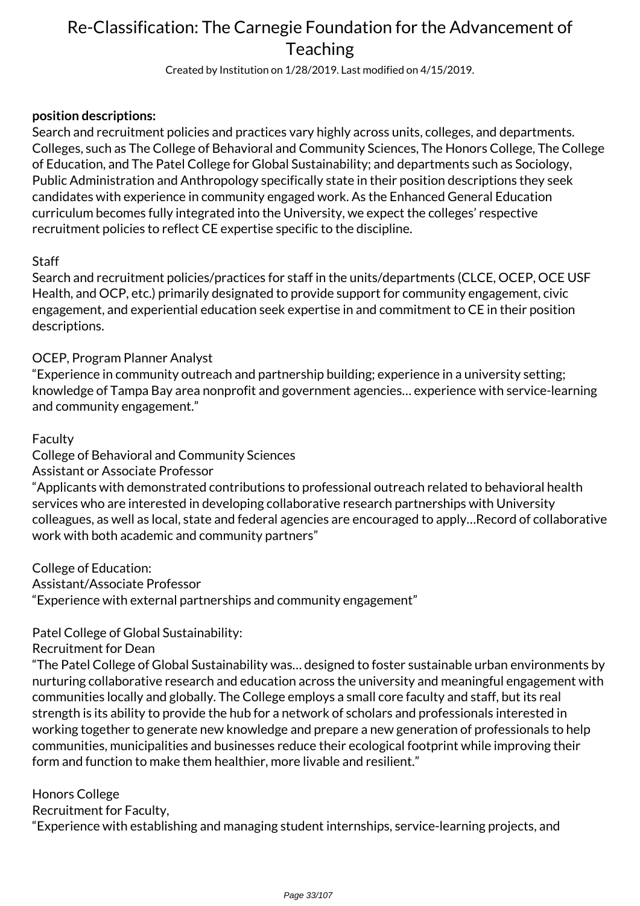**position descriptions:**
Search and recruitment policies and practices vary highly across units, colleges, and departments. Colleges, such as The College of Behavioral and Community Sciences, The Honors College, The College of Education, and The Patel College for Global Sustainability; and departments such as Sociology, Public Administration and Anthropology specifically state in their position descriptions they seek candidates with experience in community engaged work. As the Enhanced General Education curriculum becomes fully integrated into the University, we expect the colleges' respective recruitment policies to reflect CE expertise specific to the discipline.

Staff
Search and recruitment policies/practices for staff in the units/departments (CLCE, OCEP, OCE USF Health, and OCP, etc.) primarily designated to provide support for community engagement, civic engagement, and experiential education seek expertise in and commitment to CE in their position descriptions.

OCEP, Program Planner Analyst
"Experience in community outreach and partnership building; experience in a university setting; knowledge of Tampa Bay area nonprofit and government agencies… experience with service-learning and community engagement."

Faculty
College of Behavioral and Community Sciences
Assistant or Associate Professor
"Applicants with demonstrated contributions to professional outreach related to behavioral health services who are interested in developing collaborative research partnerships with University colleagues, as well as local, state and federal agencies are encouraged to apply…Record of collaborative work with both academic and community partners"

College of Education:
Assistant/Associate Professor
"Experience with external partnerships and community engagement"

Patel College of Global Sustainability:
Recruitment for Dean
"The Patel College of Global Sustainability was… designed to foster sustainable urban environments by nurturing collaborative research and education across the university and meaningful engagement with communities locally and globally. The College employs a small core faculty and staff, but its real strength is its ability to provide the hub for a network of scholars and professionals interested in working together to generate new knowledge and prepare a new generation of professionals to help communities, municipalities and businesses reduce their ecological footprint while improving their form and function to make them healthier, more livable and resilient."

Honors College
Recruitment for Faculty,
"Experience with establishing and managing student internships, service-learning projects, and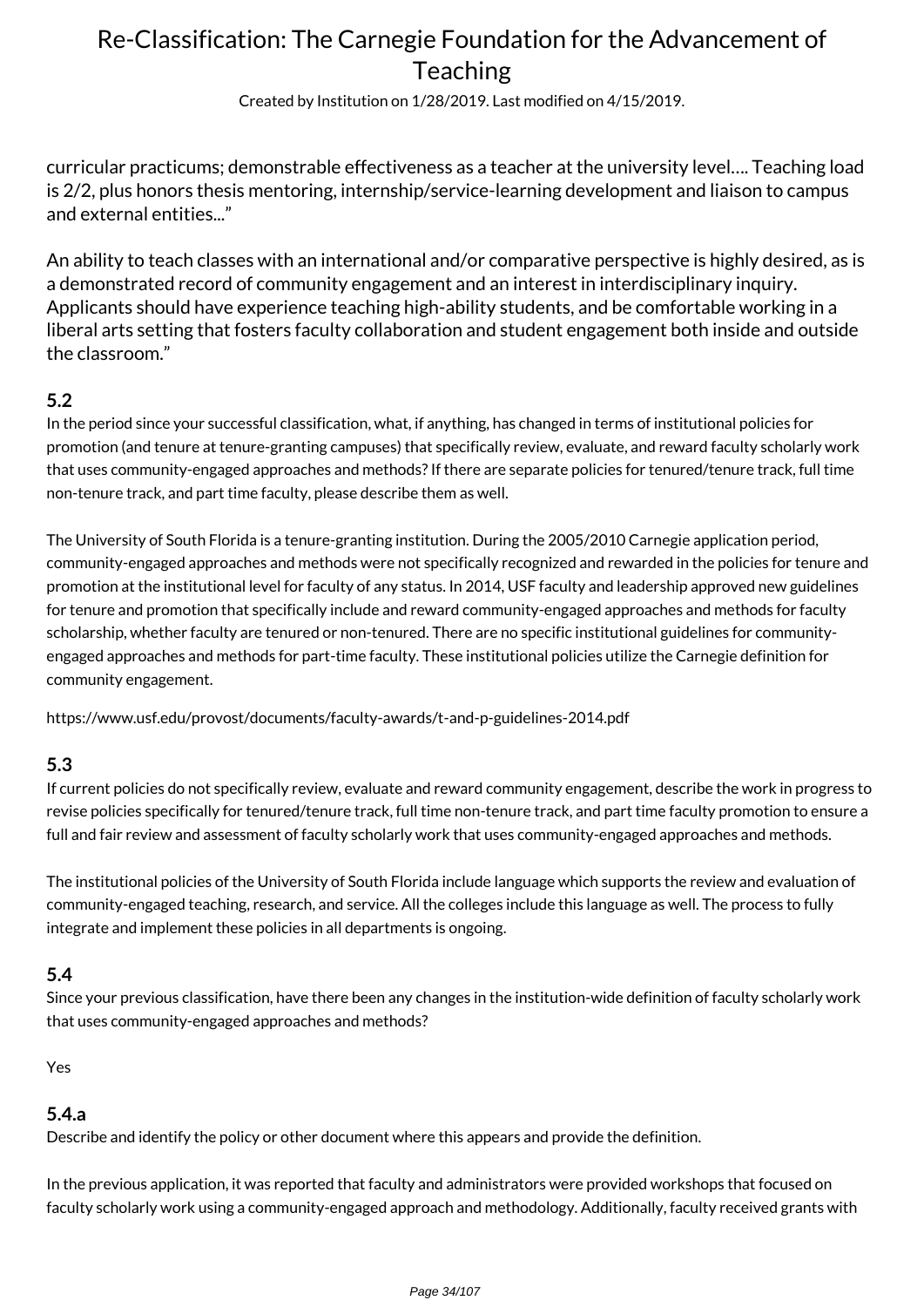curricular practicums; demonstrable effectiveness as a teacher at the university level…. Teaching load is 2/2, plus honors thesis mentoring, internship/service-learning development and liaison to campus and external entities..."

An ability to teach classes with an international and/or comparative perspective is highly desired, as is a demonstrated record of community engagement and an interest in interdisciplinary inquiry. Applicants should have experience teaching high-ability students, and be comfortable working in a liberal arts setting that fosters faculty collaboration and student engagement both inside and outside the classroom."

### 5.2

In the period since your successful classification, what, if anything, has changed in terms of institutional policies for promotion (and tenure at tenure-granting campuses) that specifically review, evaluate, and reward faculty scholarly work that uses community-engaged approaches and methods? If there are separate policies for tenured/tenure track, full time non-tenure track, and part time faculty, please describe them as well.

The University of South Florida is a tenure-granting institution. During the 2005/2010 Carnegie application period, community-engaged approaches and methods were not specifically recognized and rewarded in the policies for tenure and promotion at the institutional level for faculty of any status. In 2014, USF faculty and leadership approved new guidelines for tenure and promotion that specifically include and reward community-engaged approaches and methods for faculty scholarship, whether faculty are tenured or non-tenured. There are no specific institutional guidelines for community-engaged approaches and methods for part-time faculty. These institutional policies utilize the Carnegie definition for community engagement.

https://www.usf.edu/provost/documents/faculty-awards/t-and-p-guidelines-2014.pdf

### 5.3

If current policies do not specifically review, evaluate and reward community engagement, describe the work in progress to revise policies specifically for tenured/tenure track, full time non-tenure track, and part time faculty promotion to ensure a full and fair review and assessment of faculty scholarly work that uses community-engaged approaches and methods.

The institutional policies of the University of South Florida include language which supports the review and evaluation of community-engaged teaching, research, and service. All the colleges include this language as well. The process to fully integrate and implement these policies in all departments is ongoing.

### 5.4

Since your previous classification, have there been any changes in the institution-wide definition of faculty scholarly work that uses community-engaged approaches and methods?

Yes

### 5.4.a

Describe and identify the policy or other document where this appears and provide the definition.

In the previous application, it was reported that faculty and administrators were provided workshops that focused on faculty scholarly work using a community-engaged approach and methodology. Additionally, faculty received grants with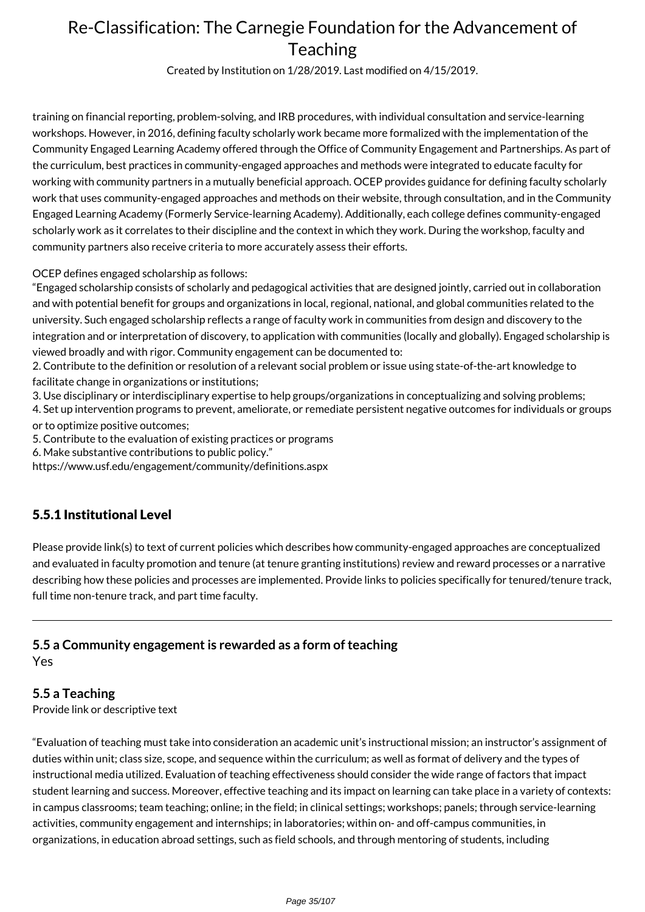training on financial reporting, problem-solving, and IRB procedures, with individual consultation and service-learning workshops. However, in 2016, defining faculty scholarly work became more formalized with the implementation of the Community Engaged Learning Academy offered through the Office of Community Engagement and Partnerships. As part of the curriculum, best practices in community-engaged approaches and methods were integrated to educate faculty for working with community partners in a mutually beneficial approach. OCEP provides guidance for defining faculty scholarly work that uses community-engaged approaches and methods on their website, through consultation, and in the Community Engaged Learning Academy (Formerly Service-learning Academy). Additionally, each college defines community-engaged scholarly work as it correlates to their discipline and the context in which they work. During the workshop, faculty and community partners also receive criteria to more accurately assess their efforts.

OCEP defines engaged scholarship as follows:
"Engaged scholarship consists of scholarly and pedagogical activities that are designed jointly, carried out in collaboration and with potential benefit for groups and organizations in local, regional, national, and global communities related to the university. Such engaged scholarship reflects a range of faculty work in communities from design and discovery to the integration and or interpretation of discovery, to application with communities (locally and globally). Engaged scholarship is viewed broadly and with rigor. Community engagement can be documented to:
2. Contribute to the definition or resolution of a relevant social problem or issue using state-of-the-art knowledge to facilitate change in organizations or institutions;
3. Use disciplinary or interdisciplinary expertise to help groups/organizations in conceptualizing and solving problems;
4. Set up intervention programs to prevent, ameliorate, or remediate persistent negative outcomes for individuals or groups or to optimize positive outcomes;
5. Contribute to the evaluation of existing practices or programs
6. Make substantive contributions to public policy."
https://www.usf.edu/engagement/community/definitions.aspx

## 5.5.1 Institutional Level

Please provide link(s) to text of current policies which describes how community-engaged approaches are conceptualized and evaluated in faculty promotion and tenure (at tenure granting institutions) review and reward processes or a narrative describing how these policies and processes are implemented. Provide links to policies specifically for tenured/tenure track, full time non-tenure track, and part time faculty.

---

### 5.5 a Community engagement is rewarded as a form of teaching

Yes

### 5.5 a Teaching

Provide link or descriptive text

"Evaluation of teaching must take into consideration an academic unit's instructional mission; an instructor's assignment of duties within unit; class size, scope, and sequence within the curriculum; as well as format of delivery and the types of instructional media utilized. Evaluation of teaching effectiveness should consider the wide range of factors that impact student learning and success. Moreover, effective teaching and its impact on learning can take place in a variety of contexts: in campus classrooms; team teaching; online; in the field; in clinical settings; workshops; panels; through service-learning activities, community engagement and internships; in laboratories; within on- and off-campus communities, in organizations, in education abroad settings, such as field schools, and through mentoring of students, including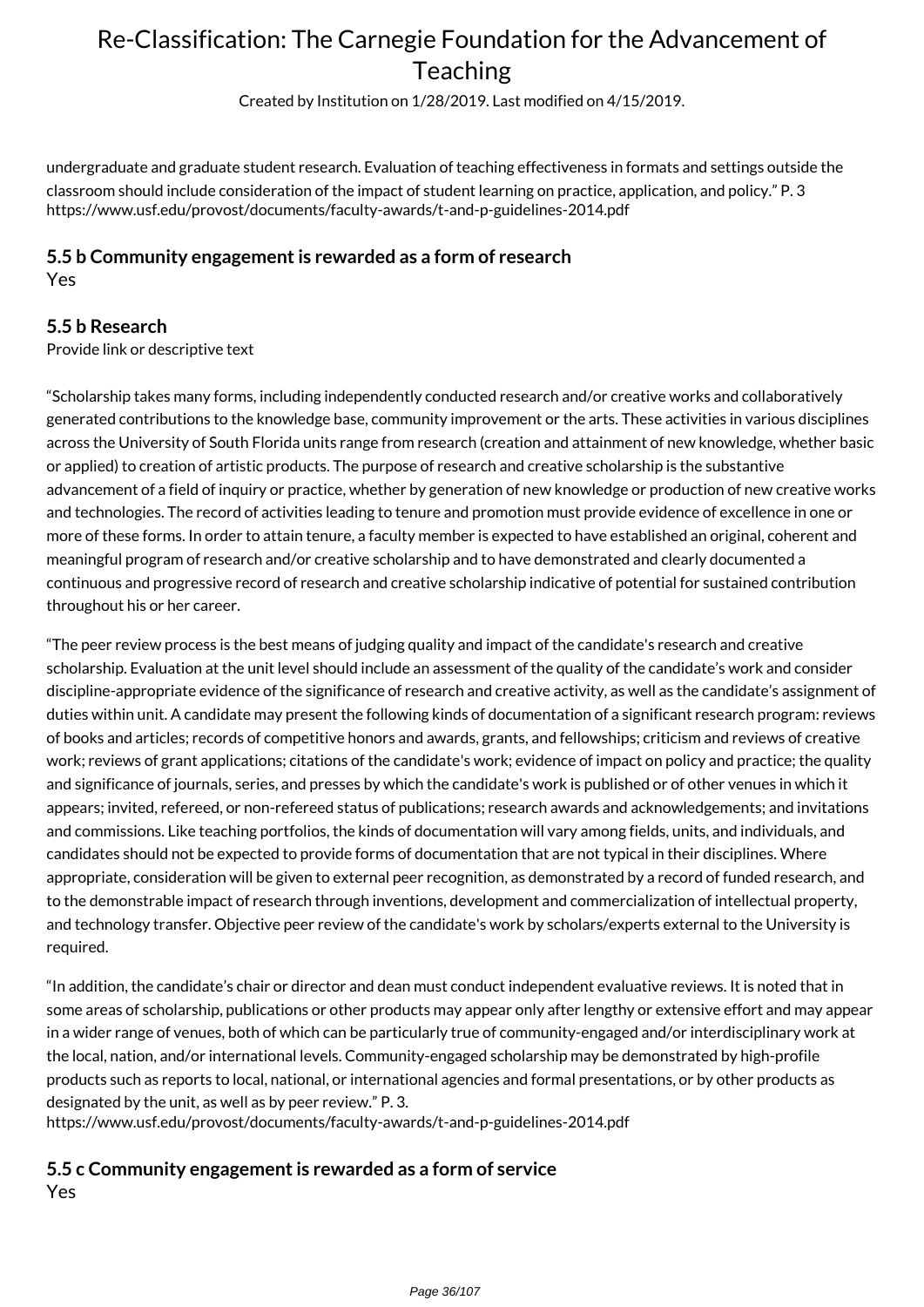undergraduate and graduate student research. Evaluation of teaching effectiveness in formats and settings outside the classroom should include consideration of the impact of student learning on practice, application, and policy." P. 3
https://www.usf.edu/provost/documents/faculty-awards/t-and-p-guidelines-2014.pdf

### 5.5 b Community engagement is rewarded as a form of research

Yes

### 5.5 b Research

Provide link or descriptive text

"Scholarship takes many forms, including independently conducted research and/or creative works and collaboratively generated contributions to the knowledge base, community improvement or the arts. These activities in various disciplines across the University of South Florida units range from research (creation and attainment of new knowledge, whether basic or applied) to creation of artistic products. The purpose of research and creative scholarship is the substantive advancement of a field of inquiry or practice, whether by generation of new knowledge or production of new creative works and technologies. The record of activities leading to tenure and promotion must provide evidence of excellence in one or more of these forms. In order to attain tenure, a faculty member is expected to have established an original, coherent and meaningful program of research and/or creative scholarship and to have demonstrated and clearly documented a continuous and progressive record of research and creative scholarship indicative of potential for sustained contribution throughout his or her career.

"The peer review process is the best means of judging quality and impact of the candidate's research and creative scholarship. Evaluation at the unit level should include an assessment of the quality of the candidate's work and consider discipline-appropriate evidence of the significance of research and creative activity, as well as the candidate's assignment of duties within unit. A candidate may present the following kinds of documentation of a significant research program: reviews of books and articles; records of competitive honors and awards, grants, and fellowships; criticism and reviews of creative work; reviews of grant applications; citations of the candidate's work; evidence of impact on policy and practice; the quality and significance of journals, series, and presses by which the candidate's work is published or of other venues in which it appears; invited, refereed, or non-refereed status of publications; research awards and acknowledgements; and invitations and commissions. Like teaching portfolios, the kinds of documentation will vary among fields, units, and individuals, and candidates should not be expected to provide forms of documentation that are not typical in their disciplines. Where appropriate, consideration will be given to external peer recognition, as demonstrated by a record of funded research, and to the demonstrable impact of research through inventions, development and commercialization of intellectual property, and technology transfer. Objective peer review of the candidate's work by scholars/experts external to the University is required.

"In addition, the candidate's chair or director and dean must conduct independent evaluative reviews. It is noted that in some areas of scholarship, publications or other products may appear only after lengthy or extensive effort and may appear in a wider range of venues, both of which can be particularly true of community-engaged and/or interdisciplinary work at the local, nation, and/or international levels. Community-engaged scholarship may be demonstrated by high-profile products such as reports to local, national, or international agencies and formal presentations, or by other products as designated by the unit, as well as by peer review." P. 3.
https://www.usf.edu/provost/documents/faculty-awards/t-and-p-guidelines-2014.pdf

### 5.5 c Community engagement is rewarded as a form of service

Yes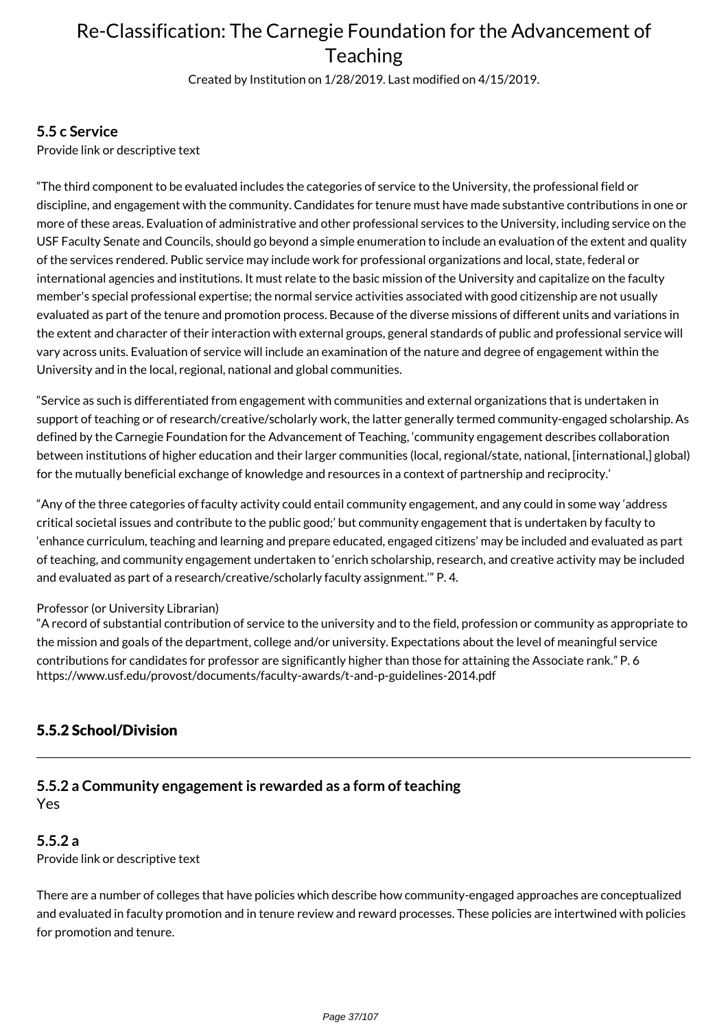### 5.5 c Service

Provide link or descriptive text

"The third component to be evaluated includes the categories of service to the University, the professional field or discipline, and engagement with the community. Candidates for tenure must have made substantive contributions in one or more of these areas. Evaluation of administrative and other professional services to the University, including service on the USF Faculty Senate and Councils, should go beyond a simple enumeration to include an evaluation of the extent and quality of the services rendered. Public service may include work for professional organizations and local, state, federal or international agencies and institutions. It must relate to the basic mission of the University and capitalize on the faculty member's special professional expertise; the normal service activities associated with good citizenship are not usually evaluated as part of the tenure and promotion process. Because of the diverse missions of different units and variations in the extent and character of their interaction with external groups, general standards of public and professional service will vary across units. Evaluation of service will include an examination of the nature and degree of engagement within the University and in the local, regional, national and global communities.

"Service as such is differentiated from engagement with communities and external organizations that is undertaken in support of teaching or of research/creative/scholarly work, the latter generally termed community-engaged scholarship. As defined by the Carnegie Foundation for the Advancement of Teaching, 'community engagement describes collaboration between institutions of higher education and their larger communities (local, regional/state, national, [international,] global) for the mutually beneficial exchange of knowledge and resources in a context of partnership and reciprocity.'

"Any of the three categories of faculty activity could entail community engagement, and any could in some way 'address critical societal issues and contribute to the public good;' but community engagement that is undertaken by faculty to 'enhance curriculum, teaching and learning and prepare educated, engaged citizens' may be included and evaluated as part of teaching, and community engagement undertaken to 'enrich scholarship, research, and creative activity may be included and evaluated as part of a research/creative/scholarly faculty assignment.'" P. 4.

Professor (or University Librarian)
"A record of substantial contribution of service to the university and to the field, profession or community as appropriate to the mission and goals of the department, college and/or university. Expectations about the level of meaningful service contributions for candidates for professor are significantly higher than those for attaining the Associate rank." P. 6
https://www.usf.edu/provost/documents/faculty-awards/t-and-p-guidelines-2014.pdf

## 5.5.2 School/Division

---

### 5.5.2 a Community engagement is rewarded as a form of teaching

Yes

### 5.5.2 a

Provide link or descriptive text

There are a number of colleges that have policies which describe how community-engaged approaches are conceptualized and evaluated in faculty promotion and in tenure review and reward processes. These policies are intertwined with policies for promotion and tenure.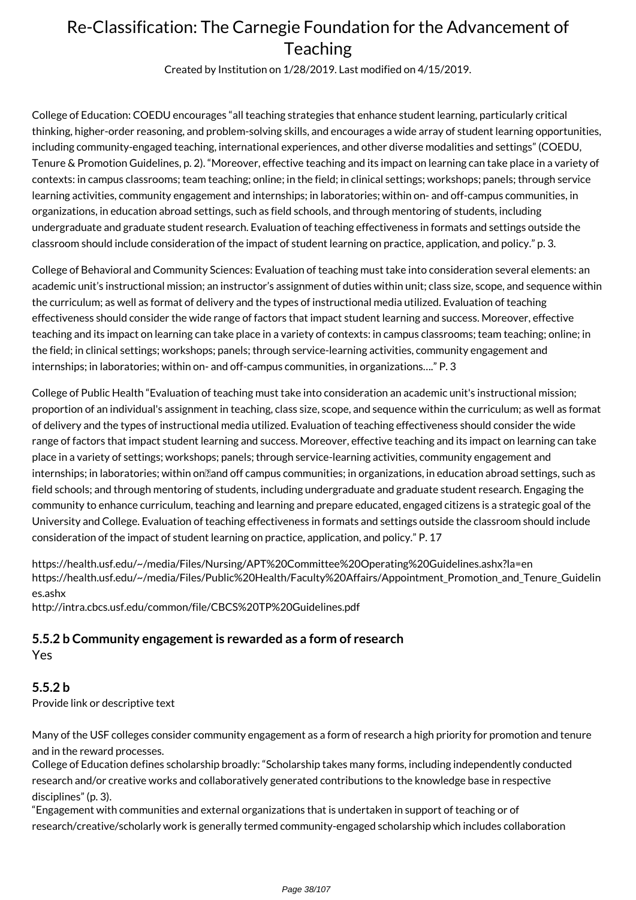College of Education: COEDU encourages “all teaching strategies that enhance student learning, particularly critical thinking, higher-order reasoning, and problem-solving skills, and encourages a wide array of student learning opportunities, including community-engaged teaching, international experiences, and other diverse modalities and settings” (COEDU, Tenure & Promotion Guidelines, p. 2). “Moreover, effective teaching and its impact on learning can take place in a variety of contexts: in campus classrooms; team teaching; online; in the field; in clinical settings; workshops; panels; through service learning activities, community engagement and internships; in laboratories; within on- and off-campus communities, in organizations, in education abroad settings, such as field schools, and through mentoring of students, including undergraduate and graduate student research. Evaluation of teaching effectiveness in formats and settings outside the classroom should include consideration of the impact of student learning on practice, application, and policy.” p. 3.

College of Behavioral and Community Sciences: Evaluation of teaching must take into consideration several elements: an academic unit’s instructional mission; an instructor’s assignment of duties within unit; class size, scope, and sequence within the curriculum; as well as format of delivery and the types of instructional media utilized. Evaluation of teaching effectiveness should consider the wide range of factors that impact student learning and success. Moreover, effective teaching and its impact on learning can take place in a variety of contexts: in campus classrooms; team teaching; online; in the field; in clinical settings; workshops; panels; through service-learning activities, community engagement and internships; in laboratories; within on- and off-campus communities, in organizations….” P. 3

College of Public Health “Evaluation of teaching must take into consideration an academic unit's instructional mission; proportion of an individual's assignment in teaching, class size, scope, and sequence within the curriculum; as well as format of delivery and the types of instructional media utilized. Evaluation of teaching effectiveness should consider the wide range of factors that impact student learning and success. Moreover, effective teaching and its impact on learning can take place in a variety of settings; workshops; panels; through service-learning activities, community engagement and internships; in laboratories; within on‑and off campus communities; in organizations, in education abroad settings, such as field schools; and through mentoring of students, including undergraduate and graduate student research. Engaging the community to enhance curriculum, teaching and learning and prepare educated, engaged citizens is a strategic goal of the University and College. Evaluation of teaching effectiveness in formats and settings outside the classroom should include consideration of the impact of student learning on practice, application, and policy.” P. 17

https://health.usf.edu/~/media/Files/Nursing/APT%20Committee%20Operating%20Guidelines.ashx?la=en
https://health.usf.edu/~/media/Files/Public%20Health/Faculty%20Affairs/Appointment_Promotion_and_Tenure_Guidelines.ashx
http://intra.cbcs.usf.edu/common/file/CBCS%20TP%20Guidelines.pdf

### 5.5.2 b Community engagement is rewarded as a form of research

Yes

### 5.5.2 b

Provide link or descriptive text

Many of the USF colleges consider community engagement as a form of research a high priority for promotion and tenure and in the reward processes.
College of Education defines scholarship broadly: “Scholarship takes many forms, including independently conducted research and/or creative works and collaboratively generated contributions to the knowledge base in respective disciplines” (p. 3).
“Engagement with communities and external organizations that is undertaken in support of teaching or of research/creative/scholarly work is generally termed community-engaged scholarship which includes collaboration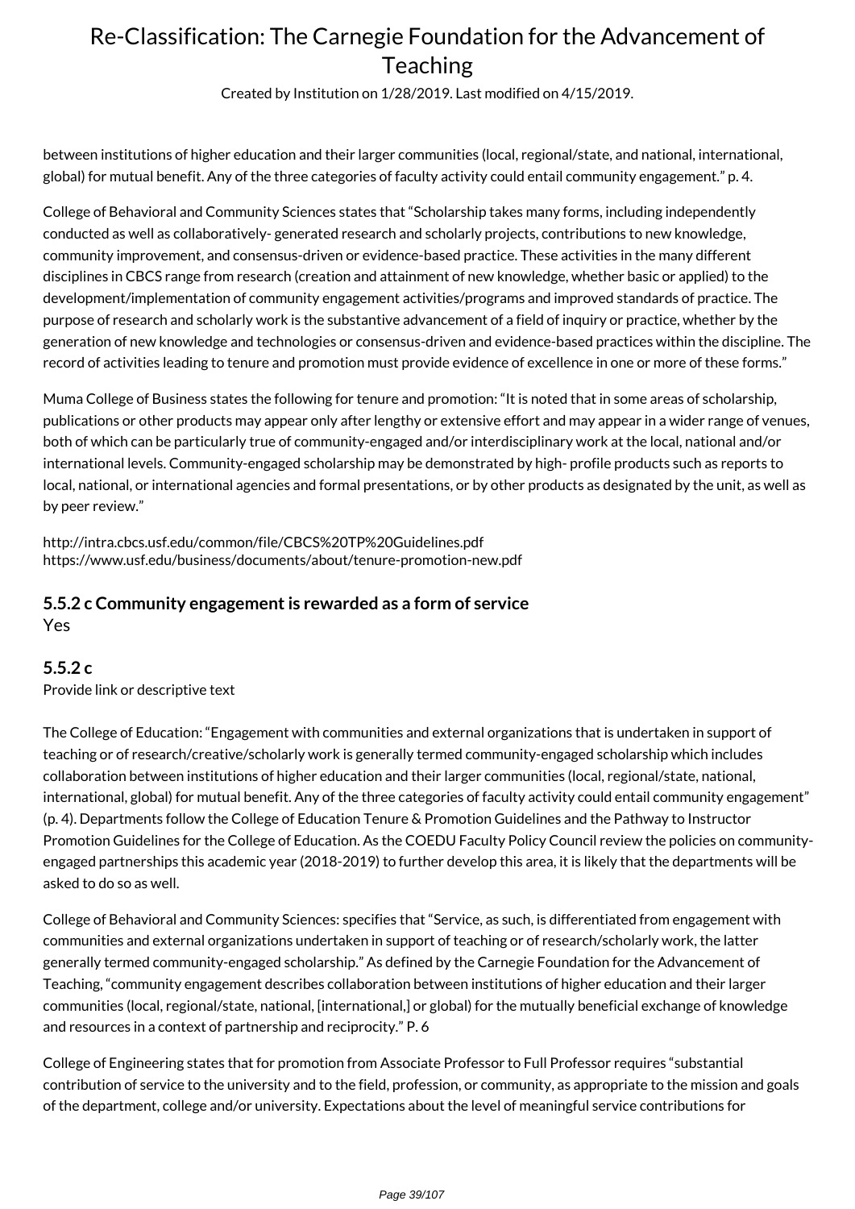between institutions of higher education and their larger communities (local, regional/state, and national, international, global) for mutual benefit. Any of the three categories of faculty activity could entail community engagement." p. 4.

College of Behavioral and Community Sciences states that "Scholarship takes many forms, including independently conducted as well as collaboratively- generated research and scholarly projects, contributions to new knowledge, community improvement, and consensus-driven or evidence-based practice. These activities in the many different disciplines in CBCS range from research (creation and attainment of new knowledge, whether basic or applied) to the development/implementation of community engagement activities/programs and improved standards of practice. The purpose of research and scholarly work is the substantive advancement of a field of inquiry or practice, whether by the generation of new knowledge and technologies or consensus-driven and evidence-based practices within the discipline. The record of activities leading to tenure and promotion must provide evidence of excellence in one or more of these forms."

Muma College of Business states the following for tenure and promotion: "It is noted that in some areas of scholarship, publications or other products may appear only after lengthy or extensive effort and may appear in a wider range of venues, both of which can be particularly true of community-engaged and/or interdisciplinary work at the local, national and/or international levels. Community-engaged scholarship may be demonstrated by high- profile products such as reports to local, national, or international agencies and formal presentations, or by other products as designated by the unit, as well as by peer review."

http://intra.cbcs.usf.edu/common/file/CBCS%20TP%20Guidelines.pdf
https://www.usf.edu/business/documents/about/tenure-promotion-new.pdf

### 5.5.2 c Community engagement is rewarded as a form of service

Yes

### 5.5.2 c

Provide link or descriptive text

The College of Education: "Engagement with communities and external organizations that is undertaken in support of teaching or of research/creative/scholarly work is generally termed community-engaged scholarship which includes collaboration between institutions of higher education and their larger communities (local, regional/state, national, international, global) for mutual benefit. Any of the three categories of faculty activity could entail community engagement" (p. 4). Departments follow the College of Education Tenure & Promotion Guidelines and the Pathway to Instructor Promotion Guidelines for the College of Education. As the COEDU Faculty Policy Council review the policies on community-engaged partnerships this academic year (2018-2019) to further develop this area, it is likely that the departments will be asked to do so as well.

College of Behavioral and Community Sciences: specifies that "Service, as such, is differentiated from engagement with communities and external organizations undertaken in support of teaching or of research/scholarly work, the latter generally termed community-engaged scholarship." As defined by the Carnegie Foundation for the Advancement of Teaching, "community engagement describes collaboration between institutions of higher education and their larger communities (local, regional/state, national, [international,] or global) for the mutually beneficial exchange of knowledge and resources in a context of partnership and reciprocity." P. 6

College of Engineering states that for promotion from Associate Professor to Full Professor requires "substantial contribution of service to the university and to the field, profession, or community, as appropriate to the mission and goals of the department, college and/or university. Expectations about the level of meaningful service contributions for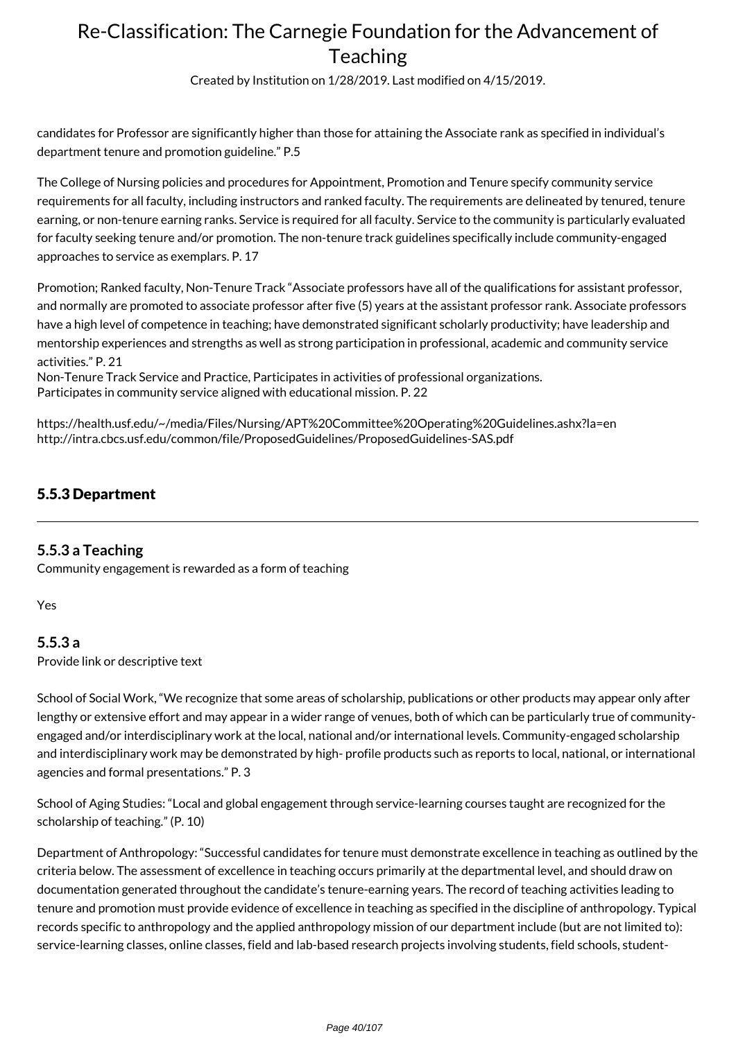candidates for Professor are significantly higher than those for attaining the Associate rank as specified in individual's department tenure and promotion guideline." P.5

The College of Nursing policies and procedures for Appointment, Promotion and Tenure specify community service requirements for all faculty, including instructors and ranked faculty. The requirements are delineated by tenured, tenure earning, or non-tenure earning ranks. Service is required for all faculty. Service to the community is particularly evaluated for faculty seeking tenure and/or promotion. The non-tenure track guidelines specifically include community-engaged approaches to service as exemplars. P. 17

Promotion; Ranked faculty, Non-Tenure Track "Associate professors have all of the qualifications for assistant professor, and normally are promoted to associate professor after five (5) years at the assistant professor rank. Associate professors have a high level of competence in teaching; have demonstrated significant scholarly productivity; have leadership and mentorship experiences and strengths as well as strong participation in professional, academic and community service activities." P. 21
Non-Tenure Track Service and Practice, Participates in activities of professional organizations.
Participates in community service aligned with educational mission. P. 22

https://health.usf.edu/~/media/Files/Nursing/APT%20Committee%20Operating%20Guidelines.ashx?la=en
http://intra.cbcs.usf.edu/common/file/ProposedGuidelines/ProposedGuidelines-SAS.pdf

## 5.5.3 Department

### 5.5.3 a Teaching

Community engagement is rewarded as a form of teaching

Yes

### 5.5.3 a

Provide link or descriptive text

School of Social Work, "We recognize that some areas of scholarship, publications or other products may appear only after lengthy or extensive effort and may appear in a wider range of venues, both of which can be particularly true of community-engaged and/or interdisciplinary work at the local, national and/or international levels. Community-engaged scholarship and interdisciplinary work may be demonstrated by high- profile products such as reports to local, national, or international agencies and formal presentations." P. 3

School of Aging Studies: "Local and global engagement through service-learning courses taught are recognized for the scholarship of teaching." (P. 10)

Department of Anthropology: "Successful candidates for tenure must demonstrate excellence in teaching as outlined by the criteria below. The assessment of excellence in teaching occurs primarily at the departmental level, and should draw on documentation generated throughout the candidate's tenure-earning years. The record of teaching activities leading to tenure and promotion must provide evidence of excellence in teaching as specified in the discipline of anthropology. Typical records specific to anthropology and the applied anthropology mission of our department include (but are not limited to): service-learning classes, online classes, field and lab-based research projects involving students, field schools, student-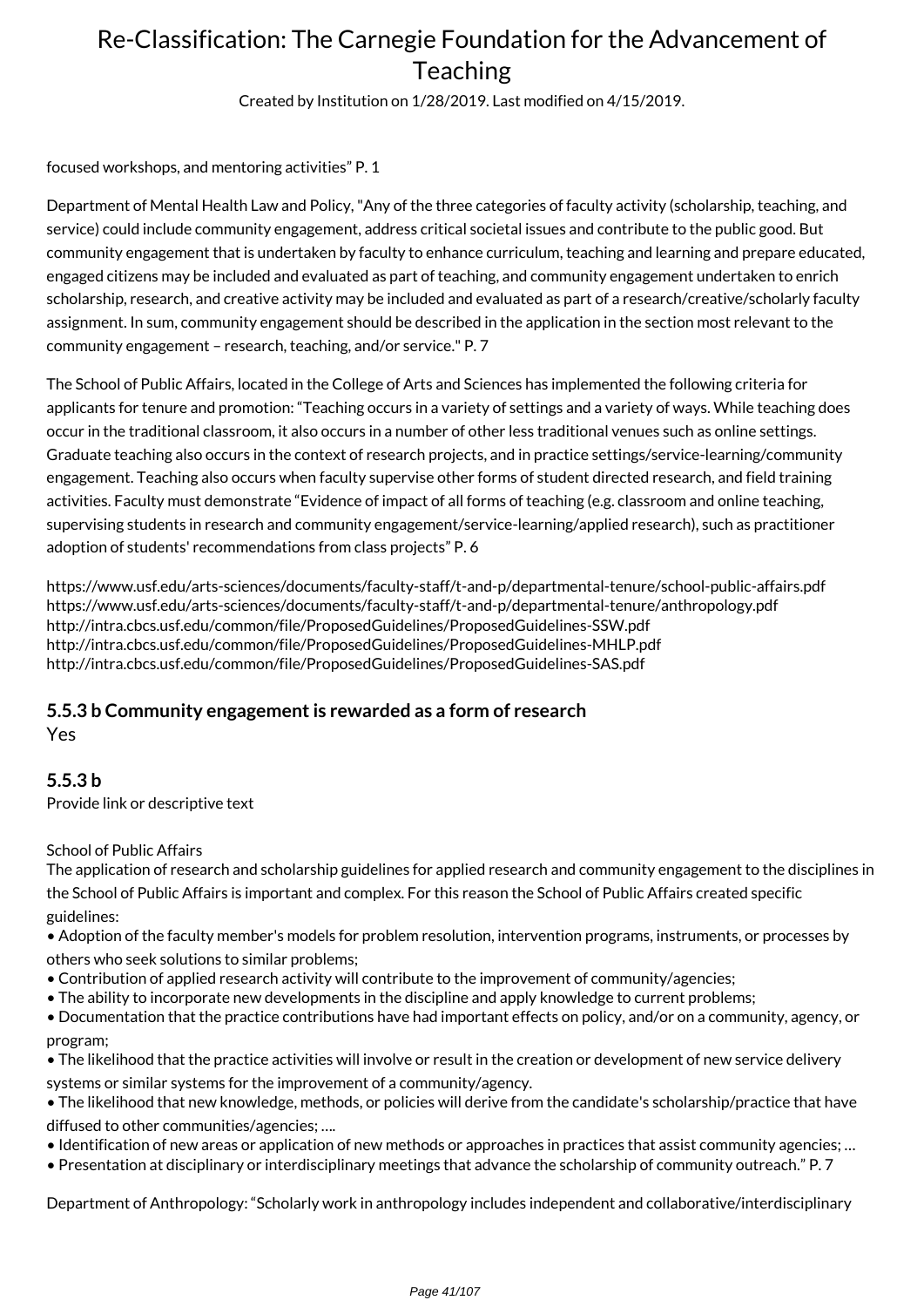focused workshops, and mentoring activities" P. 1

Department of Mental Health Law and Policy, "Any of the three categories of faculty activity (scholarship, teaching, and service) could include community engagement, address critical societal issues and contribute to the public good. But community engagement that is undertaken by faculty to enhance curriculum, teaching and learning and prepare educated, engaged citizens may be included and evaluated as part of teaching, and community engagement undertaken to enrich scholarship, research, and creative activity may be included and evaluated as part of a research/creative/scholarly faculty assignment. In sum, community engagement should be described in the application in the section most relevant to the community engagement – research, teaching, and/or service." P. 7

The School of Public Affairs, located in the College of Arts and Sciences has implemented the following criteria for applicants for tenure and promotion: "Teaching occurs in a variety of settings and a variety of ways. While teaching does occur in the traditional classroom, it also occurs in a number of other less traditional venues such as online settings. Graduate teaching also occurs in the context of research projects, and in practice settings/service-learning/community engagement. Teaching also occurs when faculty supervise other forms of student directed research, and field training activities. Faculty must demonstrate "Evidence of impact of all forms of teaching (e.g. classroom and online teaching, supervising students in research and community engagement/service-learning/applied research), such as practitioner adoption of students' recommendations from class projects" P. 6

https://www.usf.edu/arts-sciences/documents/faculty-staff/t-and-p/departmental-tenure/school-public-affairs.pdf
https://www.usf.edu/arts-sciences/documents/faculty-staff/t-and-p/departmental-tenure/anthropology.pdf
http://intra.cbcs.usf.edu/common/file/ProposedGuidelines/ProposedGuidelines-SSW.pdf
http://intra.cbcs.usf.edu/common/file/ProposedGuidelines/ProposedGuidelines-MHLP.pdf
http://intra.cbcs.usf.edu/common/file/ProposedGuidelines/ProposedGuidelines-SAS.pdf

### 5.5.3 b Community engagement is rewarded as a form of research

Yes

### 5.5.3 b

Provide link or descriptive text

School of Public Affairs

The application of research and scholarship guidelines for applied research and community engagement to the disciplines in the School of Public Affairs is important and complex. For this reason the School of Public Affairs created specific guidelines:

- Adoption of the faculty member's models for problem resolution, intervention programs, instruments, or processes by others who seek solutions to similar problems;
- Contribution of applied research activity will contribute to the improvement of community/agencies;
- The ability to incorporate new developments in the discipline and apply knowledge to current problems;
- Documentation that the practice contributions have had important effects on policy, and/or on a community, agency, or program;
- The likelihood that the practice activities will involve or result in the creation or development of new service delivery systems or similar systems for the improvement of a community/agency.
- The likelihood that new knowledge, methods, or policies will derive from the candidate's scholarship/practice that have diffused to other communities/agencies; ….
- Identification of new areas or application of new methods or approaches in practices that assist community agencies; …
- Presentation at disciplinary or interdisciplinary meetings that advance the scholarship of community outreach." P. 7

Department of Anthropology: "Scholarly work in anthropology includes independent and collaborative/interdisciplinary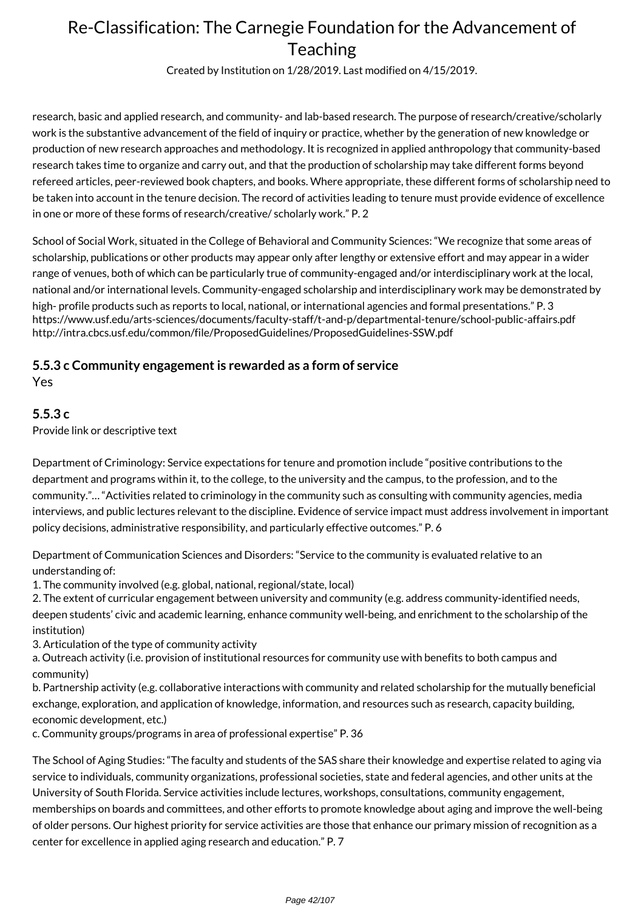research, basic and applied research, and community- and lab-based research. The purpose of research/creative/scholarly work is the substantive advancement of the field of inquiry or practice, whether by the generation of new knowledge or production of new research approaches and methodology. It is recognized in applied anthropology that community-based research takes time to organize and carry out, and that the production of scholarship may take different forms beyond refereed articles, peer-reviewed book chapters, and books. Where appropriate, these different forms of scholarship need to be taken into account in the tenure decision. The record of activities leading to tenure must provide evidence of excellence in one or more of these forms of research/creative/ scholarly work." P. 2

School of Social Work, situated in the College of Behavioral and Community Sciences: "We recognize that some areas of scholarship, publications or other products may appear only after lengthy or extensive effort and may appear in a wider range of venues, both of which can be particularly true of community-engaged and/or interdisciplinary work at the local, national and/or international levels. Community-engaged scholarship and interdisciplinary work may be demonstrated by high- profile products such as reports to local, national, or international agencies and formal presentations." P. 3
https://www.usf.edu/arts-sciences/documents/faculty-staff/t-and-p/departmental-tenure/school-public-affairs.pdf
http://intra.cbcs.usf.edu/common/file/ProposedGuidelines/ProposedGuidelines-SSW.pdf

### 5.5.3 c Community engagement is rewarded as a form of service

Yes

### 5.5.3 c

Provide link or descriptive text

Department of Criminology: Service expectations for tenure and promotion include "positive contributions to the department and programs within it, to the college, to the university and the campus, to the profession, and to the community."… "Activities related to criminology in the community such as consulting with community agencies, media interviews, and public lectures relevant to the discipline. Evidence of service impact must address involvement in important policy decisions, administrative responsibility, and particularly effective outcomes." P. 6

Department of Communication Sciences and Disorders: "Service to the community is evaluated relative to an understanding of:
1. The community involved (e.g. global, national, regional/state, local)
2. The extent of curricular engagement between university and community (e.g. address community-identified needs, deepen students' civic and academic learning, enhance community well-being, and enrichment to the scholarship of the institution)
3. Articulation of the type of community activity
a. Outreach activity (i.e. provision of institutional resources for community use with benefits to both campus and community)
b. Partnership activity (e.g. collaborative interactions with community and related scholarship for the mutually beneficial exchange, exploration, and application of knowledge, information, and resources such as research, capacity building, economic development, etc.)
c. Community groups/programs in area of professional expertise" P. 36

The School of Aging Studies: "The faculty and students of the SAS share their knowledge and expertise related to aging via service to individuals, community organizations, professional societies, state and federal agencies, and other units at the University of South Florida. Service activities include lectures, workshops, consultations, community engagement, memberships on boards and committees, and other efforts to promote knowledge about aging and improve the well-being of older persons. Our highest priority for service activities are those that enhance our primary mission of recognition as a center for excellence in applied aging research and education." P. 7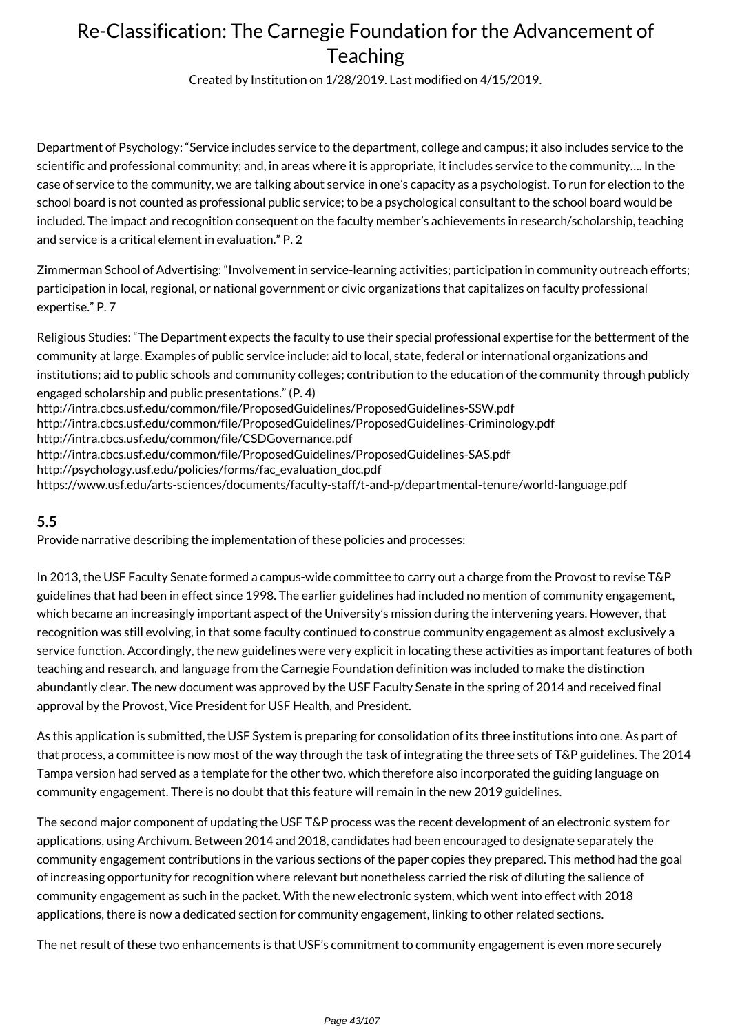Department of Psychology: "Service includes service to the department, college and campus; it also includes service to the scientific and professional community; and, in areas where it is appropriate, it includes service to the community…. In the case of service to the community, we are talking about service in one's capacity as a psychologist. To run for election to the school board is not counted as professional public service; to be a psychological consultant to the school board would be included. The impact and recognition consequent on the faculty member's achievements in research/scholarship, teaching and service is a critical element in evaluation." P. 2

Zimmerman School of Advertising: "Involvement in service-learning activities; participation in community outreach efforts; participation in local, regional, or national government or civic organizations that capitalizes on faculty professional expertise." P. 7

Religious Studies: "The Department expects the faculty to use their special professional expertise for the betterment of the community at large. Examples of public service include: aid to local, state, federal or international organizations and institutions; aid to public schools and community colleges; contribution to the education of the community through publicly engaged scholarship and public presentations." (P. 4)
http://intra.cbcs.usf.edu/common/file/ProposedGuidelines/ProposedGuidelines-SSW.pdf
http://intra.cbcs.usf.edu/common/file/ProposedGuidelines/ProposedGuidelines-Criminology.pdf
http://intra.cbcs.usf.edu/common/file/CSDGovernance.pdf
http://intra.cbcs.usf.edu/common/file/ProposedGuidelines/ProposedGuidelines-SAS.pdf
http://psychology.usf.edu/policies/forms/fac_evaluation_doc.pdf
https://www.usf.edu/arts-sciences/documents/faculty-staff/t-and-p/departmental-tenure/world-language.pdf

### 5.5

Provide narrative describing the implementation of these policies and processes:

In 2013, the USF Faculty Senate formed a campus-wide committee to carry out a charge from the Provost to revise T&P guidelines that had been in effect since 1998. The earlier guidelines had included no mention of community engagement, which became an increasingly important aspect of the University's mission during the intervening years. However, that recognition was still evolving, in that some faculty continued to construe community engagement as almost exclusively a service function. Accordingly, the new guidelines were very explicit in locating these activities as important features of both teaching and research, and language from the Carnegie Foundation definition was included to make the distinction abundantly clear. The new document was approved by the USF Faculty Senate in the spring of 2014 and received final approval by the Provost, Vice President for USF Health, and President.

As this application is submitted, the USF System is preparing for consolidation of its three institutions into one. As part of that process, a committee is now most of the way through the task of integrating the three sets of T&P guidelines. The 2014 Tampa version had served as a template for the other two, which therefore also incorporated the guiding language on community engagement. There is no doubt that this feature will remain in the new 2019 guidelines.

The second major component of updating the USF T&P process was the recent development of an electronic system for applications, using Archivum. Between 2014 and 2018, candidates had been encouraged to designate separately the community engagement contributions in the various sections of the paper copies they prepared. This method had the goal of increasing opportunity for recognition where relevant but nonetheless carried the risk of diluting the salience of community engagement as such in the packet. With the new electronic system, which went into effect with 2018 applications, there is now a dedicated section for community engagement, linking to other related sections.

The net result of these two enhancements is that USF's commitment to community engagement is even more securely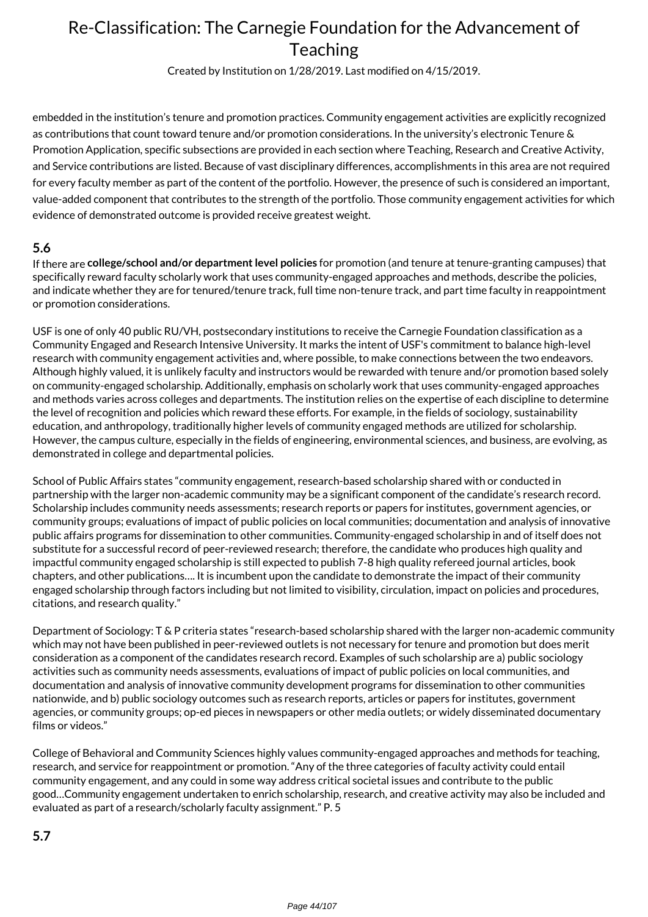embedded in the institution's tenure and promotion practices. Community engagement activities are explicitly recognized as contributions that count toward tenure and/or promotion considerations. In the university's electronic Tenure & Promotion Application, specific subsections are provided in each section where Teaching, Research and Creative Activity, and Service contributions are listed. Because of vast disciplinary differences, accomplishments in this area are not required for every faculty member as part of the content of the portfolio. However, the presence of such is considered an important, value-added component that contributes to the strength of the portfolio. Those community engagement activities for which evidence of demonstrated outcome is provided receive greatest weight.

## 5.6

If there are **college/school and/or department level policies** for promotion (and tenure at tenure-granting campuses) that specifically reward faculty scholarly work that uses community-engaged approaches and methods, describe the policies, and indicate whether they are for tenured/tenure track, full time non-tenure track, and part time faculty in reappointment or promotion considerations.

USF is one of only 40 public RU/VH, postsecondary institutions to receive the Carnegie Foundation classification as a Community Engaged and Research Intensive University. It marks the intent of USF's commitment to balance high-level research with community engagement activities and, where possible, to make connections between the two endeavors. Although highly valued, it is unlikely faculty and instructors would be rewarded with tenure and/or promotion based solely on community-engaged scholarship. Additionally, emphasis on scholarly work that uses community-engaged approaches and methods varies across colleges and departments. The institution relies on the expertise of each discipline to determine the level of recognition and policies which reward these efforts. For example, in the fields of sociology, sustainability education, and anthropology, traditionally higher levels of community engaged methods are utilized for scholarship. However, the campus culture, especially in the fields of engineering, environmental sciences, and business, are evolving, as demonstrated in college and departmental policies.

School of Public Affairs states "community engagement, research-based scholarship shared with or conducted in partnership with the larger non-academic community may be a significant component of the candidate's research record. Scholarship includes community needs assessments; research reports or papers for institutes, government agencies, or community groups; evaluations of impact of public policies on local communities; documentation and analysis of innovative public affairs programs for dissemination to other communities. Community-engaged scholarship in and of itself does not substitute for a successful record of peer-reviewed research; therefore, the candidate who produces high quality and impactful community engaged scholarship is still expected to publish 7-8 high quality refereed journal articles, book chapters, and other publications…. It is incumbent upon the candidate to demonstrate the impact of their community engaged scholarship through factors including but not limited to visibility, circulation, impact on policies and procedures, citations, and research quality."

Department of Sociology: T & P criteria states "research-based scholarship shared with the larger non-academic community which may not have been published in peer-reviewed outlets is not necessary for tenure and promotion but does merit consideration as a component of the candidates research record. Examples of such scholarship are a) public sociology activities such as community needs assessments, evaluations of impact of public policies on local communities, and documentation and analysis of innovative community development programs for dissemination to other communities nationwide, and b) public sociology outcomes such as research reports, articles or papers for institutes, government agencies, or community groups; op-ed pieces in newspapers or other media outlets; or widely disseminated documentary films or videos."

College of Behavioral and Community Sciences highly values community-engaged approaches and methods for teaching, research, and service for reappointment or promotion. "Any of the three categories of faculty activity could entail community engagement, and any could in some way address critical societal issues and contribute to the public good…Community engagement undertaken to enrich scholarship, research, and creative activity may also be included and evaluated as part of a research/scholarly faculty assignment." P. 5

## 5.7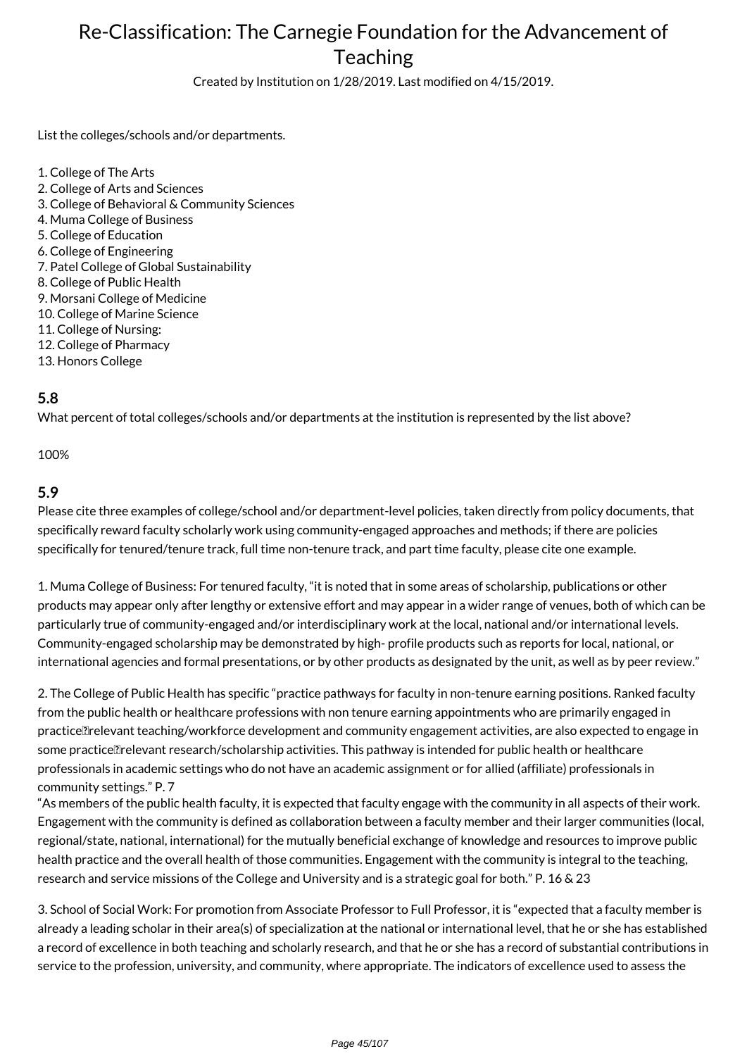# Re-Classification: The Carnegie Foundation for the Advancement of Teaching

Created by Institution on 1/28/2019. Last modified on 4/15/2019.

List the colleges/schools and/or departments.

1. College of The Arts
2. College of Arts and Sciences
3. College of Behavioral & Community Sciences
4. Muma College of Business
5. College of Education
6. College of Engineering
7. Patel College of Global Sustainability
8. College of Public Health
9. Morsani College of Medicine
10. College of Marine Science
11. College of Nursing:
12. College of Pharmacy
13. Honors College

### 5.8

What percent of total colleges/schools and/or departments at the institution is represented by the list above?

100%

### 5.9

Please cite three examples of college/school and/or department-level policies, taken directly from policy documents, that specifically reward faculty scholarly work using community-engaged approaches and methods; if there are policies specifically for tenured/tenure track, full time non-tenure track, and part time faculty, please cite one example.

1. Muma College of Business: For tenured faculty, "it is noted that in some areas of scholarship, publications or other products may appear only after lengthy or extensive effort and may appear in a wider range of venues, both of which can be particularly true of community-engaged and/or interdisciplinary work at the local, national and/or international levels. Community-engaged scholarship may be demonstrated by high- profile products such as reports for local, national, or international agencies and formal presentations, or by other products as designated by the unit, as well as by peer review."

2. The College of Public Health has specific "practice pathways for faculty in non-tenure earning positions. Ranked faculty from the public health or healthcare professions with non tenure earning appointments who are primarily engaged in practice‐relevant teaching/workforce development and community engagement activities, are also expected to engage in some practice‐relevant research/scholarship activities. This pathway is intended for public health or healthcare professionals in academic settings who do not have an academic assignment or for allied (affiliate) professionals in community settings." P. 7
"As members of the public health faculty, it is expected that faculty engage with the community in all aspects of their work. Engagement with the community is defined as collaboration between a faculty member and their larger communities (local, regional/state, national, international) for the mutually beneficial exchange of knowledge and resources to improve public health practice and the overall health of those communities. Engagement with the community is integral to the teaching, research and service missions of the College and University and is a strategic goal for both." P. 16 & 23

3. School of Social Work: For promotion from Associate Professor to Full Professor, it is "expected that a faculty member is already a leading scholar in their area(s) of specialization at the national or international level, that he or she has established a record of excellence in both teaching and scholarly research, and that he or she has a record of substantial contributions in service to the profession, university, and community, where appropriate. The indicators of excellence used to assess the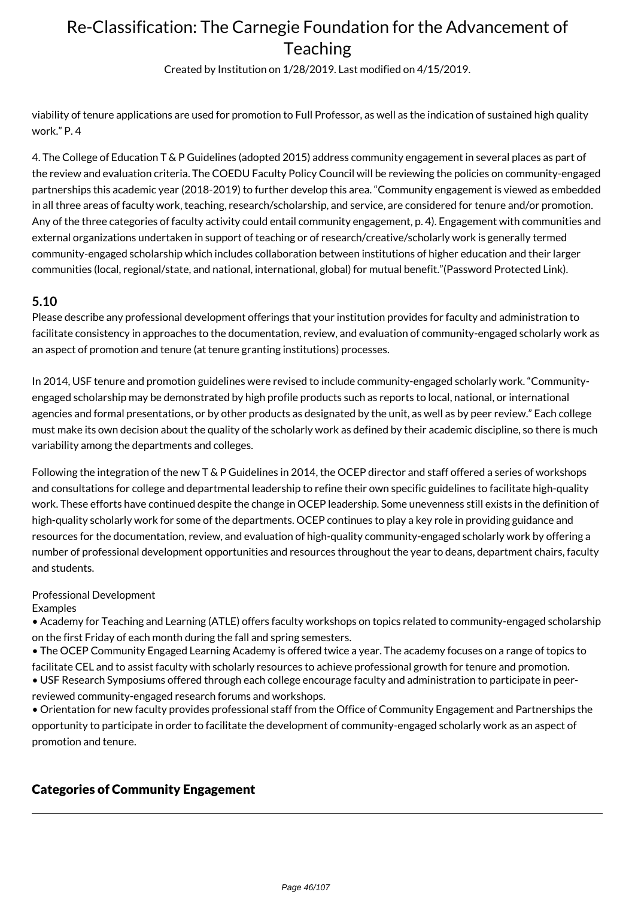viability of tenure applications are used for promotion to Full Professor, as well as the indication of sustained high quality work." P. 4

4. The College of Education T & P Guidelines (adopted 2015) address community engagement in several places as part of the review and evaluation criteria. The COEDU Faculty Policy Council will be reviewing the policies on community-engaged partnerships this academic year (2018-2019) to further develop this area. "Community engagement is viewed as embedded in all three areas of faculty work, teaching, research/scholarship, and service, are considered for tenure and/or promotion. Any of the three categories of faculty activity could entail community engagement, p. 4). Engagement with communities and external organizations undertaken in support of teaching or of research/creative/scholarly work is generally termed community-engaged scholarship which includes collaboration between institutions of higher education and their larger communities (local, regional/state, and national, international, global) for mutual benefit."(Password Protected Link).

### 5.10

Please describe any professional development offerings that your institution provides for faculty and administration to facilitate consistency in approaches to the documentation, review, and evaluation of community-engaged scholarly work as an aspect of promotion and tenure (at tenure granting institutions) processes.

In 2014, USF tenure and promotion guidelines were revised to include community-engaged scholarly work. "Community-engaged scholarship may be demonstrated by high profile products such as reports to local, national, or international agencies and formal presentations, or by other products as designated by the unit, as well as by peer review." Each college must make its own decision about the quality of the scholarly work as defined by their academic discipline, so there is much variability among the departments and colleges.

Following the integration of the new T & P Guidelines in 2014, the OCEP director and staff offered a series of workshops and consultations for college and departmental leadership to refine their own specific guidelines to facilitate high-quality work. These efforts have continued despite the change in OCEP leadership. Some unevenness still exists in the definition of high-quality scholarly work for some of the departments. OCEP continues to play a key role in providing guidance and resources for the documentation, review, and evaluation of high-quality community-engaged scholarly work by offering a number of professional development opportunities and resources throughout the year to deans, department chairs, faculty and students.

Professional Development
Examples

- Academy for Teaching and Learning (ATLE) offers faculty workshops on topics related to community-engaged scholarship on the first Friday of each month during the fall and spring semesters.
- The OCEP Community Engaged Learning Academy is offered twice a year. The academy focuses on a range of topics to facilitate CEL and to assist faculty with scholarly resources to achieve professional growth for tenure and promotion.
- USF Research Symposiums offered through each college encourage faculty and administration to participate in peer-reviewed community-engaged research forums and workshops.
- Orientation for new faculty provides professional staff from the Office of Community Engagement and Partnerships the opportunity to participate in order to facilitate the development of community-engaged scholarly work as an aspect of promotion and tenure.

## Categories of Community Engagement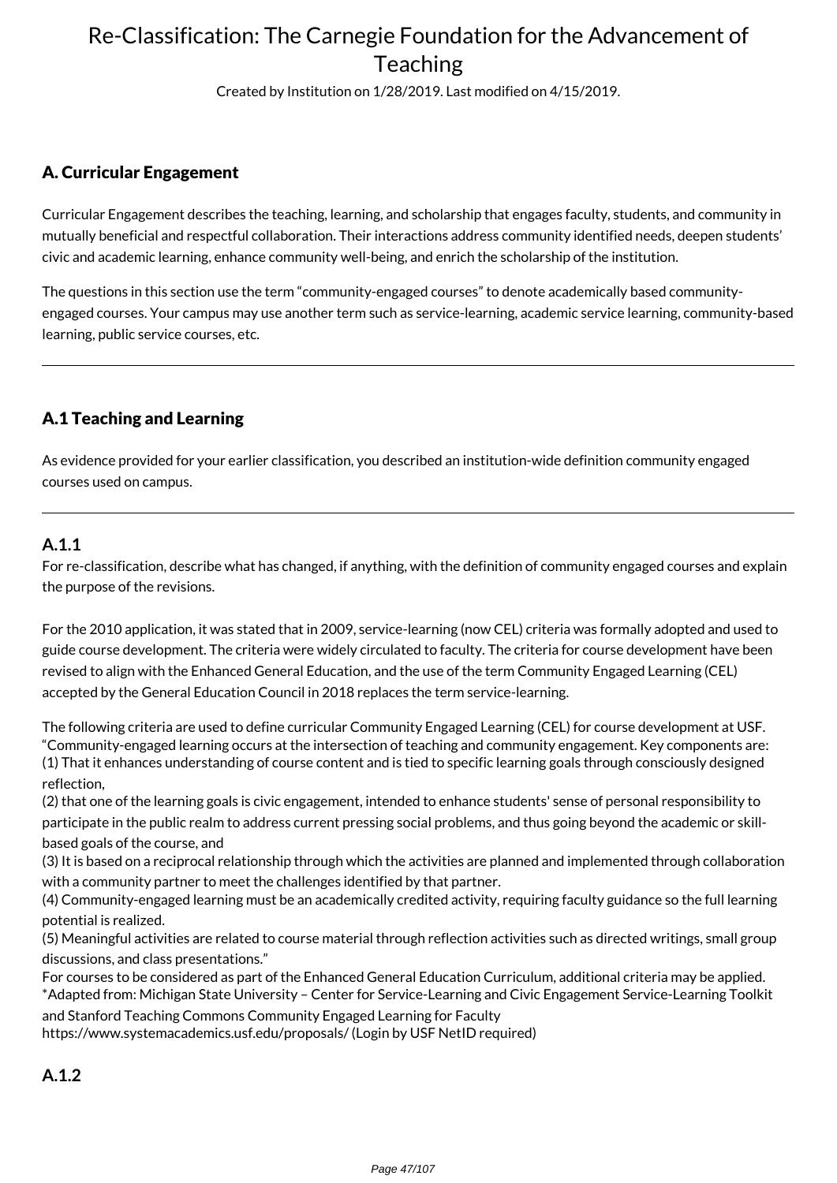# Re-Classification: The Carnegie Foundation for the Advancement of Teaching

Created by Institution on 1/28/2019. Last modified on 4/15/2019.

## A. Curricular Engagement

Curricular Engagement describes the teaching, learning, and scholarship that engages faculty, students, and community in mutually beneficial and respectful collaboration. Their interactions address community identified needs, deepen students' civic and academic learning, enhance community well-being, and enrich the scholarship of the institution.

The questions in this section use the term "community-engaged courses" to denote academically based community-engaged courses. Your campus may use another term such as service-learning, academic service learning, community-based learning, public service courses, etc.

---

## A.1 Teaching and Learning

As evidence provided for your earlier classification, you described an institution-wide definition community engaged courses used on campus.

---

### A.1.1

For re-classification, describe what has changed, if anything, with the definition of community engaged courses and explain the purpose of the revisions.

For the 2010 application, it was stated that in 2009, service-learning (now CEL) criteria was formally adopted and used to guide course development. The criteria were widely circulated to faculty. The criteria for course development have been revised to align with the Enhanced General Education, and the use of the term Community Engaged Learning (CEL) accepted by the General Education Council in 2018 replaces the term service-learning.

The following criteria are used to define curricular Community Engaged Learning (CEL) for course development at USF.
"Community-engaged learning occurs at the intersection of teaching and community engagement. Key components are:
(1) That it enhances understanding of course content and is tied to specific learning goals through consciously designed reflection,
(2) that one of the learning goals is civic engagement, intended to enhance students' sense of personal responsibility to participate in the public realm to address current pressing social problems, and thus going beyond the academic or skill-based goals of the course, and
(3) It is based on a reciprocal relationship through which the activities are planned and implemented through collaboration with a community partner to meet the challenges identified by that partner.
(4) Community-engaged learning must be an academically credited activity, requiring faculty guidance so the full learning potential is realized.
(5) Meaningful activities are related to course material through reflection activities such as directed writings, small group discussions, and class presentations."
For courses to be considered as part of the Enhanced General Education Curriculum, additional criteria may be applied.
*Adapted from: Michigan State University – Center for Service-Learning and Civic Engagement Service-Learning Toolkit and Stanford Teaching Commons Community Engaged Learning for Faculty
https://www.systemacademics.usf.edu/proposals/ (Login by USF NetID required)

### A.1.2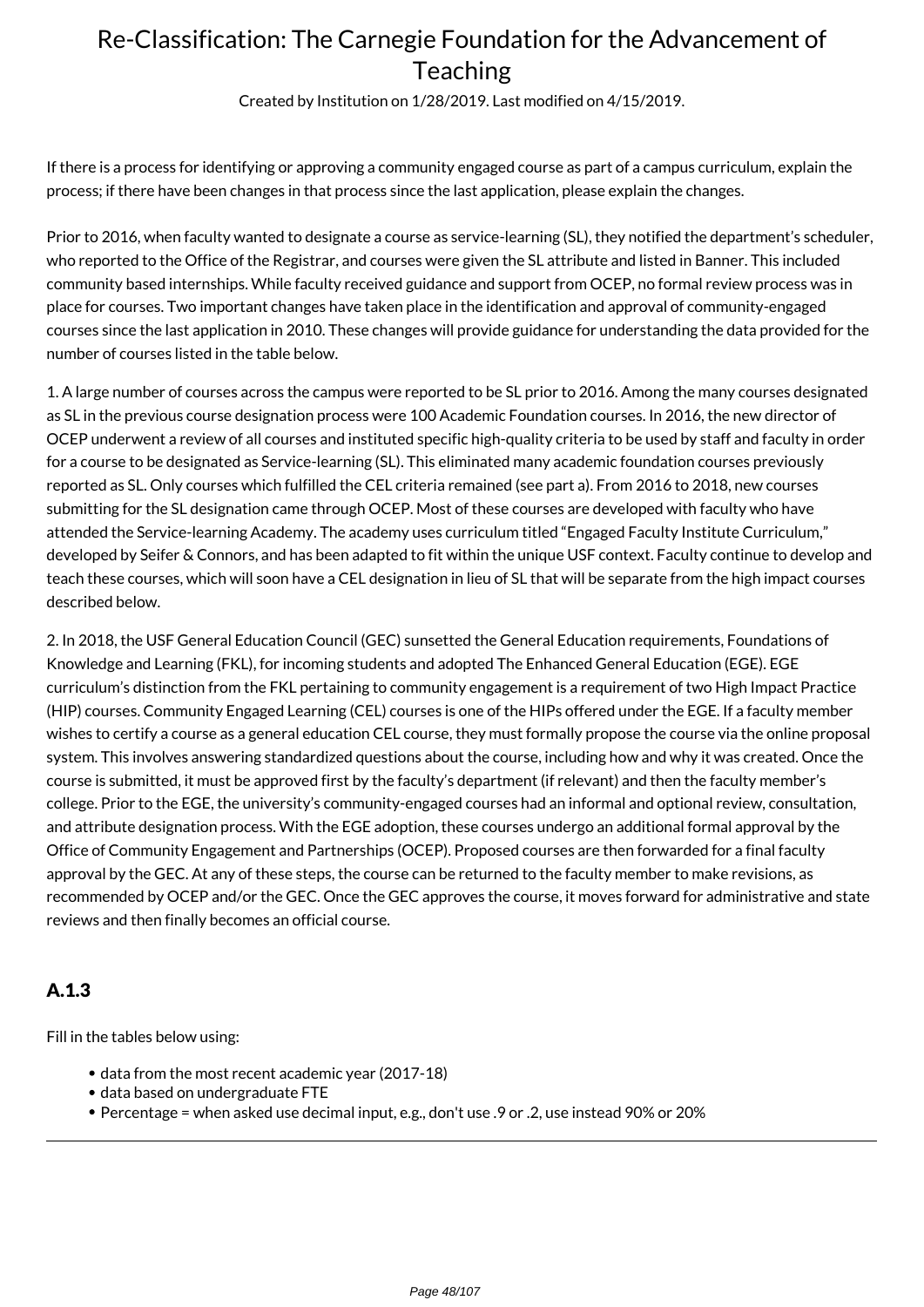If there is a process for identifying or approving a community engaged course as part of a campus curriculum, explain the process; if there have been changes in that process since the last application, please explain the changes.

Prior to 2016, when faculty wanted to designate a course as service-learning (SL), they notified the department's scheduler, who reported to the Office of the Registrar, and courses were given the SL attribute and listed in Banner. This included community based internships. While faculty received guidance and support from OCEP, no formal review process was in place for courses. Two important changes have taken place in the identification and approval of community-engaged courses since the last application in 2010. These changes will provide guidance for understanding the data provided for the number of courses listed in the table below.

1. A large number of courses across the campus were reported to be SL prior to 2016. Among the many courses designated as SL in the previous course designation process were 100 Academic Foundation courses. In 2016, the new director of OCEP underwent a review of all courses and instituted specific high-quality criteria to be used by staff and faculty in order for a course to be designated as Service-learning (SL). This eliminated many academic foundation courses previously reported as SL. Only courses which fulfilled the CEL criteria remained (see part a). From 2016 to 2018, new courses submitting for the SL designation came through OCEP. Most of these courses are developed with faculty who have attended the Service-learning Academy. The academy uses curriculum titled "Engaged Faculty Institute Curriculum," developed by Seifer & Connors, and has been adapted to fit within the unique USF context. Faculty continue to develop and teach these courses, which will soon have a CEL designation in lieu of SL that will be separate from the high impact courses described below.

2. In 2018, the USF General Education Council (GEC) sunsetted the General Education requirements, Foundations of Knowledge and Learning (FKL), for incoming students and adopted The Enhanced General Education (EGE). EGE curriculum's distinction from the FKL pertaining to community engagement is a requirement of two High Impact Practice (HIP) courses. Community Engaged Learning (CEL) courses is one of the HIPs offered under the EGE. If a faculty member wishes to certify a course as a general education CEL course, they must formally propose the course via the online proposal system. This involves answering standardized questions about the course, including how and why it was created. Once the course is submitted, it must be approved first by the faculty's department (if relevant) and then the faculty member's college. Prior to the EGE, the university's community-engaged courses had an informal and optional review, consultation, and attribute designation process. With the EGE adoption, these courses undergo an additional formal approval by the Office of Community Engagement and Partnerships (OCEP). Proposed courses are then forwarded for a final faculty approval by the GEC. At any of these steps, the course can be returned to the faculty member to make revisions, as recommended by OCEP and/or the GEC. Once the GEC approves the course, it moves forward for administrative and state reviews and then finally becomes an official course.

## A.1.3

Fill in the tables below using:

- data from the most recent academic year (2017-18)
- data based on undergraduate FTE
- Percentage = when asked use decimal input, e.g., don't use .9 or .2, use instead 90% or 20%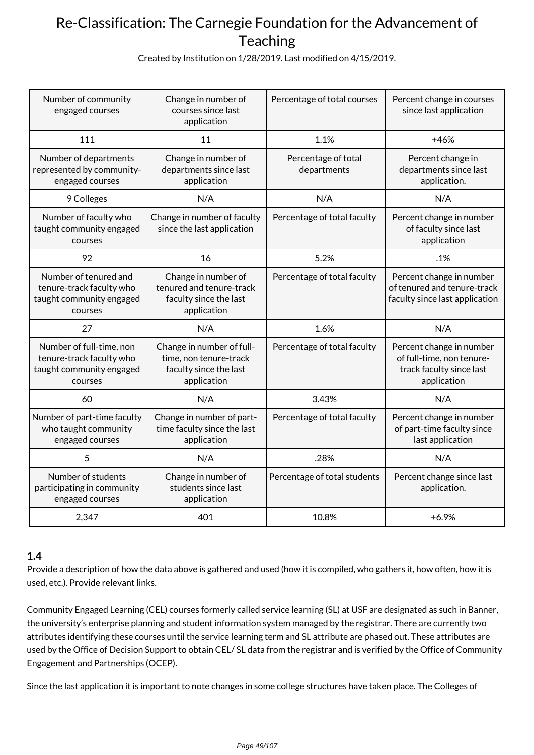# Re-Classification: The Carnegie Foundation for the Advancement of Teaching

Created by Institution on 1/28/2019. Last modified on 4/15/2019.

| Number of community engaged courses | Change in number of courses since last application | Percentage of total courses | Percent change in courses since last application |
|---|---|---|---|
| 111 | 11 | 1.1% | +46% |
| Number of departments represented by community-engaged courses | Change in number of departments since last application | Percentage of total departments | Percent change in departments since last application. |
| 9 Colleges | N/A | N/A | N/A |
| Number of faculty who taught community engaged courses | Change in number of faculty since the last application | Percentage of total faculty | Percent change in number of faculty since last application |
| 92 | 16 | 5.2% | .1% |
| Number of tenured and tenure-track faculty who taught community engaged courses | Change in number of tenured and tenure-track faculty since the last application | Percentage of total faculty | Percent change in number of tenured and tenure-track faculty since last application |
| 27 | N/A | 1.6% | N/A |
| Number of full-time, non tenure-track faculty who taught community engaged courses | Change in number of full-time, non tenure-track faculty since the last application | Percentage of total faculty | Percent change in number of full-time, non tenure-track faculty since last application |
| 60 | N/A | 3.43% | N/A |
| Number of part-time faculty who taught community engaged courses | Change in number of part-time faculty since the last application | Percentage of total faculty | Percent change in number of part-time faculty since last application |
| 5 | N/A | .28% | N/A |
| Number of students participating in community engaged courses | Change in number of students since last application | Percentage of total students | Percent change since last application. |
| 2,347 | 401 | 10.8% | +6.9% |

### 1.4

Provide a description of how the data above is gathered and used (how it is compiled, who gathers it, how often, how it is used, etc.). Provide relevant links.

Community Engaged Learning (CEL) courses formerly called service learning (SL) at USF are designated as such in Banner, the university's enterprise planning and student information system managed by the registrar. There are currently two attributes identifying these courses until the service learning term and SL attribute are phased out. These attributes are used by the Office of Decision Support to obtain CEL/ SL data from the registrar and is verified by the Office of Community Engagement and Partnerships (OCEP).

Since the last application it is important to note changes in some college structures have taken place. The Colleges of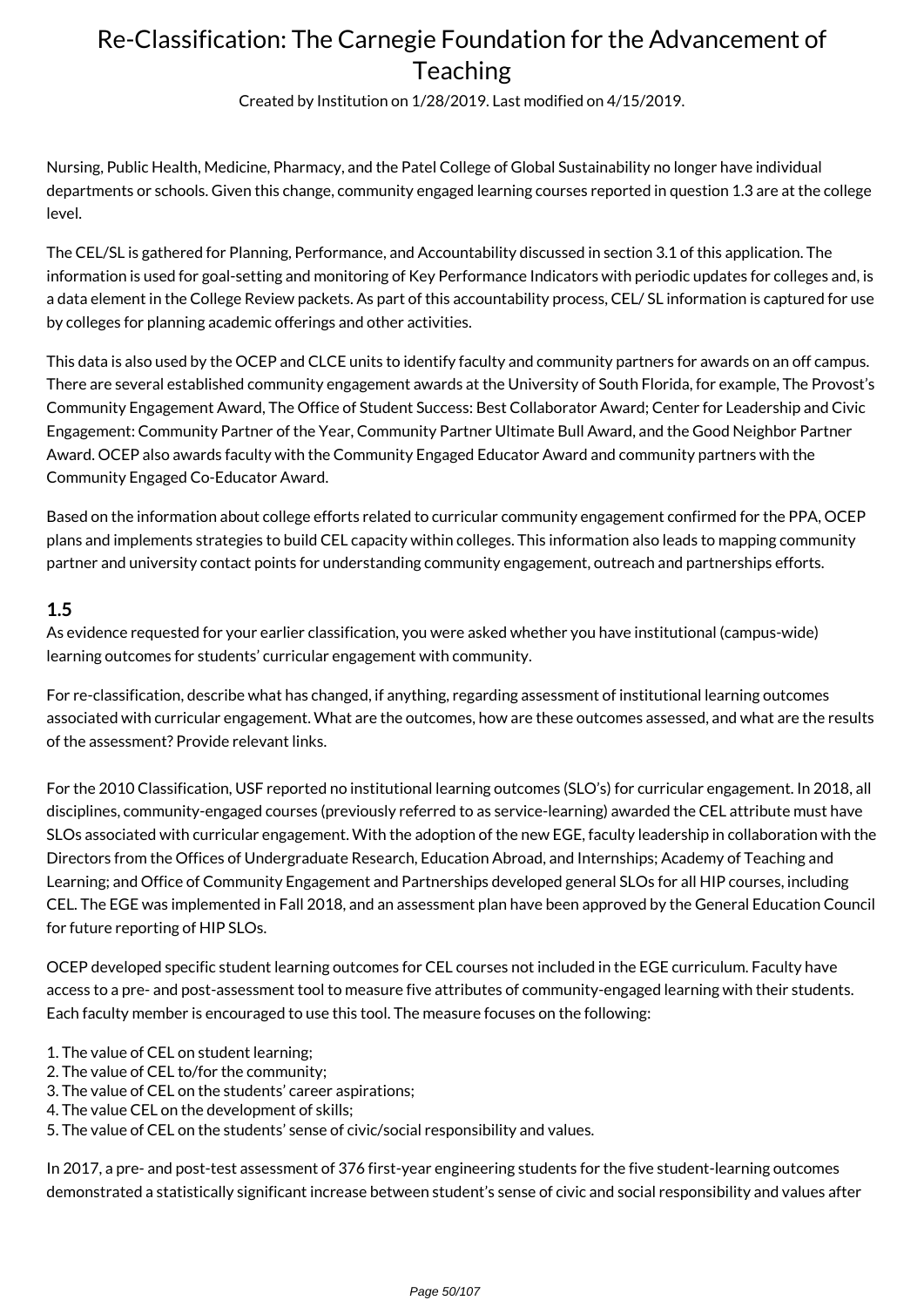Nursing, Public Health, Medicine, Pharmacy, and the Patel College of Global Sustainability no longer have individual departments or schools. Given this change, community engaged learning courses reported in question 1.3 are at the college level.

The CEL/SL is gathered for Planning, Performance, and Accountability discussed in section 3.1 of this application. The information is used for goal-setting and monitoring of Key Performance Indicators with periodic updates for colleges and, is a data element in the College Review packets. As part of this accountability process, CEL/ SL information is captured for use by colleges for planning academic offerings and other activities.

This data is also used by the OCEP and CLCE units to identify faculty and community partners for awards on an off campus. There are several established community engagement awards at the University of South Florida, for example, The Provost's Community Engagement Award, The Office of Student Success: Best Collaborator Award; Center for Leadership and Civic Engagement: Community Partner of the Year, Community Partner Ultimate Bull Award, and the Good Neighbor Partner Award. OCEP also awards faculty with the Community Engaged Educator Award and community partners with the Community Engaged Co-Educator Award.

Based on the information about college efforts related to curricular community engagement confirmed for the PPA, OCEP plans and implements strategies to build CEL capacity within colleges. This information also leads to mapping community partner and university contact points for understanding community engagement, outreach and partnerships efforts.

### 1.5

As evidence requested for your earlier classification, you were asked whether you have institutional (campus-wide) learning outcomes for students' curricular engagement with community.

For re-classification, describe what has changed, if anything, regarding assessment of institutional learning outcomes associated with curricular engagement. What are the outcomes, how are these outcomes assessed, and what are the results of the assessment? Provide relevant links.

For the 2010 Classification, USF reported no institutional learning outcomes (SLO's) for curricular engagement. In 2018, all disciplines, community-engaged courses (previously referred to as service-learning) awarded the CEL attribute must have SLOs associated with curricular engagement. With the adoption of the new EGE, faculty leadership in collaboration with the Directors from the Offices of Undergraduate Research, Education Abroad, and Internships; Academy of Teaching and Learning; and Office of Community Engagement and Partnerships developed general SLOs for all HIP courses, including CEL. The EGE was implemented in Fall 2018, and an assessment plan have been approved by the General Education Council for future reporting of HIP SLOs.

OCEP developed specific student learning outcomes for CEL courses not included in the EGE curriculum. Faculty have access to a pre- and post-assessment tool to measure five attributes of community-engaged learning with their students. Each faculty member is encouraged to use this tool. The measure focuses on the following:

1. The value of CEL on student learning;
2. The value of CEL to/for the community;
3. The value of CEL on the students' career aspirations;
4. The value CEL on the development of skills;
5. The value of CEL on the students' sense of civic/social responsibility and values.

In 2017, a pre- and post-test assessment of 376 first-year engineering students for the five student-learning outcomes demonstrated a statistically significant increase between student's sense of civic and social responsibility and values after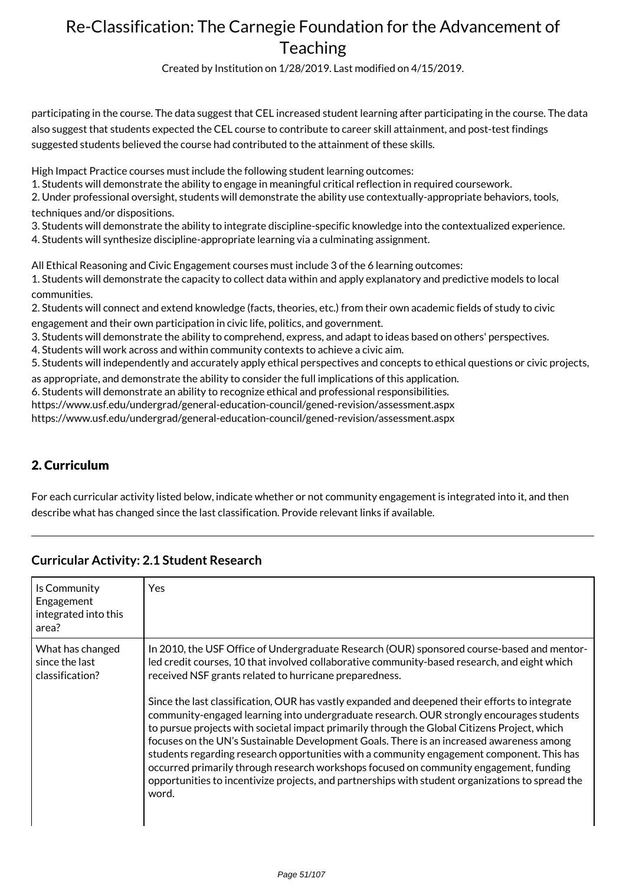participating in the course. The data suggest that CEL increased student learning after participating in the course. The data also suggest that students expected the CEL course to contribute to career skill attainment, and post-test findings suggested students believed the course had contributed to the attainment of these skills.

High Impact Practice courses must include the following student learning outcomes:
1. Students will demonstrate the ability to engage in meaningful critical reflection in required coursework.
2. Under professional oversight, students will demonstrate the ability use contextually-appropriate behaviors, tools, techniques and/or dispositions.
3. Students will demonstrate the ability to integrate discipline-specific knowledge into the contextualized experience.
4. Students will synthesize discipline-appropriate learning via a culminating assignment.

All Ethical Reasoning and Civic Engagement courses must include 3 of the 6 learning outcomes:
1. Students will demonstrate the capacity to collect data within and apply explanatory and predictive models to local communities.
2. Students will connect and extend knowledge (facts, theories, etc.) from their own academic fields of study to civic engagement and their own participation in civic life, politics, and government.
3. Students will demonstrate the ability to comprehend, express, and adapt to ideas based on others' perspectives.
4. Students will work across and within community contexts to achieve a civic aim.
5. Students will independently and accurately apply ethical perspectives and concepts to ethical questions or civic projects, as appropriate, and demonstrate the ability to consider the full implications of this application.
6. Students will demonstrate an ability to recognize ethical and professional responsibilities.
https://www.usf.edu/undergrad/general-education-council/gened-revision/assessment.aspx
https://www.usf.edu/undergrad/general-education-council/gened-revision/assessment.aspx

## 2. Curriculum

For each curricular activity listed below, indicate whether or not community engagement is integrated into it, and then describe what has changed since the last classification. Provide relevant links if available.

### Curricular Activity: 2.1 Student Research

| Is Community Engagement integrated into this area? | Yes |
|---|---|
| What has changed since the last classification? | In 2010, the USF Office of Undergraduate Research (OUR) sponsored course-based and mentor-led credit courses, 10 that involved collaborative community-based research, and eight which received NSF grants related to hurricane preparedness.<br><br>Since the last classification, OUR has vastly expanded and deepened their efforts to integrate community-engaged learning into undergraduate research. OUR strongly encourages students to pursue projects with societal impact primarily through the Global Citizens Project, which focuses on the UN's Sustainable Development Goals. There is an increased awareness among students regarding research opportunities with a community engagement component. This has occurred primarily through research workshops focused on community engagement, funding opportunities to incentivize projects, and partnerships with student organizations to spread the word. |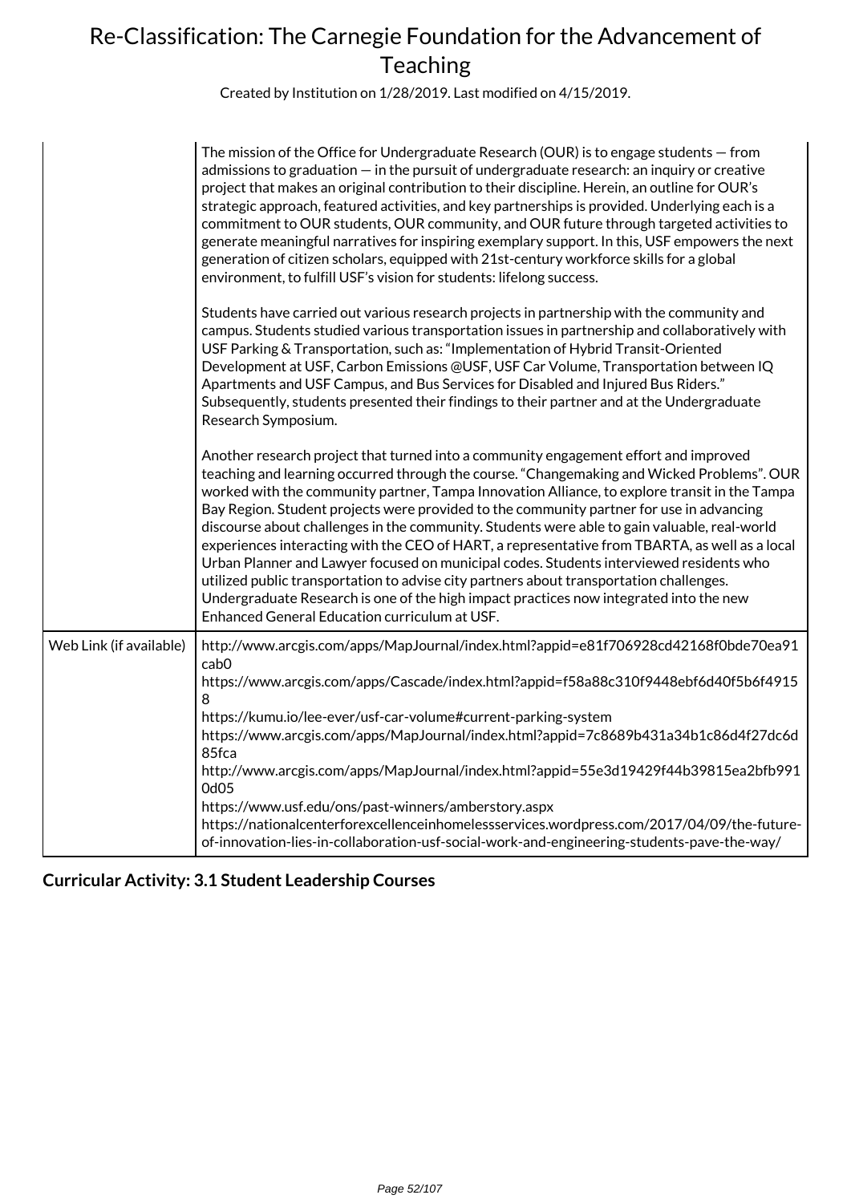| | |
|---|---|
| | The mission of the Office for Undergraduate Research (OUR) is to engage students — from admissions to graduation — in the pursuit of undergraduate research: an inquiry or creative project that makes an original contribution to their discipline. Herein, an outline for OUR's strategic approach, featured activities, and key partnerships is provided. Underlying each is a commitment to OUR students, OUR community, and OUR future through targeted activities to generate meaningful narratives for inspiring exemplary support. In this, USF empowers the next generation of citizen scholars, equipped with 21st-century workforce skills for a global environment, to fulfill USF's vision for students: lifelong success.<br><br>Students have carried out various research projects in partnership with the community and campus. Students studied various transportation issues in partnership and collaboratively with USF Parking & Transportation, such as: "Implementation of Hybrid Transit-Oriented Development at USF, Carbon Emissions @USF, USF Car Volume, Transportation between IQ Apartments and USF Campus, and Bus Services for Disabled and Injured Bus Riders." Subsequently, students presented their findings to their partner and at the Undergraduate Research Symposium.<br><br>Another research project that turned into a community engagement effort and improved teaching and learning occurred through the course. "Changemaking and Wicked Problems". OUR worked with the community partner, Tampa Innovation Alliance, to explore transit in the Tampa Bay Region. Student projects were provided to the community partner for use in advancing discourse about challenges in the community. Students were able to gain valuable, real-world experiences interacting with the CEO of HART, a representative from TBARTA, as well as a local Urban Planner and Lawyer focused on municipal codes. Students interviewed residents who utilized public transportation to advise city partners about transportation challenges. Undergraduate Research is one of the high impact practices now integrated into the new Enhanced General Education curriculum at USF. |
| Web Link (if available) | http://www.arcgis.com/apps/MapJournal/index.html?appid=e81f706928cd42168f0bde70ea91cab0<br>https://www.arcgis.com/apps/Cascade/index.html?appid=f58a88c310f9448ebf6d40f5b6f49158<br>https://kumu.io/lee-ever/usf-car-volume#current-parking-system<br>https://www.arcgis.com/apps/MapJournal/index.html?appid=7c8689b431a34b1c86d4f27dc6d85fca<br>http://www.arcgis.com/apps/MapJournal/index.html?appid=55e3d19429f44b39815ea2bfb9910d05<br>https://www.usf.edu/ons/past-winners/amberstory.aspx<br>https://nationalcenterforexcellenceinhomelessservices.wordpress.com/2017/04/09/the-future-of-innovation-lies-in-collaboration-usf-social-work-and-engineering-students-pave-the-way/ |

**Curricular Activity: 3.1 Student Leadership Courses**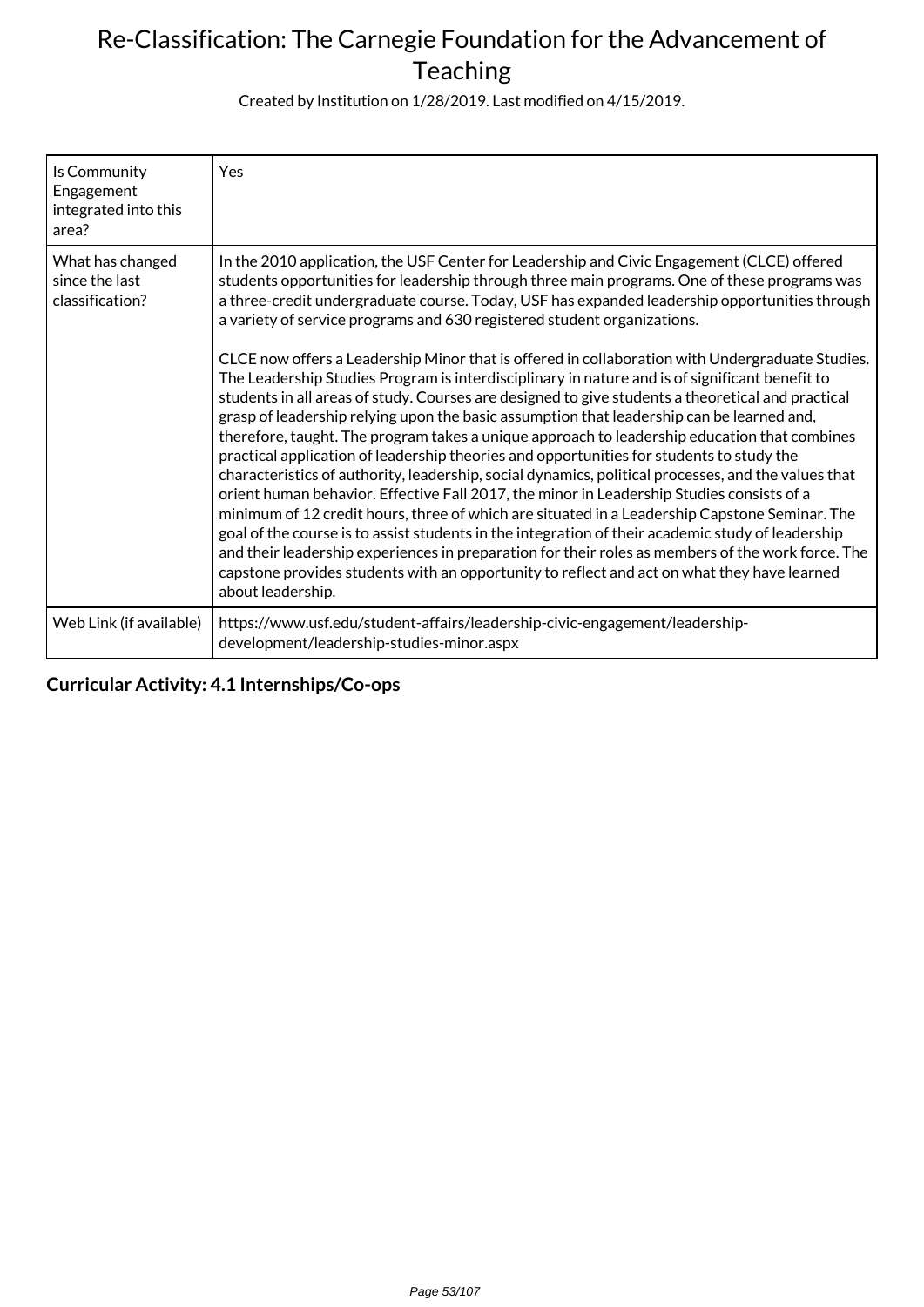# Re-Classification: The Carnegie Foundation for the Advancement of Teaching

Created by Institution on 1/28/2019. Last modified on 4/15/2019.

| | |
|---|---|
| Is Community Engagement integrated into this area? | Yes |
| What has changed since the last classification? | In the 2010 application, the USF Center for Leadership and Civic Engagement (CLCE) offered students opportunities for leadership through three main programs. One of these programs was a three-credit undergraduate course. Today, USF has expanded leadership opportunities through a variety of service programs and 630 registered student organizations.<br><br>CLCE now offers a Leadership Minor that is offered in collaboration with Undergraduate Studies. The Leadership Studies Program is interdisciplinary in nature and is of significant benefit to students in all areas of study. Courses are designed to give students a theoretical and practical grasp of leadership relying upon the basic assumption that leadership can be learned and, therefore, taught. The program takes a unique approach to leadership education that combines practical application of leadership theories and opportunities for students to study the characteristics of authority, leadership, social dynamics, political processes, and the values that orient human behavior. Effective Fall 2017, the minor in Leadership Studies consists of a minimum of 12 credit hours, three of which are situated in a Leadership Capstone Seminar. The goal of the course is to assist students in the integration of their academic study of leadership and their leadership experiences in preparation for their roles as members of the work force. The capstone provides students with an opportunity to reflect and act on what they have learned about leadership. |
| Web Link (if available) | https://www.usf.edu/student-affairs/leadership-civic-engagement/leadership-development/leadership-studies-minor.aspx |

**Curricular Activity: 4.1 Internships/Co-ops**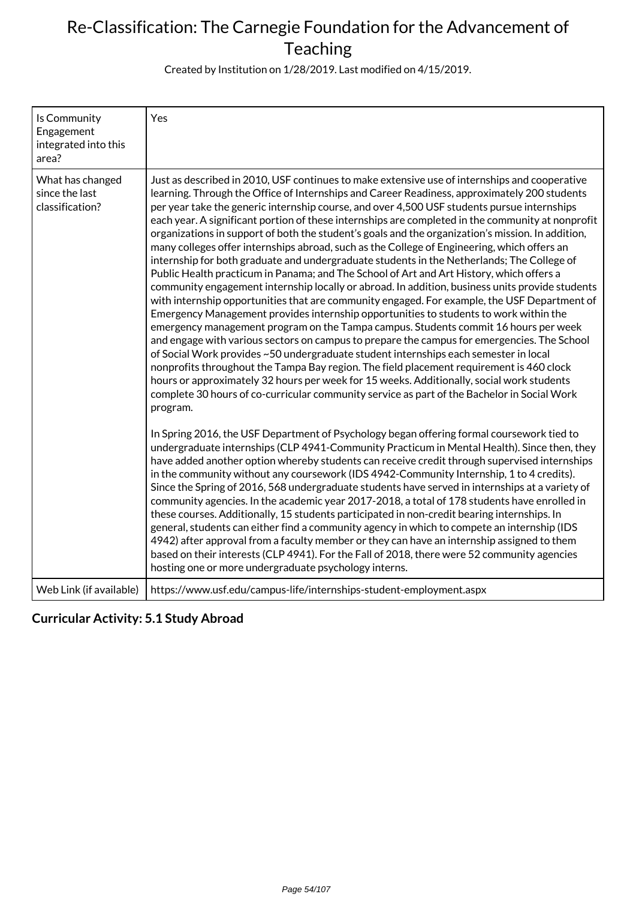| Is Community Engagement integrated into this area? | Yes |
|---|---|
| What has changed since the last classification? | Just as described in 2010, USF continues to make extensive use of internships and cooperative learning. Through the Office of Internships and Career Readiness, approximately 200 students per year take the generic internship course, and over 4,500 USF students pursue internships each year. A significant portion of these internships are completed in the community at nonprofit organizations in support of both the student's goals and the organization's mission. In addition, many colleges offer internships abroad, such as the College of Engineering, which offers an internship for both graduate and undergraduate students in the Netherlands; The College of Public Health practicum in Panama; and The School of Art and Art History, which offers a community engagement internship locally or abroad. In addition, business units provide students with internship opportunities that are community engaged. For example, the USF Department of Emergency Management provides internship opportunities to students to work within the emergency management program on the Tampa campus. Students commit 16 hours per week and engage with various sectors on campus to prepare the campus for emergencies. The School of Social Work provides ~50 undergraduate student internships each semester in local nonprofits throughout the Tampa Bay region. The field placement requirement is 460 clock hours or approximately 32 hours per week for 15 weeks. Additionally, social work students complete 30 hours of co-curricular community service as part of the Bachelor in Social Work program.<br><br>In Spring 2016, the USF Department of Psychology began offering formal coursework tied to undergraduate internships (CLP 4941-Community Practicum in Mental Health). Since then, they have added another option whereby students can receive credit through supervised internships in the community without any coursework (IDS 4942-Community Internship, 1 to 4 credits). Since the Spring of 2016, 568 undergraduate students have served in internships at a variety of community agencies. In the academic year 2017-2018, a total of 178 students have enrolled in these courses. Additionally, 15 students participated in non-credit bearing internships. In general, students can either find a community agency in which to compete an internship (IDS 4942) after approval from a faculty member or they can have an internship assigned to them based on their interests (CLP 4941). For the Fall of 2018, there were 52 community agencies hosting one or more undergraduate psychology interns. |
| Web Link (if available) | https://www.usf.edu/campus-life/internships-student-employment.aspx |

**Curricular Activity: 5.1 Study Abroad**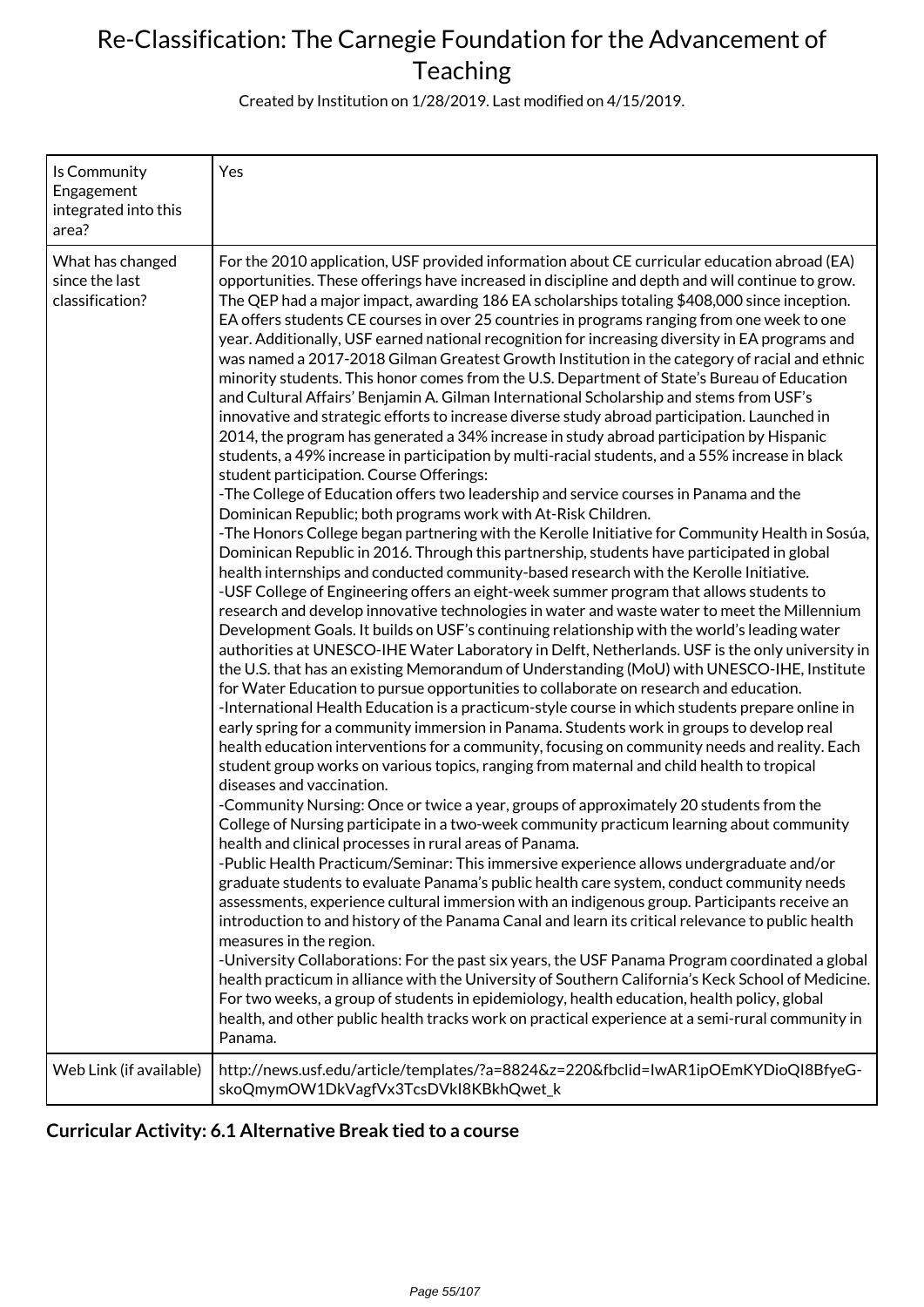# Re-Classification: The Carnegie Foundation for the Advancement of Teaching

Created by Institution on 1/28/2019. Last modified on 4/15/2019.

| Is Community Engagement integrated into this area? | Yes |
|---|---|
| What has changed since the last classification? | For the 2010 application, USF provided information about CE curricular education abroad (EA) opportunities. These offerings have increased in discipline and depth and will continue to grow. The QEP had a major impact, awarding 186 EA scholarships totaling $408,000 since inception. EA offers students CE courses in over 25 countries in programs ranging from one week to one year. Additionally, USF earned national recognition for increasing diversity in EA programs and was named a 2017-2018 Gilman Greatest Growth Institution in the category of racial and ethnic minority students. This honor comes from the U.S. Department of State's Bureau of Education and Cultural Affairs' Benjamin A. Gilman International Scholarship and stems from USF's innovative and strategic efforts to increase diverse study abroad participation. Launched in 2014, the program has generated a 34% increase in study abroad participation by Hispanic students, a 49% increase in participation by multi-racial students, and a 55% increase in black student participation. Course Offerings:<br>-The College of Education offers two leadership and service courses in Panama and the Dominican Republic; both programs work with At-Risk Children.<br>-The Honors College began partnering with the Kerolle Initiative for Community Health in Sosúa, Dominican Republic in 2016. Through this partnership, students have participated in global health internships and conducted community-based research with the Kerolle Initiative.<br>-USF College of Engineering offers an eight-week summer program that allows students to research and develop innovative technologies in water and waste water to meet the Millennium Development Goals. It builds on USF's continuing relationship with the world's leading water authorities at UNESCO-IHE Water Laboratory in Delft, Netherlands. USF is the only university in the U.S. that has an existing Memorandum of Understanding (MoU) with UNESCO-IHE, Institute for Water Education to pursue opportunities to collaborate on research and education.<br>-International Health Education is a practicum-style course in which students prepare online in early spring for a community immersion in Panama. Students work in groups to develop real health education interventions for a community, focusing on community needs and reality. Each student group works on various topics, ranging from maternal and child health to tropical diseases and vaccination.<br>-Community Nursing: Once or twice a year, groups of approximately 20 students from the College of Nursing participate in a two-week community practicum learning about community health and clinical processes in rural areas of Panama.<br>-Public Health Practicum/Seminar: This immersive experience allows undergraduate and/or graduate students to evaluate Panama's public health care system, conduct community needs assessments, experience cultural immersion with an indigenous group. Participants receive an introduction to and history of the Panama Canal and learn its critical relevance to public health measures in the region.<br>-University Collaborations: For the past six years, the USF Panama Program coordinated a global health practicum in alliance with the University of Southern California's Keck School of Medicine. For two weeks, a group of students in epidemiology, health education, health policy, global health, and other public health tracks work on practical experience at a semi-rural community in Panama. |
| Web Link (if available) | http://news.usf.edu/article/templates/?a=8824&z=220&fbclid=IwAR1ipOEmKYDioQI8BfyeG-skoQmymOW1DkVagfVx3TcsDVkI8KBkhQwet_k |

### Curricular Activity: 6.1 Alternative Break tied to a course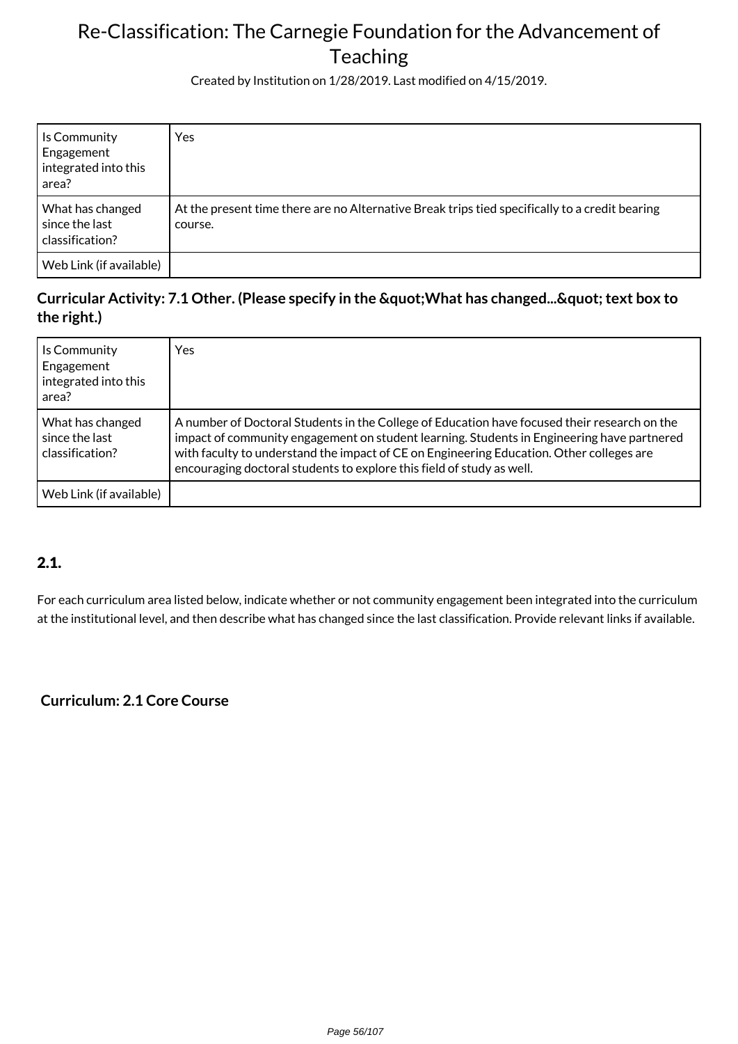| Is Community Engagement integrated into this area? | Yes |
|---|---|
| What has changed since the last classification? | At the present time there are no Alternative Break trips tied specifically to a credit bearing course. |
| Web Link (if available) | |

### Curricular Activity: 7.1 Other. (Please specify in the &quot;What has changed...&quot; text box to the right.)

| Is Community Engagement integrated into this area? | Yes |
|---|---|
| What has changed since the last classification? | A number of Doctoral Students in the College of Education have focused their research on the impact of community engagement on student learning. Students in Engineering have partnered with faculty to understand the impact of CE on Engineering Education. Other colleges are encouraging doctoral students to explore this field of study as well. |
| Web Link (if available) | |

## 2.1.

For each curriculum area listed below, indicate whether or not community engagement been integrated into the curriculum at the institutional level, and then describe what has changed since the last classification. Provide relevant links if available.

### Curriculum: 2.1 Core Course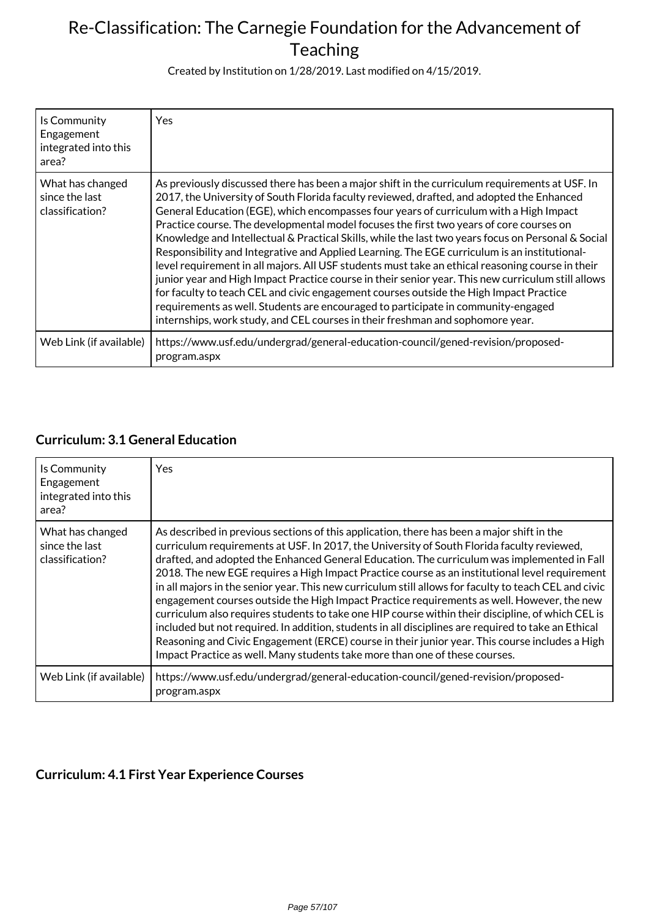| Is Community Engagement integrated into this area? | Yes |
|---|---|
| What has changed since the last classification? | As previously discussed there has been a major shift in the curriculum requirements at USF. In 2017, the University of South Florida faculty reviewed, drafted, and adopted the Enhanced General Education (EGE), which encompasses four years of curriculum with a High Impact Practice course. The developmental model focuses the first two years of core courses on Knowledge and Intellectual & Practical Skills, while the last two years focus on Personal & Social Responsibility and Integrative and Applied Learning. The EGE curriculum is an institutional-level requirement in all majors. All USF students must take an ethical reasoning course in their junior year and High Impact Practice course in their senior year. This new curriculum still allows for faculty to teach CEL and civic engagement courses outside the High Impact Practice requirements as well. Students are encouraged to participate in community-engaged internships, work study, and CEL courses in their freshman and sophomore year. |
| Web Link (if available) | https://www.usf.edu/undergrad/general-education-council/gened-revision/proposed-program.aspx |

### Curriculum: 3.1 General Education

| Is Community Engagement integrated into this area? | Yes |
|---|---|
| What has changed since the last classification? | As described in previous sections of this application, there has been a major shift in the curriculum requirements at USF. In 2017, the University of South Florida faculty reviewed, drafted, and adopted the Enhanced General Education. The curriculum was implemented in Fall 2018. The new EGE requires a High Impact Practice course as an institutional level requirement in all majors in the senior year. This new curriculum still allows for faculty to teach CEL and civic engagement courses outside the High Impact Practice requirements as well. However, the new curriculum also requires students to take one HIP course within their discipline, of which CEL is included but not required. In addition, students in all disciplines are required to take an Ethical Reasoning and Civic Engagement (ERCE) course in their junior year. This course includes a High Impact Practice as well. Many students take more than one of these courses. |
| Web Link (if available) | https://www.usf.edu/undergrad/general-education-council/gened-revision/proposed-program.aspx |

### Curriculum: 4.1 First Year Experience Courses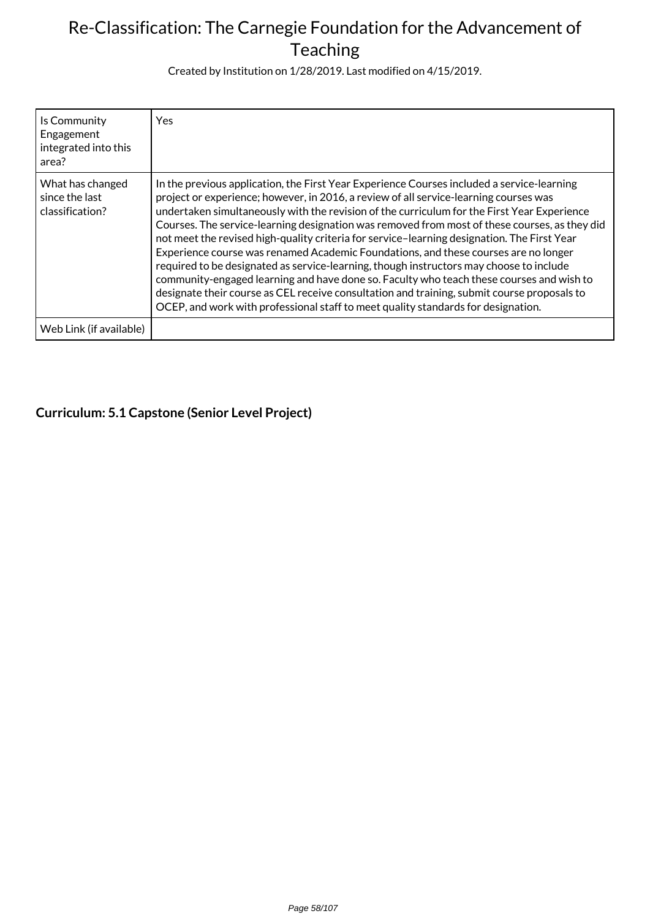| Is Community Engagement integrated into this area? | Yes |
|---|---|
| What has changed since the last classification? | In the previous application, the First Year Experience Courses included a service-learning project or experience; however, in 2016, a review of all service-learning courses was undertaken simultaneously with the revision of the curriculum for the First Year Experience Courses. The service-learning designation was removed from most of these courses, as they did not meet the revised high-quality criteria for service–learning designation. The First Year Experience course was renamed Academic Foundations, and these courses are no longer required to be designated as service-learning, though instructors may choose to include community-engaged learning and have done so. Faculty who teach these courses and wish to designate their course as CEL receive consultation and training, submit course proposals to OCEP, and work with professional staff to meet quality standards for designation. |
| Web Link (if available) | |

**Curriculum: 5.1 Capstone (Senior Level Project)**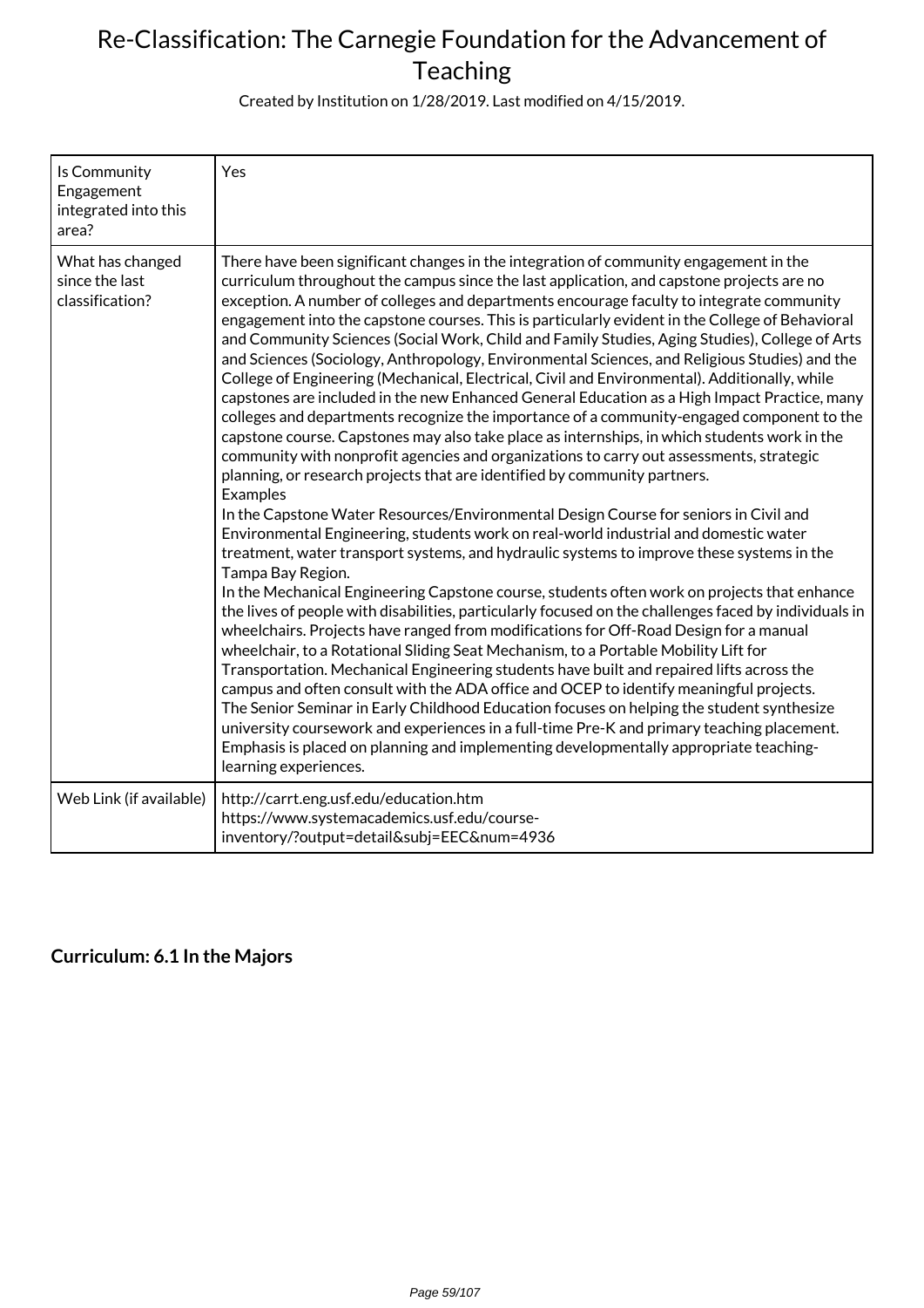# Re-Classification: The Carnegie Foundation for the Advancement of Teaching

Created by Institution on 1/28/2019. Last modified on 4/15/2019.

| Is Community Engagement integrated into this area? | Yes |
|---|---|
| What has changed since the last classification? | There have been significant changes in the integration of community engagement in the curriculum throughout the campus since the last application, and capstone projects are no exception. A number of colleges and departments encourage faculty to integrate community engagement into the capstone courses. This is particularly evident in the College of Behavioral and Community Sciences (Social Work, Child and Family Studies, Aging Studies), College of Arts and Sciences (Sociology, Anthropology, Environmental Sciences, and Religious Studies) and the College of Engineering (Mechanical, Electrical, Civil and Environmental). Additionally, while capstones are included in the new Enhanced General Education as a High Impact Practice, many colleges and departments recognize the importance of a community-engaged component to the capstone course. Capstones may also take place as internships, in which students work in the community with nonprofit agencies and organizations to carry out assessments, strategic planning, or research projects that are identified by community partners.<br>Examples<br>In the Capstone Water Resources/Environmental Design Course for seniors in Civil and Environmental Engineering, students work on real-world industrial and domestic water treatment, water transport systems, and hydraulic systems to improve these systems in the Tampa Bay Region.<br>In the Mechanical Engineering Capstone course, students often work on projects that enhance the lives of people with disabilities, particularly focused on the challenges faced by individuals in wheelchairs. Projects have ranged from modifications for Off-Road Design for a manual wheelchair, to a Rotational Sliding Seat Mechanism, to a Portable Mobility Lift for Transportation. Mechanical Engineering students have built and repaired lifts across the campus and often consult with the ADA office and OCEP to identify meaningful projects.<br>The Senior Seminar in Early Childhood Education focuses on helping the student synthesize university coursework and experiences in a full-time Pre-K and primary teaching placement. Emphasis is placed on planning and implementing developmentally appropriate teaching-learning experiences. |
| Web Link (if available) | http://carrt.eng.usf.edu/education.htm<br>https://www.systemacademics.usf.edu/course-inventory/?output=detail&subj=EEC&num=4936 |

**Curriculum: 6.1 In the Majors**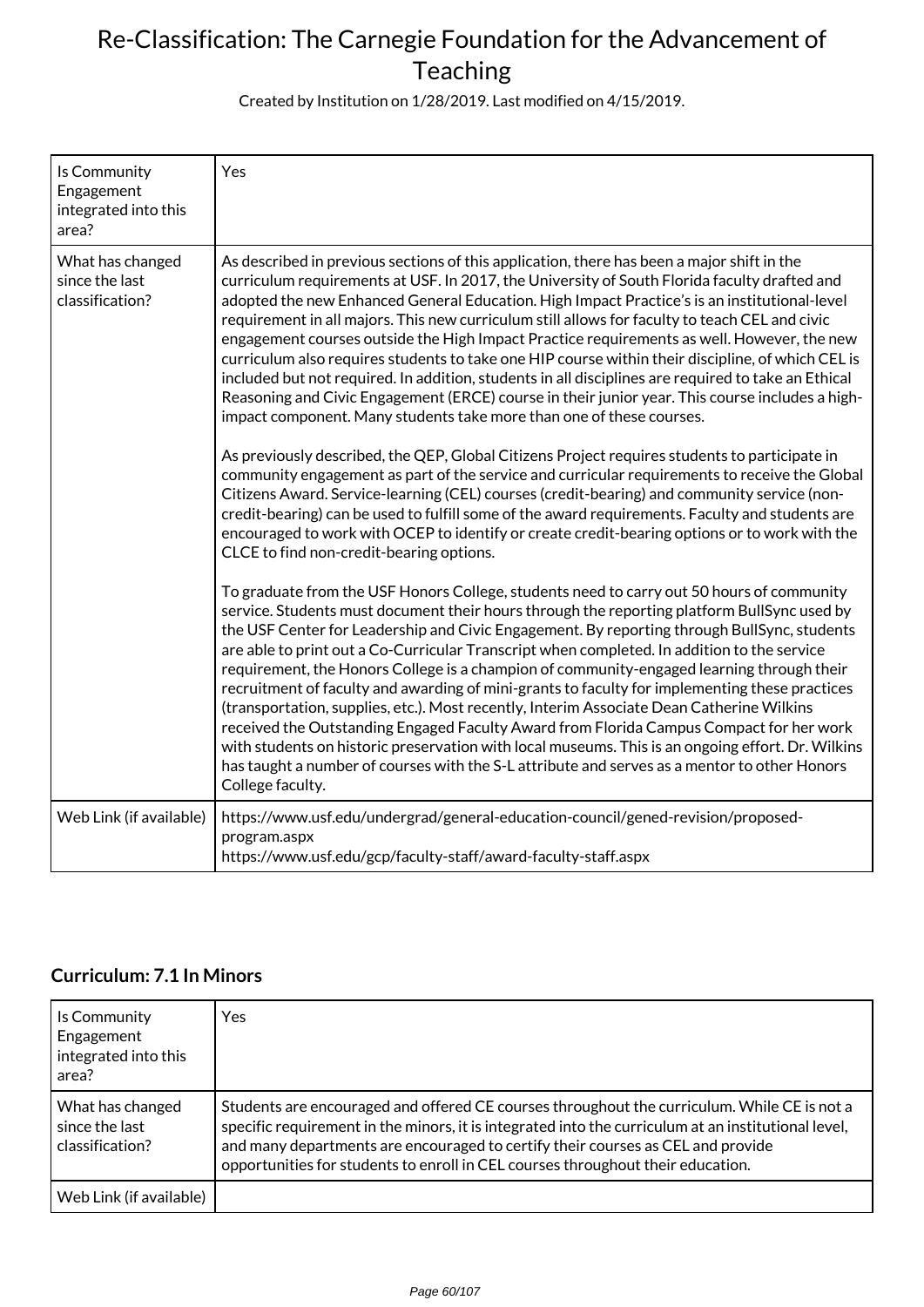# Re-Classification: The Carnegie Foundation for the Advancement of Teaching

Created by Institution on 1/28/2019. Last modified on 4/15/2019.

| | |
|---|---|
| Is Community Engagement integrated into this area? | Yes |
| What has changed since the last classification? | As described in previous sections of this application, there has been a major shift in the curriculum requirements at USF. In 2017, the University of South Florida faculty drafted and adopted the new Enhanced General Education. High Impact Practice's is an institutional-level requirement in all majors. This new curriculum still allows for faculty to teach CEL and civic engagement courses outside the High Impact Practice requirements as well. However, the new curriculum also requires students to take one HIP course within their discipline, of which CEL is included but not required. In addition, students in all disciplines are required to take an Ethical Reasoning and Civic Engagement (ERCE) course in their junior year. This course includes a high-impact component. Many students take more than one of these courses.<br><br>As previously described, the QEP, Global Citizens Project requires students to participate in community engagement as part of the service and curricular requirements to receive the Global Citizens Award. Service-learning (CEL) courses (credit-bearing) and community service (non-credit-bearing) can be used to fulfill some of the award requirements. Faculty and students are encouraged to work with OCEP to identify or create credit-bearing options or to work with the CLCE to find non-credit-bearing options.<br><br>To graduate from the USF Honors College, students need to carry out 50 hours of community service. Students must document their hours through the reporting platform BullSync used by the USF Center for Leadership and Civic Engagement. By reporting through BullSync, students are able to print out a Co-Curricular Transcript when completed. In addition to the service requirement, the Honors College is a champion of community-engaged learning through their recruitment of faculty and awarding of mini-grants to faculty for implementing these practices (transportation, supplies, etc.). Most recently, Interim Associate Dean Catherine Wilkins received the Outstanding Engaged Faculty Award from Florida Campus Compact for her work with students on historic preservation with local museums. This is an ongoing effort. Dr. Wilkins has taught a number of courses with the S-L attribute and serves as a mentor to other Honors College faculty. |
| Web Link (if available) | https://www.usf.edu/undergrad/general-education-council/gened-revision/proposed-program.aspx<br>https://www.usf.edu/gcp/faculty-staff/award-faculty-staff.aspx |

## Curriculum: 7.1 In Minors

| | |
|---|---|
| Is Community Engagement integrated into this area? | Yes |
| What has changed since the last classification? | Students are encouraged and offered CE courses throughout the curriculum. While CE is not a specific requirement in the minors, it is integrated into the curriculum at an institutional level, and many departments are encouraged to certify their courses as CEL and provide opportunities for students to enroll in CEL courses throughout their education. |
| Web Link (if available) | |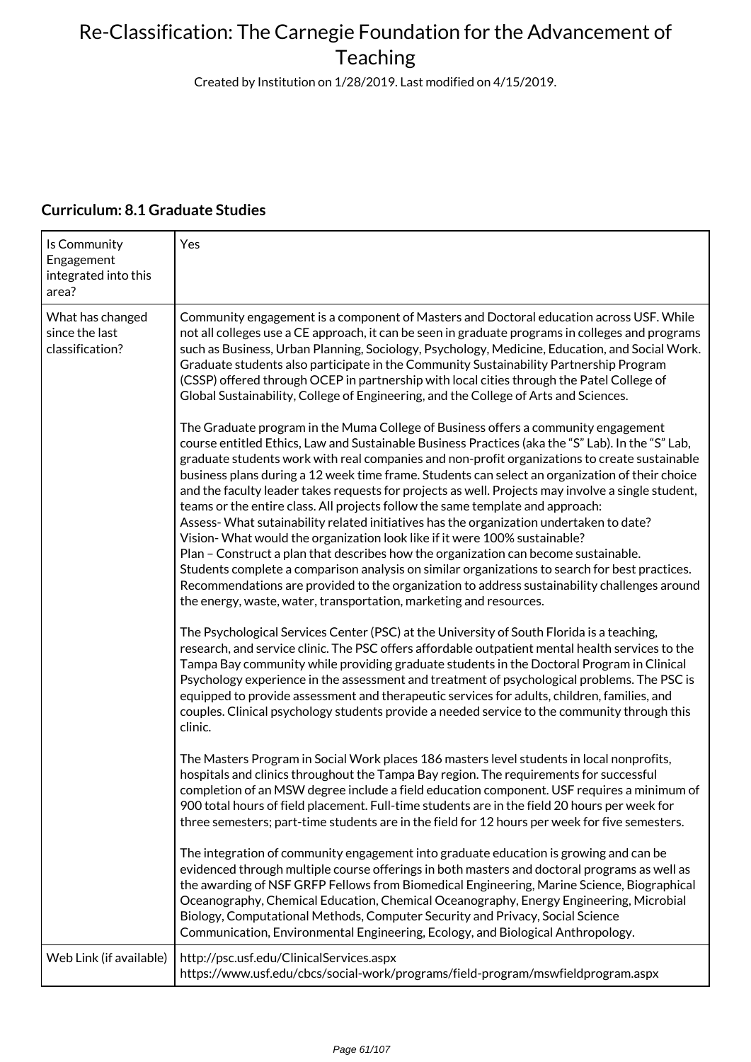# Re-Classification: The Carnegie Foundation for the Advancement of Teaching

Created by Institution on 1/28/2019. Last modified on 4/15/2019.

### Curriculum: 8.1 Graduate Studies

| | |
|---|---|
| Is Community Engagement integrated into this area? | Yes |
| What has changed since the last classification? | Community engagement is a component of Masters and Doctoral education across USF. While not all colleges use a CE approach, it can be seen in graduate programs in colleges and programs such as Business, Urban Planning, Sociology, Psychology, Medicine, Education, and Social Work. Graduate students also participate in the Community Sustainability Partnership Program (CSSP) offered through OCEP in partnership with local cities through the Patel College of Global Sustainability, College of Engineering, and the College of Arts and Sciences.<br><br>The Graduate program in the Muma College of Business offers a community engagement course entitled Ethics, Law and Sustainable Business Practices (aka the "S" Lab). In the "S" Lab, graduate students work with real companies and non-profit organizations to create sustainable business plans during a 12 week time frame. Students can select an organization of their choice and the faculty leader takes requests for projects as well. Projects may involve a single student, teams or the entire class. All projects follow the same template and approach:<br>Assess- What sutainability related initiatives has the organization undertaken to date?<br>Vision- What would the organization look like if it were 100% sustainable?<br>Plan – Construct a plan that describes how the organization can become sustainable.<br>Students complete a comparison analysis on similar organizations to search for best practices. Recommendations are provided to the organization to address sustainability challenges around the energy, waste, water, transportation, marketing and resources.<br><br>The Psychological Services Center (PSC) at the University of South Florida is a teaching, research, and service clinic. The PSC offers affordable outpatient mental health services to the Tampa Bay community while providing graduate students in the Doctoral Program in Clinical Psychology experience in the assessment and treatment of psychological problems. The PSC is equipped to provide assessment and therapeutic services for adults, children, families, and couples. Clinical psychology students provide a needed service to the community through this clinic.<br><br>The Masters Program in Social Work places 186 masters level students in local nonprofits, hospitals and clinics throughout the Tampa Bay region. The requirements for successful completion of an MSW degree include a field education component. USF requires a minimum of 900 total hours of field placement. Full-time students are in the field 20 hours per week for three semesters; part-time students are in the field for 12 hours per week for five semesters.<br><br>The integration of community engagement into graduate education is growing and can be evidenced through multiple course offerings in both masters and doctoral programs as well as the awarding of NSF GRFP Fellows from Biomedical Engineering, Marine Science, Biographical Oceanography, Chemical Education, Chemical Oceanography, Energy Engineering, Microbial Biology, Computational Methods, Computer Security and Privacy, Social Science Communication, Environmental Engineering, Ecology, and Biological Anthropology. |
| Web Link (if available) | http://psc.usf.edu/ClinicalServices.aspx<br>https://www.usf.edu/cbcs/social-work/programs/field-program/mswfieldprogram.aspx |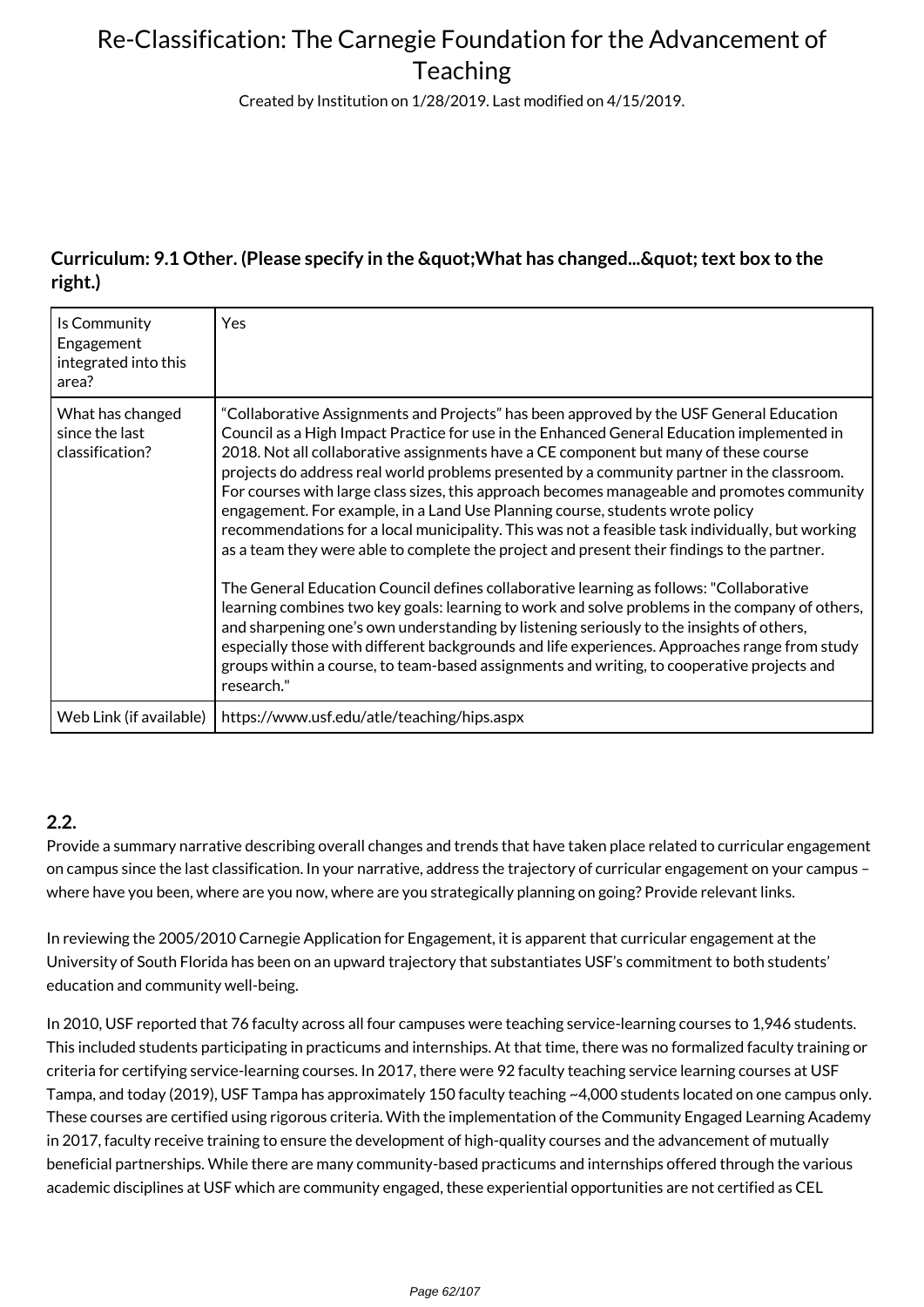# Re-Classification: The Carnegie Foundation for the Advancement of Teaching

Created by Institution on 1/28/2019. Last modified on 4/15/2019.

### Curriculum: 9.1 Other. (Please specify in the &quot;What has changed...&quot; text box to the right.)

| | |
|---|---|
| Is Community Engagement integrated into this area? | Yes |
| What has changed since the last classification? | “Collaborative Assignments and Projects” has been approved by the USF General Education Council as a High Impact Practice for use in the Enhanced General Education implemented in 2018. Not all collaborative assignments have a CE component but many of these course projects do address real world problems presented by a community partner in the classroom. For courses with large class sizes, this approach becomes manageable and promotes community engagement. For example, in a Land Use Planning course, students wrote policy recommendations for a local municipality. This was not a feasible task individually, but working as a team they were able to complete the project and present their findings to the partner.<br><br>The General Education Council defines collaborative learning as follows: "Collaborative learning combines two key goals: learning to work and solve problems in the company of others, and sharpening one’s own understanding by listening seriously to the insights of others, especially those with different backgrounds and life experiences. Approaches range from study groups within a course, to team-based assignments and writing, to cooperative projects and research." |
| Web Link (if available) | https://www.usf.edu/atle/teaching/hips.aspx |

### 2.2.

Provide a summary narrative describing overall changes and trends that have taken place related to curricular engagement on campus since the last classification. In your narrative, address the trajectory of curricular engagement on your campus – where have you been, where are you now, where are you strategically planning on going? Provide relevant links.

In reviewing the 2005/2010 Carnegie Application for Engagement, it is apparent that curricular engagement at the University of South Florida has been on an upward trajectory that substantiates USF’s commitment to both students’ education and community well-being.

In 2010, USF reported that 76 faculty across all four campuses were teaching service-learning courses to 1,946 students. This included students participating in practicums and internships. At that time, there was no formalized faculty training or criteria for certifying service-learning courses. In 2017, there were 92 faculty teaching service learning courses at USF Tampa, and today (2019), USF Tampa has approximately 150 faculty teaching ~4,000 students located on one campus only. These courses are certified using rigorous criteria. With the implementation of the Community Engaged Learning Academy in 2017, faculty receive training to ensure the development of high-quality courses and the advancement of mutually beneficial partnerships. While there are many community-based practicums and internships offered through the various academic disciplines at USF which are community engaged, these experiential opportunities are not certified as CEL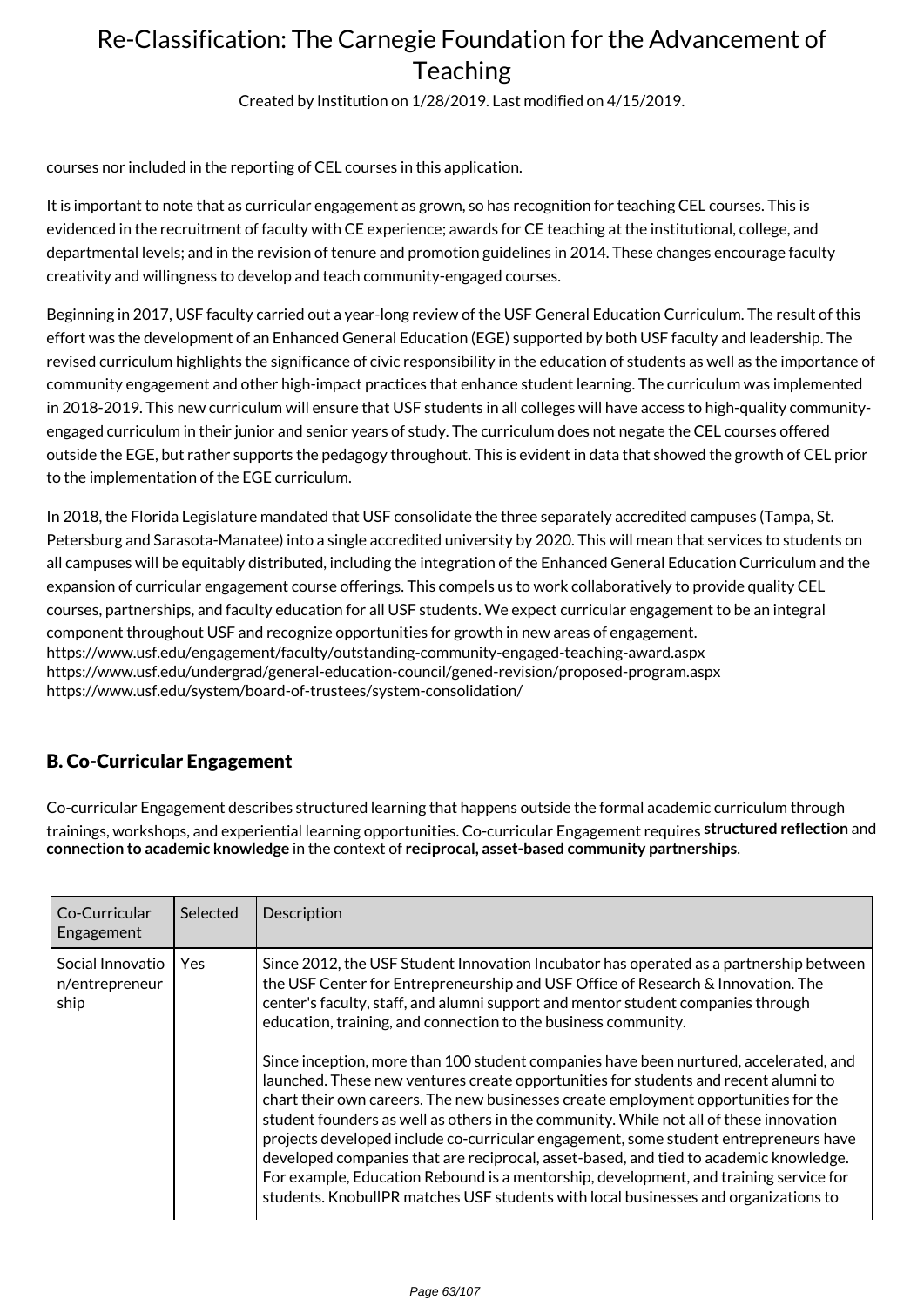courses nor included in the reporting of CEL courses in this application.

It is important to note that as curricular engagement as grown, so has recognition for teaching CEL courses. This is evidenced in the recruitment of faculty with CE experience; awards for CE teaching at the institutional, college, and departmental levels; and in the revision of tenure and promotion guidelines in 2014. These changes encourage faculty creativity and willingness to develop and teach community-engaged courses.

Beginning in 2017, USF faculty carried out a year-long review of the USF General Education Curriculum. The result of this effort was the development of an Enhanced General Education (EGE) supported by both USF faculty and leadership. The revised curriculum highlights the significance of civic responsibility in the education of students as well as the importance of community engagement and other high-impact practices that enhance student learning. The curriculum was implemented in 2018-2019. This new curriculum will ensure that USF students in all colleges will have access to high-quality community-engaged curriculum in their junior and senior years of study. The curriculum does not negate the CEL courses offered outside the EGE, but rather supports the pedagogy throughout. This is evident in data that showed the growth of CEL prior to the implementation of the EGE curriculum.

In 2018, the Florida Legislature mandated that USF consolidate the three separately accredited campuses (Tampa, St. Petersburg and Sarasota-Manatee) into a single accredited university by 2020. This will mean that services to students on all campuses will be equitably distributed, including the integration of the Enhanced General Education Curriculum and the expansion of curricular engagement course offerings. This compels us to work collaboratively to provide quality CEL courses, partnerships, and faculty education for all USF students. We expect curricular engagement to be an integral component throughout USF and recognize opportunities for growth in new areas of engagement.
https://www.usf.edu/engagement/faculty/outstanding-community-engaged-teaching-award.aspx
https://www.usf.edu/undergrad/general-education-council/gened-revision/proposed-program.aspx
https://www.usf.edu/system/board-of-trustees/system-consolidation/

## B. Co-Curricular Engagement

Co-curricular Engagement describes structured learning that happens outside the formal academic curriculum through trainings, workshops, and experiential learning opportunities. Co-curricular Engagement requires **structured reflection** and **connection to academic knowledge** in the context of **reciprocal, asset-based community partnerships**.

| Co-Curricular Engagement | Selected | Description |
|---|---|---|
| Social Innovation/entrepreneurship | Yes | Since 2012, the USF Student Innovation Incubator has operated as a partnership between the USF Center for Entrepreneurship and USF Office of Research & Innovation. The center's faculty, staff, and alumni support and mentor student companies through education, training, and connection to the business community.<br><br>Since inception, more than 100 student companies have been nurtured, accelerated, and launched. These new ventures create opportunities for students and recent alumni to chart their own careers. The new businesses create employment opportunities for the student founders as well as others in the community. While not all of these innovation projects developed include co-curricular engagement, some student entrepreneurs have developed companies that are reciprocal, asset-based, and tied to academic knowledge. For example, Education Rebound is a mentorship, development, and training service for students. KnobullPR matches USF students with local businesses and organizations to |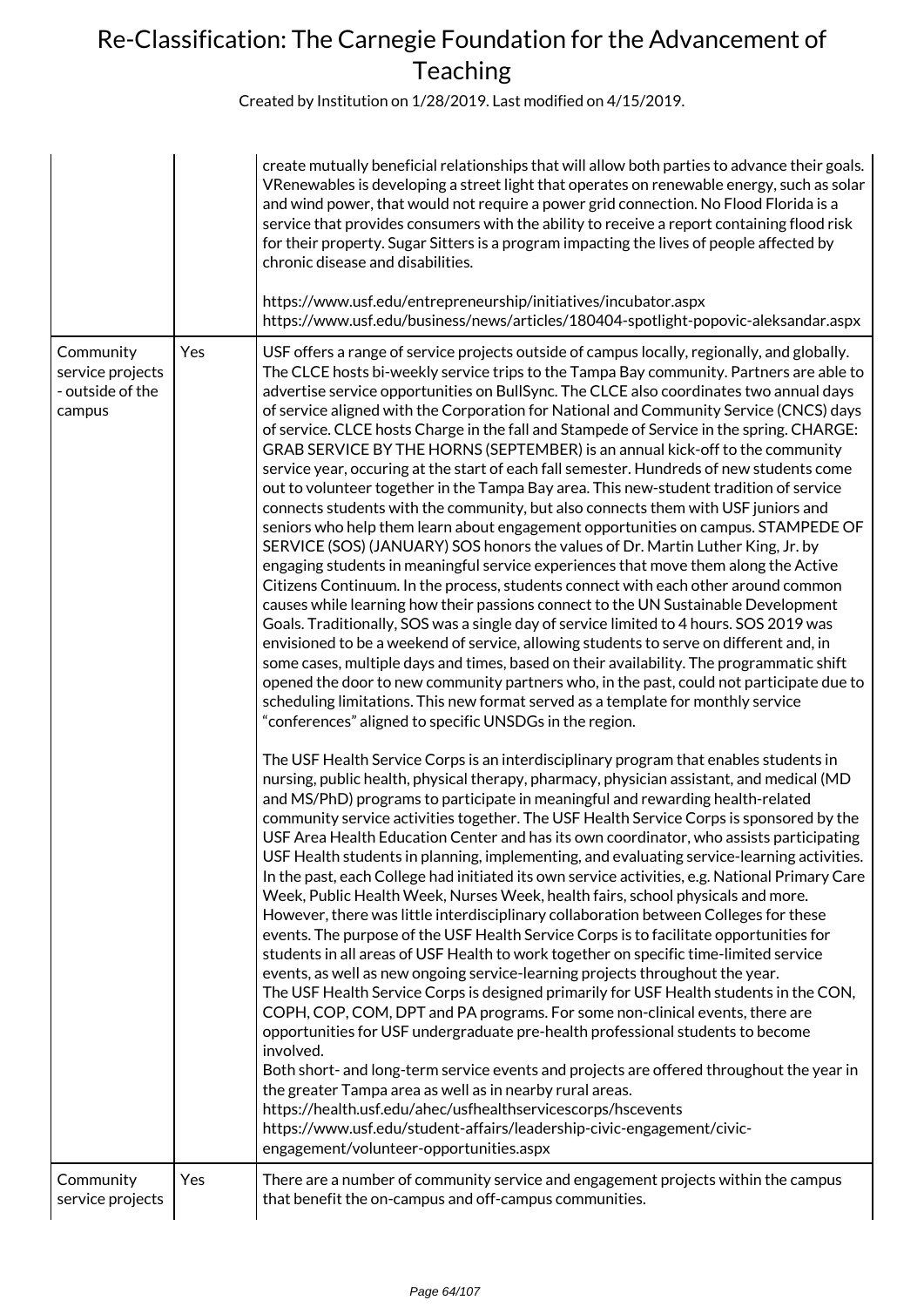| | | |
|---|---|---|
| | | create mutually beneficial relationships that will allow both parties to advance their goals. VRenewables is developing a street light that operates on renewable energy, such as solar and wind power, that would not require a power grid connection. No Flood Florida is a service that provides consumers with the ability to receive a report containing flood risk for their property. Sugar Sitters is a program impacting the lives of people affected by chronic disease and disabilities.<br><br>https://www.usf.edu/entrepreneurship/initiatives/incubator.aspx<br>https://www.usf.edu/business/news/articles/180404-spotlight-popovic-aleksandar.aspx |
| Community service projects - outside of the campus | Yes | USF offers a range of service projects outside of campus locally, regionally, and globally. The CLCE hosts bi-weekly service trips to the Tampa Bay community. Partners are able to advertise service opportunities on BullSync. The CLCE also coordinates two annual days of service aligned with the Corporation for National and Community Service (CNCS) days of service. CLCE hosts Charge in the fall and Stampede of Service in the spring. CHARGE: GRAB SERVICE BY THE HORNS (SEPTEMBER) is an annual kick-off to the community service year, occuring at the start of each fall semester. Hundreds of new students come out to volunteer together in the Tampa Bay area. This new-student tradition of service connects students with the community, but also connects them with USF juniors and seniors who help them learn about engagement opportunities on campus. STAMPEDE OF SERVICE (SOS) (JANUARY) SOS honors the values of Dr. Martin Luther King, Jr. by engaging students in meaningful service experiences that move them along the Active Citizens Continuum. In the process, students connect with each other around common causes while learning how their passions connect to the UN Sustainable Development Goals. Traditionally, SOS was a single day of service limited to 4 hours. SOS 2019 was envisioned to be a weekend of service, allowing students to serve on different and, in some cases, multiple days and times, based on their availability. The programmatic shift opened the door to new community partners who, in the past, could not participate due to scheduling limitations. This new format served as a template for monthly service "conferences" aligned to specific UNSDGs in the region.<br><br>The USF Health Service Corps is an interdisciplinary program that enables students in nursing, public health, physical therapy, pharmacy, physician assistant, and medical (MD and MS/PhD) programs to participate in meaningful and rewarding health-related community service activities together. The USF Health Service Corps is sponsored by the USF Area Health Education Center and has its own coordinator, who assists participating USF Health students in planning, implementing, and evaluating service-learning activities. In the past, each College had initiated its own service activities, e.g. National Primary Care Week, Public Health Week, Nurses Week, health fairs, school physicals and more. However, there was little interdisciplinary collaboration between Colleges for these events. The purpose of the USF Health Service Corps is to facilitate opportunities for students in all areas of USF Health to work together on specific time-limited service events, as well as new ongoing service-learning projects throughout the year.<br>The USF Health Service Corps is designed primarily for USF Health students in the CON, COPH, COP, COM, DPT and PA programs. For some non-clinical events, there are opportunities for USF undergraduate pre-health professional students to become involved.<br>Both short- and long-term service events and projects are offered throughout the year in the greater Tampa area as well as in nearby rural areas.<br>https://health.usf.edu/ahec/usfhealthservicescorps/hscevents<br>https://www.usf.edu/student-affairs/leadership-civic-engagement/civic-engagement/volunteer-opportunities.aspx |
| Community service projects | Yes | There are a number of community service and engagement projects within the campus that benefit the on-campus and off-campus communities. |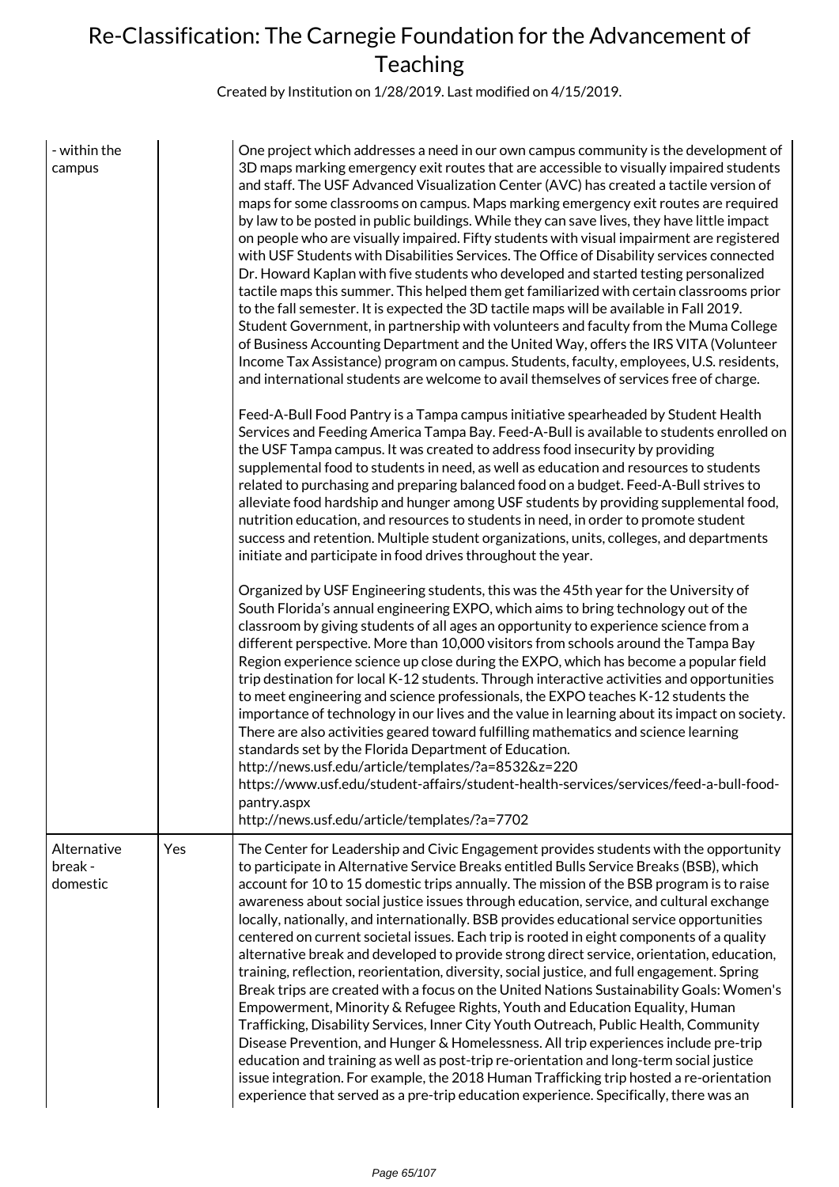| | | |
|---|---|---|
| - within the campus | | One project which addresses a need in our own campus community is the development of 3D maps marking emergency exit routes that are accessible to visually impaired students and staff. The USF Advanced Visualization Center (AVC) has created a tactile version of maps for some classrooms on campus. Maps marking emergency exit routes are required by law to be posted in public buildings. While they can save lives, they have little impact on people who are visually impaired. Fifty students with visual impairment are registered with USF Students with Disabilities Services. The Office of Disability services connected Dr. Howard Kaplan with five students who developed and started testing personalized tactile maps this summer. This helped them get familiarized with certain classrooms prior to the fall semester. It is expected the 3D tactile maps will be available in Fall 2019. Student Government, in partnership with volunteers and faculty from the Muma College of Business Accounting Department and the United Way, offers the IRS VITA (Volunteer Income Tax Assistance) program on campus. Students, faculty, employees, U.S. residents, and international students are welcome to avail themselves of services free of charge.<br><br>Feed-A-Bull Food Pantry is a Tampa campus initiative spearheaded by Student Health Services and Feeding America Tampa Bay. Feed-A-Bull is available to students enrolled on the USF Tampa campus. It was created to address food insecurity by providing supplemental food to students in need, as well as education and resources to students related to purchasing and preparing balanced food on a budget. Feed-A-Bull strives to alleviate food hardship and hunger among USF students by providing supplemental food, nutrition education, and resources to students in need, in order to promote student success and retention. Multiple student organizations, units, colleges, and departments initiate and participate in food drives throughout the year.<br><br>Organized by USF Engineering students, this was the 45th year for the University of South Florida's annual engineering EXPO, which aims to bring technology out of the classroom by giving students of all ages an opportunity to experience science from a different perspective. More than 10,000 visitors from schools around the Tampa Bay Region experience science up close during the EXPO, which has become a popular field trip destination for local K-12 students. Through interactive activities and opportunities to meet engineering and science professionals, the EXPO teaches K-12 students the importance of technology in our lives and the value in learning about its impact on society. There are also activities geared toward fulfilling mathematics and science learning standards set by the Florida Department of Education.<br>http://news.usf.edu/article/templates/?a=8532&z=220<br>https://www.usf.edu/student-affairs/student-health-services/services/feed-a-bull-food-pantry.aspx<br>http://news.usf.edu/article/templates/?a=7702 |
| Alternative break - domestic | Yes | The Center for Leadership and Civic Engagement provides students with the opportunity to participate in Alternative Service Breaks entitled Bulls Service Breaks (BSB), which account for 10 to 15 domestic trips annually. The mission of the BSB program is to raise awareness about social justice issues through education, service, and cultural exchange locally, nationally, and internationally. BSB provides educational service opportunities centered on current societal issues. Each trip is rooted in eight components of a quality alternative break and developed to provide strong direct service, orientation, education, training, reflection, reorientation, diversity, social justice, and full engagement. Spring Break trips are created with a focus on the United Nations Sustainability Goals: Women's Empowerment, Minority & Refugee Rights, Youth and Education Equality, Human Trafficking, Disability Services, Inner City Youth Outreach, Public Health, Community Disease Prevention, and Hunger & Homelessness. All trip experiences include pre-trip education and training as well as post-trip re-orientation and long-term social justice issue integration. For example, the 2018 Human Trafficking trip hosted a re-orientation experience that served as a pre-trip education experience. Specifically, there was an |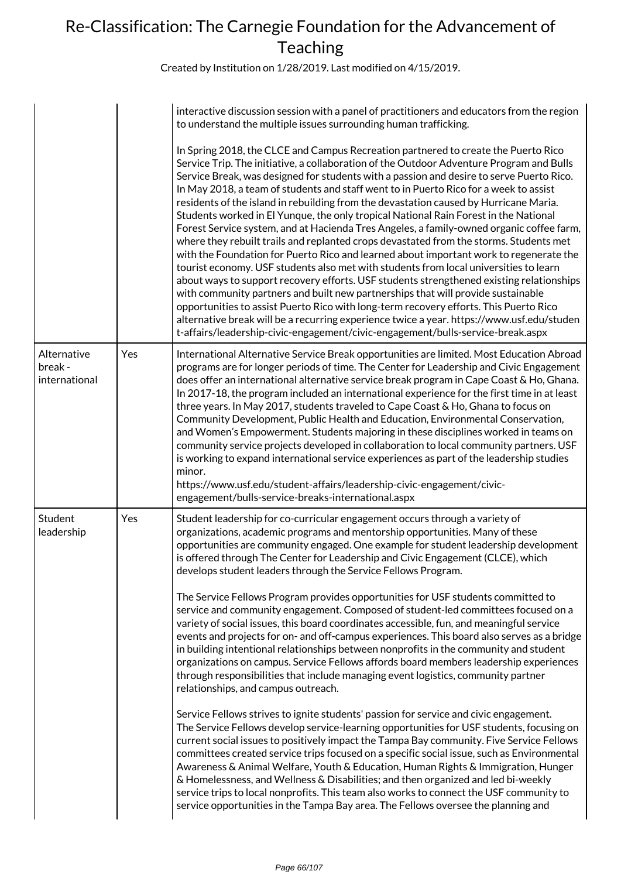| | | |
|---|---|---|
| | | interactive discussion session with a panel of practitioners and educators from the region to understand the multiple issues surrounding human trafficking.<br><br>In Spring 2018, the CLCE and Campus Recreation partnered to create the Puerto Rico Service Trip. The initiative, a collaboration of the Outdoor Adventure Program and Bulls Service Break, was designed for students with a passion and desire to serve Puerto Rico. In May 2018, a team of students and staff went to in Puerto Rico for a week to assist residents of the island in rebuilding from the devastation caused by Hurricane Maria. Students worked in El Yunque, the only tropical National Rain Forest in the National Forest Service system, and at Hacienda Tres Angeles, a family-owned organic coffee farm, where they rebuilt trails and replanted crops devastated from the storms. Students met with the Foundation for Puerto Rico and learned about important work to regenerate the tourist economy. USF students also met with students from local universities to learn about ways to support recovery efforts. USF students strengthened existing relationships with community partners and built new partnerships that will provide sustainable opportunities to assist Puerto Rico with long-term recovery efforts. This Puerto Rico alternative break will be a recurring experience twice a year. https://www.usf.edu/student-affairs/leadership-civic-engagement/civic-engagement/bulls-service-break.aspx |
| Alternative break - international | Yes | International Alternative Service Break opportunities are limited. Most Education Abroad programs are for longer periods of time. The Center for Leadership and Civic Engagement does offer an international alternative service break program in Cape Coast & Ho, Ghana. In 2017-18, the program included an international experience for the first time in at least three years. In May 2017, students traveled to Cape Coast & Ho, Ghana to focus on Community Development, Public Health and Education, Environmental Conservation, and Women's Empowerment. Students majoring in these disciplines worked in teams on community service projects developed in collaboration to local community partners. USF is working to expand international service experiences as part of the leadership studies minor.<br>https://www.usf.edu/student-affairs/leadership-civic-engagement/civic-engagement/bulls-service-breaks-international.aspx |
| Student leadership | Yes | Student leadership for co-curricular engagement occurs through a variety of organizations, academic programs and mentorship opportunities. Many of these opportunities are community engaged. One example for student leadership development is offered through The Center for Leadership and Civic Engagement (CLCE), which develops student leaders through the Service Fellows Program.<br><br>The Service Fellows Program provides opportunities for USF students committed to service and community engagement. Composed of student-led committees focused on a variety of social issues, this board coordinates accessible, fun, and meaningful service events and projects for on- and off-campus experiences. This board also serves as a bridge in building intentional relationships between nonprofits in the community and student organizations on campus. Service Fellows affords board members leadership experiences through responsibilities that include managing event logistics, community partner relationships, and campus outreach.<br><br>Service Fellows strives to ignite students' passion for service and civic engagement. The Service Fellows develop service-learning opportunities for USF students, focusing on current social issues to positively impact the Tampa Bay community. Five Service Fellows committees created service trips focused on a specific social issue, such as Environmental Awareness & Animal Welfare, Youth & Education, Human Rights & Immigration, Hunger & Homelessness, and Wellness & Disabilities; and then organized and led bi-weekly service trips to local nonprofits. This team also works to connect the USF community to service opportunities in the Tampa Bay area. The Fellows oversee the planning and |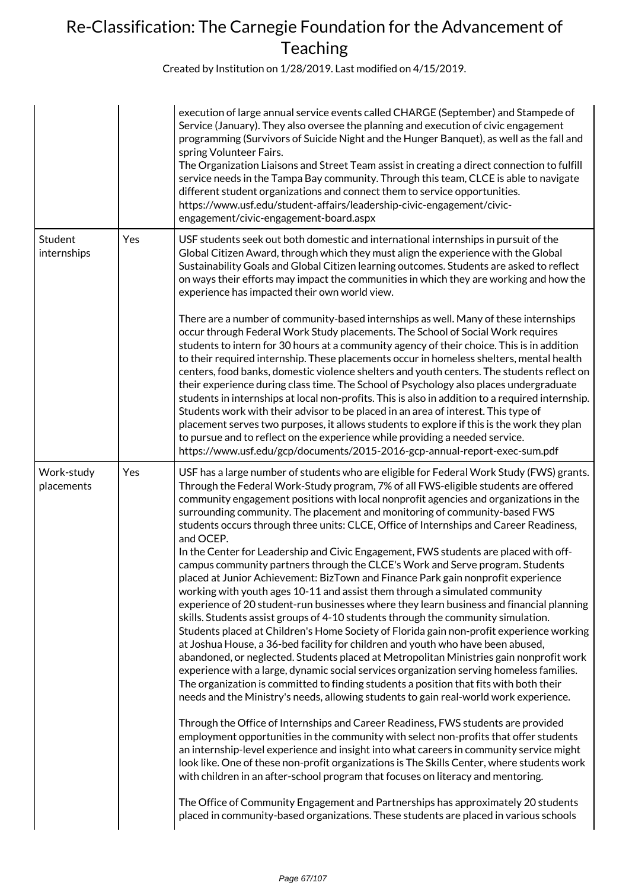| | | |
|---|---|---|
| | | execution of large annual service events called CHARGE (September) and Stampede of Service (January). They also oversee the planning and execution of civic engagement programming (Survivors of Suicide Night and the Hunger Banquet), as well as the fall and spring Volunteer Fairs.<br>The Organization Liaisons and Street Team assist in creating a direct connection to fulfill service needs in the Tampa Bay community. Through this team, CLCE is able to navigate different student organizations and connect them to service opportunities.<br>https://www.usf.edu/student-affairs/leadership-civic-engagement/civic-engagement/civic-engagement-board.aspx |
| Student internships | Yes | USF students seek out both domestic and international internships in pursuit of the Global Citizen Award, through which they must align the experience with the Global Sustainability Goals and Global Citizen learning outcomes. Students are asked to reflect on ways their efforts may impact the communities in which they are working and how the experience has impacted their own world view.<br><br>There are a number of community-based internships as well. Many of these internships occur through Federal Work Study placements. The School of Social Work requires students to intern for 30 hours at a community agency of their choice. This is in addition to their required internship. These placements occur in homeless shelters, mental health centers, food banks, domestic violence shelters and youth centers. The students reflect on their experience during class time. The School of Psychology also places undergraduate students in internships at local non-profits. This is also in addition to a required internship. Students work with their advisor to be placed in an area of interest. This type of placement serves two purposes, it allows students to explore if this is the work they plan to pursue and to reflect on the experience while providing a needed service.<br>https://www.usf.edu/gcp/documents/2015-2016-gcp-annual-report-exec-sum.pdf |
| Work-study placements | Yes | USF has a large number of students who are eligible for Federal Work Study (FWS) grants. Through the Federal Work-Study program, 7% of all FWS-eligible students are offered community engagement positions with local nonprofit agencies and organizations in the surrounding community. The placement and monitoring of community-based FWS students occurs through three units: CLCE, Office of Internships and Career Readiness, and OCEP.<br>In the Center for Leadership and Civic Engagement, FWS students are placed with off-campus community partners through the CLCE's Work and Serve program. Students placed at Junior Achievement: BizTown and Finance Park gain nonprofit experience working with youth ages 10-11 and assist them through a simulated community experience of 20 student-run businesses where they learn business and financial planning skills. Students assist groups of 4-10 students through the community simulation. Students placed at Children's Home Society of Florida gain non-profit experience working at Joshua House, a 36-bed facility for children and youth who have been abused, abandoned, or neglected. Students placed at Metropolitan Ministries gain nonprofit work experience with a large, dynamic social services organization serving homeless families. The organization is committed to finding students a position that fits with both their needs and the Ministry's needs, allowing students to gain real-world work experience.<br><br>Through the Office of Internships and Career Readiness, FWS students are provided employment opportunities in the community with select non-profits that offer students an internship-level experience and insight into what careers in community service might look like. One of these non-profit organizations is The Skills Center, where students work with children in an after-school program that focuses on literacy and mentoring.<br><br>The Office of Community Engagement and Partnerships has approximately 20 students placed in community-based organizations. These students are placed in various schools |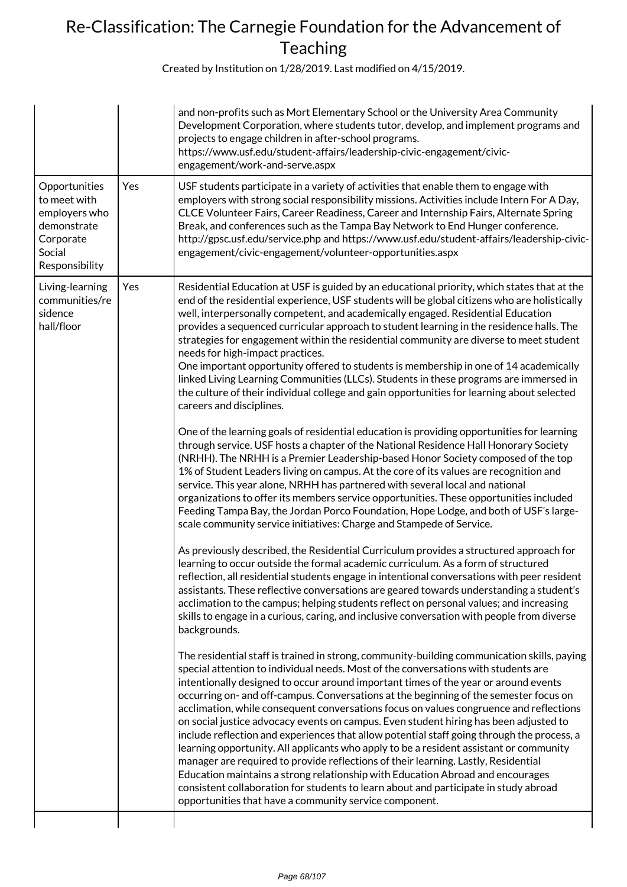|  |  |  |
|---|---|---|
|  |  | and non-profits such as Mort Elementary School or the University Area Community Development Corporation, where students tutor, develop, and implement programs and projects to engage children in after-school programs. https://www.usf.edu/student-affairs/leadership-civic-engagement/civic-engagement/work-and-serve.aspx |
| Opportunities to meet with employers who demonstrate Corporate Social Responsibility | Yes | USF students participate in a variety of activities that enable them to engage with employers with strong social responsibility missions. Activities include Intern For A Day, CLCE Volunteer Fairs, Career Readiness, Career and Internship Fairs, Alternate Spring Break, and conferences such as the Tampa Bay Network to End Hunger conference. http://gpsc.usf.edu/service.php and https://www.usf.edu/student-affairs/leadership-civic-engagement/civic-engagement/volunteer-opportunities.aspx |
| Living-learning communities/residence hall/floor | Yes | Residential Education at USF is guided by an educational priority, which states that at the end of the residential experience, USF students will be global citizens who are holistically well, interpersonally competent, and academically engaged. Residential Education provides a sequenced curricular approach to student learning in the residence halls. The strategies for engagement within the residential community are diverse to meet student needs for high-impact practices.<br>One important opportunity offered to students is membership in one of 14 academically linked Living Learning Communities (LLCs). Students in these programs are immersed in the culture of their individual college and gain opportunities for learning about selected careers and disciplines.<br><br>One of the learning goals of residential education is providing opportunities for learning through service. USF hosts a chapter of the National Residence Hall Honorary Society (NRHH). The NRHH is a Premier Leadership-based Honor Society composed of the top 1% of Student Leaders living on campus. At the core of its values are recognition and service. This year alone, NRHH has partnered with several local and national organizations to offer its members service opportunities. These opportunities included Feeding Tampa Bay, the Jordan Porco Foundation, Hope Lodge, and both of USF's large-scale community service initiatives: Charge and Stampede of Service.<br><br>As previously described, the Residential Curriculum provides a structured approach for learning to occur outside the formal academic curriculum. As a form of structured reflection, all residential students engage in intentional conversations with peer resident assistants. These reflective conversations are geared towards understanding a student's acclimation to the campus; helping students reflect on personal values; and increasing skills to engage in a curious, caring, and inclusive conversation with people from diverse backgrounds.<br><br>The residential staff is trained in strong, community-building communication skills, paying special attention to individual needs. Most of the conversations with students are intentionally designed to occur around important times of the year or around events occurring on- and off-campus. Conversations at the beginning of the semester focus on acclimation, while consequent conversations focus on values congruence and reflections on social justice advocacy events on campus. Even student hiring has been adjusted to include reflection and experiences that allow potential staff going through the process, a learning opportunity. All applicants who apply to be a resident assistant or community manager are required to provide reflections of their learning. Lastly, Residential Education maintains a strong relationship with Education Abroad and encourages consistent collaboration for students to learn about and participate in study abroad opportunities that have a community service component. |
|  |  |  |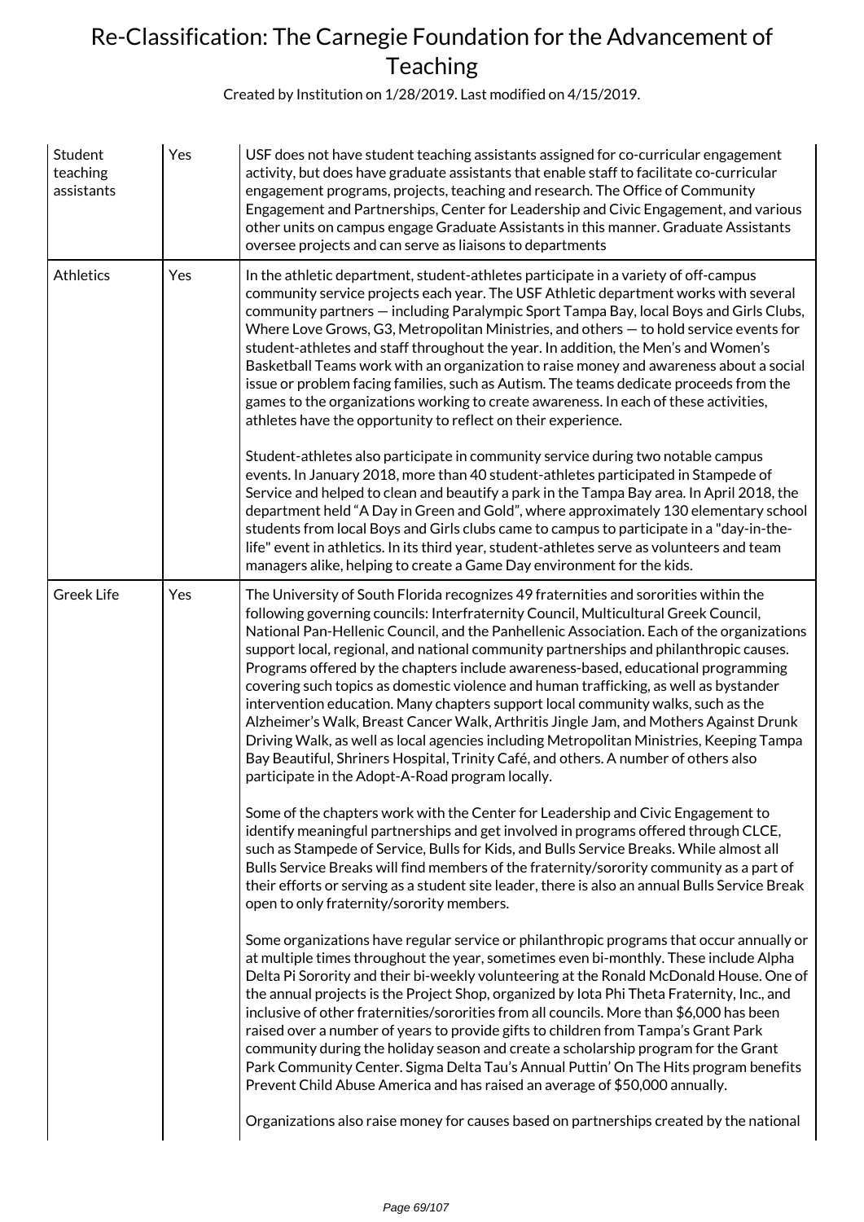| Student teaching assistants | Yes | USF does not have student teaching assistants assigned for co-curricular engagement activity, but does have graduate assistants that enable staff to facilitate co-curricular engagement programs, projects, teaching and research. The Office of Community Engagement and Partnerships, Center for Leadership and Civic Engagement, and various other units on campus engage Graduate Assistants in this manner. Graduate Assistants oversee projects and can serve as liaisons to departments |
|---|---|---|
| Athletics | Yes | In the athletic department, student-athletes participate in a variety of off-campus community service projects each year. The USF Athletic department works with several community partners — including Paralympic Sport Tampa Bay, local Boys and Girls Clubs, Where Love Grows, G3, Metropolitan Ministries, and others — to hold service events for student-athletes and staff throughout the year. In addition, the Men's and Women's Basketball Teams work with an organization to raise money and awareness about a social issue or problem facing families, such as Autism. The teams dedicate proceeds from the games to the organizations working to create awareness. In each of these activities, athletes have the opportunity to reflect on their experience.<br><br>Student-athletes also participate in community service during two notable campus events. In January 2018, more than 40 student-athletes participated in Stampede of Service and helped to clean and beautify a park in the Tampa Bay area. In April 2018, the department held "A Day in Green and Gold", where approximately 130 elementary school students from local Boys and Girls clubs came to campus to participate in a "day-in-the-life" event in athletics. In its third year, student-athletes serve as volunteers and team managers alike, helping to create a Game Day environment for the kids. |
| Greek Life | Yes | The University of South Florida recognizes 49 fraternities and sororities within the following governing councils: Interfraternity Council, Multicultural Greek Council, National Pan-Hellenic Council, and the Panhellenic Association. Each of the organizations support local, regional, and national community partnerships and philanthropic causes. Programs offered by the chapters include awareness-based, educational programming covering such topics as domestic violence and human trafficking, as well as bystander intervention education. Many chapters support local community walks, such as the Alzheimer's Walk, Breast Cancer Walk, Arthritis Jingle Jam, and Mothers Against Drunk Driving Walk, as well as local agencies including Metropolitan Ministries, Keeping Tampa Bay Beautiful, Shriners Hospital, Trinity Café, and others. A number of others also participate in the Adopt-A-Road program locally.<br><br>Some of the chapters work with the Center for Leadership and Civic Engagement to identify meaningful partnerships and get involved in programs offered through CLCE, such as Stampede of Service, Bulls for Kids, and Bulls Service Breaks. While almost all Bulls Service Breaks will find members of the fraternity/sorority community as a part of their efforts or serving as a student site leader, there is also an annual Bulls Service Break open to only fraternity/sorority members.<br><br>Some organizations have regular service or philanthropic programs that occur annually or at multiple times throughout the year, sometimes even bi-monthly. These include Alpha Delta Pi Sorority and their bi-weekly volunteering at the Ronald McDonald House. One of the annual projects is the Project Shop, organized by Iota Phi Theta Fraternity, Inc., and inclusive of other fraternities/sororities from all councils. More than $6,000 has been raised over a number of years to provide gifts to children from Tampa's Grant Park community during the holiday season and create a scholarship program for the Grant Park Community Center. Sigma Delta Tau's Annual Puttin' On The Hits program benefits Prevent Child Abuse America and has raised an average of $50,000 annually.<br><br>Organizations also raise money for causes based on partnerships created by the national |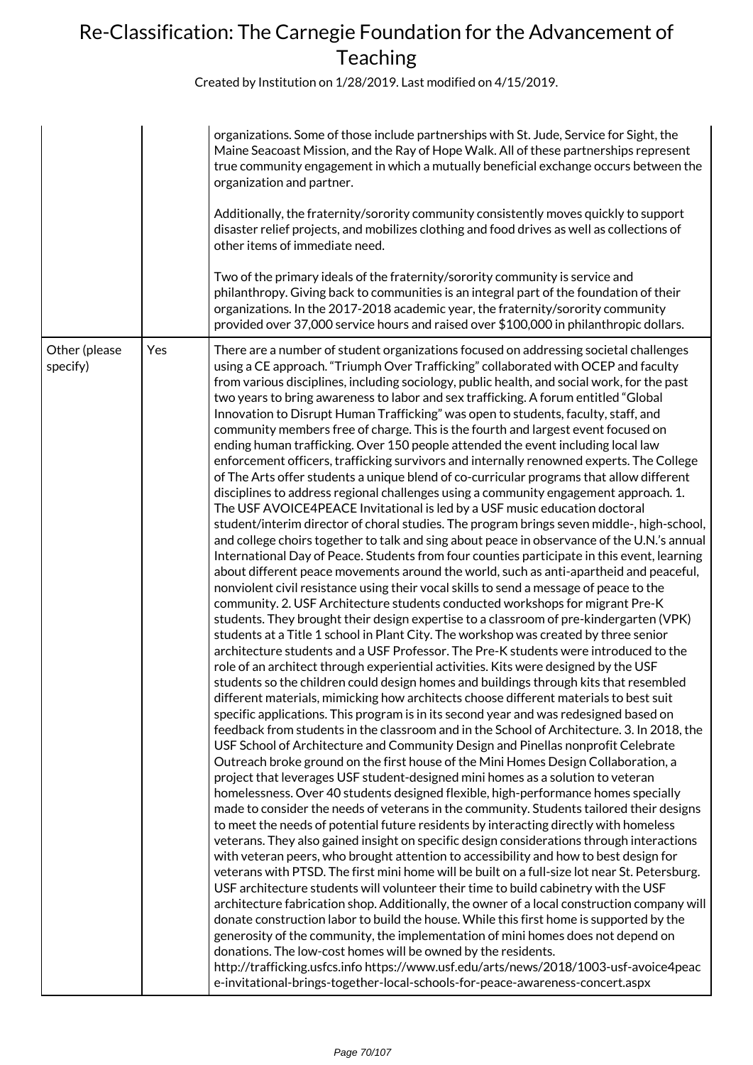| | | |
|---|---|---|
| | | organizations. Some of those include partnerships with St. Jude, Service for Sight, the Maine Seacoast Mission, and the Ray of Hope Walk. All of these partnerships represent true community engagement in which a mutually beneficial exchange occurs between the organization and partner.<br><br>Additionally, the fraternity/sorority community consistently moves quickly to support disaster relief projects, and mobilizes clothing and food drives as well as collections of other items of immediate need.<br><br>Two of the primary ideals of the fraternity/sorority community is service and philanthropy. Giving back to communities is an integral part of the foundation of their organizations. In the 2017-2018 academic year, the fraternity/sorority community provided over 37,000 service hours and raised over $100,000 in philanthropic dollars. |
| Other (please specify) | Yes | There are a number of student organizations focused on addressing societal challenges using a CE approach. "Triumph Over Trafficking" collaborated with OCEP and faculty from various disciplines, including sociology, public health, and social work, for the past two years to bring awareness to labor and sex trafficking. A forum entitled "Global Innovation to Disrupt Human Trafficking" was open to students, faculty, staff, and community members free of charge. This is the fourth and largest event focused on ending human trafficking. Over 150 people attended the event including local law enforcement officers, trafficking survivors and internally renowned experts. The College of The Arts offer students a unique blend of co-curricular programs that allow different disciplines to address regional challenges using a community engagement approach. 1. The USF AVOICE4PEACE Invitational is led by a USF music education doctoral student/interim director of choral studies. The program brings seven middle-, high-school, and college choirs together to talk and sing about peace in observance of the U.N.'s annual International Day of Peace. Students from four counties participate in this event, learning about different peace movements around the world, such as anti-apartheid and peaceful, nonviolent civil resistance using their vocal skills to send a message of peace to the community. 2. USF Architecture students conducted workshops for migrant Pre-K students. They brought their design expertise to a classroom of pre-kindergarten (VPK) students at a Title 1 school in Plant City. The workshop was created by three senior architecture students and a USF Professor. The Pre-K students were introduced to the role of an architect through experiential activities. Kits were designed by the USF students so the children could design homes and buildings through kits that resembled different materials, mimicking how architects choose different materials to best suit specific applications. This program is in its second year and was redesigned based on feedback from students in the classroom and in the School of Architecture. 3. In 2018, the USF School of Architecture and Community Design and Pinellas nonprofit Celebrate Outreach broke ground on the first house of the Mini Homes Design Collaboration, a project that leverages USF student-designed mini homes as a solution to veteran homelessness. Over 40 students designed flexible, high-performance homes specially made to consider the needs of veterans in the community. Students tailored their designs to meet the needs of potential future residents by interacting directly with homeless veterans. They also gained insight on specific design considerations through interactions with veteran peers, who brought attention to accessibility and how to best design for veterans with PTSD. The first mini home will be built on a full-size lot near St. Petersburg. USF architecture students will volunteer their time to build cabinetry with the USF architecture fabrication shop. Additionally, the owner of a local construction company will donate construction labor to build the house. While this first home is supported by the generosity of the community, the implementation of mini homes does not depend on donations. The low-cost homes will be owned by the residents.<br>http://trafficking.usfcs.info https://www.usf.edu/arts/news/2018/1003-usf-avoice4peace-invitational-brings-together-local-schools-for-peace-awareness-concert.aspx |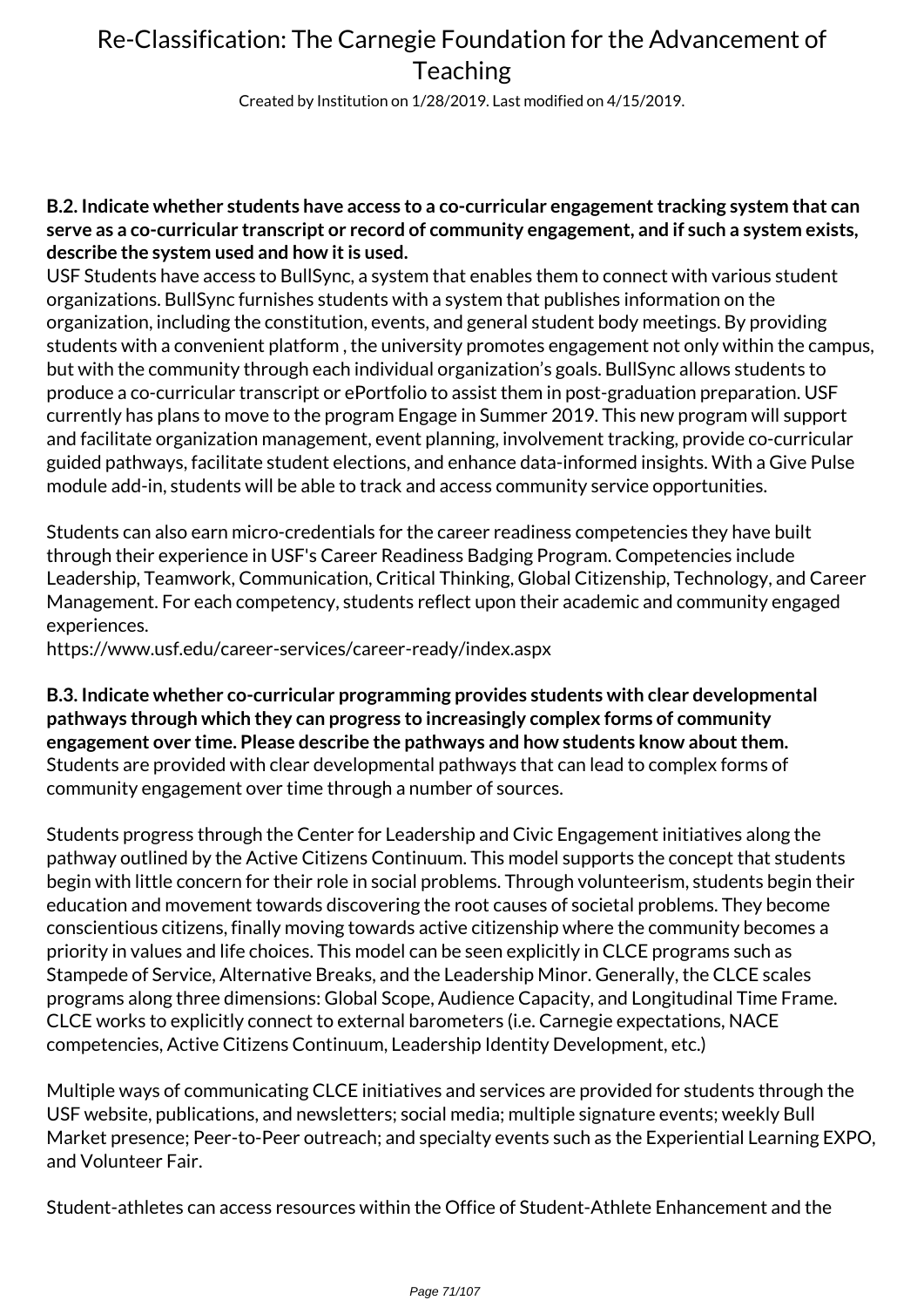**B.2. Indicate whether students have access to a co-curricular engagement tracking system that can serve as a co-curricular transcript or record of community engagement, and if such a system exists, describe the system used and how it is used.**

USF Students have access to BullSync, a system that enables them to connect with various student organizations. BullSync furnishes students with a system that publishes information on the organization, including the constitution, events, and general student body meetings. By providing students with a convenient platform , the university promotes engagement not only within the campus, but with the community through each individual organization's goals. BullSync allows students to produce a co-curricular transcript or ePortfolio to assist them in post-graduation preparation. USF currently has plans to move to the program Engage in Summer 2019. This new program will support and facilitate organization management, event planning, involvement tracking, provide co-curricular guided pathways, facilitate student elections, and enhance data-informed insights. With a Give Pulse module add-in, students will be able to track and access community service opportunities.

Students can also earn micro-credentials for the career readiness competencies they have built through their experience in USF's Career Readiness Badging Program. Competencies include Leadership, Teamwork, Communication, Critical Thinking, Global Citizenship, Technology, and Career Management. For each competency, students reflect upon their academic and community engaged experiences.

https://www.usf.edu/career-services/career-ready/index.aspx

**B.3. Indicate whether co-curricular programming provides students with clear developmental pathways through which they can progress to increasingly complex forms of community engagement over time. Please describe the pathways and how students know about them.**

Students are provided with clear developmental pathways that can lead to complex forms of community engagement over time through a number of sources.

Students progress through the Center for Leadership and Civic Engagement initiatives along the pathway outlined by the Active Citizens Continuum. This model supports the concept that students begin with little concern for their role in social problems. Through volunteerism, students begin their education and movement towards discovering the root causes of societal problems. They become conscientious citizens, finally moving towards active citizenship where the community becomes a priority in values and life choices. This model can be seen explicitly in CLCE programs such as Stampede of Service, Alternative Breaks, and the Leadership Minor. Generally, the CLCE scales programs along three dimensions: Global Scope, Audience Capacity, and Longitudinal Time Frame. CLCE works to explicitly connect to external barometers (i.e. Carnegie expectations, NACE competencies, Active Citizens Continuum, Leadership Identity Development, etc.)

Multiple ways of communicating CLCE initiatives and services are provided for students through the USF website, publications, and newsletters; social media; multiple signature events; weekly Bull Market presence; Peer-to-Peer outreach; and specialty events such as the Experiential Learning EXPO, and Volunteer Fair.

Student-athletes can access resources within the Office of Student-Athlete Enhancement and the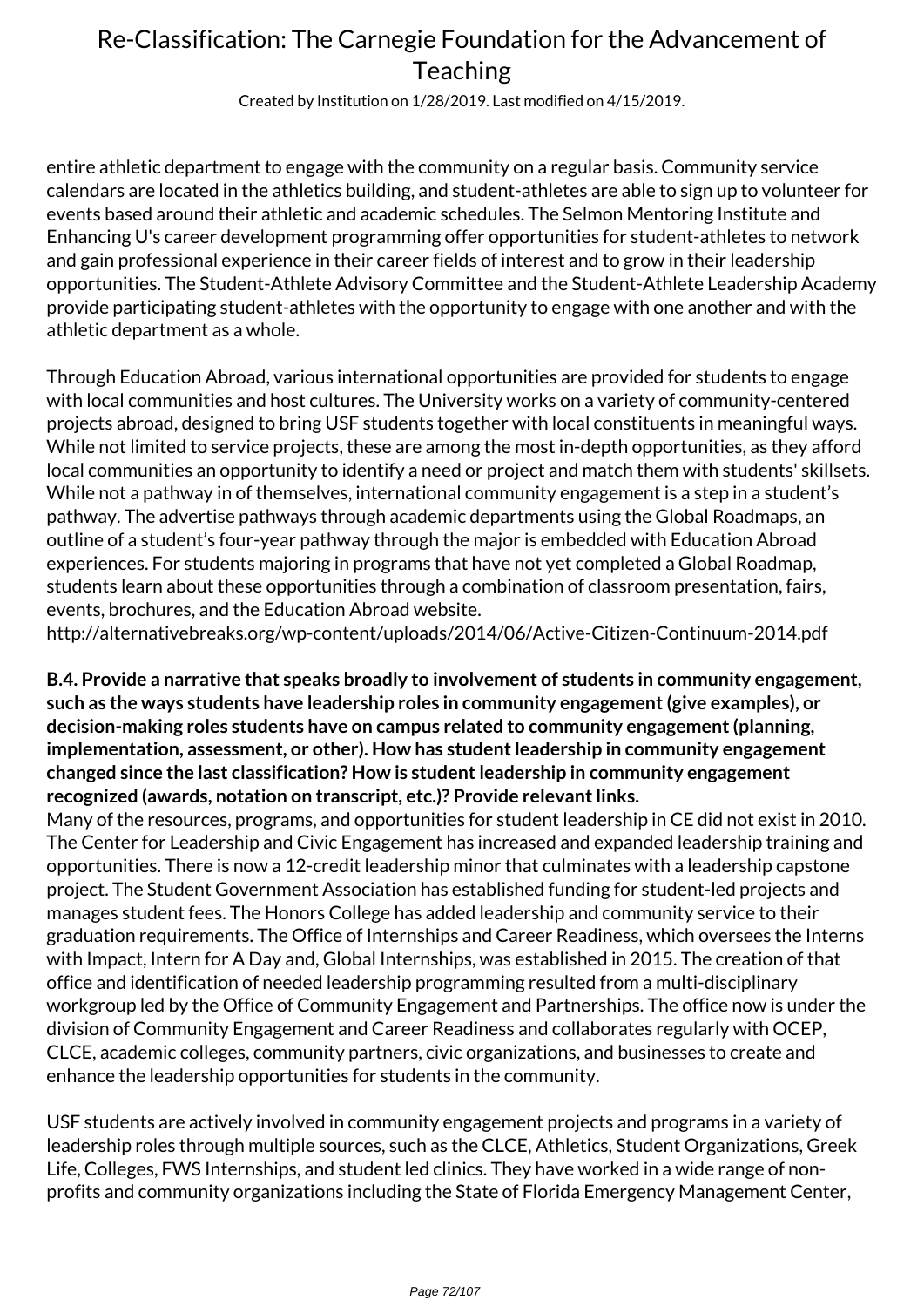entire athletic department to engage with the community on a regular basis. Community service calendars are located in the athletics building, and student-athletes are able to sign up to volunteer for events based around their athletic and academic schedules. The Selmon Mentoring Institute and Enhancing U's career development programming offer opportunities for student-athletes to network and gain professional experience in their career fields of interest and to grow in their leadership opportunities. The Student-Athlete Advisory Committee and the Student-Athlete Leadership Academy provide participating student-athletes with the opportunity to engage with one another and with the athletic department as a whole.

Through Education Abroad, various international opportunities are provided for students to engage with local communities and host cultures. The University works on a variety of community-centered projects abroad, designed to bring USF students together with local constituents in meaningful ways. While not limited to service projects, these are among the most in-depth opportunities, as they afford local communities an opportunity to identify a need or project and match them with students' skillsets. While not a pathway in of themselves, international community engagement is a step in a student's pathway. The advertise pathways through academic departments using the Global Roadmaps, an outline of a student's four-year pathway through the major is embedded with Education Abroad experiences. For students majoring in programs that have not yet completed a Global Roadmap, students learn about these opportunities through a combination of classroom presentation, fairs, events, brochures, and the Education Abroad website.
http://alternativebreaks.org/wp-content/uploads/2014/06/Active-Citizen-Continuum-2014.pdf

**B.4. Provide a narrative that speaks broadly to involvement of students in community engagement, such as the ways students have leadership roles in community engagement (give examples), or decision-making roles students have on campus related to community engagement (planning, implementation, assessment, or other). How has student leadership in community engagement changed since the last classification? How is student leadership in community engagement recognized (awards, notation on transcript, etc.)? Provide relevant links.**
Many of the resources, programs, and opportunities for student leadership in CE did not exist in 2010. The Center for Leadership and Civic Engagement has increased and expanded leadership training and opportunities. There is now a 12-credit leadership minor that culminates with a leadership capstone project. The Student Government Association has established funding for student-led projects and manages student fees. The Honors College has added leadership and community service to their graduation requirements. The Office of Internships and Career Readiness, which oversees the Interns with Impact, Intern for A Day and, Global Internships, was established in 2015. The creation of that office and identification of needed leadership programming resulted from a multi-disciplinary workgroup led by the Office of Community Engagement and Partnerships. The office now is under the division of Community Engagement and Career Readiness and collaborates regularly with OCEP, CLCE, academic colleges, community partners, civic organizations, and businesses to create and enhance the leadership opportunities for students in the community.

USF students are actively involved in community engagement projects and programs in a variety of leadership roles through multiple sources, such as the CLCE, Athletics, Student Organizations, Greek Life, Colleges, FWS Internships, and student led clinics. They have worked in a wide range of non-profits and community organizations including the State of Florida Emergency Management Center,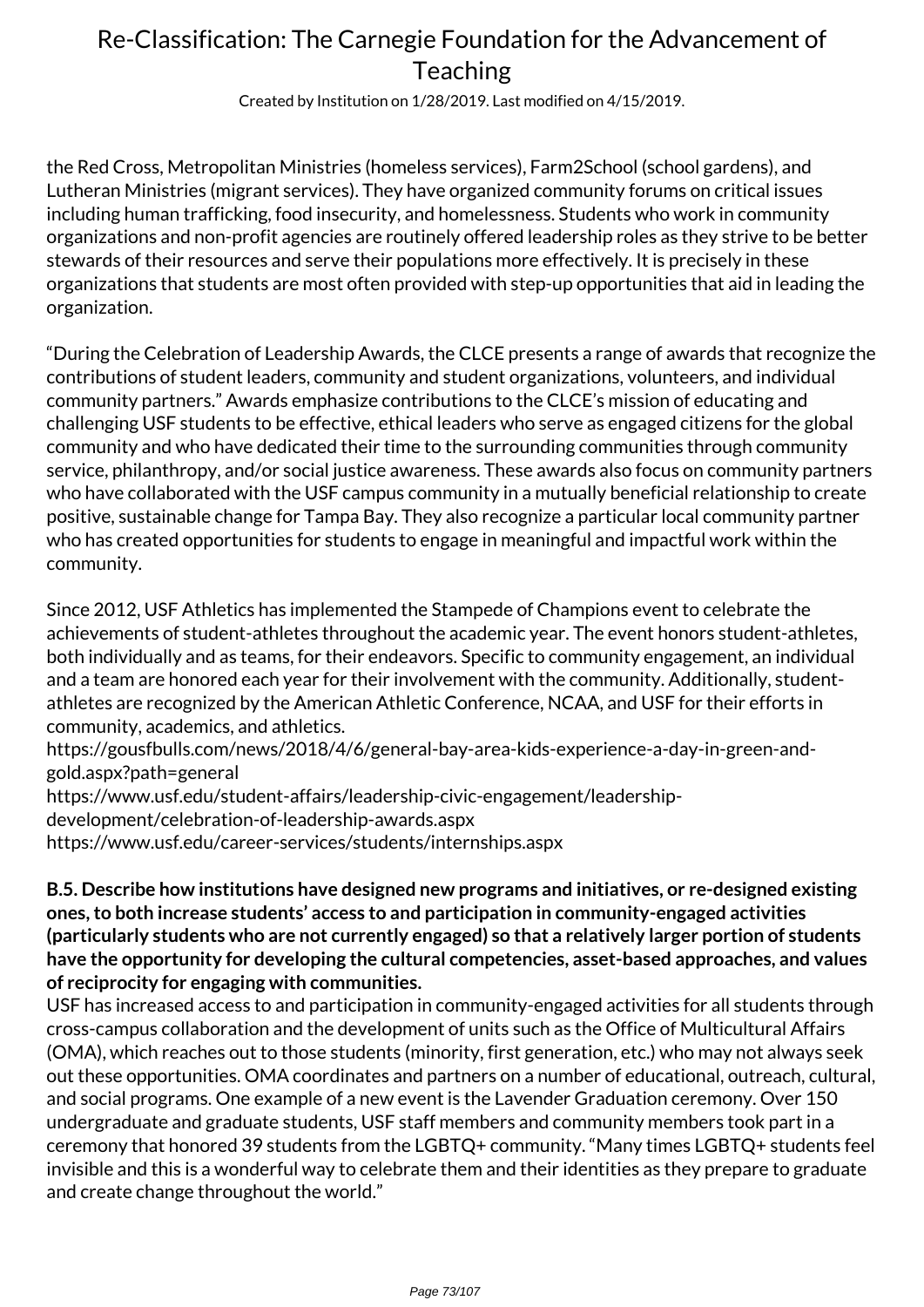the Red Cross, Metropolitan Ministries (homeless services), Farm2School (school gardens), and Lutheran Ministries (migrant services). They have organized community forums on critical issues including human trafficking, food insecurity, and homelessness. Students who work in community organizations and non-profit agencies are routinely offered leadership roles as they strive to be better stewards of their resources and serve their populations more effectively. It is precisely in these organizations that students are most often provided with step-up opportunities that aid in leading the organization.

"During the Celebration of Leadership Awards, the CLCE presents a range of awards that recognize the contributions of student leaders, community and student organizations, volunteers, and individual community partners." Awards emphasize contributions to the CLCE's mission of educating and challenging USF students to be effective, ethical leaders who serve as engaged citizens for the global community and who have dedicated their time to the surrounding communities through community service, philanthropy, and/or social justice awareness. These awards also focus on community partners who have collaborated with the USF campus community in a mutually beneficial relationship to create positive, sustainable change for Tampa Bay. They also recognize a particular local community partner who has created opportunities for students to engage in meaningful and impactful work within the community.

Since 2012, USF Athletics has implemented the Stampede of Champions event to celebrate the achievements of student-athletes throughout the academic year. The event honors student-athletes, both individually and as teams, for their endeavors. Specific to community engagement, an individual and a team are honored each year for their involvement with the community. Additionally, student-athletes are recognized by the American Athletic Conference, NCAA, and USF for their efforts in community, academics, and athletics.
https://gousfbulls.com/news/2018/4/6/general-bay-area-kids-experience-a-day-in-green-and-gold.aspx?path=general
https://www.usf.edu/student-affairs/leadership-civic-engagement/leadership-development/celebration-of-leadership-awards.aspx
https://www.usf.edu/career-services/students/internships.aspx

**B.5. Describe how institutions have designed new programs and initiatives, or re-designed existing ones, to both increase students' access to and participation in community-engaged activities (particularly students who are not currently engaged) so that a relatively larger portion of students have the opportunity for developing the cultural competencies, asset-based approaches, and values of reciprocity for engaging with communities.**

USF has increased access to and participation in community-engaged activities for all students through cross-campus collaboration and the development of units such as the Office of Multicultural Affairs (OMA), which reaches out to those students (minority, first generation, etc.) who may not always seek out these opportunities. OMA coordinates and partners on a number of educational, outreach, cultural, and social programs. One example of a new event is the Lavender Graduation ceremony. Over 150 undergraduate and graduate students, USF staff members and community members took part in a ceremony that honored 39 students from the LGBTQ+ community. "Many times LGBTQ+ students feel invisible and this is a wonderful way to celebrate them and their identities as they prepare to graduate and create change throughout the world."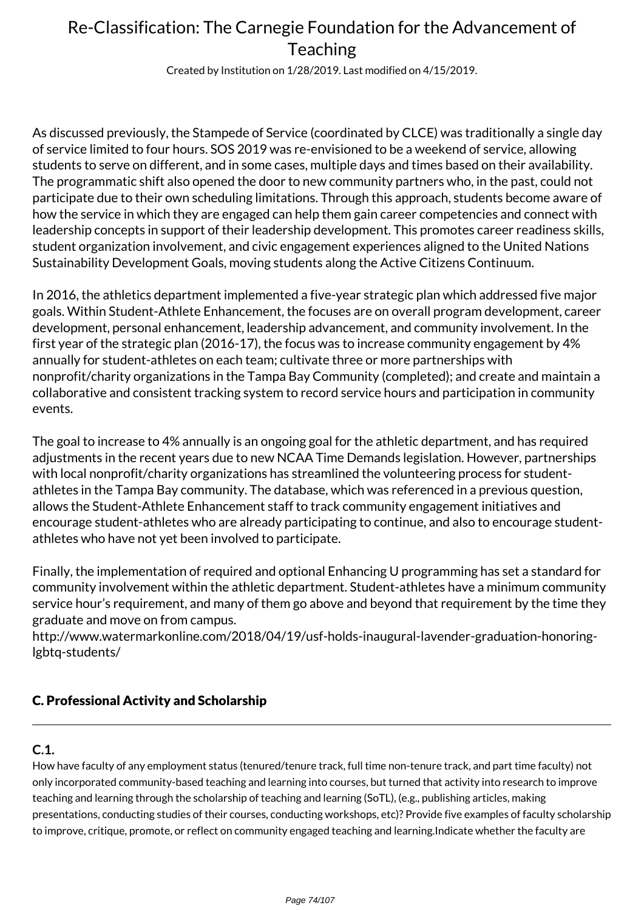As discussed previously, the Stampede of Service (coordinated by CLCE) was traditionally a single day of service limited to four hours. SOS 2019 was re-envisioned to be a weekend of service, allowing students to serve on different, and in some cases, multiple days and times based on their availability. The programmatic shift also opened the door to new community partners who, in the past, could not participate due to their own scheduling limitations. Through this approach, students become aware of how the service in which they are engaged can help them gain career competencies and connect with leadership concepts in support of their leadership development. This promotes career readiness skills, student organization involvement, and civic engagement experiences aligned to the United Nations Sustainability Development Goals, moving students along the Active Citizens Continuum.

In 2016, the athletics department implemented a five-year strategic plan which addressed five major goals. Within Student-Athlete Enhancement, the focuses are on overall program development, career development, personal enhancement, leadership advancement, and community involvement. In the first year of the strategic plan (2016-17), the focus was to increase community engagement by 4% annually for student-athletes on each team; cultivate three or more partnerships with nonprofit/charity organizations in the Tampa Bay Community (completed); and create and maintain a collaborative and consistent tracking system to record service hours and participation in community events.

The goal to increase to 4% annually is an ongoing goal for the athletic department, and has required adjustments in the recent years due to new NCAA Time Demands legislation. However, partnerships with local nonprofit/charity organizations has streamlined the volunteering process for student-athletes in the Tampa Bay community. The database, which was referenced in a previous question, allows the Student-Athlete Enhancement staff to track community engagement initiatives and encourage student-athletes who are already participating to continue, and also to encourage student-athletes who have not yet been involved to participate.

Finally, the implementation of required and optional Enhancing U programming has set a standard for community involvement within the athletic department. Student-athletes have a minimum community service hour's requirement, and many of them go above and beyond that requirement by the time they graduate and move on from campus.
http://www.watermarkonline.com/2018/04/19/usf-holds-inaugural-lavender-graduation-honoring-lgbtq-students/

## C. Professional Activity and Scholarship

---

### C.1.

How have faculty of any employment status (tenured/tenure track, full time non-tenure track, and part time faculty) not only incorporated community-based teaching and learning into courses, but turned that activity into research to improve teaching and learning through the scholarship of teaching and learning (SoTL), (e.g., publishing articles, making presentations, conducting studies of their courses, conducting workshops, etc)? Provide five examples of faculty scholarship to improve, critique, promote, or reflect on community engaged teaching and learning.Indicate whether the faculty are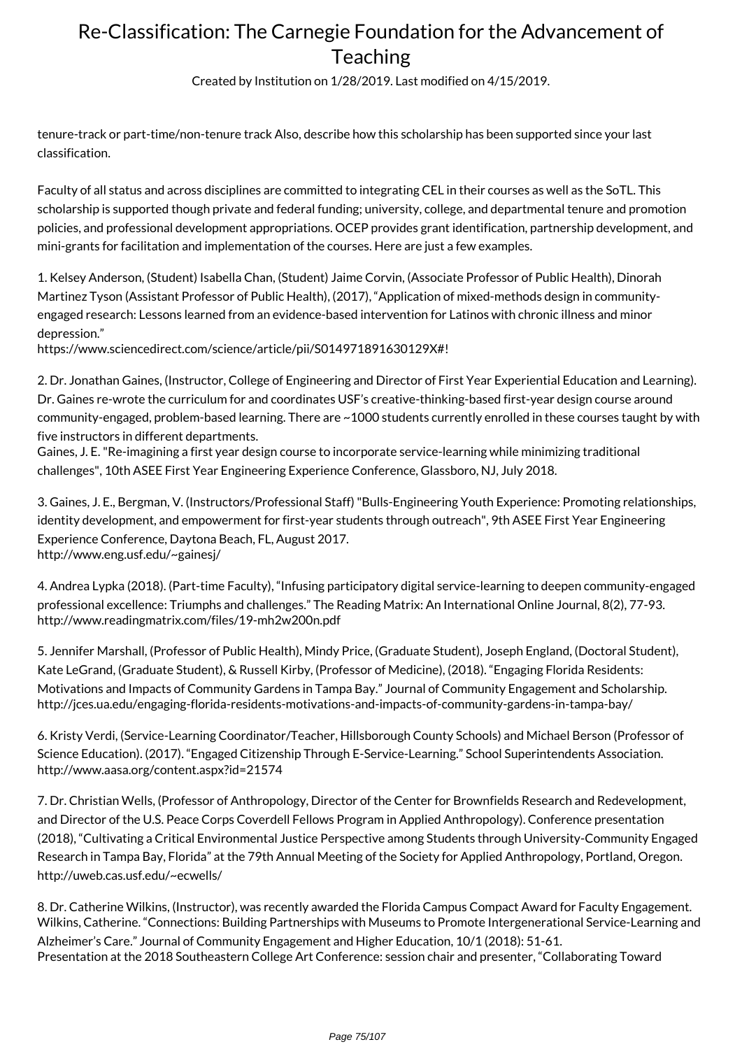tenure-track or part-time/non-tenure track Also, describe how this scholarship has been supported since your last classification.

Faculty of all status and across disciplines are committed to integrating CEL in their courses as well as the SoTL. This scholarship is supported though private and federal funding; university, college, and departmental tenure and promotion policies, and professional development appropriations. OCEP provides grant identification, partnership development, and mini-grants for facilitation and implementation of the courses. Here are just a few examples.

1. Kelsey Anderson, (Student) Isabella Chan, (Student) Jaime Corvin, (Associate Professor of Public Health), Dinorah Martinez Tyson (Assistant Professor of Public Health), (2017), "Application of mixed-methods design in community-engaged research: Lessons learned from an evidence-based intervention for Latinos with chronic illness and minor depression."
https://www.sciencedirect.com/science/article/pii/S014971891630129X#!

2. Dr. Jonathan Gaines, (Instructor, College of Engineering and Director of First Year Experiential Education and Learning). Dr. Gaines re-wrote the curriculum for and coordinates USF's creative-thinking-based first-year design course around community-engaged, problem-based learning. There are ~1000 students currently enrolled in these courses taught by with five instructors in different departments.
Gaines, J. E. "Re-imagining a first year design course to incorporate service-learning while minimizing traditional challenges", 10th ASEE First Year Engineering Experience Conference, Glassboro, NJ, July 2018.

3. Gaines, J. E., Bergman, V. (Instructors/Professional Staff) "Bulls-Engineering Youth Experience: Promoting relationships, identity development, and empowerment for first-year students through outreach", 9th ASEE First Year Engineering Experience Conference, Daytona Beach, FL, August 2017.
http://www.eng.usf.edu/~gainesj/

4. Andrea Lypka (2018). (Part-time Faculty), "Infusing participatory digital service-learning to deepen community-engaged professional excellence: Triumphs and challenges." The Reading Matrix: An International Online Journal, 8(2), 77-93.
http://www.readingmatrix.com/files/19-mh2w200n.pdf

5. Jennifer Marshall, (Professor of Public Health), Mindy Price, (Graduate Student), Joseph England, (Doctoral Student), Kate LeGrand, (Graduate Student), & Russell Kirby, (Professor of Medicine), (2018). "Engaging Florida Residents: Motivations and Impacts of Community Gardens in Tampa Bay." Journal of Community Engagement and Scholarship.
http://jces.ua.edu/engaging-florida-residents-motivations-and-impacts-of-community-gardens-in-tampa-bay/

6. Kristy Verdi, (Service-Learning Coordinator/Teacher, Hillsborough County Schools) and Michael Berson (Professor of Science Education). (2017). "Engaged Citizenship Through E-Service-Learning." School Superintendents Association.
http://www.aasa.org/content.aspx?id=21574

7. Dr. Christian Wells, (Professor of Anthropology, Director of the Center for Brownfields Research and Redevelopment, and Director of the U.S. Peace Corps Coverdell Fellows Program in Applied Anthropology). Conference presentation (2018), "Cultivating a Critical Environmental Justice Perspective among Students through University-Community Engaged Research in Tampa Bay, Florida" at the 79th Annual Meeting of the Society for Applied Anthropology, Portland, Oregon.
http://uweb.cas.usf.edu/~ecwells/

8. Dr. Catherine Wilkins, (Instructor), was recently awarded the Florida Campus Compact Award for Faculty Engagement. Wilkins, Catherine. "Connections: Building Partnerships with Museums to Promote Intergenerational Service-Learning and Alzheimer's Care." Journal of Community Engagement and Higher Education, 10/1 (2018): 51-61.
Presentation at the 2018 Southeastern College Art Conference: session chair and presenter, "Collaborating Toward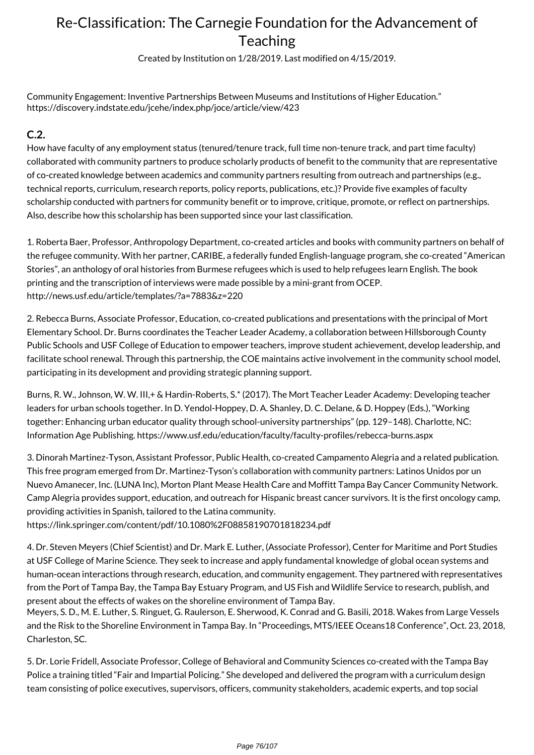Community Engagement: Inventive Partnerships Between Museums and Institutions of Higher Education." https://discovery.indstate.edu/jcehe/index.php/joce/article/view/423

### C.2.

How have faculty of any employment status (tenured/tenure track, full time non-tenure track, and part time faculty) collaborated with community partners to produce scholarly products of benefit to the community that are representative of co-created knowledge between academics and community partners resulting from outreach and partnerships (e.g., technical reports, curriculum, research reports, policy reports, publications, etc.)? Provide five examples of faculty scholarship conducted with partners for community benefit or to improve, critique, promote, or reflect on partnerships. Also, describe how this scholarship has been supported since your last classification.

1. Roberta Baer, Professor, Anthropology Department, co-created articles and books with community partners on behalf of the refugee community. With her partner, CARIBE, a federally funded English-language program, she co-created "American Stories", an anthology of oral histories from Burmese refugees which is used to help refugees learn English. The book printing and the transcription of interviews were made possible by a mini-grant from OCEP. http://news.usf.edu/article/templates/?a=7883&z=220

2. Rebecca Burns, Associate Professor, Education, co-created publications and presentations with the principal of Mort Elementary School. Dr. Burns coordinates the Teacher Leader Academy, a collaboration between Hillsborough County Public Schools and USF College of Education to empower teachers, improve student achievement, develop leadership, and facilitate school renewal. Through this partnership, the COE maintains active involvement in the community school model, participating in its development and providing strategic planning support.

Burns, R. W., Johnson, W. W. III,+ & Hardin-Roberts, S.* (2017). The Mort Teacher Leader Academy: Developing teacher leaders for urban schools together. In D. Yendol-Hoppey, D. A. Shanley, D. C. Delane, & D. Hoppey (Eds.), "Working together: Enhancing urban educator quality through school-university partnerships" (pp. 129–148). Charlotte, NC: Information Age Publishing. https://www.usf.edu/education/faculty/faculty-profiles/rebecca-burns.aspx

3. Dinorah Martinez-Tyson, Assistant Professor, Public Health, co-created Campamento Alegria and a related publication. This free program emerged from Dr. Martinez-Tyson's collaboration with community partners: Latinos Unidos por un Nuevo Amanecer, Inc. (LUNA Inc), Morton Plant Mease Health Care and Moffitt Tampa Bay Cancer Community Network. Camp Alegria provides support, education, and outreach for Hispanic breast cancer survivors. It is the first oncology camp, providing activities in Spanish, tailored to the Latina community. https://link.springer.com/content/pdf/10.1080%2F08858190701818234.pdf

4. Dr. Steven Meyers (Chief Scientist) and Dr. Mark E. Luther, (Associate Professor), Center for Maritime and Port Studies at USF College of Marine Science. They seek to increase and apply fundamental knowledge of global ocean systems and human-ocean interactions through research, education, and community engagement. They partnered with representatives from the Port of Tampa Bay, the Tampa Bay Estuary Program, and US Fish and Wildlife Service to research, publish, and present about the effects of wakes on the shoreline environment of Tampa Bay.
Meyers, S. D., M. E. Luther, S. Ringuet, G. Raulerson, E. Sherwood, K. Conrad and G. Basili, 2018. Wakes from Large Vessels and the Risk to the Shoreline Environment in Tampa Bay. In "Proceedings, MTS/IEEE Oceans18 Conference", Oct. 23, 2018, Charleston, SC.

5. Dr. Lorie Fridell, Associate Professor, College of Behavioral and Community Sciences co-created with the Tampa Bay Police a training titled "Fair and Impartial Policing." She developed and delivered the program with a curriculum design team consisting of police executives, supervisors, officers, community stakeholders, academic experts, and top social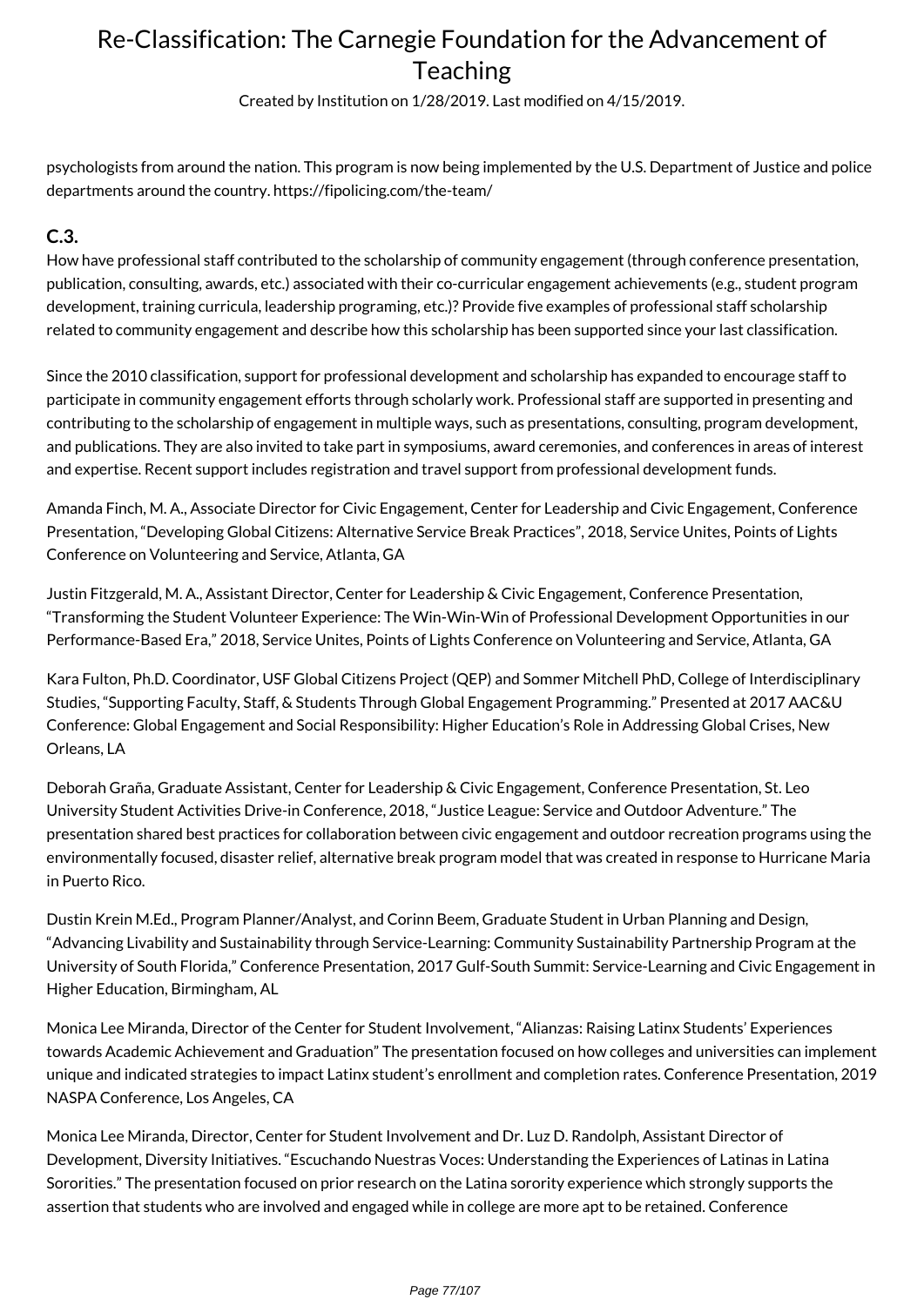psychologists from around the nation. This program is now being implemented by the U.S. Department of Justice and police departments around the country. https://fipolicing.com/the-team/

### C.3.

How have professional staff contributed to the scholarship of community engagement (through conference presentation, publication, consulting, awards, etc.) associated with their co-curricular engagement achievements (e.g., student program development, training curricula, leadership programing, etc.)? Provide five examples of professional staff scholarship related to community engagement and describe how this scholarship has been supported since your last classification.

Since the 2010 classification, support for professional development and scholarship has expanded to encourage staff to participate in community engagement efforts through scholarly work. Professional staff are supported in presenting and contributing to the scholarship of engagement in multiple ways, such as presentations, consulting, program development, and publications. They are also invited to take part in symposiums, award ceremonies, and conferences in areas of interest and expertise. Recent support includes registration and travel support from professional development funds.

Amanda Finch, M. A., Associate Director for Civic Engagement, Center for Leadership and Civic Engagement, Conference Presentation, "Developing Global Citizens: Alternative Service Break Practices", 2018, Service Unites, Points of Lights Conference on Volunteering and Service, Atlanta, GA

Justin Fitzgerald, M. A., Assistant Director, Center for Leadership & Civic Engagement, Conference Presentation, "Transforming the Student Volunteer Experience: The Win-Win-Win of Professional Development Opportunities in our Performance-Based Era," 2018, Service Unites, Points of Lights Conference on Volunteering and Service, Atlanta, GA

Kara Fulton, Ph.D. Coordinator, USF Global Citizens Project (QEP) and Sommer Mitchell PhD, College of Interdisciplinary Studies, "Supporting Faculty, Staff, & Students Through Global Engagement Programming." Presented at 2017 AAC&U Conference: Global Engagement and Social Responsibility: Higher Education's Role in Addressing Global Crises, New Orleans, LA

Deborah Graña, Graduate Assistant, Center for Leadership & Civic Engagement, Conference Presentation, St. Leo University Student Activities Drive-in Conference, 2018, "Justice League: Service and Outdoor Adventure." The presentation shared best practices for collaboration between civic engagement and outdoor recreation programs using the environmentally focused, disaster relief, alternative break program model that was created in response to Hurricane Maria in Puerto Rico.

Dustin Krein M.Ed., Program Planner/Analyst, and Corinn Beem, Graduate Student in Urban Planning and Design, "Advancing Livability and Sustainability through Service-Learning: Community Sustainability Partnership Program at the University of South Florida," Conference Presentation, 2017 Gulf-South Summit: Service-Learning and Civic Engagement in Higher Education, Birmingham, AL

Monica Lee Miranda, Director of the Center for Student Involvement, "Alianzas: Raising Latinx Students' Experiences towards Academic Achievement and Graduation" The presentation focused on how colleges and universities can implement unique and indicated strategies to impact Latinx student's enrollment and completion rates. Conference Presentation, 2019 NASPA Conference, Los Angeles, CA

Monica Lee Miranda, Director, Center for Student Involvement and Dr. Luz D. Randolph, Assistant Director of Development, Diversity Initiatives. "Escuchando Nuestras Voces: Understanding the Experiences of Latinas in Latina Sororities." The presentation focused on prior research on the Latina sorority experience which strongly supports the assertion that students who are involved and engaged while in college are more apt to be retained. Conference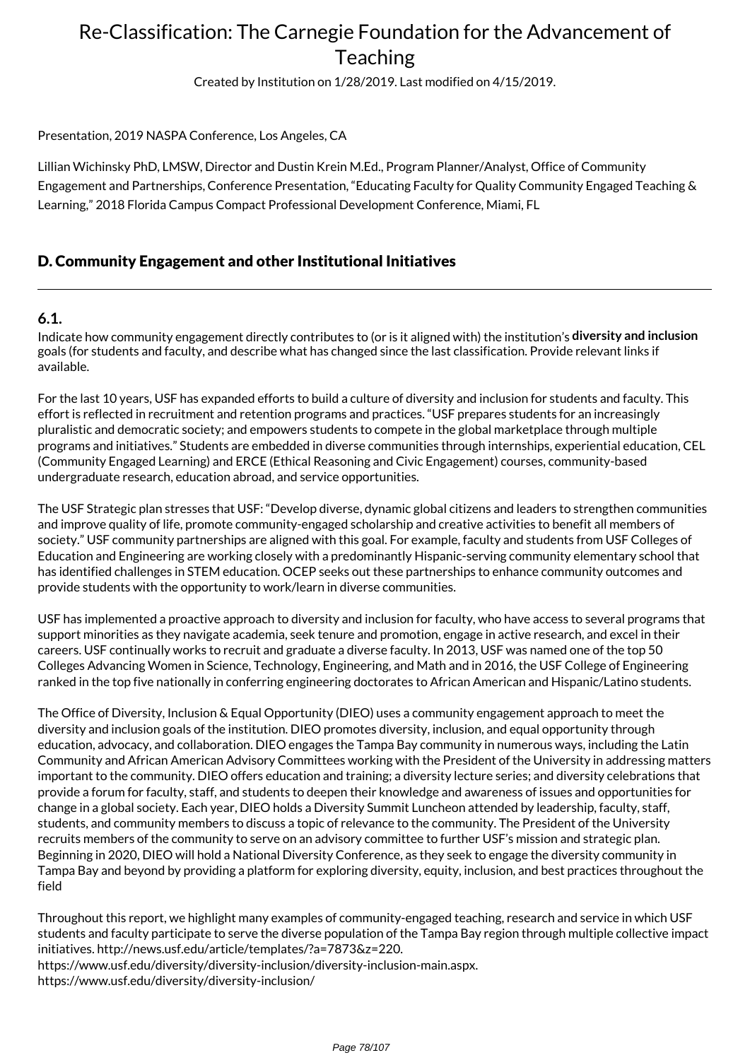Presentation, 2019 NASPA Conference, Los Angeles, CA

Lillian Wichinsky PhD, LMSW, Director and Dustin Krein M.Ed., Program Planner/Analyst, Office of Community Engagement and Partnerships, Conference Presentation, "Educating Faculty for Quality Community Engaged Teaching & Learning," 2018 Florida Campus Compact Professional Development Conference, Miami, FL

## D. Community Engagement and other Institutional Initiatives

### 6.1.

Indicate how community engagement directly contributes to (or is it aligned with) the institution's **diversity and inclusion** goals (for students and faculty, and describe what has changed since the last classification. Provide relevant links if available.

For the last 10 years, USF has expanded efforts to build a culture of diversity and inclusion for students and faculty. This effort is reflected in recruitment and retention programs and practices. "USF prepares students for an increasingly pluralistic and democratic society; and empowers students to compete in the global marketplace through multiple programs and initiatives." Students are embedded in diverse communities through internships, experiential education, CEL (Community Engaged Learning) and ERCE (Ethical Reasoning and Civic Engagement) courses, community-based undergraduate research, education abroad, and service opportunities.

The USF Strategic plan stresses that USF: "Develop diverse, dynamic global citizens and leaders to strengthen communities and improve quality of life, promote community-engaged scholarship and creative activities to benefit all members of society." USF community partnerships are aligned with this goal. For example, faculty and students from USF Colleges of Education and Engineering are working closely with a predominantly Hispanic-serving community elementary school that has identified challenges in STEM education. OCEP seeks out these partnerships to enhance community outcomes and provide students with the opportunity to work/learn in diverse communities.

USF has implemented a proactive approach to diversity and inclusion for faculty, who have access to several programs that support minorities as they navigate academia, seek tenure and promotion, engage in active research, and excel in their careers. USF continually works to recruit and graduate a diverse faculty. In 2013, USF was named one of the top 50 Colleges Advancing Women in Science, Technology, Engineering, and Math and in 2016, the USF College of Engineering ranked in the top five nationally in conferring engineering doctorates to African American and Hispanic/Latino students.

The Office of Diversity, Inclusion & Equal Opportunity (DIEO) uses a community engagement approach to meet the diversity and inclusion goals of the institution. DIEO promotes diversity, inclusion, and equal opportunity through education, advocacy, and collaboration. DIEO engages the Tampa Bay community in numerous ways, including the Latin Community and African American Advisory Committees working with the President of the University in addressing matters important to the community. DIEO offers education and training; a diversity lecture series; and diversity celebrations that provide a forum for faculty, staff, and students to deepen their knowledge and awareness of issues and opportunities for change in a global society. Each year, DIEO holds a Diversity Summit Luncheon attended by leadership, faculty, staff, students, and community members to discuss a topic of relevance to the community. The President of the University recruits members of the community to serve on an advisory committee to further USF's mission and strategic plan. Beginning in 2020, DIEO will hold a National Diversity Conference, as they seek to engage the diversity community in Tampa Bay and beyond by providing a platform for exploring diversity, equity, inclusion, and best practices throughout the field

Throughout this report, we highlight many examples of community-engaged teaching, research and service in which USF students and faculty participate to serve the diverse population of the Tampa Bay region through multiple collective impact initiatives. http://news.usf.edu/article/templates/?a=7873&z=220.
https://www.usf.edu/diversity/diversity-inclusion/diversity-inclusion-main.aspx.
https://www.usf.edu/diversity/diversity-inclusion/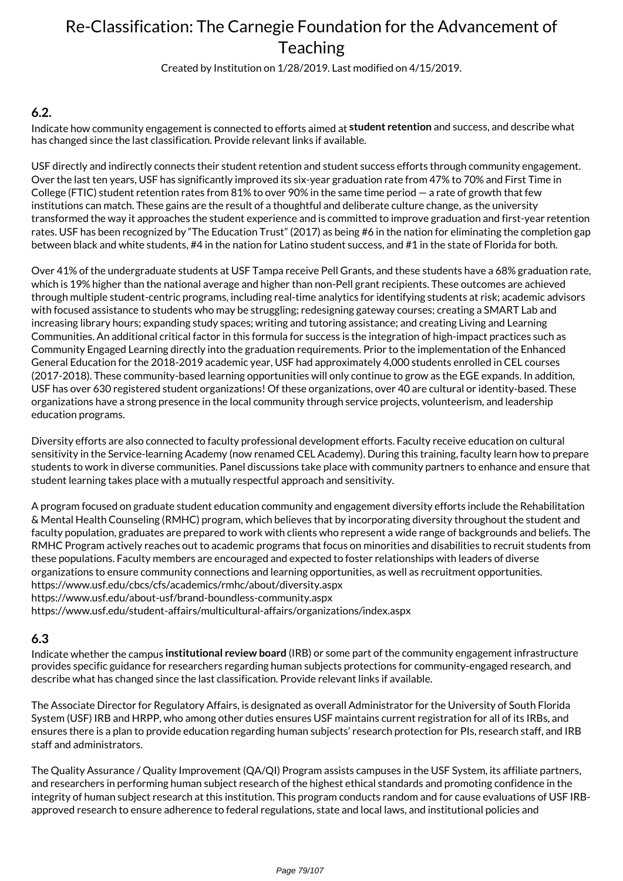### 6.2.

Indicate how community engagement is connected to efforts aimed at **student retention** and success, and describe what has changed since the last classification. Provide relevant links if available.

USF directly and indirectly connects their student retention and student success efforts through community engagement. Over the last ten years, USF has significantly improved its six-year graduation rate from 47% to 70% and First Time in College (FTIC) student retention rates from 81% to over 90% in the same time period — a rate of growth that few institutions can match. These gains are the result of a thoughtful and deliberate culture change, as the university transformed the way it approaches the student experience and is committed to improve graduation and first-year retention rates. USF has been recognized by "The Education Trust" (2017) as being #6 in the nation for eliminating the completion gap between black and white students, #4 in the nation for Latino student success, and #1 in the state of Florida for both.

Over 41% of the undergraduate students at USF Tampa receive Pell Grants, and these students have a 68% graduation rate, which is 19% higher than the national average and higher than non-Pell grant recipients. These outcomes are achieved through multiple student-centric programs, including real-time analytics for identifying students at risk; academic advisors with focused assistance to students who may be struggling; redesigning gateway courses; creating a SMART Lab and increasing library hours; expanding study spaces; writing and tutoring assistance; and creating Living and Learning Communities. An additional critical factor in this formula for success is the integration of high-impact practices such as Community Engaged Learning directly into the graduation requirements. Prior to the implementation of the Enhanced General Education for the 2018-2019 academic year, USF had approximately 4,000 students enrolled in CEL courses (2017-2018). These community-based learning opportunities will only continue to grow as the EGE expands. In addition, USF has over 630 registered student organizations! Of these organizations, over 40 are cultural or identity-based. These organizations have a strong presence in the local community through service projects, volunteerism, and leadership education programs.

Diversity efforts are also connected to faculty professional development efforts. Faculty receive education on cultural sensitivity in the Service-learning Academy (now renamed CEL Academy). During this training, faculty learn how to prepare students to work in diverse communities. Panel discussions take place with community partners to enhance and ensure that student learning takes place with a mutually respectful approach and sensitivity.

A program focused on graduate student education community and engagement diversity efforts include the Rehabilitation & Mental Health Counseling (RMHC) program, which believes that by incorporating diversity throughout the student and faculty population, graduates are prepared to work with clients who represent a wide range of backgrounds and beliefs. The RMHC Program actively reaches out to academic programs that focus on minorities and disabilities to recruit students from these populations. Faculty members are encouraged and expected to foster relationships with leaders of diverse organizations to ensure community connections and learning opportunities, as well as recruitment opportunities.
https://www.usf.edu/cbcs/cfs/academics/rmhc/about/diversity.aspx
https://www.usf.edu/about-usf/brand-boundless-community.aspx
https://www.usf.edu/student-affairs/multicultural-affairs/organizations/index.aspx

### 6.3

Indicate whether the campus **institutional review board** (IRB) or some part of the community engagement infrastructure provides specific guidance for researchers regarding human subjects protections for community-engaged research, and describe what has changed since the last classification. Provide relevant links if available.

The Associate Director for Regulatory Affairs, is designated as overall Administrator for the University of South Florida System (USF) IRB and HRPP, who among other duties ensures USF maintains current registration for all of its IRBs, and ensures there is a plan to provide education regarding human subjects' research protection for PIs, research staff, and IRB staff and administrators.

The Quality Assurance / Quality Improvement (QA/QI) Program assists campuses in the USF System, its affiliate partners, and researchers in performing human subject research of the highest ethical standards and promoting confidence in the integrity of human subject research at this institution. This program conducts random and for cause evaluations of USF IRB-approved research to ensure adherence to federal regulations, state and local laws, and institutional policies and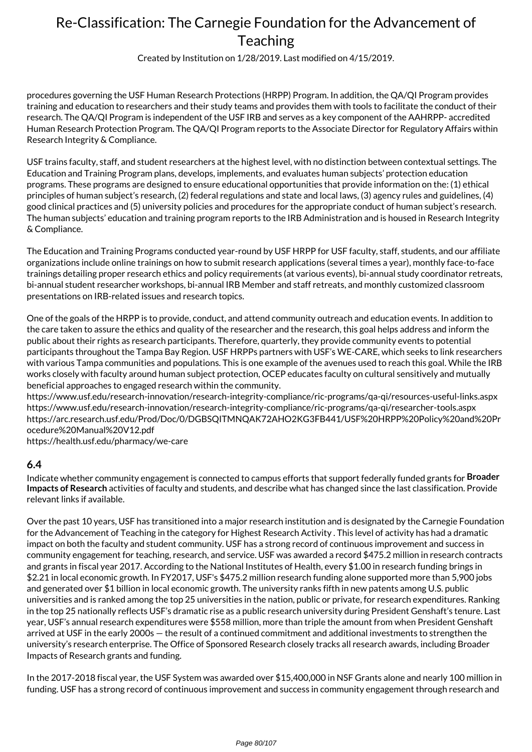procedures governing the USF Human Research Protections (HRPP) Program. In addition, the QA/QI Program provides training and education to researchers and their study teams and provides them with tools to facilitate the conduct of their research. The QA/QI Program is independent of the USF IRB and serves as a key component of the AAHRPP- accredited Human Research Protection Program. The QA/QI Program reports to the Associate Director for Regulatory Affairs within Research Integrity & Compliance.

USF trains faculty, staff, and student researchers at the highest level, with no distinction between contextual settings. The Education and Training Program plans, develops, implements, and evaluates human subjects' protection education programs. These programs are designed to ensure educational opportunities that provide information on the: (1) ethical principles of human subject's research, (2) federal regulations and state and local laws, (3) agency rules and guidelines, (4) good clinical practices and (5) university policies and procedures for the appropriate conduct of human subject's research. The human subjects' education and training program reports to the IRB Administration and is housed in Research Integrity & Compliance.

The Education and Training Programs conducted year-round by USF HRPP for USF faculty, staff, students, and our affiliate organizations include online trainings on how to submit research applications (several times a year), monthly face-to-face trainings detailing proper research ethics and policy requirements (at various events), bi-annual study coordinator retreats, bi-annual student researcher workshops, bi-annual IRB Member and staff retreats, and monthly customized classroom presentations on IRB-related issues and research topics.

One of the goals of the HRPP is to provide, conduct, and attend community outreach and education events. In addition to the care taken to assure the ethics and quality of the researcher and the research, this goal helps address and inform the public about their rights as research participants. Therefore, quarterly, they provide community events to potential participants throughout the Tampa Bay Region. USF HRPPs partners with USF's WE-CARE, which seeks to link researchers with various Tampa communities and populations. This is one example of the avenues used to reach this goal. While the IRB works closely with faculty around human subject protection, OCEP educates faculty on cultural sensitively and mutually beneficial approaches to engaged research within the community.
https://www.usf.edu/research-innovation/research-integrity-compliance/ric-programs/qa-qi/resources-useful-links.aspx
https://www.usf.edu/research-innovation/research-integrity-compliance/ric-programs/qa-qi/researcher-tools.aspx
https://arc.research.usf.edu/Prod/Doc/0/DGBSQITMNQAK72AHO2KG3FB441/USF%20HRPP%20Policy%20and%20Procedure%20Manual%20V12.pdf
https://health.usf.edu/pharmacy/we-care

### 6.4

Indicate whether community engagement is connected to campus efforts that support federally funded grants for **Broader Impacts of Research** activities of faculty and students, and describe what has changed since the last classification. Provide relevant links if available.

Over the past 10 years, USF has transitioned into a major research institution and is designated by the Carnegie Foundation for the Advancement of Teaching in the category for Highest Research Activity . This level of activity has had a dramatic impact on both the faculty and student community. USF has a strong record of continuous improvement and success in community engagement for teaching, research, and service. USF was awarded a record $475.2 million in research contracts and grants in fiscal year 2017. According to the National Institutes of Health, every $1.00 in research funding brings in $2.21 in local economic growth. In FY2017, USF's $475.2 million research funding alone supported more than 5,900 jobs and generated over $1 billion in local economic growth. The university ranks fifth in new patents among U.S. public universities and is ranked among the top 25 universities in the nation, public or private, for research expenditures. Ranking in the top 25 nationally reflects USF's dramatic rise as a public research university during President Genshaft's tenure. Last year, USF's annual research expenditures were $558 million, more than triple the amount from when President Genshaft arrived at USF in the early 2000s — the result of a continued commitment and additional investments to strengthen the university's research enterprise. The Office of Sponsored Research closely tracks all research awards, including Broader Impacts of Research grants and funding.

In the 2017-2018 fiscal year, the USF System was awarded over $15,400,000 in NSF Grants alone and nearly 100 million in funding. USF has a strong record of continuous improvement and success in community engagement through research and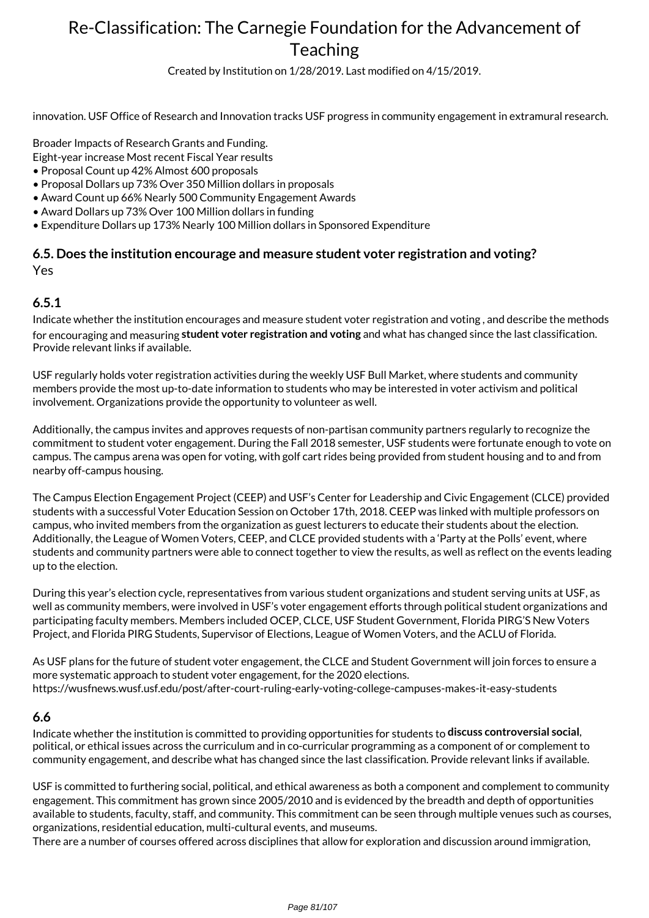innovation. USF Office of Research and Innovation tracks USF progress in community engagement in extramural research.

Broader Impacts of Research Grants and Funding.
Eight-year increase Most recent Fiscal Year results
- Proposal Count up 42% Almost 600 proposals
- Proposal Dollars up 73% Over 350 Million dollars in proposals
- Award Count up 66% Nearly 500 Community Engagement Awards
- Award Dollars up 73% Over 100 Million dollars in funding
- Expenditure Dollars up 173% Nearly 100 Million dollars in Sponsored Expenditure

### 6.5. Does the institution encourage and measure student voter registration and voting?

Yes

### 6.5.1

Indicate whether the institution encourages and measure student voter registration and voting , and describe the methods for encouraging and measuring **student voter registration and voting** and what has changed since the last classification. Provide relevant links if available.

USF regularly holds voter registration activities during the weekly USF Bull Market, where students and community members provide the most up-to-date information to students who may be interested in voter activism and political involvement. Organizations provide the opportunity to volunteer as well.

Additionally, the campus invites and approves requests of non-partisan community partners regularly to recognize the commitment to student voter engagement. During the Fall 2018 semester, USF students were fortunate enough to vote on campus. The campus arena was open for voting, with golf cart rides being provided from student housing and to and from nearby off-campus housing.

The Campus Election Engagement Project (CEEP) and USF's Center for Leadership and Civic Engagement (CLCE) provided students with a successful Voter Education Session on October 17th, 2018. CEEP was linked with multiple professors on campus, who invited members from the organization as guest lecturers to educate their students about the election. Additionally, the League of Women Voters, CEEP, and CLCE provided students with a 'Party at the Polls' event, where students and community partners were able to connect together to view the results, as well as reflect on the events leading up to the election.

During this year's election cycle, representatives from various student organizations and student serving units at USF, as well as community members, were involved in USF's voter engagement efforts through political student organizations and participating faculty members. Members included OCEP, CLCE, USF Student Government, Florida PIRG'S New Voters Project, and Florida PIRG Students, Supervisor of Elections, League of Women Voters, and the ACLU of Florida.

As USF plans for the future of student voter engagement, the CLCE and Student Government will join forces to ensure a more systematic approach to student voter engagement, for the 2020 elections.
https://wusfnews.wusf.usf.edu/post/after-court-ruling-early-voting-college-campuses-makes-it-easy-students

### 6.6

Indicate whether the institution is committed to providing opportunities for students to **discuss controversial social**, political, or ethical issues across the curriculum and in co-curricular programming as a component of or complement to community engagement, and describe what has changed since the last classification. Provide relevant links if available.

USF is committed to furthering social, political, and ethical awareness as both a component and complement to community engagement. This commitment has grown since 2005/2010 and is evidenced by the breadth and depth of opportunities available to students, faculty, staff, and community. This commitment can be seen through multiple venues such as courses, organizations, residential education, multi-cultural events, and museums.
There are a number of courses offered across disciplines that allow for exploration and discussion around immigration,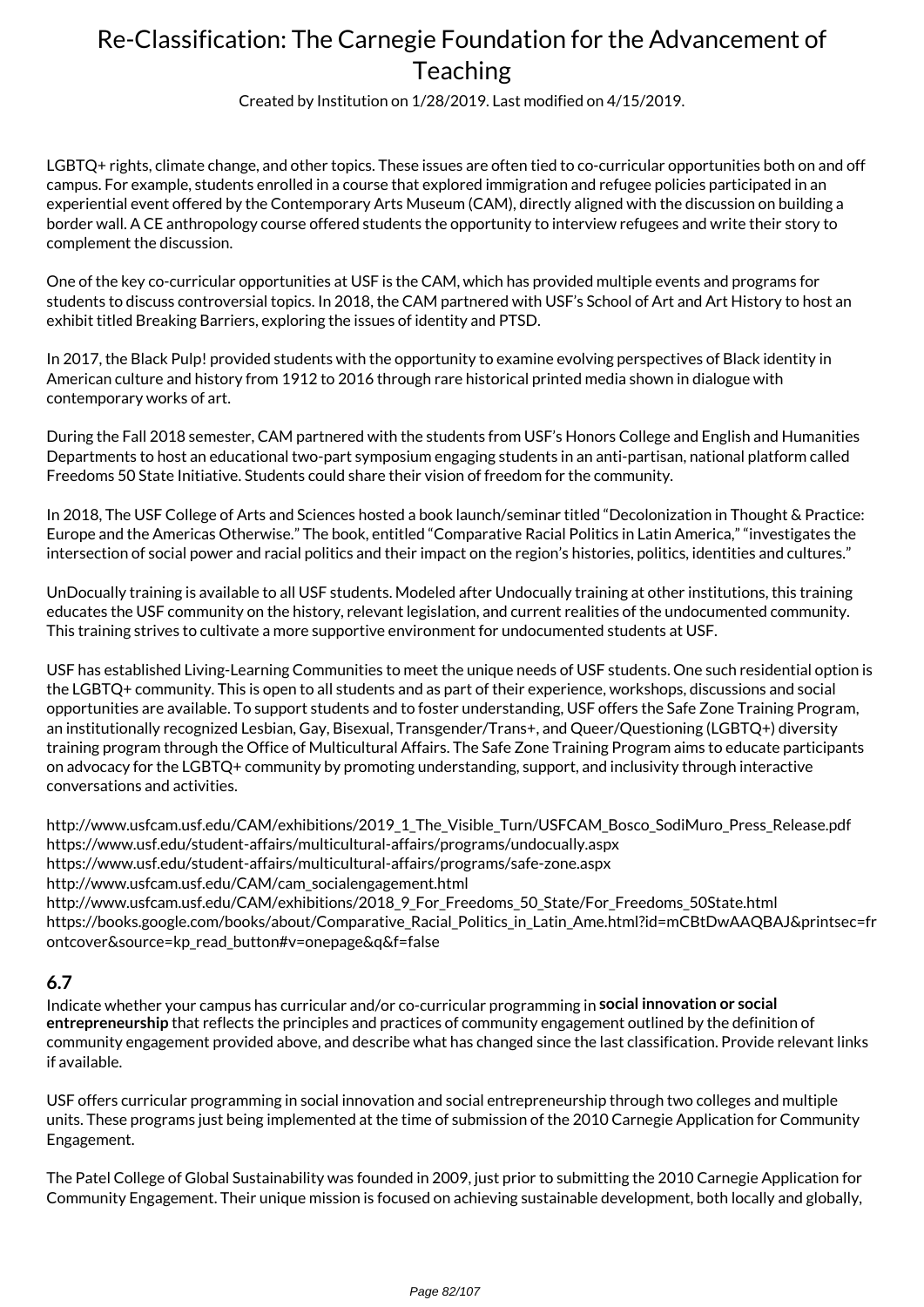LGBTQ+ rights, climate change, and other topics. These issues are often tied to co-curricular opportunities both on and off campus. For example, students enrolled in a course that explored immigration and refugee policies participated in an experiential event offered by the Contemporary Arts Museum (CAM), directly aligned with the discussion on building a border wall. A CE anthropology course offered students the opportunity to interview refugees and write their story to complement the discussion.

One of the key co-curricular opportunities at USF is the CAM, which has provided multiple events and programs for students to discuss controversial topics. In 2018, the CAM partnered with USF's School of Art and Art History to host an exhibit titled Breaking Barriers, exploring the issues of identity and PTSD.

In 2017, the Black Pulp! provided students with the opportunity to examine evolving perspectives of Black identity in American culture and history from 1912 to 2016 through rare historical printed media shown in dialogue with contemporary works of art.

During the Fall 2018 semester, CAM partnered with the students from USF's Honors College and English and Humanities Departments to host an educational two-part symposium engaging students in an anti-partisan, national platform called Freedoms 50 State Initiative. Students could share their vision of freedom for the community.

In 2018, The USF College of Arts and Sciences hosted a book launch/seminar titled "Decolonization in Thought & Practice: Europe and the Americas Otherwise." The book, entitled "Comparative Racial Politics in Latin America," "investigates the intersection of social power and racial politics and their impact on the region's histories, politics, identities and cultures."

UnDocually training is available to all USF students. Modeled after Undocually training at other institutions, this training educates the USF community on the history, relevant legislation, and current realities of the undocumented community. This training strives to cultivate a more supportive environment for undocumented students at USF.

USF has established Living-Learning Communities to meet the unique needs of USF students. One such residential option is the LGBTQ+ community. This is open to all students and as part of their experience, workshops, discussions and social opportunities are available. To support students and to foster understanding, USF offers the Safe Zone Training Program, an institutionally recognized Lesbian, Gay, Bisexual, Transgender/Trans+, and Queer/Questioning (LGBTQ+) diversity training program through the Office of Multicultural Affairs. The Safe Zone Training Program aims to educate participants on advocacy for the LGBTQ+ community by promoting understanding, support, and inclusivity through interactive conversations and activities.

http://www.usfcam.usf.edu/CAM/exhibitions/2019_1_The_Visible_Turn/USFCAM_Bosco_SodiMuro_Press_Release.pdf
https://www.usf.edu/student-affairs/multicultural-affairs/programs/undocually.aspx
https://www.usf.edu/student-affairs/multicultural-affairs/programs/safe-zone.aspx
http://www.usfcam.usf.edu/CAM/cam_socialengagement.html
http://www.usfcam.usf.edu/CAM/exhibitions/2018_9_For_Freedoms_50_State/For_Freedoms_50State.html
https://books.google.com/books/about/Comparative_Racial_Politics_in_Latin_Ame.html?id=mCBtDwAAQBAJ&printsec=frontcover&source=kp_read_button#v=onepage&q&f=false

## 6.7

Indicate whether your campus has curricular and/or co-curricular programming in **social innovation or social entrepreneurship** that reflects the principles and practices of community engagement outlined by the definition of community engagement provided above, and describe what has changed since the last classification. Provide relevant links if available.

USF offers curricular programming in social innovation and social entrepreneurship through two colleges and multiple units. These programs just being implemented at the time of submission of the 2010 Carnegie Application for Community Engagement.

The Patel College of Global Sustainability was founded in 2009, just prior to submitting the 2010 Carnegie Application for Community Engagement. Their unique mission is focused on achieving sustainable development, both locally and globally,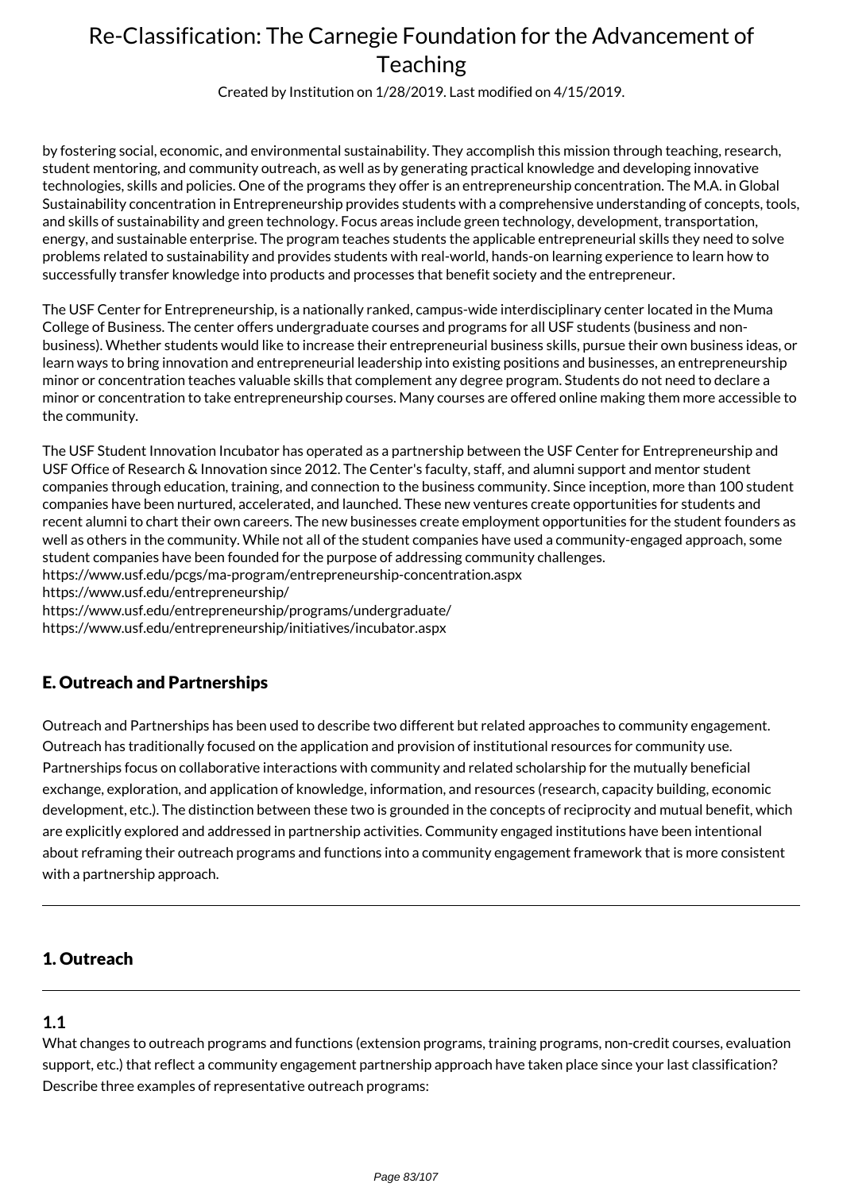by fostering social, economic, and environmental sustainability. They accomplish this mission through teaching, research, student mentoring, and community outreach, as well as by generating practical knowledge and developing innovative technologies, skills and policies. One of the programs they offer is an entrepreneurship concentration. The M.A. in Global Sustainability concentration in Entrepreneurship provides students with a comprehensive understanding of concepts, tools, and skills of sustainability and green technology. Focus areas include green technology, development, transportation, energy, and sustainable enterprise. The program teaches students the applicable entrepreneurial skills they need to solve problems related to sustainability and provides students with real-world, hands-on learning experience to learn how to successfully transfer knowledge into products and processes that benefit society and the entrepreneur.

The USF Center for Entrepreneurship, is a nationally ranked, campus-wide interdisciplinary center located in the Muma College of Business. The center offers undergraduate courses and programs for all USF students (business and non-business). Whether students would like to increase their entrepreneurial business skills, pursue their own business ideas, or learn ways to bring innovation and entrepreneurial leadership into existing positions and businesses, an entrepreneurship minor or concentration teaches valuable skills that complement any degree program. Students do not need to declare a minor or concentration to take entrepreneurship courses. Many courses are offered online making them more accessible to the community.

The USF Student Innovation Incubator has operated as a partnership between the USF Center for Entrepreneurship and USF Office of Research & Innovation since 2012. The Center's faculty, staff, and alumni support and mentor student companies through education, training, and connection to the business community. Since inception, more than 100 student companies have been nurtured, accelerated, and launched. These new ventures create opportunities for students and recent alumni to chart their own careers. The new businesses create employment opportunities for the student founders as well as others in the community. While not all of the student companies have used a community-engaged approach, some student companies have been founded for the purpose of addressing community challenges.
https://www.usf.edu/pcgs/ma-program/entrepreneurship-concentration.aspx
https://www.usf.edu/entrepreneurship/
https://www.usf.edu/entrepreneurship/programs/undergraduate/
https://www.usf.edu/entrepreneurship/initiatives/incubator.aspx

## E. Outreach and Partnerships

Outreach and Partnerships has been used to describe two different but related approaches to community engagement. Outreach has traditionally focused on the application and provision of institutional resources for community use. Partnerships focus on collaborative interactions with community and related scholarship for the mutually beneficial exchange, exploration, and application of knowledge, information, and resources (research, capacity building, economic development, etc.). The distinction between these two is grounded in the concepts of reciprocity and mutual benefit, which are explicitly explored and addressed in partnership activities. Community engaged institutions have been intentional about reframing their outreach programs and functions into a community engagement framework that is more consistent with a partnership approach.

---

## 1. Outreach

---

### 1.1

What changes to outreach programs and functions (extension programs, training programs, non-credit courses, evaluation support, etc.) that reflect a community engagement partnership approach have taken place since your last classification? Describe three examples of representative outreach programs: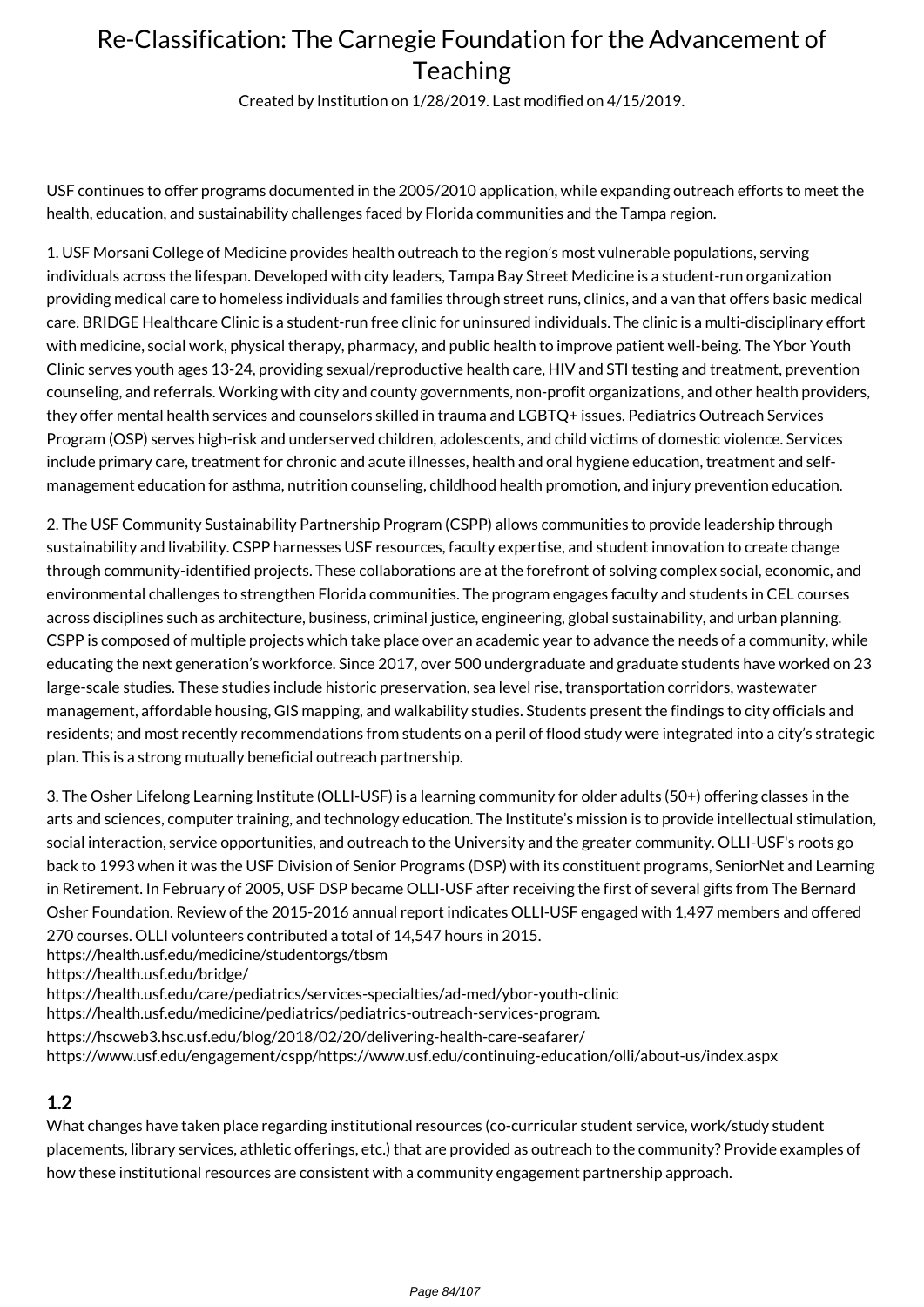# Re-Classification: The Carnegie Foundation for the Advancement of Teaching

Created by Institution on 1/28/2019. Last modified on 4/15/2019.

USF continues to offer programs documented in the 2005/2010 application, while expanding outreach efforts to meet the health, education, and sustainability challenges faced by Florida communities and the Tampa region.

1. USF Morsani College of Medicine provides health outreach to the region's most vulnerable populations, serving individuals across the lifespan. Developed with city leaders, Tampa Bay Street Medicine is a student-run organization providing medical care to homeless individuals and families through street runs, clinics, and a van that offers basic medical care. BRIDGE Healthcare Clinic is a student-run free clinic for uninsured individuals. The clinic is a multi-disciplinary effort with medicine, social work, physical therapy, pharmacy, and public health to improve patient well-being. The Ybor Youth Clinic serves youth ages 13-24, providing sexual/reproductive health care, HIV and STI testing and treatment, prevention counseling, and referrals. Working with city and county governments, non-profit organizations, and other health providers, they offer mental health services and counselors skilled in trauma and LGBTQ+ issues. Pediatrics Outreach Services Program (OSP) serves high-risk and underserved children, adolescents, and child victims of domestic violence. Services include primary care, treatment for chronic and acute illnesses, health and oral hygiene education, treatment and self-management education for asthma, nutrition counseling, childhood health promotion, and injury prevention education.

2. The USF Community Sustainability Partnership Program (CSPP) allows communities to provide leadership through sustainability and livability. CSPP harnesses USF resources, faculty expertise, and student innovation to create change through community-identified projects. These collaborations are at the forefront of solving complex social, economic, and environmental challenges to strengthen Florida communities. The program engages faculty and students in CEL courses across disciplines such as architecture, business, criminal justice, engineering, global sustainability, and urban planning. CSPP is composed of multiple projects which take place over an academic year to advance the needs of a community, while educating the next generation's workforce. Since 2017, over 500 undergraduate and graduate students have worked on 23 large-scale studies. These studies include historic preservation, sea level rise, transportation corridors, wastewater management, affordable housing, GIS mapping, and walkability studies. Students present the findings to city officials and residents; and most recently recommendations from students on a peril of flood study were integrated into a city's strategic plan. This is a strong mutually beneficial outreach partnership.

3. The Osher Lifelong Learning Institute (OLLI-USF) is a learning community for older adults (50+) offering classes in the arts and sciences, computer training, and technology education. The Institute's mission is to provide intellectual stimulation, social interaction, service opportunities, and outreach to the University and the greater community. OLLI-USF's roots go back to 1993 when it was the USF Division of Senior Programs (DSP) with its constituent programs, SeniorNet and Learning in Retirement. In February of 2005, USF DSP became OLLI-USF after receiving the first of several gifts from The Bernard Osher Foundation. Review of the 2015-2016 annual report indicates OLLI-USF engaged with 1,497 members and offered 270 courses. OLLI volunteers contributed a total of 14,547 hours in 2015.

https://health.usf.edu/medicine/studentorgs/tbsm
https://health.usf.edu/bridge/
https://health.usf.edu/care/pediatrics/services-specialties/ad-med/ybor-youth-clinic
https://health.usf.edu/medicine/pediatrics/pediatrics-outreach-services-program.
https://hscweb3.hsc.usf.edu/blog/2018/02/20/delivering-health-care-seafarer/
https://www.usf.edu/engagement/cspp/https://www.usf.edu/continuing-education/olli/about-us/index.aspx

## 1.2

What changes have taken place regarding institutional resources (co-curricular student service, work/study student placements, library services, athletic offerings, etc.) that are provided as outreach to the community? Provide examples of how these institutional resources are consistent with a community engagement partnership approach.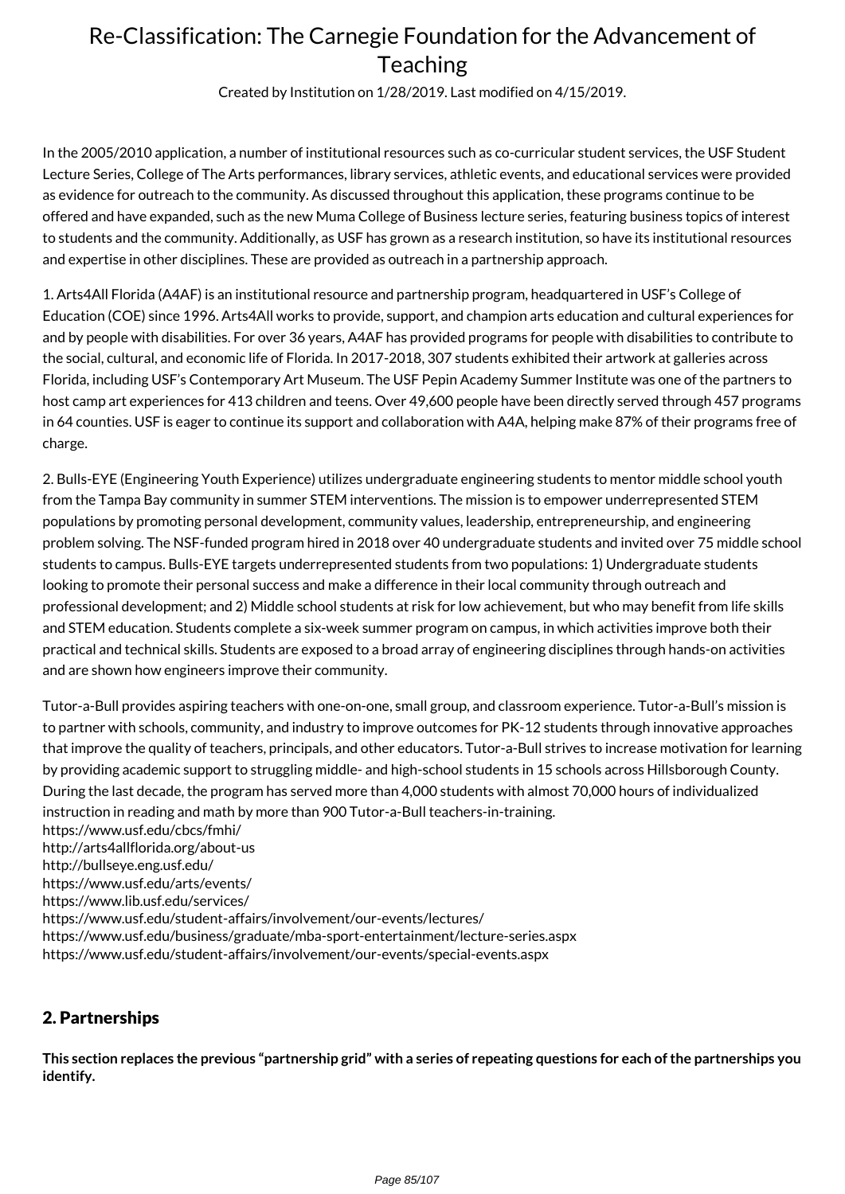In the 2005/2010 application, a number of institutional resources such as co-curricular student services, the USF Student Lecture Series, College of The Arts performances, library services, athletic events, and educational services were provided as evidence for outreach to the community. As discussed throughout this application, these programs continue to be offered and have expanded, such as the new Muma College of Business lecture series, featuring business topics of interest to students and the community. Additionally, as USF has grown as a research institution, so have its institutional resources and expertise in other disciplines. These are provided as outreach in a partnership approach.

1. Arts4All Florida (A4AF) is an institutional resource and partnership program, headquartered in USF's College of Education (COE) since 1996. Arts4All works to provide, support, and champion arts education and cultural experiences for and by people with disabilities. For over 36 years, A4AF has provided programs for people with disabilities to contribute to the social, cultural, and economic life of Florida. In 2017-2018, 307 students exhibited their artwork at galleries across Florida, including USF's Contemporary Art Museum. The USF Pepin Academy Summer Institute was one of the partners to host camp art experiences for 413 children and teens. Over 49,600 people have been directly served through 457 programs in 64 counties. USF is eager to continue its support and collaboration with A4A, helping make 87% of their programs free of charge.

2. Bulls-EYE (Engineering Youth Experience) utilizes undergraduate engineering students to mentor middle school youth from the Tampa Bay community in summer STEM interventions. The mission is to empower underrepresented STEM populations by promoting personal development, community values, leadership, entrepreneurship, and engineering problem solving. The NSF-funded program hired in 2018 over 40 undergraduate students and invited over 75 middle school students to campus. Bulls-EYE targets underrepresented students from two populations: 1) Undergraduate students looking to promote their personal success and make a difference in their local community through outreach and professional development; and 2) Middle school students at risk for low achievement, but who may benefit from life skills and STEM education. Students complete a six-week summer program on campus, in which activities improve both their practical and technical skills. Students are exposed to a broad array of engineering disciplines through hands-on activities and are shown how engineers improve their community.

Tutor-a-Bull provides aspiring teachers with one-on-one, small group, and classroom experience. Tutor-a-Bull's mission is to partner with schools, community, and industry to improve outcomes for PK-12 students through innovative approaches that improve the quality of teachers, principals, and other educators. Tutor-a-Bull strives to increase motivation for learning by providing academic support to struggling middle- and high-school students in 15 schools across Hillsborough County. During the last decade, the program has served more than 4,000 students with almost 70,000 hours of individualized instruction in reading and math by more than 900 Tutor-a-Bull teachers-in-training.
https://www.usf.edu/cbcs/fmhi/
http://arts4allflorida.org/about-us
http://bullseye.eng.usf.edu/
https://www.usf.edu/arts/events/
https://www.lib.usf.edu/services/
https://www.usf.edu/student-affairs/involvement/our-events/lectures/
https://www.usf.edu/business/graduate/mba-sport-entertainment/lecture-series.aspx
https://www.usf.edu/student-affairs/involvement/our-events/special-events.aspx

## 2. Partnerships

**This section replaces the previous "partnership grid" with a series of repeating questions for each of the partnerships you identify.**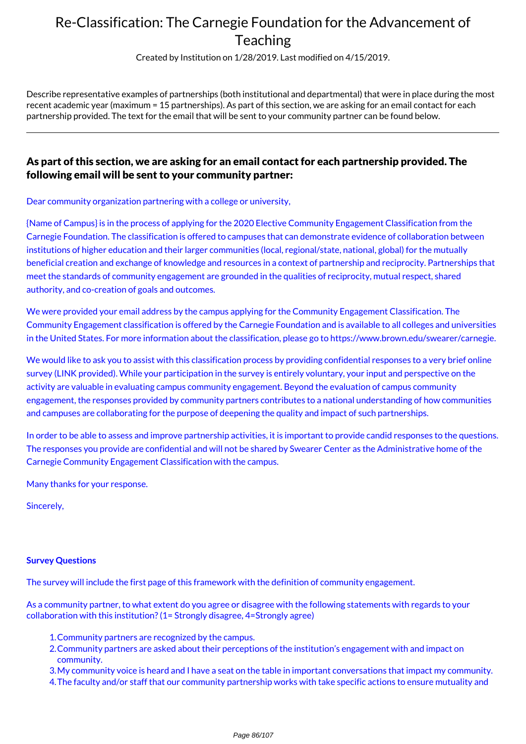# Re-Classification: The Carnegie Foundation for the Advancement of Teaching

Created by Institution on 1/28/2019. Last modified on 4/15/2019.

Describe representative examples of partnerships (both institutional and departmental) that were in place during the most recent academic year (maximum = 15 partnerships). As part of this section, we are asking for an email contact for each partnership provided. The text for the email that will be sent to your community partner can be found below.

---

### As part of this section, we are asking for an email contact for each partnership provided. The following email will be sent to your community partner:

Dear community organization partnering with a college or university,

{Name of Campus} is in the process of applying for the 2020 Elective Community Engagement Classification from the Carnegie Foundation. The classification is offered to campuses that can demonstrate evidence of collaboration between institutions of higher education and their larger communities (local, regional/state, national, global) for the mutually beneficial creation and exchange of knowledge and resources in a context of partnership and reciprocity. Partnerships that meet the standards of community engagement are grounded in the qualities of reciprocity, mutual respect, shared authority, and co-creation of goals and outcomes.

We were provided your email address by the campus applying for the Community Engagement Classification. The Community Engagement classification is offered by the Carnegie Foundation and is available to all colleges and universities in the United States. For more information about the classification, please go to https://www.brown.edu/swearer/carnegie.

We would like to ask you to assist with this classification process by providing confidential responses to a very brief online survey (LINK provided). While your participation in the survey is entirely voluntary, your input and perspective on the activity are valuable in evaluating campus community engagement. Beyond the evaluation of campus community engagement, the responses provided by community partners contributes to a national understanding of how communities and campuses are collaborating for the purpose of deepening the quality and impact of such partnerships.

In order to be able to assess and improve partnership activities, it is important to provide candid responses to the questions. The responses you provide are confidential and will not be shared by Swearer Center as the Administrative home of the Carnegie Community Engagement Classification with the campus.

Many thanks for your response.

Sincerely,

**Survey Questions**

The survey will include the first page of this framework with the definition of community engagement.

As a community partner, to what extent do you agree or disagree with the following statements with regards to your collaboration with this institution? (1= Strongly disagree, 4=Strongly agree)

1. Community partners are recognized by the campus.
2. Community partners are asked about their perceptions of the institution's engagement with and impact on community.
3. My community voice is heard and I have a seat on the table in important conversations that impact my community.
4. The faculty and/or staff that our community partnership works with take specific actions to ensure mutuality and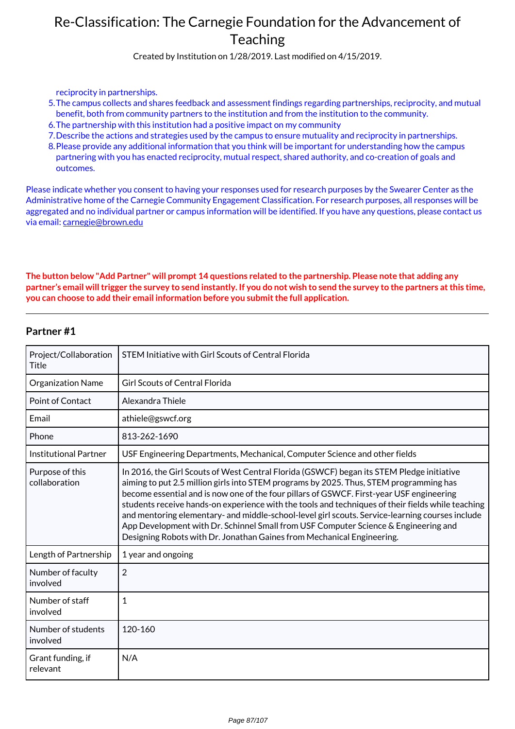reciprocity in partnerships.

5. The campus collects and shares feedback and assessment findings regarding partnerships, reciprocity, and mutual benefit, both from community partners to the institution and from the institution to the community.
6. The partnership with this institution had a positive impact on my community
7. Describe the actions and strategies used by the campus to ensure mutuality and reciprocity in partnerships.
8. Please provide any additional information that you think will be important for understanding how the campus partnering with you has enacted reciprocity, mutual respect, shared authority, and co-creation of goals and outcomes.

Please indicate whether you consent to having your responses used for research purposes by the Swearer Center as the Administrative home of the Carnegie Community Engagement Classification. For research purposes, all responses will be aggregated and no individual partner or campus information will be identified. If you have any questions, please contact us via email: carnegie@brown.edu

**The button below "Add Partner" will prompt 14 questions related to the partnership. Please note that adding any partner's email will trigger the survey to send instantly. If you do not wish to send the survey to the partners at this time, you can choose to add their email information before you submit the full application.**

---

### Partner #1

| | |
|---|---|
| Project/Collaboration Title | STEM Initiative with Girl Scouts of Central Florida |
| Organization Name | Girl Scouts of Central Florida |
| Point of Contact | Alexandra Thiele |
| Email | athiele@gswcf.org |
| Phone | 813-262-1690 |
| Institutional Partner | USF Engineering Departments, Mechanical, Computer Science and other fields |
| Purpose of this collaboration | In 2016, the Girl Scouts of West Central Florida (GSWCF) began its STEM Pledge initiative aiming to put 2.5 million girls into STEM programs by 2025. Thus, STEM programming has become essential and is now one of the four pillars of GSWCF. First-year USF engineering students receive hands-on experience with the tools and techniques of their fields while teaching and mentoring elementary- and middle-school-level girl scouts. Service-learning courses include App Development with Dr. Schinnel Small from USF Computer Science & Engineering and Designing Robots with Dr. Jonathan Gaines from Mechanical Engineering. |
| Length of Partnership | 1 year and ongoing |
| Number of faculty involved | 2 |
| Number of staff involved | 1 |
| Number of students involved | 120-160 |
| Grant funding, if relevant | N/A |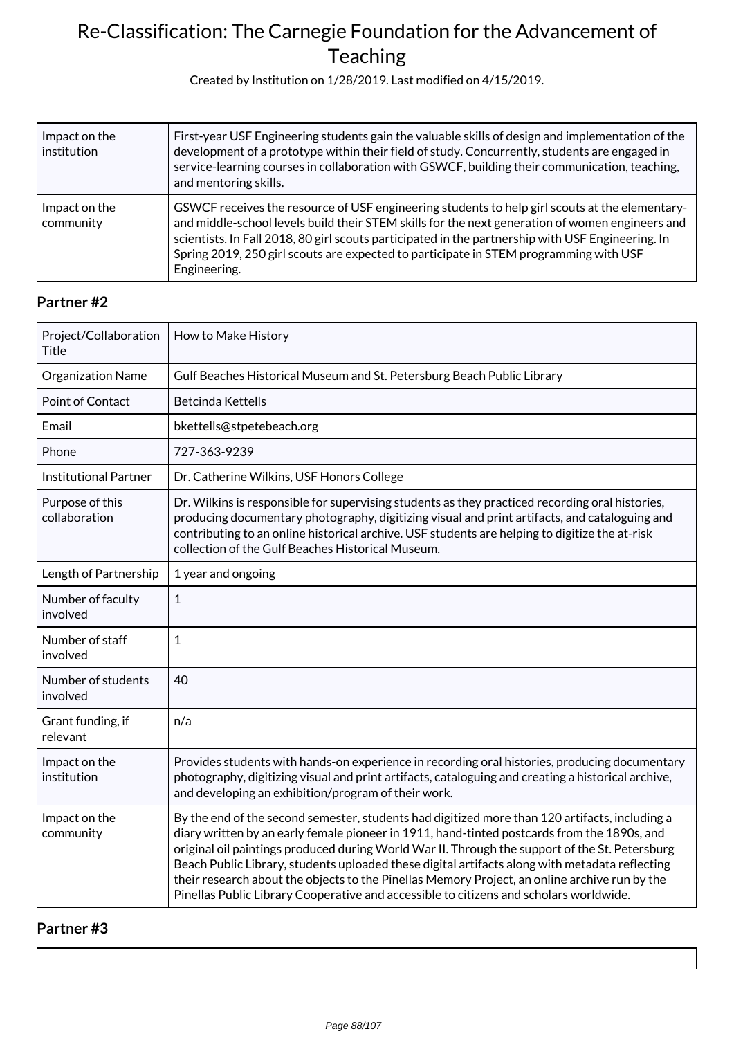| | |
|---|---|
| Impact on the institution | First-year USF Engineering students gain the valuable skills of design and implementation of the development of a prototype within their field of study. Concurrently, students are engaged in service-learning courses in collaboration with GSWCF, building their communication, teaching, and mentoring skills. |
| Impact on the community | GSWCF receives the resource of USF engineering students to help girl scouts at the elementary- and middle-school levels build their STEM skills for the next generation of women engineers and scientists. In Fall 2018, 80 girl scouts participated in the partnership with USF Engineering. In Spring 2019, 250 girl scouts are expected to participate in STEM programming with USF Engineering. |

### Partner #2

| | |
|---|---|
| Project/Collaboration Title | How to Make History |
| Organization Name | Gulf Beaches Historical Museum and St. Petersburg Beach Public Library |
| Point of Contact | Betcinda Kettells |
| Email | bkettells@stpetebeach.org |
| Phone | 727-363-9239 |
| Institutional Partner | Dr. Catherine Wilkins, USF Honors College |
| Purpose of this collaboration | Dr. Wilkins is responsible for supervising students as they practiced recording oral histories, producing documentary photography, digitizing visual and print artifacts, and cataloguing and contributing to an online historical archive. USF students are helping to digitize the at-risk collection of the Gulf Beaches Historical Museum. |
| Length of Partnership | 1 year and ongoing |
| Number of faculty involved | 1 |
| Number of staff involved | 1 |
| Number of students involved | 40 |
| Grant funding, if relevant | n/a |
| Impact on the institution | Provides students with hands-on experience in recording oral histories, producing documentary photography, digitizing visual and print artifacts, cataloguing and creating a historical archive, and developing an exhibition/program of their work. |
| Impact on the community | By the end of the second semester, students had digitized more than 120 artifacts, including a diary written by an early female pioneer in 1911, hand-tinted postcards from the 1890s, and original oil paintings produced during World War II. Through the support of the St. Petersburg Beach Public Library, students uploaded these digital artifacts along with metadata reflecting their research about the objects to the Pinellas Memory Project, an online archive run by the Pinellas Public Library Cooperative and accessible to citizens and scholars worldwide. |

### Partner #3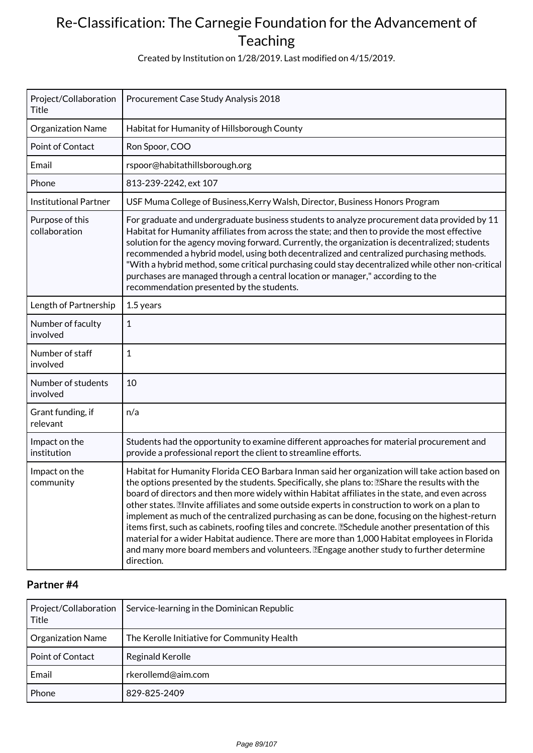# Re-Classification: The Carnegie Foundation for the Advancement of Teaching

Created by Institution on 1/28/2019. Last modified on 4/15/2019.

| Project/Collaboration Title | Procurement Case Study Analysis 2018 |
|---|---|
| Organization Name | Habitat for Humanity of Hillsborough County |
| Point of Contact | Ron Spoor, COO |
| Email | rspoor@habitathillsborough.org |
| Phone | 813-239-2242, ext 107 |
| Institutional Partner | USF Muma College of Business,Kerry Walsh, Director, Business Honors Program |
| Purpose of this collaboration | For graduate and undergraduate business students to analyze procurement data provided by 11 Habitat for Humanity affiliates from across the state; and then to provide the most effective solution for the agency moving forward. Currently, the organization is decentralized; students recommended a hybrid model, using both decentralized and centralized purchasing methods. "With a hybrid method, some critical purchasing could stay decentralized while other non-critical purchases are managed through a central location or manager," according to the recommendation presented by the students. |
| Length of Partnership | 1.5 years |
| Number of faculty involved | 1 |
| Number of staff involved | 1 |
| Number of students involved | 10 |
| Grant funding, if relevant | n/a |
| Impact on the institution | Students had the opportunity to examine different approaches for material procurement and provide a professional report the client to streamline efforts. |
| Impact on the community | Habitat for Humanity Florida CEO Barbara Inman said her organization will take action based on the options presented by the students. Specifically, she plans to: Share the results with the board of directors and then more widely within Habitat affiliates in the state, and even across other states. Invite affiliates and some outside experts in construction to work on a plan to implement as much of the centralized purchasing as can be done, focusing on the highest-return items first, such as cabinets, roofing tiles and concrete. Schedule another presentation of this material for a wider Habitat audience. There are more than 1,000 Habitat employees in Florida and many more board members and volunteers. Engage another study to further determine direction. |

## Partner #4

| Project/Collaboration Title | Service-learning in the Dominican Republic |
|---|---|
| Organization Name | The Kerolle Initiative for Community Health |
| Point of Contact | Reginald Kerolle |
| Email | rkerollemd@aim.com |
| Phone | 829-825-2409 |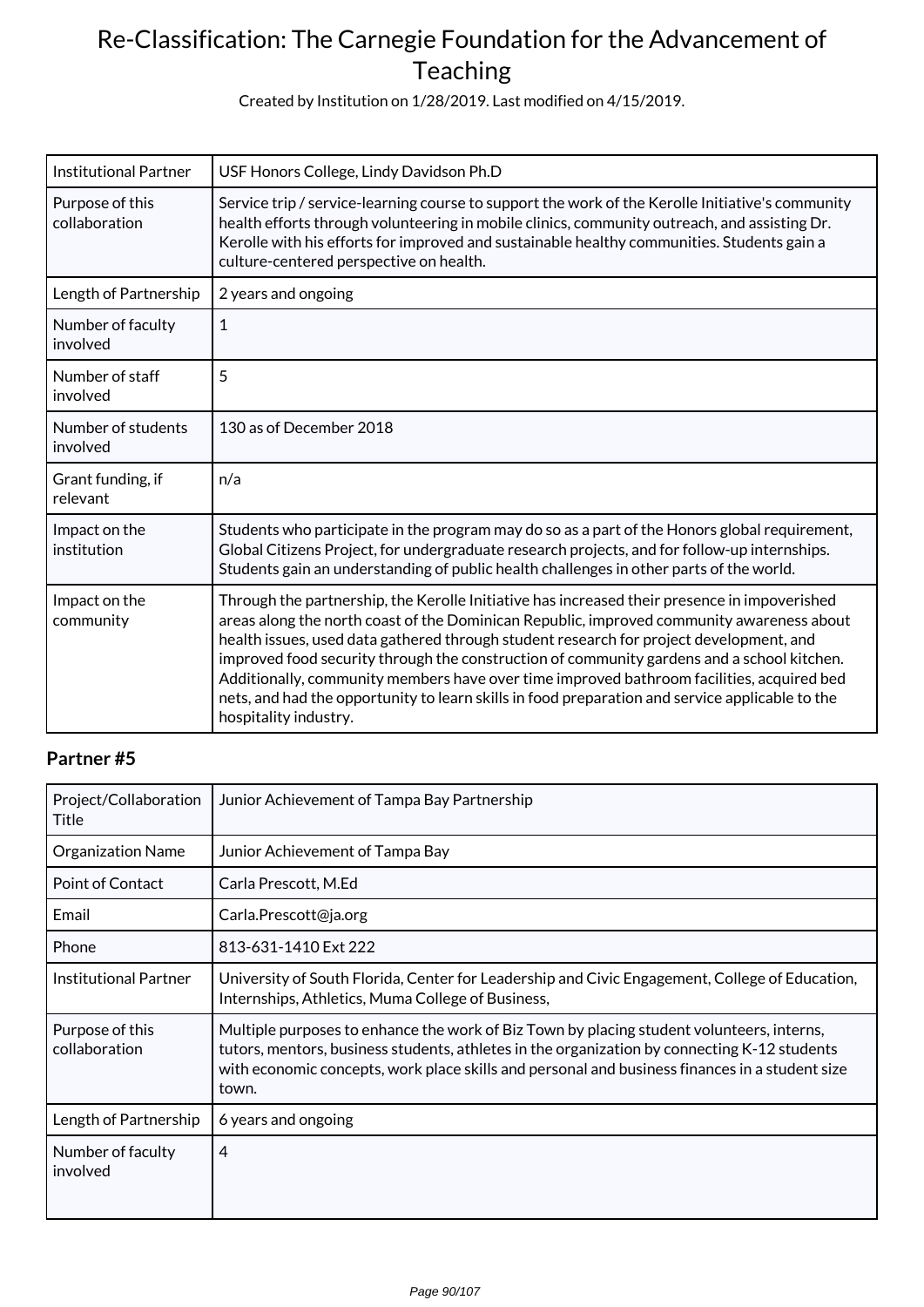| | |
|---|---|
| Institutional Partner | USF Honors College, Lindy Davidson Ph.D |
| Purpose of this collaboration | Service trip / service-learning course to support the work of the Kerolle Initiative's community health efforts through volunteering in mobile clinics, community outreach, and assisting Dr. Kerolle with his efforts for improved and sustainable healthy communities. Students gain a culture-centered perspective on health. |
| Length of Partnership | 2 years and ongoing |
| Number of faculty involved | 1 |
| Number of staff involved | 5 |
| Number of students involved | 130 as of December 2018 |
| Grant funding, if relevant | n/a |
| Impact on the institution | Students who participate in the program may do so as a part of the Honors global requirement, Global Citizens Project, for undergraduate research projects, and for follow-up internships. Students gain an understanding of public health challenges in other parts of the world. |
| Impact on the community | Through the partnership, the Kerolle Initiative has increased their presence in impoverished areas along the north coast of the Dominican Republic, improved community awareness about health issues, used data gathered through student research for project development, and improved food security through the construction of community gardens and a school kitchen. Additionally, community members have over time improved bathroom facilities, acquired bed nets, and had the opportunity to learn skills in food preparation and service applicable to the hospitality industry. |

### Partner #5

| | |
|---|---|
| Project/Collaboration Title | Junior Achievement of Tampa Bay Partnership |
| Organization Name | Junior Achievement of Tampa Bay |
| Point of Contact | Carla Prescott, M.Ed |
| Email | Carla.Prescott@ja.org |
| Phone | 813-631-1410 Ext 222 |
| Institutional Partner | University of South Florida, Center for Leadership and Civic Engagement, College of Education, Internships, Athletics, Muma College of Business, |
| Purpose of this collaboration | Multiple purposes to enhance the work of Biz Town by placing student volunteers, interns, tutors, mentors, business students, athletes in the organization by connecting K-12 students with economic concepts, work place skills and personal and business finances in a student size town. |
| Length of Partnership | 6 years and ongoing |
| Number of faculty involved | 4 |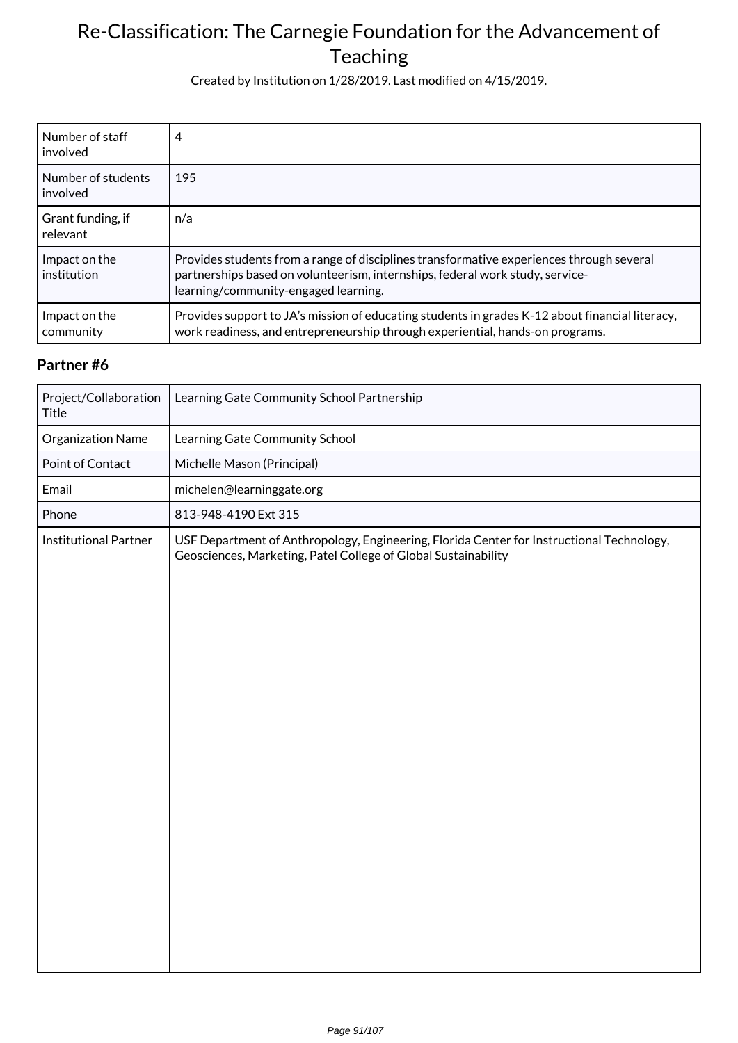| Number of staff involved | 4 |
|---|---|
| Number of students involved | 195 |
| Grant funding, if relevant | n/a |
| Impact on the institution | Provides students from a range of disciplines transformative experiences through several partnerships based on volunteerism, internships, federal work study, service-learning/community-engaged learning. |
| Impact on the community | Provides support to JA's mission of educating students in grades K-12 about financial literacy, work readiness, and entrepreneurship through experiential, hands-on programs. |

### Partner #6

| Project/Collaboration Title | Learning Gate Community School Partnership |
|---|---|
| Organization Name | Learning Gate Community School |
| Point of Contact | Michelle Mason (Principal) |
| Email | michelen@learninggate.org |
| Phone | 813-948-4190 Ext 315 |
| Institutional Partner | USF Department of Anthropology, Engineering, Florida Center for Instructional Technology, Geosciences, Marketing, Patel College of Global Sustainability |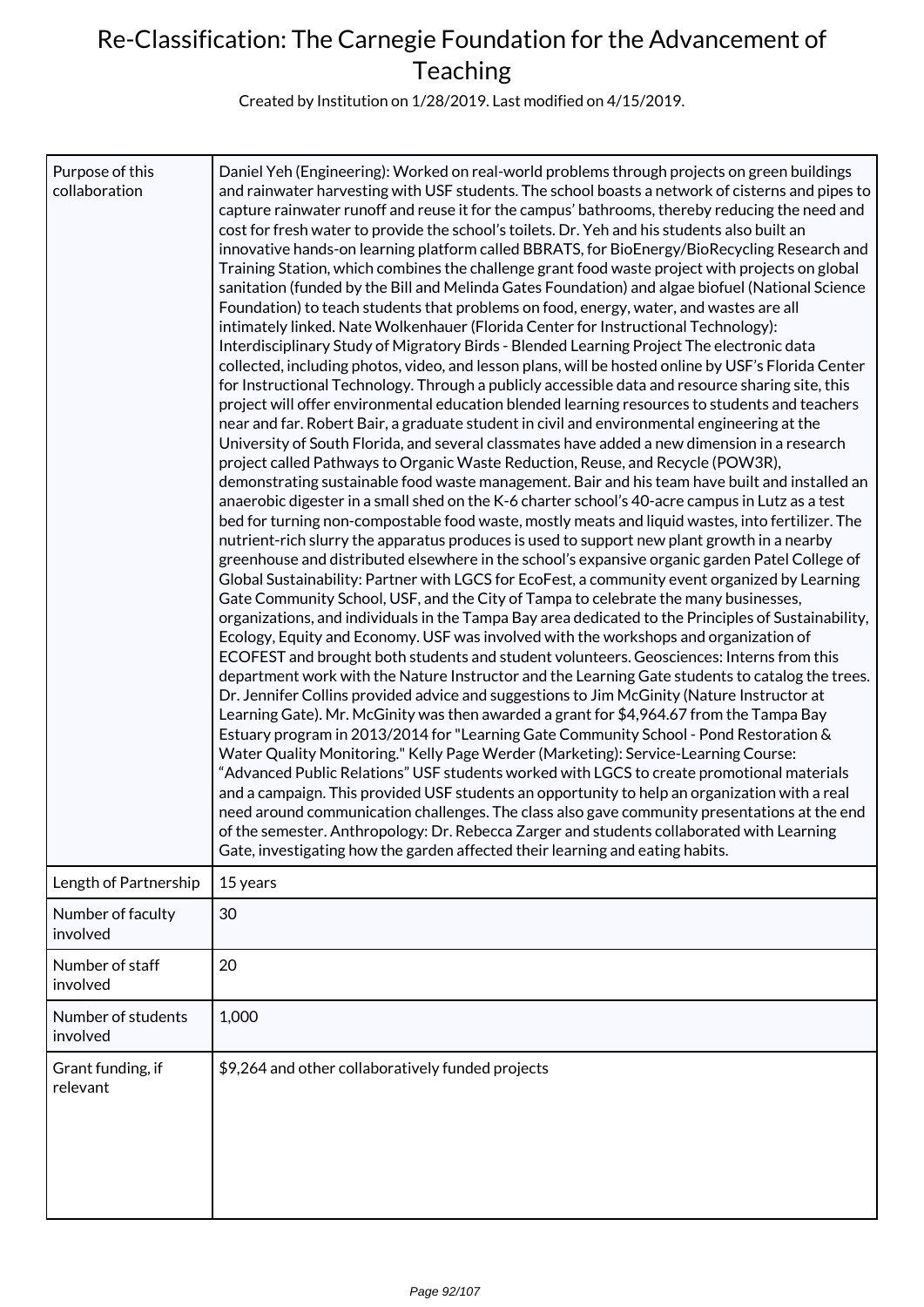# Re-Classification: The Carnegie Foundation for the Advancement of Teaching

Created by Institution on 1/28/2019. Last modified on 4/15/2019.

| | |
|---|---|
| Purpose of this collaboration | Daniel Yeh (Engineering): Worked on real-world problems through projects on green buildings and rainwater harvesting with USF students. The school boasts a network of cisterns and pipes to capture rainwater runoff and reuse it for the campus' bathrooms, thereby reducing the need and cost for fresh water to provide the school's toilets. Dr. Yeh and his students also built an innovative hands-on learning platform called BBRATS, for BioEnergy/BioRecycling Research and Training Station, which combines the challenge grant food waste project with projects on global sanitation (funded by the Bill and Melinda Gates Foundation) and algae biofuel (National Science Foundation) to teach students that problems on food, energy, water, and wastes are all intimately linked. Nate Wolkenhauer (Florida Center for Instructional Technology): Interdisciplinary Study of Migratory Birds - Blended Learning Project The electronic data collected, including photos, video, and lesson plans, will be hosted online by USF's Florida Center for Instructional Technology. Through a publicly accessible data and resource sharing site, this project will offer environmental education blended learning resources to students and teachers near and far. Robert Bair, a graduate student in civil and environmental engineering at the University of South Florida, and several classmates have added a new dimension in a research project called Pathways to Organic Waste Reduction, Reuse, and Recycle (POW3R), demonstrating sustainable food waste management. Bair and his team have built and installed an anaerobic digester in a small shed on the K-6 charter school's 40-acre campus in Lutz as a test bed for turning non-compostable food waste, mostly meats and liquid wastes, into fertilizer. The nutrient-rich slurry the apparatus produces is used to support new plant growth in a nearby greenhouse and distributed elsewhere in the school's expansive organic garden Patel College of Global Sustainability: Partner with LGCS for EcoFest, a community event organized by Learning Gate Community School, USF, and the City of Tampa to celebrate the many businesses, organizations, and individuals in the Tampa Bay area dedicated to the Principles of Sustainability, Ecology, Equity and Economy. USF was involved with the workshops and organization of ECOFEST and brought both students and student volunteers. Geosciences: Interns from this department work with the Nature Instructor and the Learning Gate students to catalog the trees. Dr. Jennifer Collins provided advice and suggestions to Jim McGinity (Nature Instructor at Learning Gate). Mr. McGinity was then awarded a grant for $4,964.67 from the Tampa Bay Estuary program in 2013/2014 for "Learning Gate Community School - Pond Restoration & Water Quality Monitoring." Kelly Page Werder (Marketing): Service-Learning Course: "Advanced Public Relations" USF students worked with LGCS to create promotional materials and a campaign. This provided USF students an opportunity to help an organization with a real need around communication challenges. The class also gave community presentations at the end of the semester. Anthropology: Dr. Rebecca Zarger and students collaborated with Learning Gate, investigating how the garden affected their learning and eating habits. |
| Length of Partnership | 15 years |
| Number of faculty involved | 30 |
| Number of staff involved | 20 |
| Number of students involved | 1,000 |
| Grant funding, if relevant | $9,264 and other collaboratively funded projects |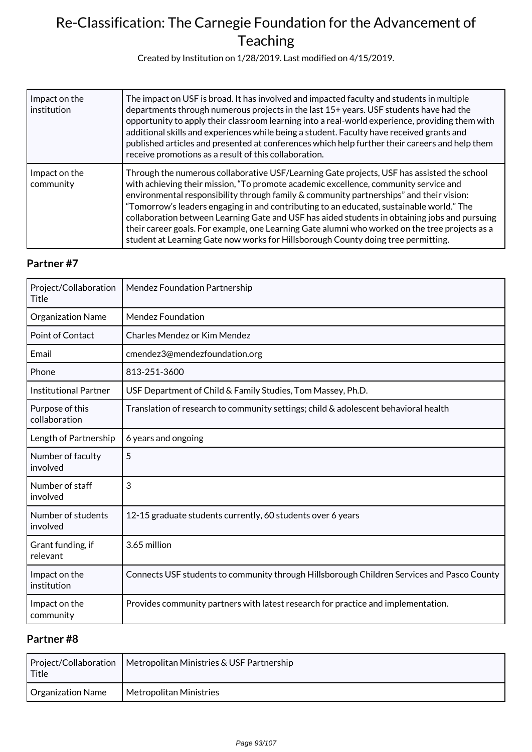# Re-Classification: The Carnegie Foundation for the Advancement of Teaching

Created by Institution on 1/28/2019. Last modified on 4/15/2019.

| | |
|---|---|
| Impact on the institution | The impact on USF is broad. It has involved and impacted faculty and students in multiple departments through numerous projects in the last 15+ years. USF students have had the opportunity to apply their classroom learning into a real-world experience, providing them with additional skills and experiences while being a student. Faculty have received grants and published articles and presented at conferences which help further their careers and help them receive promotions as a result of this collaboration. |
| Impact on the community | Through the numerous collaborative USF/Learning Gate projects, USF has assisted the school with achieving their mission, "To promote academic excellence, community service and environmental responsibility through family & community partnerships" and their vision: "Tomorrow's leaders engaging in and contributing to an educated, sustainable world." The collaboration between Learning Gate and USF has aided students in obtaining jobs and pursuing their career goals. For example, one Learning Gate alumni who worked on the tree projects as a student at Learning Gate now works for Hillsborough County doing tree permitting. |

### Partner #7

| | |
|---|---|
| Project/Collaboration Title | Mendez Foundation Partnership |
| Organization Name | Mendez Foundation |
| Point of Contact | Charles Mendez or Kim Mendez |
| Email | cmendez3@mendezfoundation.org |
| Phone | 813-251-3600 |
| Institutional Partner | USF Department of Child & Family Studies, Tom Massey, Ph.D. |
| Purpose of this collaboration | Translation of research to community settings; child & adolescent behavioral health |
| Length of Partnership | 6 years and ongoing |
| Number of faculty involved | 5 |
| Number of staff involved | 3 |
| Number of students involved | 12-15 graduate students currently, 60 students over 6 years |
| Grant funding, if relevant | 3.65 million |
| Impact on the institution | Connects USF students to community through Hillsborough Children Services and Pasco County |
| Impact on the community | Provides community partners with latest research for practice and implementation. |

### Partner #8

| | |
|---|---|
| Project/Collaboration Title | Metropolitan Ministries & USF Partnership |
| Organization Name | Metropolitan Ministries |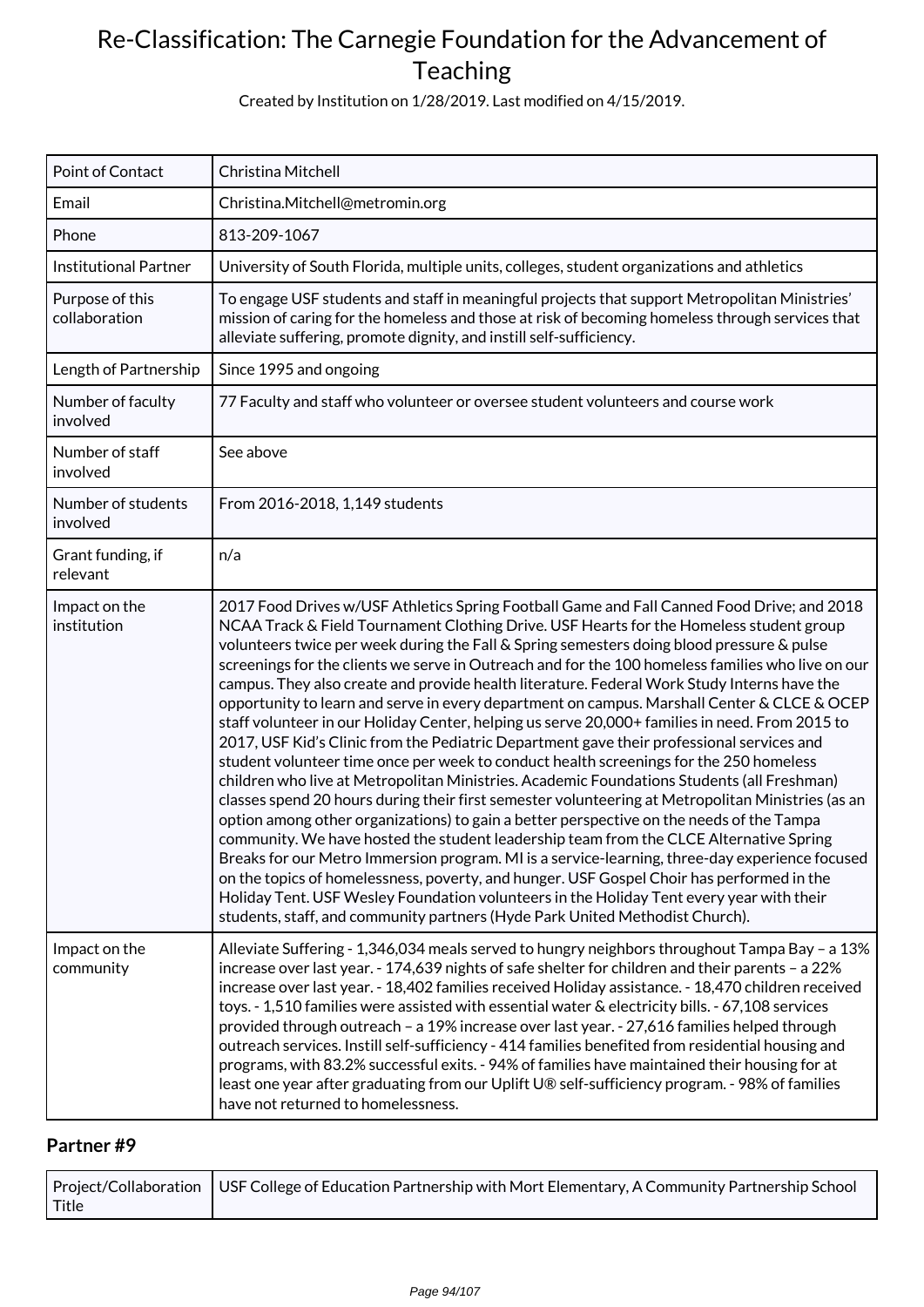# Re-Classification: The Carnegie Foundation for the Advancement of Teaching

Created by Institution on 1/28/2019. Last modified on 4/15/2019.

| | |
|---|---|
| Point of Contact | Christina Mitchell |
| Email | Christina.Mitchell@metromin.org |
| Phone | 813-209-1067 |
| Institutional Partner | University of South Florida, multiple units, colleges, student organizations and athletics |
| Purpose of this collaboration | To engage USF students and staff in meaningful projects that support Metropolitan Ministries' mission of caring for the homeless and those at risk of becoming homeless through services that alleviate suffering, promote dignity, and instill self-sufficiency. |
| Length of Partnership | Since 1995 and ongoing |
| Number of faculty involved | 77 Faculty and staff who volunteer or oversee student volunteers and course work |
| Number of staff involved | See above |
| Number of students involved | From 2016-2018, 1,149 students |
| Grant funding, if relevant | n/a |
| Impact on the institution | 2017 Food Drives w/USF Athletics Spring Football Game and Fall Canned Food Drive; and 2018 NCAA Track & Field Tournament Clothing Drive. USF Hearts for the Homeless student group volunteers twice per week during the Fall & Spring semesters doing blood pressure & pulse screenings for the clients we serve in Outreach and for the 100 homeless families who live on our campus. They also create and provide health literature. Federal Work Study Interns have the opportunity to learn and serve in every department on campus. Marshall Center & CLCE & OCEP staff volunteer in our Holiday Center, helping us serve 20,000+ families in need. From 2015 to 2017, USF Kid's Clinic from the Pediatric Department gave their professional services and student volunteer time once per week to conduct health screenings for the 250 homeless children who live at Metropolitan Ministries. Academic Foundations Students (all Freshman) classes spend 20 hours during their first semester volunteering at Metropolitan Ministries (as an option among other organizations) to gain a better perspective on the needs of the Tampa community. We have hosted the student leadership team from the CLCE Alternative Spring Breaks for our Metro Immersion program. MI is a service-learning, three-day experience focused on the topics of homelessness, poverty, and hunger. USF Gospel Choir has performed in the Holiday Tent. USF Wesley Foundation volunteers in the Holiday Tent every year with their students, staff, and community partners (Hyde Park United Methodist Church). |
| Impact on the community | Alleviate Suffering - 1,346,034 meals served to hungry neighbors throughout Tampa Bay – a 13% increase over last year. - 174,639 nights of safe shelter for children and their parents – a 22% increase over last year. - 18,402 families received Holiday assistance. - 18,470 children received toys. - 1,510 families were assisted with essential water & electricity bills. - 67,108 services provided through outreach – a 19% increase over last year. - 27,616 families helped through outreach services. Instill self-sufficiency - 414 families benefited from residential housing and programs, with 83.2% successful exits. - 94% of families have maintained their housing for at least one year after graduating from our Uplift U® self-sufficiency program. - 98% of families have not returned to homelessness. |

## Partner #9

| | |
|---|---|
| Project/Collaboration Title | USF College of Education Partnership with Mort Elementary, A Community Partnership School |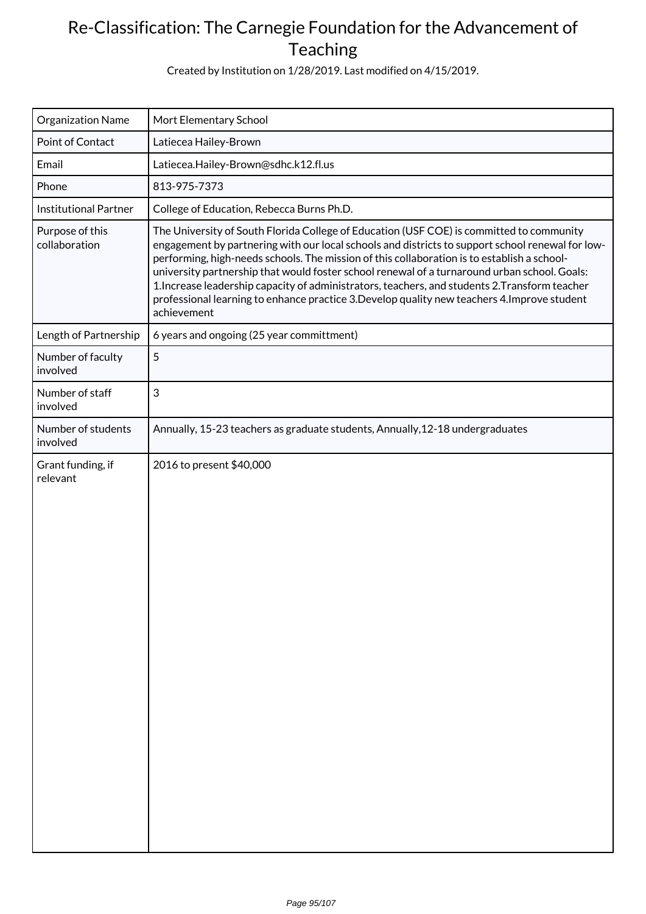# Re-Classification: The Carnegie Foundation for the Advancement of Teaching

Created by Institution on 1/28/2019. Last modified on 4/15/2019.

| | |
|---|---|
| Organization Name | Mort Elementary School |
| Point of Contact | Latiecea Hailey-Brown |
| Email | Latiecea.Hailey-Brown@sdhc.k12.fl.us |
| Phone | 813-975-7373 |
| Institutional Partner | College of Education, Rebecca Burns Ph.D. |
| Purpose of this collaboration | The University of South Florida College of Education (USF COE) is committed to community engagement by partnering with our local schools and districts to support school renewal for low-performing, high-needs schools. The mission of this collaboration is to establish a school-university partnership that would foster school renewal of a turnaround urban school. Goals: 1.Increase leadership capacity of administrators, teachers, and students 2.Transform teacher professional learning to enhance practice 3.Develop quality new teachers 4.Improve student achievement |
| Length of Partnership | 6 years and ongoing (25 year committment) |
| Number of faculty involved | 5 |
| Number of staff involved | 3 |
| Number of students involved | Annually, 15-23 teachers as graduate students, Annually,12-18 undergraduates |
| Grant funding, if relevant | 2016 to present $40,000 |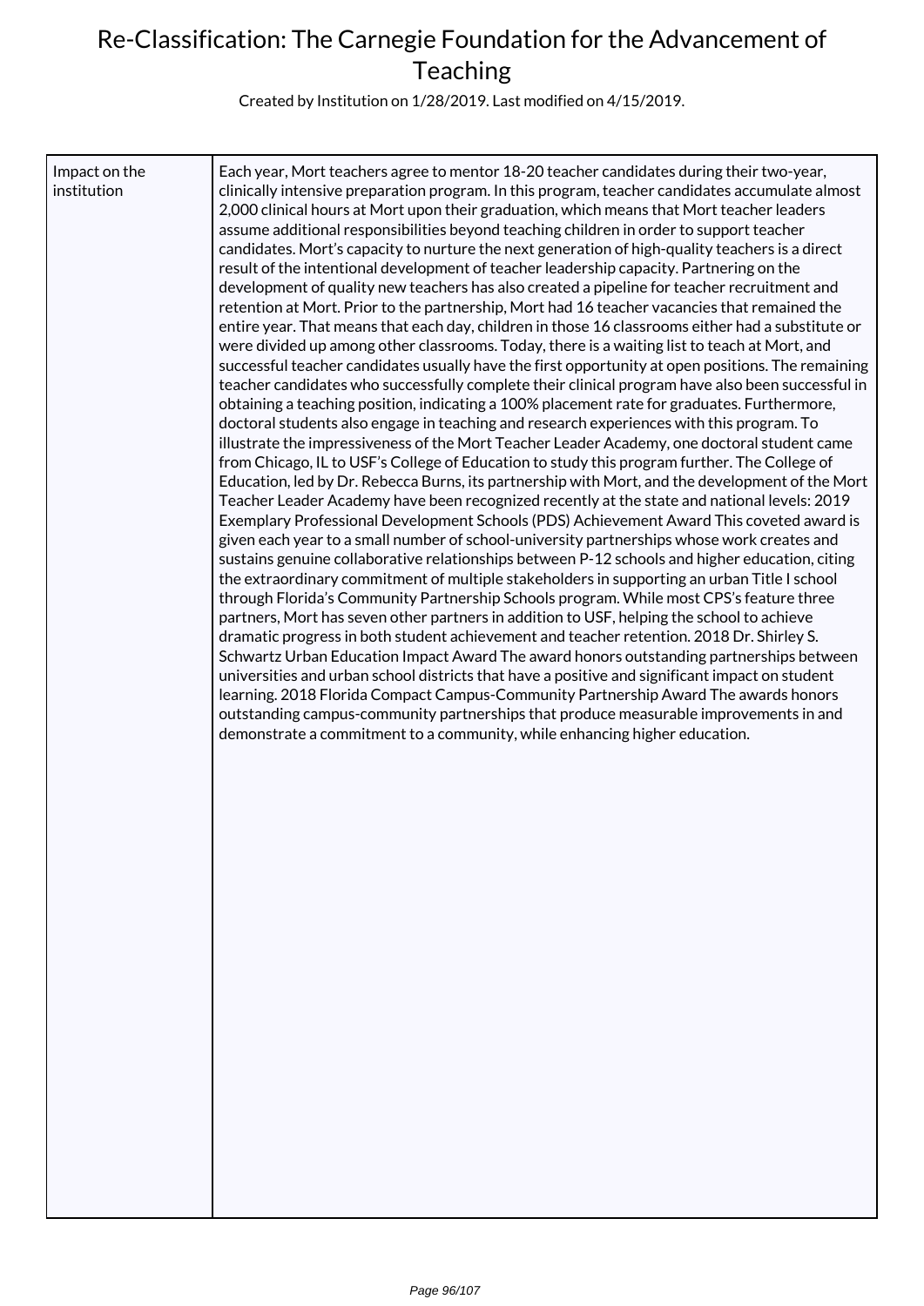# Re-Classification: The Carnegie Foundation for the Advancement of Teaching

Created by Institution on 1/28/2019. Last modified on 4/15/2019.

| Impact on the institution | Each year, Mort teachers agree to mentor 18-20 teacher candidates during their two-year, clinically intensive preparation program. In this program, teacher candidates accumulate almost 2,000 clinical hours at Mort upon their graduation, which means that Mort teacher leaders assume additional responsibilities beyond teaching children in order to support teacher candidates. Mort's capacity to nurture the next generation of high-quality teachers is a direct result of the intentional development of teacher leadership capacity. Partnering on the development of quality new teachers has also created a pipeline for teacher recruitment and retention at Mort. Prior to the partnership, Mort had 16 teacher vacancies that remained the entire year. That means that each day, children in those 16 classrooms either had a substitute or were divided up among other classrooms. Today, there is a waiting list to teach at Mort, and successful teacher candidates usually have the first opportunity at open positions. The remaining teacher candidates who successfully complete their clinical program have also been successful in obtaining a teaching position, indicating a 100% placement rate for graduates. Furthermore, doctoral students also engage in teaching and research experiences with this program. To illustrate the impressiveness of the Mort Teacher Leader Academy, one doctoral student came from Chicago, IL to USF's College of Education to study this program further. The College of Education, led by Dr. Rebecca Burns, its partnership with Mort, and the development of the Mort Teacher Leader Academy have been recognized recently at the state and national levels: 2019 Exemplary Professional Development Schools (PDS) Achievement Award This coveted award is given each year to a small number of school-university partnerships whose work creates and sustains genuine collaborative relationships between P-12 schools and higher education, citing the extraordinary commitment of multiple stakeholders in supporting an urban Title I school through Florida's Community Partnership Schools program. While most CPS's feature three partners, Mort has seven other partners in addition to USF, helping the school to achieve dramatic progress in both student achievement and teacher retention. 2018 Dr. Shirley S. Schwartz Urban Education Impact Award The award honors outstanding partnerships between universities and urban school districts that have a positive and significant impact on student learning. 2018 Florida Compact Campus-Community Partnership Award The awards honors outstanding campus-community partnerships that produce measurable improvements in and demonstrate a commitment to a community, while enhancing higher education. |
|---|---|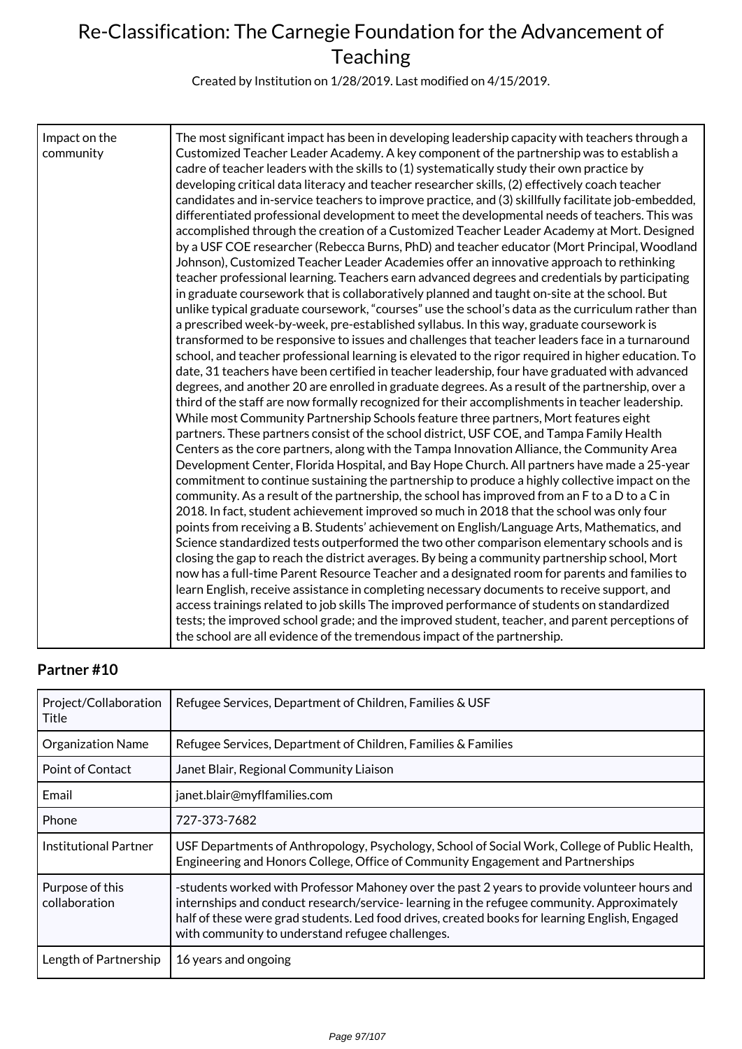| | |
|---|---|
| Impact on the community | The most significant impact has been in developing leadership capacity with teachers through a Customized Teacher Leader Academy. A key component of the partnership was to establish a cadre of teacher leaders with the skills to (1) systematically study their own practice by developing critical data literacy and teacher researcher skills, (2) effectively coach teacher candidates and in-service teachers to improve practice, and (3) skillfully facilitate job-embedded, differentiated professional development to meet the developmental needs of teachers. This was accomplished through the creation of a Customized Teacher Leader Academy at Mort. Designed by a USF COE researcher (Rebecca Burns, PhD) and teacher educator (Mort Principal, Woodland Johnson), Customized Teacher Leader Academies offer an innovative approach to rethinking teacher professional learning. Teachers earn advanced degrees and credentials by participating in graduate coursework that is collaboratively planned and taught on-site at the school. But unlike typical graduate coursework, "courses" use the school's data as the curriculum rather than a prescribed week-by-week, pre-established syllabus. In this way, graduate coursework is transformed to be responsive to issues and challenges that teacher leaders face in a turnaround school, and teacher professional learning is elevated to the rigor required in higher education. To date, 31 teachers have been certified in teacher leadership, four have graduated with advanced degrees, and another 20 are enrolled in graduate degrees. As a result of the partnership, over a third of the staff are now formally recognized for their accomplishments in teacher leadership. While most Community Partnership Schools feature three partners, Mort features eight partners. These partners consist of the school district, USF COE, and Tampa Family Health Centers as the core partners, along with the Tampa Innovation Alliance, the Community Area Development Center, Florida Hospital, and Bay Hope Church. All partners have made a 25-year commitment to continue sustaining the partnership to produce a highly collective impact on the community. As a result of the partnership, the school has improved from an F to a D to a C in 2018. In fact, student achievement improved so much in 2018 that the school was only four points from receiving a B. Students' achievement on English/Language Arts, Mathematics, and Science standardized tests outperformed the two other comparison elementary schools and is closing the gap to reach the district averages. By being a community partnership school, Mort now has a full-time Parent Resource Teacher and a designated room for parents and families to learn English, receive assistance in completing necessary documents to receive support, and access trainings related to job skills The improved performance of students on standardized tests; the improved school grade; and the improved student, teacher, and parent perceptions of the school are all evidence of the tremendous impact of the partnership. |

### Partner #10

| | |
|---|---|
| Project/Collaboration Title | Refugee Services, Department of Children, Families & USF |
| Organization Name | Refugee Services, Department of Children, Families & Families |
| Point of Contact | Janet Blair, Regional Community Liaison |
| Email | janet.blair@myflfamilies.com |
| Phone | 727-373-7682 |
| Institutional Partner | USF Departments of Anthropology, Psychology, School of Social Work, College of Public Health, Engineering and Honors College, Office of Community Engagement and Partnerships |
| Purpose of this collaboration | -students worked with Professor Mahoney over the past 2 years to provide volunteer hours and internships and conduct research/service- learning in the refugee community. Approximately half of these were grad students. Led food drives, created books for learning English, Engaged with community to understand refugee challenges. |
| Length of Partnership | 16 years and ongoing |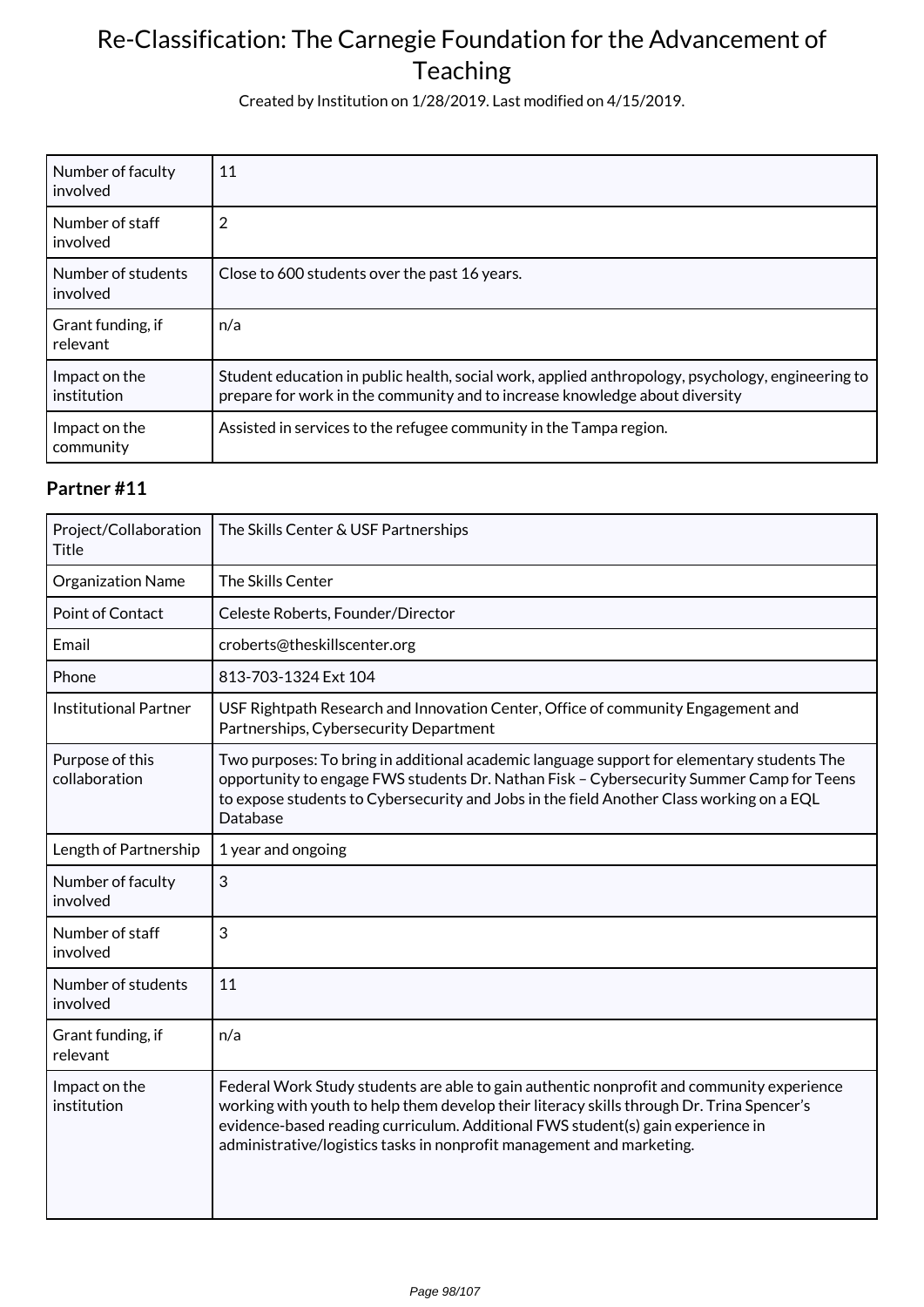| | |
|---|---|
| Number of faculty involved | 11 |
| Number of staff involved | 2 |
| Number of students involved | Close to 600 students over the past 16 years. |
| Grant funding, if relevant | n/a |
| Impact on the institution | Student education in public health, social work, applied anthropology, psychology, engineering to prepare for work in the community and to increase knowledge about diversity |
| Impact on the community | Assisted in services to the refugee community in the Tampa region. |

### Partner #11

| | |
|---|---|
| Project/Collaboration Title | The Skills Center & USF Partnerships |
| Organization Name | The Skills Center |
| Point of Contact | Celeste Roberts, Founder/Director |
| Email | croberts@theskillscenter.org |
| Phone | 813-703-1324 Ext 104 |
| Institutional Partner | USF Rightpath Research and Innovation Center, Office of community Engagement and Partnerships, Cybersecurity Department |
| Purpose of this collaboration | Two purposes: To bring in additional academic language support for elementary students The opportunity to engage FWS students Dr. Nathan Fisk – Cybersecurity Summer Camp for Teens to expose students to Cybersecurity and Jobs in the field Another Class working on a EQL Database |
| Length of Partnership | 1 year and ongoing |
| Number of faculty involved | 3 |
| Number of staff involved | 3 |
| Number of students involved | 11 |
| Grant funding, if relevant | n/a |
| Impact on the institution | Federal Work Study students are able to gain authentic nonprofit and community experience working with youth to help them develop their literacy skills through Dr. Trina Spencer's evidence-based reading curriculum. Additional FWS student(s) gain experience in administrative/logistics tasks in nonprofit management and marketing. |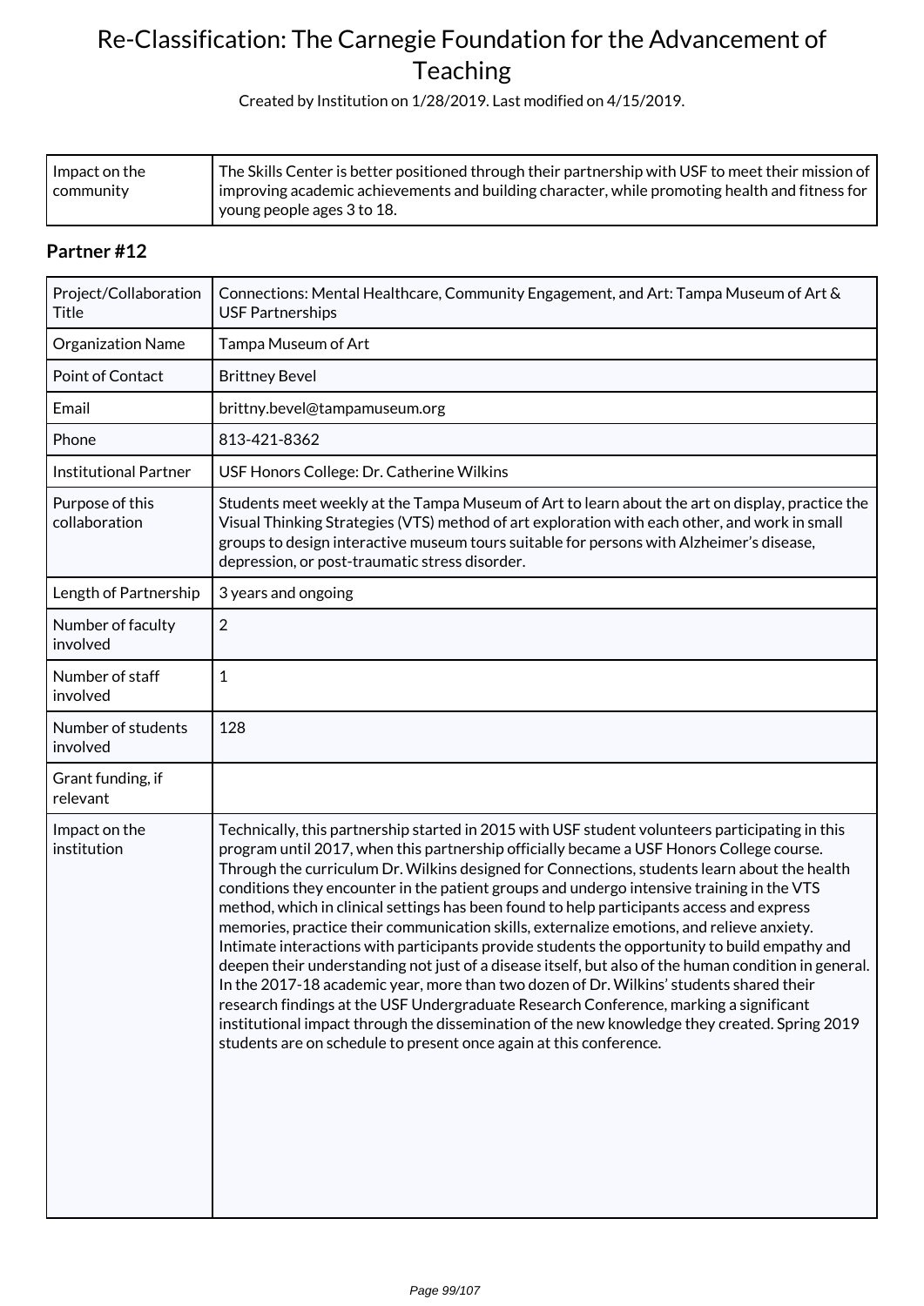| Impact on the community | The Skills Center is better positioned through their partnership with USF to meet their mission of improving academic achievements and building character, while promoting health and fitness for young people ages 3 to 18. |
|---|---|

## Partner #12

| Project/Collaboration Title | Connections: Mental Healthcare, Community Engagement, and Art: Tampa Museum of Art & USF Partnerships |
|---|---|
| Organization Name | Tampa Museum of Art |
| Point of Contact | Brittney Bevel |
| Email | brittny.bevel@tampamuseum.org |
| Phone | 813-421-8362 |
| Institutional Partner | USF Honors College: Dr. Catherine Wilkins |
| Purpose of this collaboration | Students meet weekly at the Tampa Museum of Art to learn about the art on display, practice the Visual Thinking Strategies (VTS) method of art exploration with each other, and work in small groups to design interactive museum tours suitable for persons with Alzheimer's disease, depression, or post-traumatic stress disorder. |
| Length of Partnership | 3 years and ongoing |
| Number of faculty involved | 2 |
| Number of staff involved | 1 |
| Number of students involved | 128 |
| Grant funding, if relevant | |
| Impact on the institution | Technically, this partnership started in 2015 with USF student volunteers participating in this program until 2017, when this partnership officially became a USF Honors College course. Through the curriculum Dr. Wilkins designed for Connections, students learn about the health conditions they encounter in the patient groups and undergo intensive training in the VTS method, which in clinical settings has been found to help participants access and express memories, practice their communication skills, externalize emotions, and relieve anxiety. Intimate interactions with participants provide students the opportunity to build empathy and deepen their understanding not just of a disease itself, but also of the human condition in general. In the 2017-18 academic year, more than two dozen of Dr. Wilkins' students shared their research findings at the USF Undergraduate Research Conference, marking a significant institutional impact through the dissemination of the new knowledge they created. Spring 2019 students are on schedule to present once again at this conference. |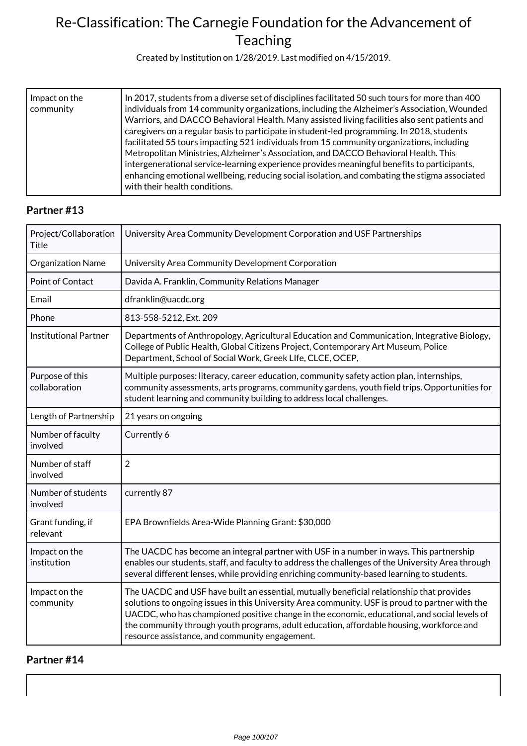| Impact on the community | In 2017, students from a diverse set of disciplines facilitated 50 such tours for more than 400 individuals from 14 community organizations, including the Alzheimer's Association, Wounded Warriors, and DACCO Behavioral Health. Many assisted living facilities also sent patients and caregivers on a regular basis to participate in student-led programming. In 2018, students facilitated 55 tours impacting 521 individuals from 15 community organizations, including Metropolitan Ministries, Alzheimer's Association, and DACCO Behavioral Health. This intergenerational service-learning experience provides meaningful benefits to participants, enhancing emotional wellbeing, reducing social isolation, and combating the stigma associated with their health conditions. |
|---|---|

## Partner #13

| Project/Collaboration Title | University Area Community Development Corporation and USF Partnerships |
|---|---|
| Organization Name | University Area Community Development Corporation |
| Point of Contact | Davida A. Franklin, Community Relations Manager |
| Email | dfranklin@uacdc.org |
| Phone | 813-558-5212, Ext. 209 |
| Institutional Partner | Departments of Anthropology, Agricultural Education and Communication, Integrative Biology, College of Public Health, Global Citizens Project, Contemporary Art Museum, Police Department, School of Social Work, Greek LIfe, CLCE, OCEP, |
| Purpose of this collaboration | Multiple purposes: literacy, career education, community safety action plan, internships, community assessments, arts programs, community gardens, youth field trips. Opportunities for student learning and community building to address local challenges. |
| Length of Partnership | 21 years on ongoing |
| Number of faculty involved | Currently 6 |
| Number of staff involved | 2 |
| Number of students involved | currently 87 |
| Grant funding, if relevant | EPA Brownfields Area-Wide Planning Grant: $30,000 |
| Impact on the institution | The UACDC has become an integral partner with USF in a number in ways. This partnership enables our students, staff, and faculty to address the challenges of the University Area through several different lenses, while providing enriching community-based learning to students. |
| Impact on the community | The UACDC and USF have built an essential, mutually beneficial relationship that provides solutions to ongoing issues in this University Area community. USF is proud to partner with the UACDC, who has championed positive change in the economic, educational, and social levels of the community through youth programs, adult education, affordable housing, workforce and resource assistance, and community engagement. |

## Partner #14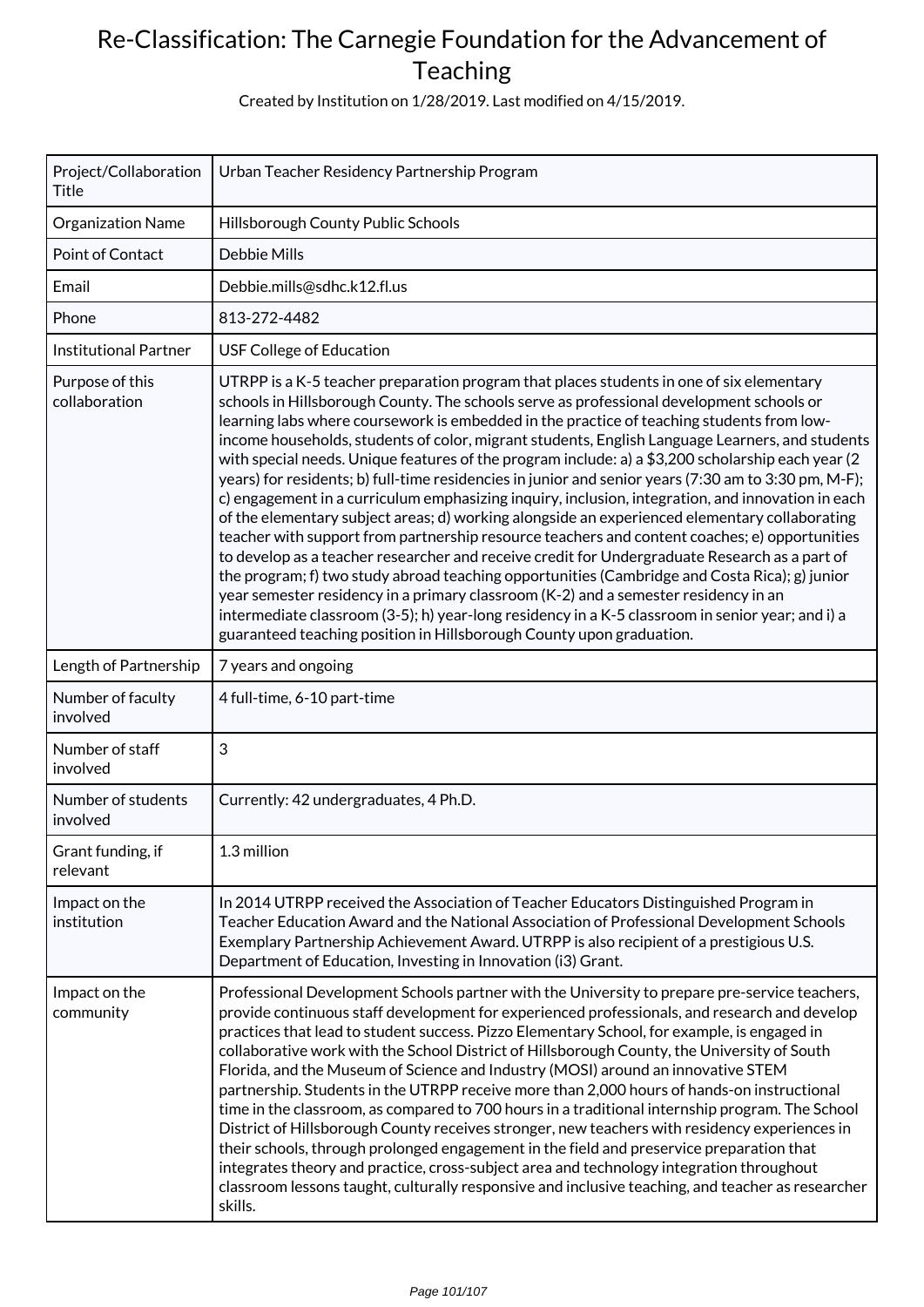# Re-Classification: The Carnegie Foundation for the Advancement of Teaching

Created by Institution on 1/28/2019. Last modified on 4/15/2019.

| | |
|---|---|
| Project/Collaboration Title | Urban Teacher Residency Partnership Program |
| Organization Name | Hillsborough County Public Schools |
| Point of Contact | Debbie Mills |
| Email | Debbie.mills@sdhc.k12.fl.us |
| Phone | 813-272-4482 |
| Institutional Partner | USF College of Education |
| Purpose of this collaboration | UTRPP is a K-5 teacher preparation program that places students in one of six elementary schools in Hillsborough County. The schools serve as professional development schools or learning labs where coursework is embedded in the practice of teaching students from low-income households, students of color, migrant students, English Language Learners, and students with special needs. Unique features of the program include: a) a $3,200 scholarship each year (2 years) for residents; b) full-time residencies in junior and senior years (7:30 am to 3:30 pm, M-F); c) engagement in a curriculum emphasizing inquiry, inclusion, integration, and innovation in each of the elementary subject areas; d) working alongside an experienced elementary collaborating teacher with support from partnership resource teachers and content coaches; e) opportunities to develop as a teacher researcher and receive credit for Undergraduate Research as a part of the program; f) two study abroad teaching opportunities (Cambridge and Costa Rica); g) junior year semester residency in a primary classroom (K-2) and a semester residency in an intermediate classroom (3-5); h) year-long residency in a K-5 classroom in senior year; and i) a guaranteed teaching position in Hillsborough County upon graduation. |
| Length of Partnership | 7 years and ongoing |
| Number of faculty involved | 4 full-time, 6-10 part-time |
| Number of staff involved | 3 |
| Number of students involved | Currently: 42 undergraduates, 4 Ph.D. |
| Grant funding, if relevant | 1.3 million |
| Impact on the institution | In 2014 UTRPP received the Association of Teacher Educators Distinguished Program in Teacher Education Award and the National Association of Professional Development Schools Exemplary Partnership Achievement Award. UTRPP is also recipient of a prestigious U.S. Department of Education, Investing in Innovation (i3) Grant. |
| Impact on the community | Professional Development Schools partner with the University to prepare pre-service teachers, provide continuous staff development for experienced professionals, and research and develop practices that lead to student success. Pizzo Elementary School, for example, is engaged in collaborative work with the School District of Hillsborough County, the University of South Florida, and the Museum of Science and Industry (MOSI) around an innovative STEM partnership. Students in the UTRPP receive more than 2,000 hours of hands-on instructional time in the classroom, as compared to 700 hours in a traditional internship program. The School District of Hillsborough County receives stronger, new teachers with residency experiences in their schools, through prolonged engagement in the field and preservice preparation that integrates theory and practice, cross-subject area and technology integration throughout classroom lessons taught, culturally responsive and inclusive teaching, and teacher as researcher skills. |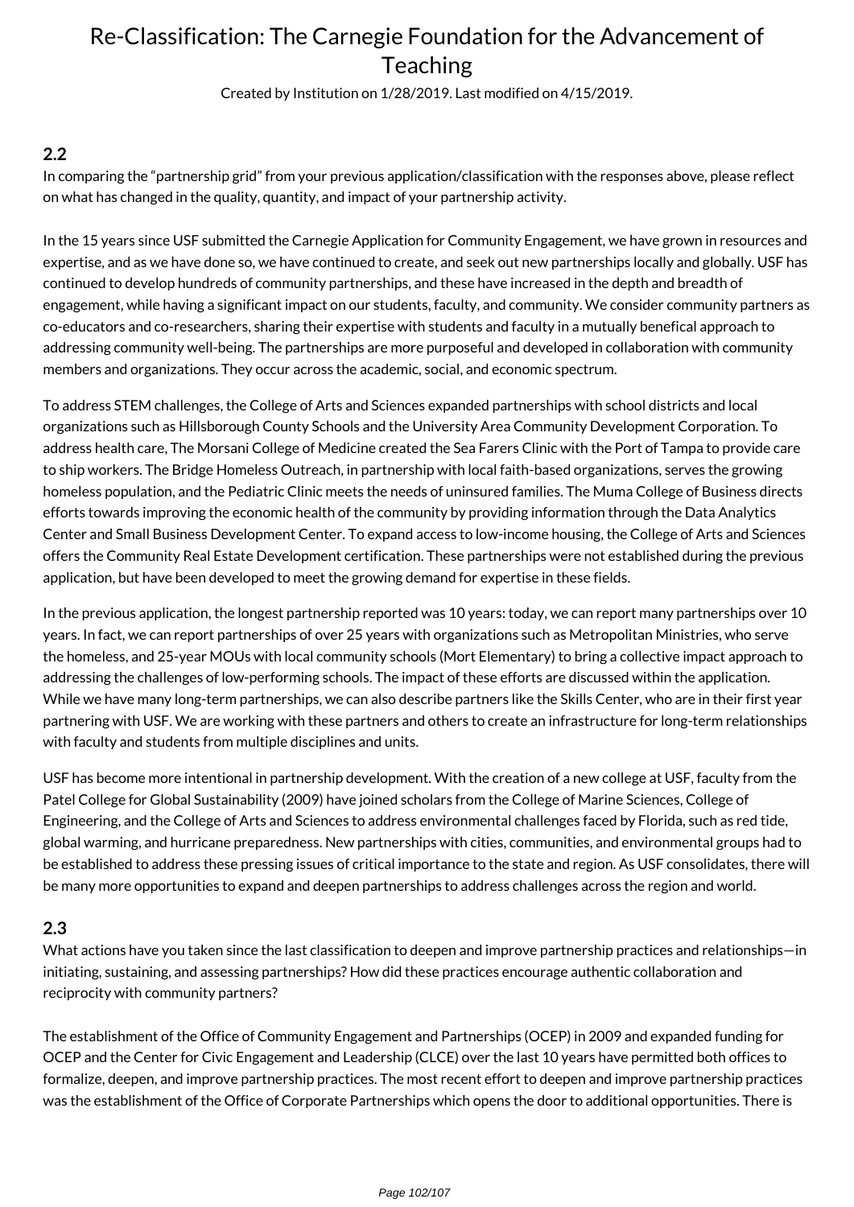# Re-Classification: The Carnegie Foundation for the Advancement of Teaching

Created by Institution on 1/28/2019. Last modified on 4/15/2019.

## 2.2

In comparing the "partnership grid" from your previous application/classification with the responses above, please reflect on what has changed in the quality, quantity, and impact of your partnership activity.

In the 15 years since USF submitted the Carnegie Application for Community Engagement, we have grown in resources and expertise, and as we have done so, we have continued to create, and seek out new partnerships locally and globally. USF has continued to develop hundreds of community partnerships, and these have increased in the depth and breadth of engagement, while having a significant impact on our students, faculty, and community. We consider community partners as co-educators and co-researchers, sharing their expertise with students and faculty in a mutually benefical approach to addressing community well-being. The partnerships are more purposeful and developed in collaboration with community members and organizations. They occur across the academic, social, and economic spectrum.

To address STEM challenges, the College of Arts and Sciences expanded partnerships with school districts and local organizations such as Hillsborough County Schools and the University Area Community Development Corporation. To address health care, The Morsani College of Medicine created the Sea Farers Clinic with the Port of Tampa to provide care to ship workers. The Bridge Homeless Outreach, in partnership with local faith-based organizations, serves the growing homeless population, and the Pediatric Clinic meets the needs of uninsured families. The Muma College of Business directs efforts towards improving the economic health of the community by providing information through the Data Analytics Center and Small Business Development Center. To expand access to low-income housing, the College of Arts and Sciences offers the Community Real Estate Development certification. These partnerships were not established during the previous application, but have been developed to meet the growing demand for expertise in these fields.

In the previous application, the longest partnership reported was 10 years: today, we can report many partnerships over 10 years. In fact, we can report partnerships of over 25 years with organizations such as Metropolitan Ministries, who serve the homeless, and 25-year MOUs with local community schools (Mort Elementary) to bring a collective impact approach to addressing the challenges of low-performing schools. The impact of these efforts are discussed within the application. While we have many long-term partnerships, we can also describe partners like the Skills Center, who are in their first year partnering with USF. We are working with these partners and others to create an infrastructure for long-term relationships with faculty and students from multiple disciplines and units.

USF has become more intentional in partnership development. With the creation of a new college at USF, faculty from the Patel College for Global Sustainability (2009) have joined scholars from the College of Marine Sciences, College of Engineering, and the College of Arts and Sciences to address environmental challenges faced by Florida, such as red tide, global warming, and hurricane preparedness. New partnerships with cities, communities, and environmental groups had to be established to address these pressing issues of critical importance to the state and region. As USF consolidates, there will be many more opportunities to expand and deepen partnerships to address challenges across the region and world.

## 2.3

What actions have you taken since the last classification to deepen and improve partnership practices and relationships—in initiating, sustaining, and assessing partnerships? How did these practices encourage authentic collaboration and reciprocity with community partners?

The establishment of the Office of Community Engagement and Partnerships (OCEP) in 2009 and expanded funding for OCEP and the Center for Civic Engagement and Leadership (CLCE) over the last 10 years have permitted both offices to formalize, deepen, and improve partnership practices. The most recent effort to deepen and improve partnership practices was the establishment of the Office of Corporate Partnerships which opens the door to additional opportunities. There is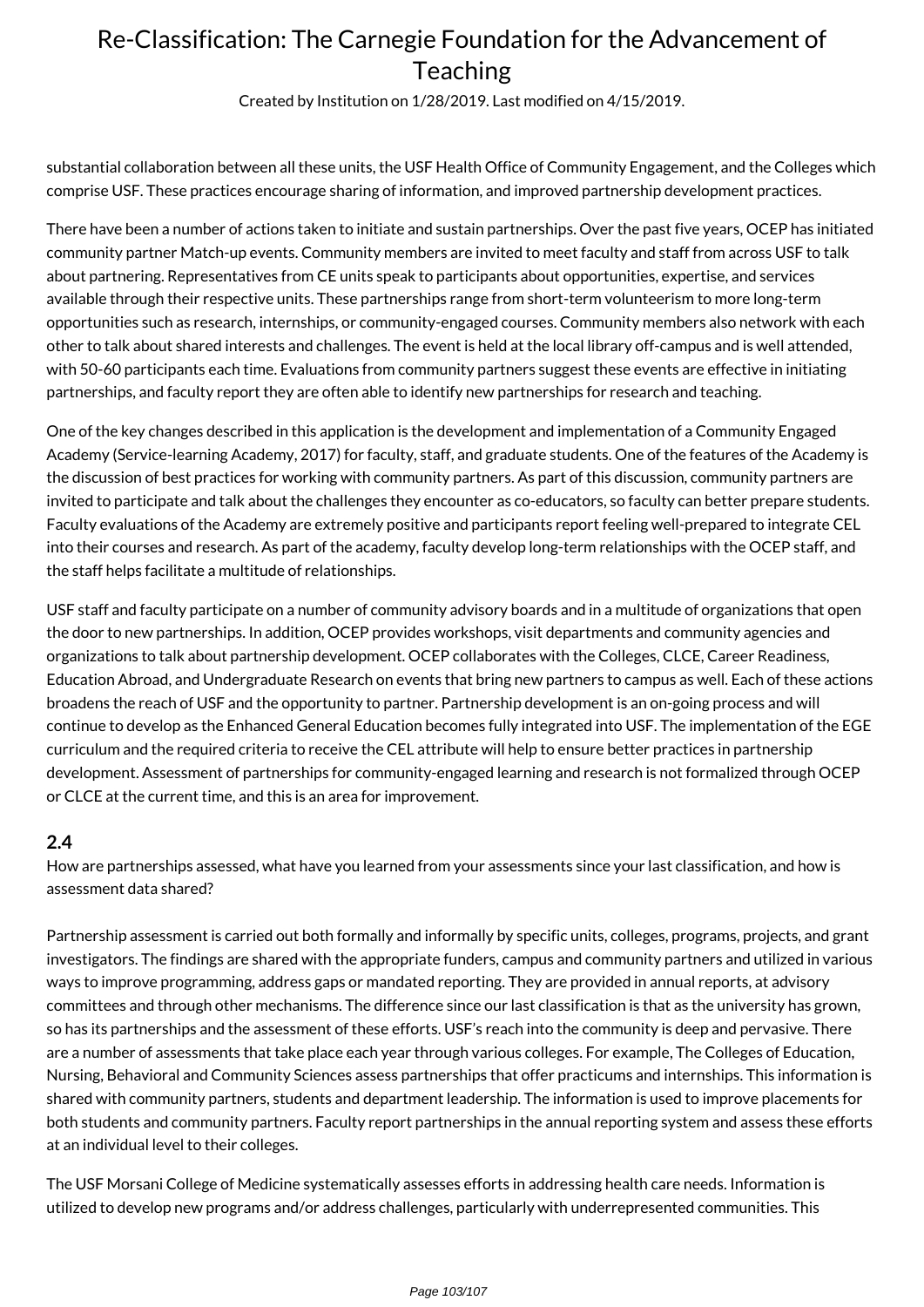substantial collaboration between all these units, the USF Health Office of Community Engagement, and the Colleges which comprise USF. These practices encourage sharing of information, and improved partnership development practices.

There have been a number of actions taken to initiate and sustain partnerships. Over the past five years, OCEP has initiated community partner Match-up events. Community members are invited to meet faculty and staff from across USF to talk about partnering. Representatives from CE units speak to participants about opportunities, expertise, and services available through their respective units. These partnerships range from short-term volunteerism to more long-term opportunities such as research, internships, or community-engaged courses. Community members also network with each other to talk about shared interests and challenges. The event is held at the local library off-campus and is well attended, with 50-60 participants each time. Evaluations from community partners suggest these events are effective in initiating partnerships, and faculty report they are often able to identify new partnerships for research and teaching.

One of the key changes described in this application is the development and implementation of a Community Engaged Academy (Service-learning Academy, 2017) for faculty, staff, and graduate students. One of the features of the Academy is the discussion of best practices for working with community partners. As part of this discussion, community partners are invited to participate and talk about the challenges they encounter as co-educators, so faculty can better prepare students. Faculty evaluations of the Academy are extremely positive and participants report feeling well-prepared to integrate CEL into their courses and research. As part of the academy, faculty develop long-term relationships with the OCEP staff, and the staff helps facilitate a multitude of relationships.

USF staff and faculty participate on a number of community advisory boards and in a multitude of organizations that open the door to new partnerships. In addition, OCEP provides workshops, visit departments and community agencies and organizations to talk about partnership development. OCEP collaborates with the Colleges, CLCE, Career Readiness, Education Abroad, and Undergraduate Research on events that bring new partners to campus as well. Each of these actions broadens the reach of USF and the opportunity to partner. Partnership development is an on-going process and will continue to develop as the Enhanced General Education becomes fully integrated into USF. The implementation of the EGE curriculum and the required criteria to receive the CEL attribute will help to ensure better practices in partnership development. Assessment of partnerships for community-engaged learning and research is not formalized through OCEP or CLCE at the current time, and this is an area for improvement.

### 2.4

How are partnerships assessed, what have you learned from your assessments since your last classification, and how is assessment data shared?

Partnership assessment is carried out both formally and informally by specific units, colleges, programs, projects, and grant investigators. The findings are shared with the appropriate funders, campus and community partners and utilized in various ways to improve programming, address gaps or mandated reporting. They are provided in annual reports, at advisory committees and through other mechanisms. The difference since our last classification is that as the university has grown, so has its partnerships and the assessment of these efforts. USF's reach into the community is deep and pervasive. There are a number of assessments that take place each year through various colleges. For example, The Colleges of Education, Nursing, Behavioral and Community Sciences assess partnerships that offer practicums and internships. This information is shared with community partners, students and department leadership. The information is used to improve placements for both students and community partners. Faculty report partnerships in the annual reporting system and assess these efforts at an individual level to their colleges.

The USF Morsani College of Medicine systematically assesses efforts in addressing health care needs. Information is utilized to develop new programs and/or address challenges, particularly with underrepresented communities. This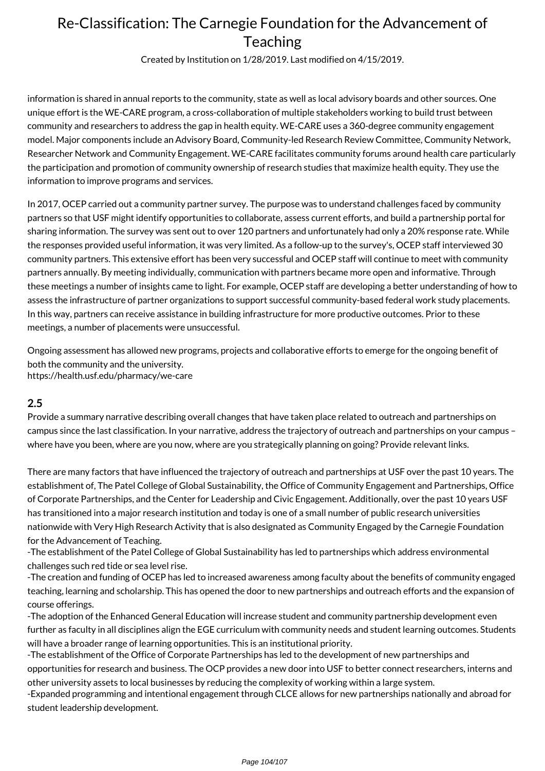information is shared in annual reports to the community, state as well as local advisory boards and other sources. One unique effort is the WE-CARE program, a cross-collaboration of multiple stakeholders working to build trust between community and researchers to address the gap in health equity. WE-CARE uses a 360-degree community engagement model. Major components include an Advisory Board, Community-led Research Review Committee, Community Network, Researcher Network and Community Engagement. WE-CARE facilitates community forums around health care particularly the participation and promotion of community ownership of research studies that maximize health equity. They use the information to improve programs and services.

In 2017, OCEP carried out a community partner survey. The purpose was to understand challenges faced by community partners so that USF might identify opportunities to collaborate, assess current efforts, and build a partnership portal for sharing information. The survey was sent out to over 120 partners and unfortunately had only a 20% response rate. While the responses provided useful information, it was very limited. As a follow-up to the survey's, OCEP staff interviewed 30 community partners. This extensive effort has been very successful and OCEP staff will continue to meet with community partners annually. By meeting individually, communication with partners became more open and informative. Through these meetings a number of insights came to light. For example, OCEP staff are developing a better understanding of how to assess the infrastructure of partner organizations to support successful community-based federal work study placements. In this way, partners can receive assistance in building infrastructure for more productive outcomes. Prior to these meetings, a number of placements were unsuccessful.

Ongoing assessment has allowed new programs, projects and collaborative efforts to emerge for the ongoing benefit of both the community and the university.
https://health.usf.edu/pharmacy/we-care

### 2.5

Provide a summary narrative describing overall changes that have taken place related to outreach and partnerships on campus since the last classification. In your narrative, address the trajectory of outreach and partnerships on your campus – where have you been, where are you now, where are you strategically planning on going? Provide relevant links.

There are many factors that have influenced the trajectory of outreach and partnerships at USF over the past 10 years. The establishment of, The Patel College of Global Sustainability, the Office of Community Engagement and Partnerships, Office of Corporate Partnerships, and the Center for Leadership and Civic Engagement. Additionally, over the past 10 years USF has transitioned into a major research institution and today is one of a small number of public research universities nationwide with Very High Research Activity that is also designated as Community Engaged by the Carnegie Foundation for the Advancement of Teaching.
-The establishment of the Patel College of Global Sustainability has led to partnerships which address environmental challenges such red tide or sea level rise.
-The creation and funding of OCEP has led to increased awareness among faculty about the benefits of community engaged teaching, learning and scholarship. This has opened the door to new partnerships and outreach efforts and the expansion of course offerings.
-The adoption of the Enhanced General Education will increase student and community partnership development even further as faculty in all disciplines align the EGE curriculum with community needs and student learning outcomes. Students will have a broader range of learning opportunities. This is an institutional priority.
-The establishment of the Office of Corporate Partnerships has led to the development of new partnerships and opportunities for research and business. The OCP provides a new door into USF to better connect researchers, interns and other university assets to local businesses by reducing the complexity of working within a large system.
-Expanded programming and intentional engagement through CLCE allows for new partnerships nationally and abroad for student leadership development.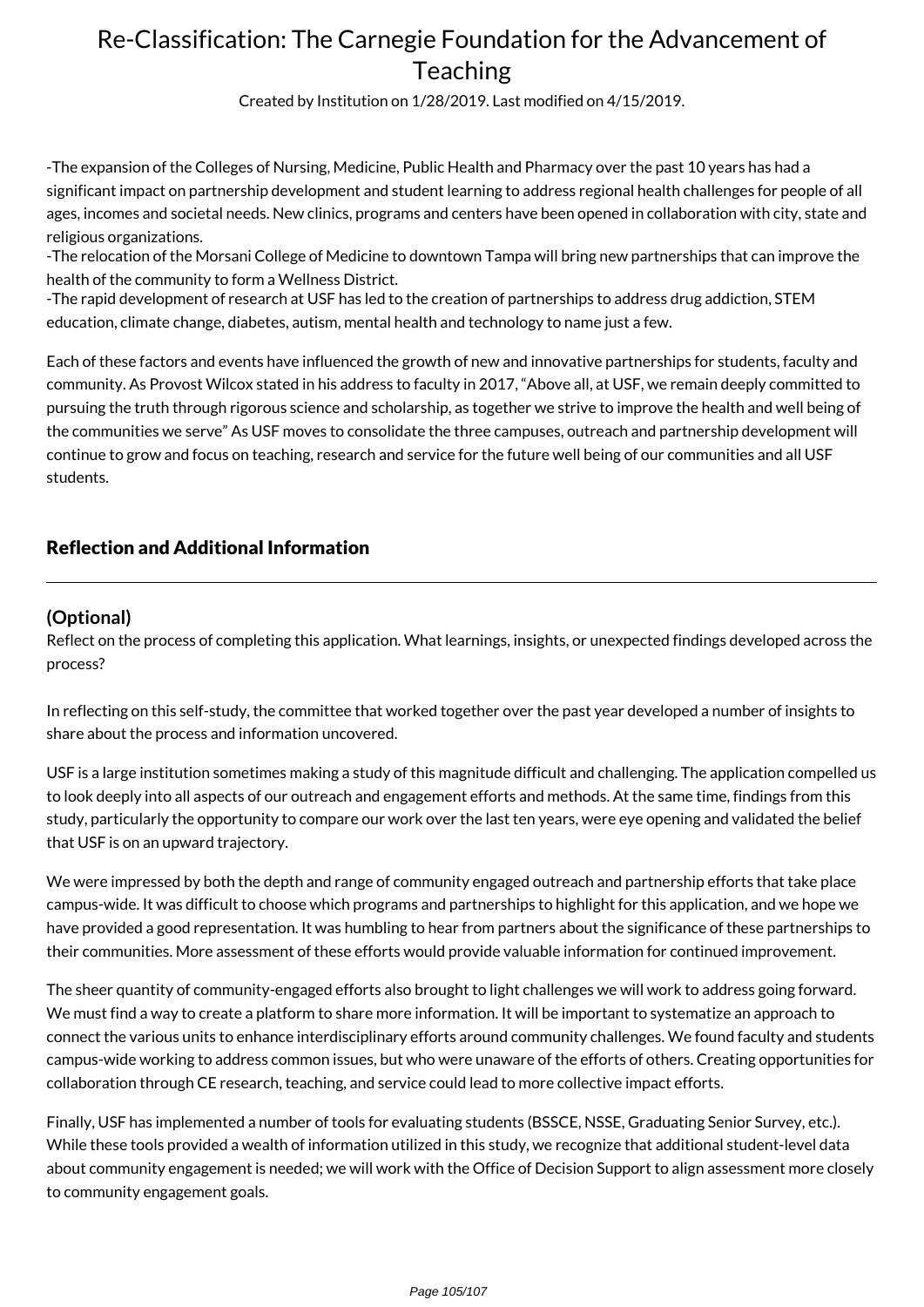-The expansion of the Colleges of Nursing, Medicine, Public Health and Pharmacy over the past 10 years has had a significant impact on partnership development and student learning to address regional health challenges for people of all ages, incomes and societal needs. New clinics, programs and centers have been opened in collaboration with city, state and religious organizations.
-The relocation of the Morsani College of Medicine to downtown Tampa will bring new partnerships that can improve the health of the community to form a Wellness District.
-The rapid development of research at USF has led to the creation of partnerships to address drug addiction, STEM education, climate change, diabetes, autism, mental health and technology to name just a few.

Each of these factors and events have influenced the growth of new and innovative partnerships for students, faculty and community. As Provost Wilcox stated in his address to faculty in 2017, "Above all, at USF, we remain deeply committed to pursuing the truth through rigorous science and scholarship, as together we strive to improve the health and well being of the communities we serve" As USF moves to consolidate the three campuses, outreach and partnership development will continue to grow and focus on teaching, research and service for the future well being of our communities and all USF students.

## Reflection and Additional Information

### (Optional)

Reflect on the process of completing this application. What learnings, insights, or unexpected findings developed across the process?

In reflecting on this self-study, the committee that worked together over the past year developed a number of insights to share about the process and information uncovered.

USF is a large institution sometimes making a study of this magnitude difficult and challenging. The application compelled us to look deeply into all aspects of our outreach and engagement efforts and methods. At the same time, findings from this study, particularly the opportunity to compare our work over the last ten years, were eye opening and validated the belief that USF is on an upward trajectory.

We were impressed by both the depth and range of community engaged outreach and partnership efforts that take place campus-wide. It was difficult to choose which programs and partnerships to highlight for this application, and we hope we have provided a good representation. It was humbling to hear from partners about the significance of these partnerships to their communities. More assessment of these efforts would provide valuable information for continued improvement.

The sheer quantity of community-engaged efforts also brought to light challenges we will work to address going forward. We must find a way to create a platform to share more information. It will be important to systematize an approach to connect the various units to enhance interdisciplinary efforts around community challenges. We found faculty and students campus-wide working to address common issues, but who were unaware of the efforts of others. Creating opportunities for collaboration through CE research, teaching, and service could lead to more collective impact efforts.

Finally, USF has implemented a number of tools for evaluating students (BSSCE, NSSE, Graduating Senior Survey, etc.). While these tools provided a wealth of information utilized in this study, we recognize that additional student-level data about community engagement is needed; we will work with the Office of Decision Support to align assessment more closely to community engagement goals.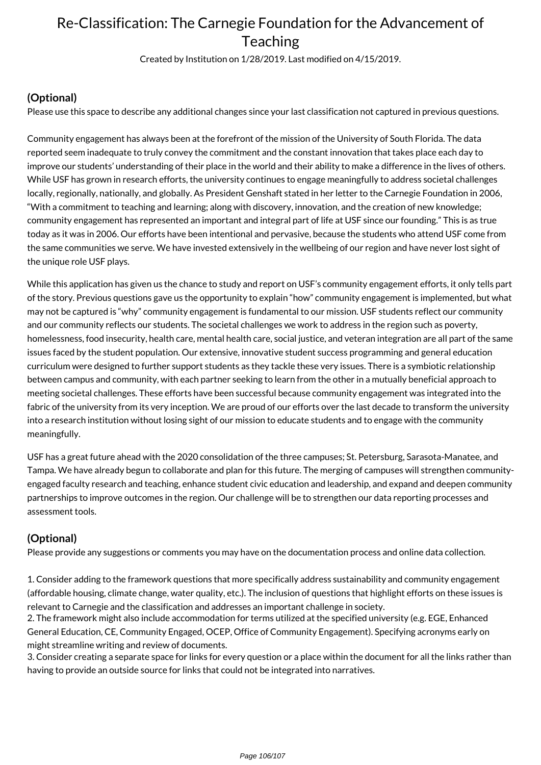# Re-Classification: The Carnegie Foundation for the Advancement of Teaching

Created by Institution on 1/28/2019. Last modified on 4/15/2019.

## (Optional)

Please use this space to describe any additional changes since your last classification not captured in previous questions.

Community engagement has always been at the forefront of the mission of the University of South Florida. The data reported seem inadequate to truly convey the commitment and the constant innovation that takes place each day to improve our students' understanding of their place in the world and their ability to make a difference in the lives of others. While USF has grown in research efforts, the university continues to engage meaningfully to address societal challenges locally, regionally, nationally, and globally. As President Genshaft stated in her letter to the Carnegie Foundation in 2006, "With a commitment to teaching and learning; along with discovery, innovation, and the creation of new knowledge; community engagement has represented an important and integral part of life at USF since our founding." This is as true today as it was in 2006. Our efforts have been intentional and pervasive, because the students who attend USF come from the same communities we serve. We have invested extensively in the wellbeing of our region and have never lost sight of the unique role USF plays.

While this application has given us the chance to study and report on USF's community engagement efforts, it only tells part of the story. Previous questions gave us the opportunity to explain "how" community engagement is implemented, but what may not be captured is "why" community engagement is fundamental to our mission. USF students reflect our community and our community reflects our students. The societal challenges we work to address in the region such as poverty, homelessness, food insecurity, health care, mental health care, social justice, and veteran integration are all part of the same issues faced by the student population. Our extensive, innovative student success programming and general education curriculum were designed to further support students as they tackle these very issues. There is a symbiotic relationship between campus and community, with each partner seeking to learn from the other in a mutually beneficial approach to meeting societal challenges. These efforts have been successful because community engagement was integrated into the fabric of the university from its very inception. We are proud of our efforts over the last decade to transform the university into a research institution without losing sight of our mission to educate students and to engage with the community meaningfully.

USF has a great future ahead with the 2020 consolidation of the three campuses; St. Petersburg, Sarasota-Manatee, and Tampa. We have already begun to collaborate and plan for this future. The merging of campuses will strengthen community-engaged faculty research and teaching, enhance student civic education and leadership, and expand and deepen community partnerships to improve outcomes in the region. Our challenge will be to strengthen our data reporting processes and assessment tools.

## (Optional)

Please provide any suggestions or comments you may have on the documentation process and online data collection.

1. Consider adding to the framework questions that more specifically address sustainability and community engagement (affordable housing, climate change, water quality, etc.). The inclusion of questions that highlight efforts on these issues is relevant to Carnegie and the classification and addresses an important challenge in society.
2. The framework might also include accommodation for terms utilized at the specified university (e.g. EGE, Enhanced General Education, CE, Community Engaged, OCEP, Office of Community Engagement). Specifying acronyms early on might streamline writing and review of documents.
3. Consider creating a separate space for links for every question or a place within the document for all the links rather than having to provide an outside source for links that could not be integrated into narratives.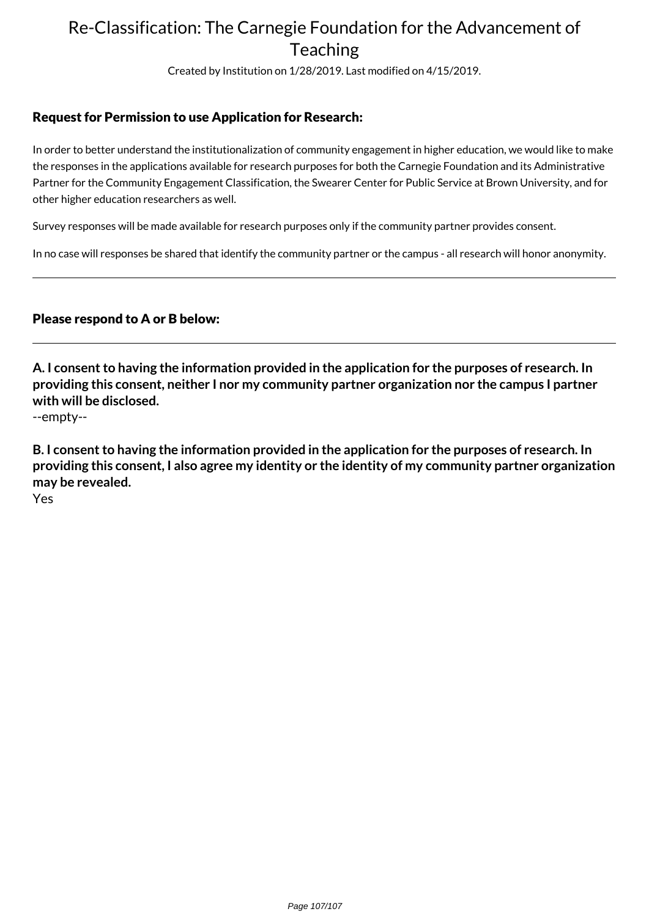# Re-Classification: The Carnegie Foundation for the Advancement of Teaching

Created by Institution on 1/28/2019. Last modified on 4/15/2019.

### Request for Permission to use Application for Research:

In order to better understand the institutionalization of community engagement in higher education, we would like to make the responses in the applications available for research purposes for both the Carnegie Foundation and its Administrative Partner for the Community Engagement Classification, the Swearer Center for Public Service at Brown University, and for other higher education researchers as well.

Survey responses will be made available for research purposes only if the community partner provides consent.

In no case will responses be shared that identify the community partner or the campus - all research will honor anonymity.

---

### Please respond to A or B below:

---

**A. I consent to having the information provided in the application for the purposes of research. In providing this consent, neither I nor my community partner organization nor the campus I partner with will be disclosed.**

--empty--

**B. I consent to having the information provided in the application for the purposes of research. In providing this consent, I also agree my identity or the identity of my community partner organization may be revealed.**

Yes